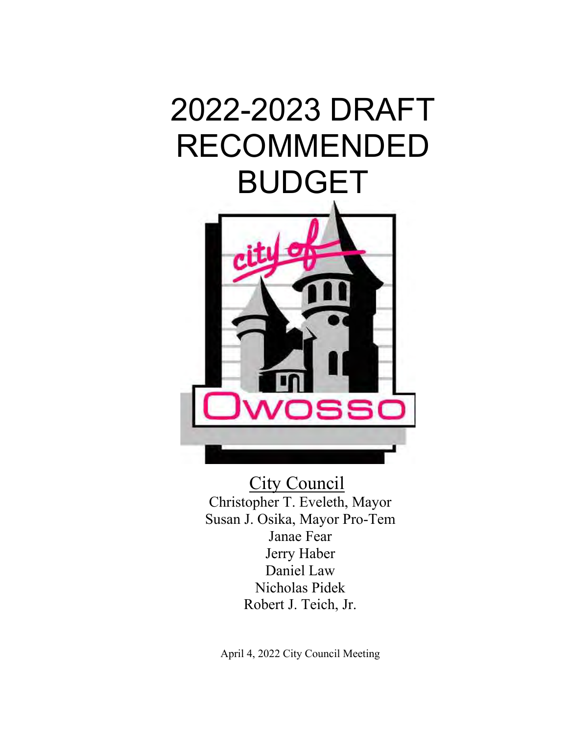# 2022-2023 DRAFT RECOMMENDED BUDGET

city of
Owosso

<u>City Council</u>

Christopher T. Eveleth, Mayor
Susan J. Osika, Mayor Pro-Tem
Janae Fear
Jerry Haber
Daniel Law
Nicholas Pidek
Robert J. Teich, Jr.

April 4, 2022 City Council Meeting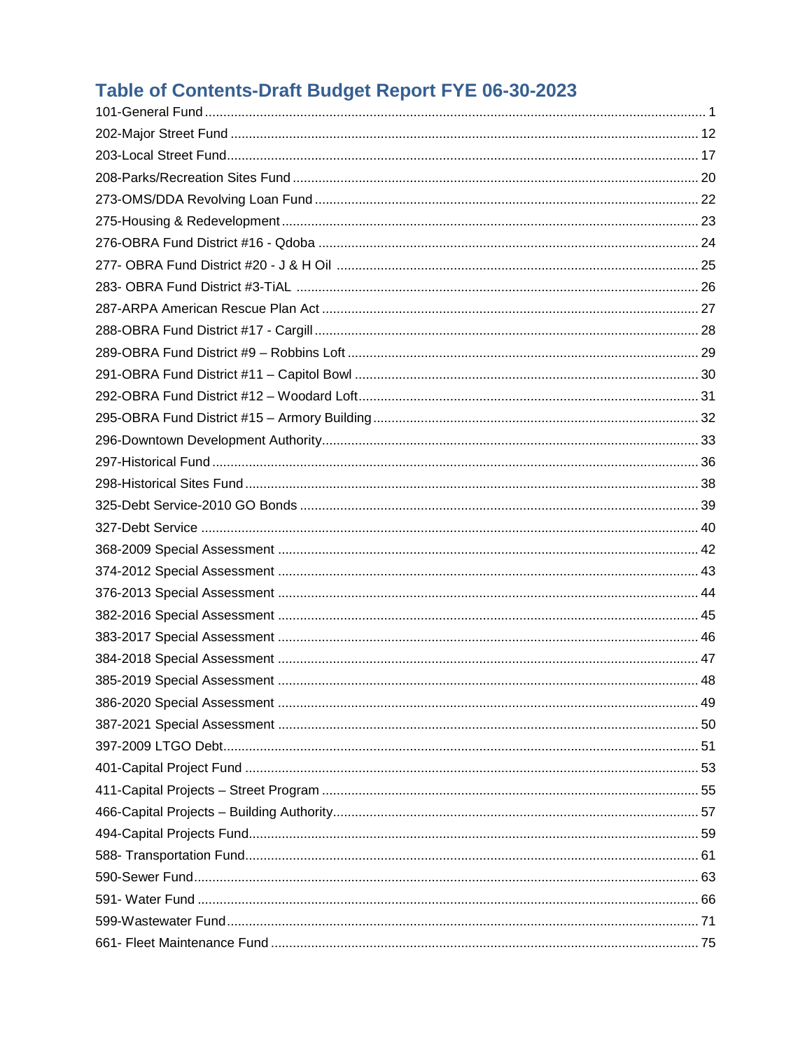# Table of Contents-Draft Budget Report FYE 06-30-2023

101-General Fund ..... 1
202-Major Street Fund ..... 12
203-Local Street Fund ..... 17
208-Parks/Recreation Sites Fund ..... 20
273-OMS/DDA Revolving Loan Fund ..... 22
275-Housing & Redevelopment ..... 23
276-OBRA Fund District #16 - Qdoba ..... 24
277- OBRA Fund District #20 - J & H Oil ..... 25
283- OBRA Fund District #3-TiAL ..... 26
287-ARPA American Rescue Plan Act ..... 27
288-OBRA Fund District #17 - Cargill ..... 28
289-OBRA Fund District #9 – Robbins Loft ..... 29
291-OBRA Fund District #11 – Capitol Bowl ..... 30
292-OBRA Fund District #12 – Woodard Loft ..... 31
295-OBRA Fund District #15 – Armory Building ..... 32
296-Downtown Development Authority ..... 33
297-Historical Fund ..... 36
298-Historical Sites Fund ..... 38
325-Debt Service-2010 GO Bonds ..... 39
327-Debt Service ..... 40
368-2009 Special Assessment ..... 42
374-2012 Special Assessment ..... 43
376-2013 Special Assessment ..... 44
382-2016 Special Assessment ..... 45
383-2017 Special Assessment ..... 46
384-2018 Special Assessment ..... 47
385-2019 Special Assessment ..... 48
386-2020 Special Assessment ..... 49
387-2021 Special Assessment ..... 50
397-2009 LTGO Debt ..... 51
401-Capital Project Fund ..... 53
411-Capital Projects – Street Program ..... 55
466-Capital Projects – Building Authority ..... 57
494-Capital Projects Fund ..... 59
588- Transportation Fund ..... 61
590-Sewer Fund ..... 63
591- Water Fund ..... 66
599-Wastewater Fund ..... 71
661- Fleet Maintenance Fund ..... 75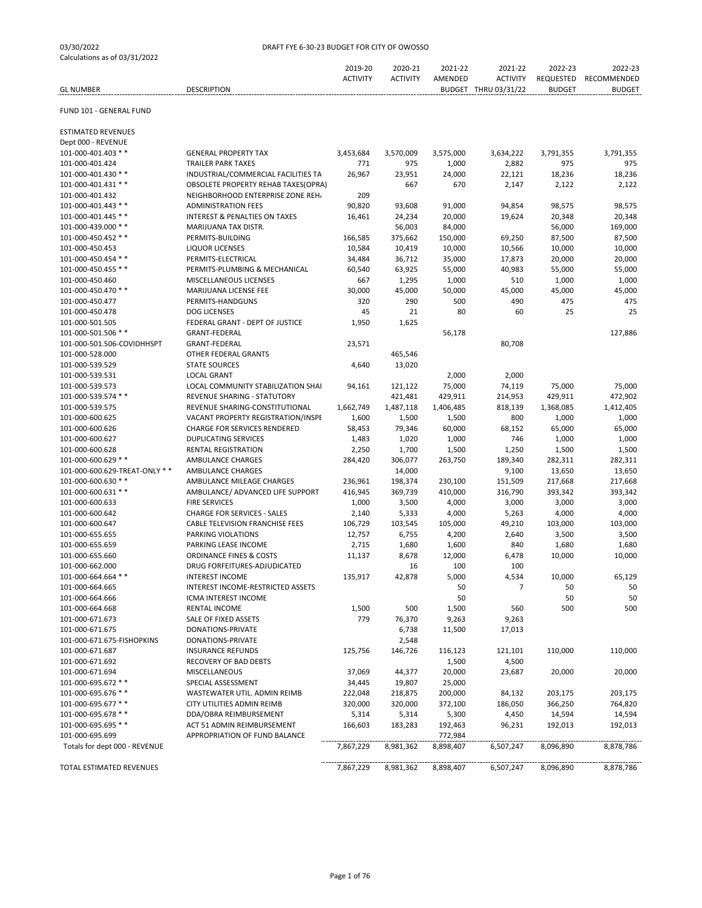03/30/2022 DRAFT FYE 6-30-23 BUDGET FOR CITY OF OWOSSO
Calculations as of 03/31/2022

| GL NUMBER | DESCRIPTION | 2019-20 ACTIVITY | 2020-21 ACTIVITY | 2021-22 AMENDED BUDGET | 2021-22 ACTIVITY THRU 03/31/22 | 2022-23 REQUESTED BUDGET | 2022-23 RECOMMENDED BUDGET |
|---|---|---|---|---|---|---|---|
| FUND 101 - GENERAL FUND | | | | | | | |
| ESTIMATED REVENUES | | | | | | | |
| Dept 000 - REVENUE | | | | | | | |
| 101-000-401.403 * * | GENERAL PROPERTY TAX | 3,453,684 | 3,570,009 | 3,575,000 | 3,634,222 | 3,791,355 | 3,791,355 |
| 101-000-401.424 | TRAILER PARK TAXES | 771 | 975 | 1,000 | 2,882 | 975 | 975 |
| 101-000-401.430 * * | INDUSTRIAL/COMMERCIAL FACILITIES TA | 26,967 | 23,951 | 24,000 | 22,121 | 18,236 | 18,236 |
| 101-000-401.431 * * | OBSOLETE PROPERTY REHAB TAXES(OPRA) | | 667 | 670 | 2,147 | 2,122 | 2,122 |
| 101-000-401.432 | NEIGHBORHOOD ENTERPRISE ZONE REH/ | 209 | | | | | |
| 101-000-401.443 * * | ADMINISTRATION FEES | 90,820 | 93,608 | 91,000 | 94,854 | 98,575 | 98,575 |
| 101-000-401.445 * * | INTEREST & PENALTIES ON TAXES | 16,461 | 24,234 | 20,000 | 19,624 | 20,348 | 20,348 |
| 101-000-439.000 * * | MARIJUANA TAX DISTR. | | 56,003 | 84,000 | | 56,000 | 169,000 |
| 101-000-450.452 * * | PERMITS-BUILDING | 166,585 | 375,662 | 150,000 | 69,250 | 87,500 | 87,500 |
| 101-000-450.453 | LIQUOR LICENSES | 10,584 | 10,419 | 10,000 | 10,566 | 10,000 | 10,000 |
| 101-000-450.454 * * | PERMITS-ELECTRICAL | 34,484 | 36,712 | 35,000 | 17,873 | 20,000 | 20,000 |
| 101-000-450.455 * * | PERMITS-PLUMBING & MECHANICAL | 60,540 | 63,925 | 55,000 | 40,983 | 55,000 | 55,000 |
| 101-000-450.460 | MISCELLANEOUS LICENSES | 667 | 1,295 | 1,000 | 510 | 1,000 | 1,000 |
| 101-000-450.470 * * | MARIJUANA LICENSE FEE | 30,000 | 45,000 | 50,000 | 45,000 | 45,000 | 45,000 |
| 101-000-450.477 | PERMITS-HANDGUNS | 320 | 290 | 500 | 490 | 475 | 475 |
| 101-000-450.478 | DOG LICENSES | 45 | 21 | 80 | 60 | 25 | 25 |
| 101-000-501.505 | FEDERAL GRANT - DEPT OF JUSTICE | 1,950 | 1,625 | | | | |
| 101-000-501.506 * * | GRANT-FEDERAL | | | 56,178 | | | 127,886 |
| 101-000-501.506-COVIDHHSPT | GRANT-FEDERAL | 23,571 | | | 80,708 | | |
| 101-000-528.000 | OTHER FEDERAL GRANTS | | 465,546 | | | | |
| 101-000-539.529 | STATE SOURCES | 4,640 | 13,020 | | | | |
| 101-000-539.531 | LOCAL GRANT | | | 2,000 | 2,000 | | |
| 101-000-539.573 | LOCAL COMMUNITY STABILIZATION SHAI | 94,161 | 121,122 | 75,000 | 74,119 | 75,000 | 75,000 |
| 101-000-539.574 * * | REVENUE SHARING - STATUTORY | | 421,481 | 429,911 | 214,953 | 429,911 | 472,902 |
| 101-000-539.575 | REVENUE SHARING-CONSTITUTIONAL | 1,662,749 | 1,487,118 | 1,406,485 | 818,139 | 1,368,085 | 1,412,405 |
| 101-000-600.625 | VACANT PROPERTY REGISTRATION/INSPE | 1,600 | 1,500 | 1,500 | 800 | 1,000 | 1,000 |
| 101-000-600.626 | CHARGE FOR SERVICES RENDERED | 58,453 | 79,346 | 60,000 | 68,152 | 65,000 | 65,000 |
| 101-000-600.627 | DUPLICATING SERVICES | 1,483 | 1,020 | 1,000 | 746 | 1,000 | 1,000 |
| 101-000-600.628 | RENTAL REGISTRATION | 2,250 | 1,700 | 1,500 | 1,250 | 1,500 | 1,500 |
| 101-000-600.629 * * | AMBULANCE CHARGES | 284,420 | 306,077 | 263,750 | 189,340 | 282,311 | 282,311 |
| 101-000-600.629-TREAT-ONLY * * | AMBULANCE CHARGES | | 14,000 | | 9,100 | 13,650 | 13,650 |
| 101-000-600.630 * * | AMBULANCE MILEAGE CHARGES | 236,961 | 198,374 | 230,100 | 151,509 | 217,668 | 217,668 |
| 101-000-600.631 * * | AMBULANCE/ ADVANCED LIFE SUPPORT | 416,945 | 369,739 | 410,000 | 316,790 | 393,342 | 393,342 |
| 101-000-600.633 | FIRE SERVICES | 1,000 | 3,500 | 4,000 | 3,000 | 3,000 | 3,000 |
| 101-000-600.642 | CHARGE FOR SERVICES - SALES | 2,140 | 5,333 | 4,000 | 5,263 | 4,000 | 4,000 |
| 101-000-600.647 | CABLE TELEVISION FRANCHISE FEES | 106,729 | 103,545 | 105,000 | 49,210 | 103,000 | 103,000 |
| 101-000-655.655 | PARKING VIOLATIONS | 12,757 | 6,755 | 4,200 | 2,640 | 3,500 | 3,500 |
| 101-000-655.659 | PARKING LEASE INCOME | 2,715 | 1,680 | 1,600 | 840 | 1,680 | 1,680 |
| 101-000-655.660 | ORDINANCE FINES & COSTS | 11,137 | 8,678 | 12,000 | 6,478 | 10,000 | 10,000 |
| 101-000-662.000 | DRUG FORFEITURES-ADJUDICATED | | 16 | 100 | 100 | | |
| 101-000-664.664 * * | INTEREST INCOME | 135,917 | 42,878 | 5,000 | 4,534 | 10,000 | 65,129 |
| 101-000-664.665 | INTEREST INCOME-RESTRICTED ASSETS | | | 50 | 7 | 50 | 50 |
| 101-000-664.666 | ICMA INTEREST INCOME | | | 50 | | 50 | 50 |
| 101-000-664.668 | RENTAL INCOME | 1,500 | 500 | 1,500 | 560 | 500 | 500 |
| 101-000-671.673 | SALE OF FIXED ASSETS | 779 | 76,370 | 9,263 | 9,263 | | |
| 101-000-671.675 | DONATIONS-PRIVATE | | 6,738 | 11,500 | 17,013 | | |
| 101-000-671.675-FISHOPKINS | DONATIONS-PRIVATE | | 2,548 | | | | |
| 101-000-671.687 | INSURANCE REFUNDS | 125,756 | 146,726 | 116,123 | 121,101 | 110,000 | 110,000 |
| 101-000-671.692 | RECOVERY OF BAD DEBTS | | | 1,500 | 4,500 | | |
| 101-000-671.694 | MISCELLANEOUS | 37,069 | 44,377 | 20,000 | 23,687 | 20,000 | 20,000 |
| 101-000-695.672 * * | SPECIAL ASSESSMENT | 34,445 | 19,807 | 25,000 | | | |
| 101-000-695.676 * * | WASTEWATER UTIL. ADMIN REIMB | 222,048 | 218,875 | 200,000 | 84,132 | 203,175 | 203,175 |
| 101-000-695.677 * * | CITY UTILITIES ADMIN REIMB | 320,000 | 320,000 | 372,100 | 186,050 | 366,250 | 764,820 |
| 101-000-695.678 * * | DDA/OBRA REIMBURSEMENT | 5,314 | 5,314 | 5,300 | 4,450 | 14,594 | 14,594 |
| 101-000-695.695 * * | ACT 51 ADMIN REIMBURSEMENT | 166,603 | 183,283 | 192,463 | 96,231 | 192,013 | 192,013 |
| 101-000-695.699 | APPROPRIATION OF FUND BALANCE | | | 772,984 | | | |
| Totals for dept 000 - REVENUE | | 7,867,229 | 8,981,362 | 8,898,407 | 6,507,247 | 8,096,890 | 8,878,786 |
| TOTAL ESTIMATED REVENUES | | 7,867,229 | 8,981,362 | 8,898,407 | 6,507,247 | 8,096,890 | 8,878,786 |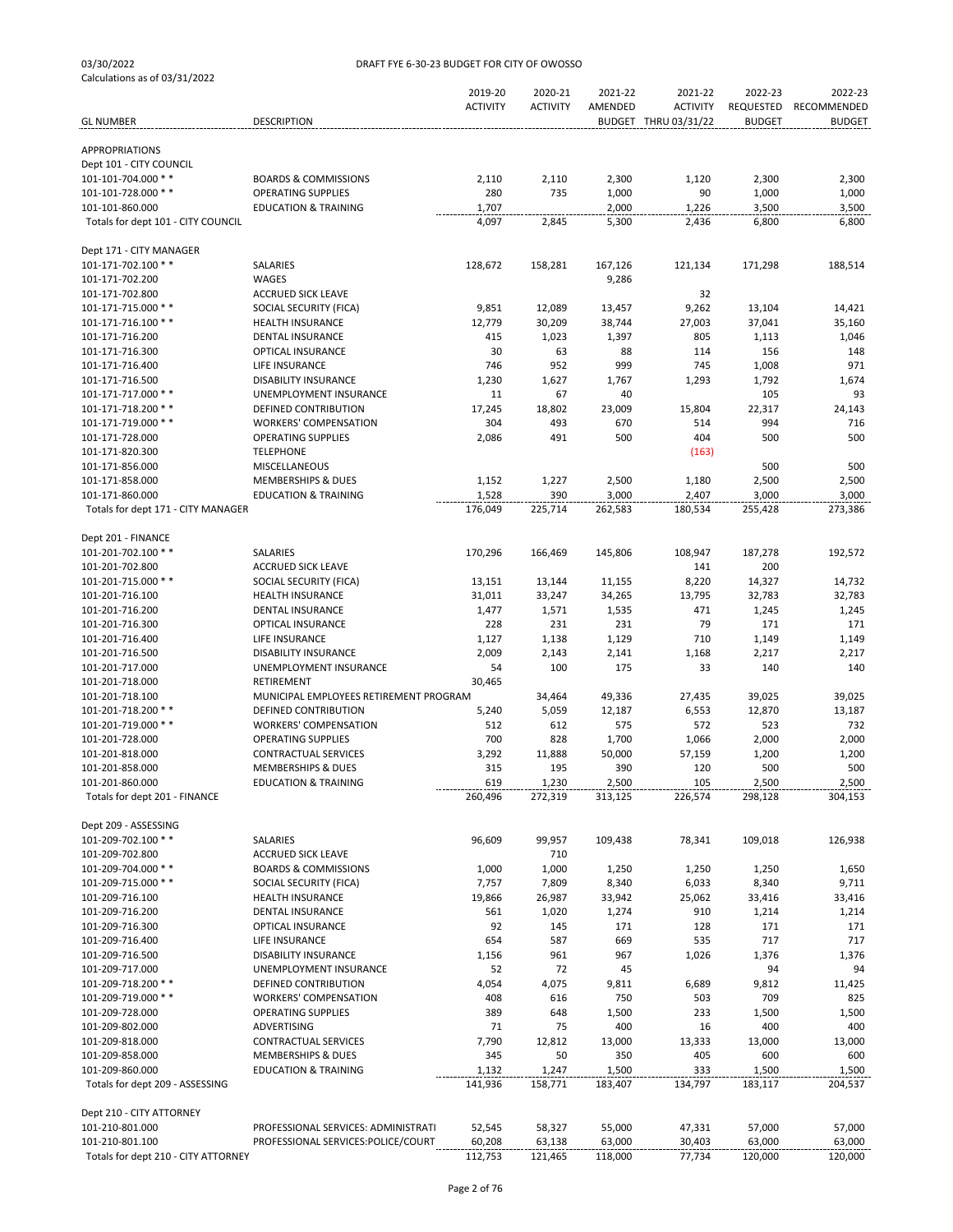03/30/2022
Calculations as of 03/31/2022

DRAFT FYE 6-30-23 BUDGET FOR CITY OF OWOSSO

| GL NUMBER | DESCRIPTION | 2019-20 ACTIVITY | 2020-21 ACTIVITY | 2021-22 AMENDED BUDGET | 2021-22 ACTIVITY THRU 03/31/22 | 2022-23 REQUESTED BUDGET | 2022-23 RECOMMENDED BUDGET |
|---|---|---|---|---|---|---|---|
| APPROPRIATIONS | | | | | | | |
| Dept 101 - CITY COUNCIL | | | | | | | |
| 101-101-704.000 * * | BOARDS & COMMISSIONS | 2,110 | 2,110 | 2,300 | 1,120 | 2,300 | 2,300 |
| 101-101-728.000 * * | OPERATING SUPPLIES | 280 | 735 | 1,000 | 90 | 1,000 | 1,000 |
| 101-101-860.000 | EDUCATION & TRAINING | 1,707 | | 2,000 | 1,226 | 3,500 | 3,500 |
| Totals for dept 101 - CITY COUNCIL | | 4,097 | 2,845 | 5,300 | 2,436 | 6,800 | 6,800 |
| Dept 171 - CITY MANAGER | | | | | | | |
| 101-171-702.100 * * | SALARIES | 128,672 | 158,281 | 167,126 | 121,134 | 171,298 | 188,514 |
| 101-171-702.200 | WAGES | | | 9,286 | | | |
| 101-171-702.800 | ACCRUED SICK LEAVE | | | | 32 | | |
| 101-171-715.000 * * | SOCIAL SECURITY (FICA) | 9,851 | 12,089 | 13,457 | 9,262 | 13,104 | 14,421 |
| 101-171-716.100 * * | HEALTH INSURANCE | 12,779 | 30,209 | 38,744 | 27,003 | 37,041 | 35,160 |
| 101-171-716.200 | DENTAL INSURANCE | 415 | 1,023 | 1,397 | 805 | 1,113 | 1,046 |
| 101-171-716.300 | OPTICAL INSURANCE | 30 | 63 | 88 | 114 | 156 | 148 |
| 101-171-716.400 | LIFE INSURANCE | 746 | 952 | 999 | 745 | 1,008 | 971 |
| 101-171-716.500 | DISABILITY INSURANCE | 1,230 | 1,627 | 1,767 | 1,293 | 1,792 | 1,674 |
| 101-171-717.000 * * | UNEMPLOYMENT INSURANCE | 11 | 67 | 40 | | 105 | 93 |
| 101-171-718.200 * * | DEFINED CONTRIBUTION | 17,245 | 18,802 | 23,009 | 15,804 | 22,317 | 24,143 |
| 101-171-719.000 * * | WORKERS' COMPENSATION | 304 | 493 | 670 | 514 | 994 | 716 |
| 101-171-728.000 | OPERATING SUPPLIES | 2,086 | 491 | 500 | 404 | 500 | 500 |
| 101-171-820.300 | TELEPHONE | | | | (163) | | |
| 101-171-856.000 | MISCELLANEOUS | | | | | 500 | 500 |
| 101-171-858.000 | MEMBERSHIPS & DUES | 1,152 | 1,227 | 2,500 | 1,180 | 2,500 | 2,500 |
| 101-171-860.000 | EDUCATION & TRAINING | 1,528 | 390 | 3,000 | 2,407 | 3,000 | 3,000 |
| Totals for dept 171 - CITY MANAGER | | 176,049 | 225,714 | 262,583 | 180,534 | 255,428 | 273,386 |
| Dept 201 - FINANCE | | | | | | | |
| 101-201-702.100 * * | SALARIES | 170,296 | 166,469 | 145,806 | 108,947 | 187,278 | 192,572 |
| 101-201-702.800 | ACCRUED SICK LEAVE | | | | 141 | 200 | |
| 101-201-715.000 * * | SOCIAL SECURITY (FICA) | 13,151 | 13,144 | 11,155 | 8,220 | 14,327 | 14,732 |
| 101-201-716.100 | HEALTH INSURANCE | 31,011 | 33,247 | 34,265 | 13,795 | 32,783 | 32,783 |
| 101-201-716.200 | DENTAL INSURANCE | 1,477 | 1,571 | 1,535 | 471 | 1,245 | 1,245 |
| 101-201-716.300 | OPTICAL INSURANCE | 228 | 231 | 231 | 79 | 171 | 171 |
| 101-201-716.400 | LIFE INSURANCE | 1,127 | 1,138 | 1,129 | 710 | 1,149 | 1,149 |
| 101-201-716.500 | DISABILITY INSURANCE | 2,009 | 2,143 | 2,141 | 1,168 | 2,217 | 2,217 |
| 101-201-717.000 | UNEMPLOYMENT INSURANCE | 54 | 100 | 175 | 33 | 140 | 140 |
| 101-201-718.000 | RETIREMENT | 30,465 | | | | | |
| 101-201-718.100 | MUNICIPAL EMPLOYEES RETIREMENT PROGRAM | | 34,464 | 49,336 | 27,435 | 39,025 | 39,025 |
| 101-201-718.200 * * | DEFINED CONTRIBUTION | 5,240 | 5,059 | 12,187 | 6,553 | 12,870 | 13,187 |
| 101-201-719.000 * * | WORKERS' COMPENSATION | 512 | 612 | 575 | 572 | 523 | 732 |
| 101-201-728.000 | OPERATING SUPPLIES | 700 | 828 | 1,700 | 1,066 | 2,000 | 2,000 |
| 101-201-818.000 | CONTRACTUAL SERVICES | 3,292 | 11,888 | 50,000 | 57,159 | 1,200 | 1,200 |
| 101-201-858.000 | MEMBERSHIPS & DUES | 315 | 195 | 390 | 120 | 500 | 500 |
| 101-201-860.000 | EDUCATION & TRAINING | 619 | 1,230 | 2,500 | 105 | 2,500 | 2,500 |
| Totals for dept 201 - FINANCE | | 260,496 | 272,319 | 313,125 | 226,574 | 298,128 | 304,153 |
| Dept 209 - ASSESSING | | | | | | | |
| 101-209-702.100 * * | SALARIES | 96,609 | 99,957 | 109,438 | 78,341 | 109,018 | 126,938 |
| 101-209-702.800 | ACCRUED SICK LEAVE | | 710 | | | | |
| 101-209-704.000 * * | BOARDS & COMMISSIONS | 1,000 | 1,000 | 1,250 | 1,250 | 1,250 | 1,650 |
| 101-209-715.000 * * | SOCIAL SECURITY (FICA) | 7,757 | 7,809 | 8,340 | 6,033 | 8,340 | 9,711 |
| 101-209-716.100 | HEALTH INSURANCE | 19,866 | 26,987 | 33,942 | 25,062 | 33,416 | 33,416 |
| 101-209-716.200 | DENTAL INSURANCE | 561 | 1,020 | 1,274 | 910 | 1,214 | 1,214 |
| 101-209-716.300 | OPTICAL INSURANCE | 92 | 145 | 171 | 128 | 171 | 171 |
| 101-209-716.400 | LIFE INSURANCE | 654 | 587 | 669 | 535 | 717 | 717 |
| 101-209-716.500 | DISABILITY INSURANCE | 1,156 | 961 | 967 | 1,026 | 1,376 | 1,376 |
| 101-209-717.000 | UNEMPLOYMENT INSURANCE | 52 | 72 | 45 | | 94 | 94 |
| 101-209-718.200 * * | DEFINED CONTRIBUTION | 4,054 | 4,075 | 9,811 | 6,689 | 9,812 | 11,425 |
| 101-209-719.000 * * | WORKERS' COMPENSATION | 408 | 616 | 750 | 503 | 709 | 825 |
| 101-209-728.000 | OPERATING SUPPLIES | 389 | 648 | 1,500 | 233 | 1,500 | 1,500 |
| 101-209-802.000 | ADVERTISING | 71 | 75 | 400 | 16 | 400 | 400 |
| 101-209-818.000 | CONTRACTUAL SERVICES | 7,790 | 12,812 | 13,000 | 13,333 | 13,000 | 13,000 |
| 101-209-858.000 | MEMBERSHIPS & DUES | 345 | 50 | 350 | 405 | 600 | 600 |
| 101-209-860.000 | EDUCATION & TRAINING | 1,132 | 1,247 | 1,500 | 333 | 1,500 | 1,500 |
| Totals for dept 209 - ASSESSING | | 141,936 | 158,771 | 183,407 | 134,797 | 183,117 | 204,537 |
| Dept 210 - CITY ATTORNEY | | | | | | | |
| 101-210-801.000 | PROFESSIONAL SERVICES: ADMINISTRATI | 52,545 | 58,327 | 55,000 | 47,331 | 57,000 | 57,000 |
| 101-210-801.100 | PROFESSIONAL SERVICES:POLICE/COURT | 60,208 | 63,138 | 63,000 | 30,403 | 63,000 | 63,000 |
| Totals for dept 210 - CITY ATTORNEY | | 112,753 | 121,465 | 118,000 | 77,734 | 120,000 | 120,000 |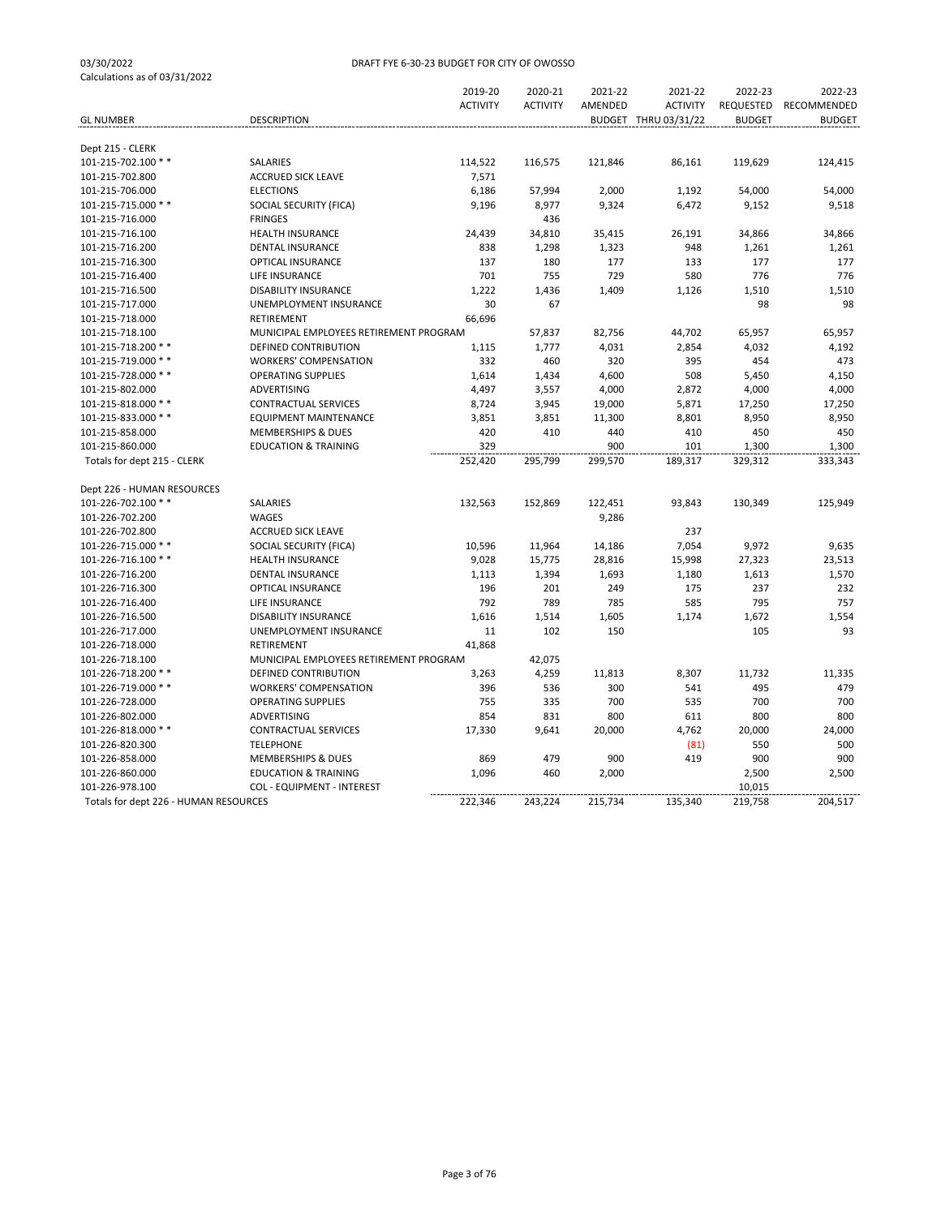03/30/2022
Calculations as of 03/31/2022

DRAFT FYE 6-30-23 BUDGET FOR CITY OF OWOSSO

| GL NUMBER | DESCRIPTION | 2019-20 ACTIVITY | 2020-21 ACTIVITY | 2021-22 AMENDED BUDGET | 2021-22 ACTIVITY THRU 03/31/22 | 2022-23 REQUESTED BUDGET | 2022-23 RECOMMENDED BUDGET |
|---|---|---|---|---|---|---|---|
| Dept 215 - CLERK | | | | | | | |
| 101-215-702.100 * * | SALARIES | 114,522 | 116,575 | 121,846 | 86,161 | 119,629 | 124,415 |
| 101-215-702.800 | ACCRUED SICK LEAVE | 7,571 | | | | | |
| 101-215-706.000 | ELECTIONS | 6,186 | 57,994 | 2,000 | 1,192 | 54,000 | 54,000 |
| 101-215-715.000 * * | SOCIAL SECURITY (FICA) | 9,196 | 8,977 | 9,324 | 6,472 | 9,152 | 9,518 |
| 101-215-716.000 | FRINGES | | 436 | | | | |
| 101-215-716.100 | HEALTH INSURANCE | 24,439 | 34,810 | 35,415 | 26,191 | 34,866 | 34,866 |
| 101-215-716.200 | DENTAL INSURANCE | 838 | 1,298 | 1,323 | 948 | 1,261 | 1,261 |
| 101-215-716.300 | OPTICAL INSURANCE | 137 | 180 | 177 | 133 | 177 | 177 |
| 101-215-716.400 | LIFE INSURANCE | 701 | 755 | 729 | 580 | 776 | 776 |
| 101-215-716.500 | DISABILITY INSURANCE | 1,222 | 1,436 | 1,409 | 1,126 | 1,510 | 1,510 |
| 101-215-717.000 | UNEMPLOYMENT INSURANCE | 30 | 67 | | | 98 | 98 |
| 101-215-718.000 | RETIREMENT | 66,696 | | | | | |
| 101-215-718.100 | MUNICIPAL EMPLOYEES RETIREMENT PROGRAM | | 57,837 | 82,756 | 44,702 | 65,957 | 65,957 |
| 101-215-718.200 * * | DEFINED CONTRIBUTION | 1,115 | 1,777 | 4,031 | 2,854 | 4,032 | 4,192 |
| 101-215-719.000 * * | WORKERS' COMPENSATION | 332 | 460 | 320 | 395 | 454 | 473 |
| 101-215-728.000 * * | OPERATING SUPPLIES | 1,614 | 1,434 | 4,600 | 508 | 5,450 | 4,150 |
| 101-215-802.000 | ADVERTISING | 4,497 | 3,557 | 4,000 | 2,872 | 4,000 | 4,000 |
| 101-215-818.000 * * | CONTRACTUAL SERVICES | 8,724 | 3,945 | 19,000 | 5,871 | 17,250 | 17,250 |
| 101-215-833.000 * * | EQUIPMENT MAINTENANCE | 3,851 | 3,851 | 11,300 | 8,801 | 8,950 | 8,950 |
| 101-215-858.000 | MEMBERSHIPS & DUES | 420 | 410 | 440 | 410 | 450 | 450 |
| 101-215-860.000 | EDUCATION & TRAINING | 329 | | 900 | 101 | 1,300 | 1,300 |
| Totals for dept 215 - CLERK | | 252,420 | 295,799 | 299,570 | 189,317 | 329,312 | 333,343 |
| Dept 226 - HUMAN RESOURCES | | | | | | | |
| 101-226-702.100 * * | SALARIES | 132,563 | 152,869 | 122,451 | 93,843 | 130,349 | 125,949 |
| 101-226-702.200 | WAGES | | | 9,286 | | | |
| 101-226-702.800 | ACCRUED SICK LEAVE | | | | 237 | | |
| 101-226-715.000 * * | SOCIAL SECURITY (FICA) | 10,596 | 11,964 | 14,186 | 7,054 | 9,972 | 9,635 |
| 101-226-716.100 * * | HEALTH INSURANCE | 9,028 | 15,775 | 28,816 | 15,998 | 27,323 | 23,513 |
| 101-226-716.200 | DENTAL INSURANCE | 1,113 | 1,394 | 1,693 | 1,180 | 1,613 | 1,570 |
| 101-226-716.300 | OPTICAL INSURANCE | 196 | 201 | 249 | 175 | 237 | 232 |
| 101-226-716.400 | LIFE INSURANCE | 792 | 789 | 785 | 585 | 795 | 757 |
| 101-226-716.500 | DISABILITY INSURANCE | 1,616 | 1,514 | 1,605 | 1,174 | 1,672 | 1,554 |
| 101-226-717.000 | UNEMPLOYMENT INSURANCE | 11 | 102 | 150 | | 105 | 93 |
| 101-226-718.000 | RETIREMENT | 41,868 | | | | | |
| 101-226-718.100 | MUNICIPAL EMPLOYEES RETIREMENT PROGRAM | | 42,075 | | | | |
| 101-226-718.200 * * | DEFINED CONTRIBUTION | 3,263 | 4,259 | 11,813 | 8,307 | 11,732 | 11,335 |
| 101-226-719.000 * * | WORKERS' COMPENSATION | 396 | 536 | 300 | 541 | 495 | 479 |
| 101-226-728.000 | OPERATING SUPPLIES | 755 | 335 | 700 | 535 | 700 | 700 |
| 101-226-802.000 | ADVERTISING | 854 | 831 | 800 | 611 | 800 | 800 |
| 101-226-818.000 * * | CONTRACTUAL SERVICES | 17,330 | 9,641 | 20,000 | 4,762 | 20,000 | 24,000 |
| 101-226-820.300 | TELEPHONE | | | | (81) | 550 | 500 |
| 101-226-858.000 | MEMBERSHIPS & DUES | 869 | 479 | 900 | 419 | 900 | 900 |
| 101-226-860.000 | EDUCATION & TRAINING | 1,096 | 460 | 2,000 | | 2,500 | 2,500 |
| 101-226-978.100 | COL - EQUIPMENT - INTEREST | | | | | 10,015 | |
| Totals for dept 226 - HUMAN RESOURCES | | 222,346 | 243,224 | 215,734 | 135,340 | 219,758 | 204,517 |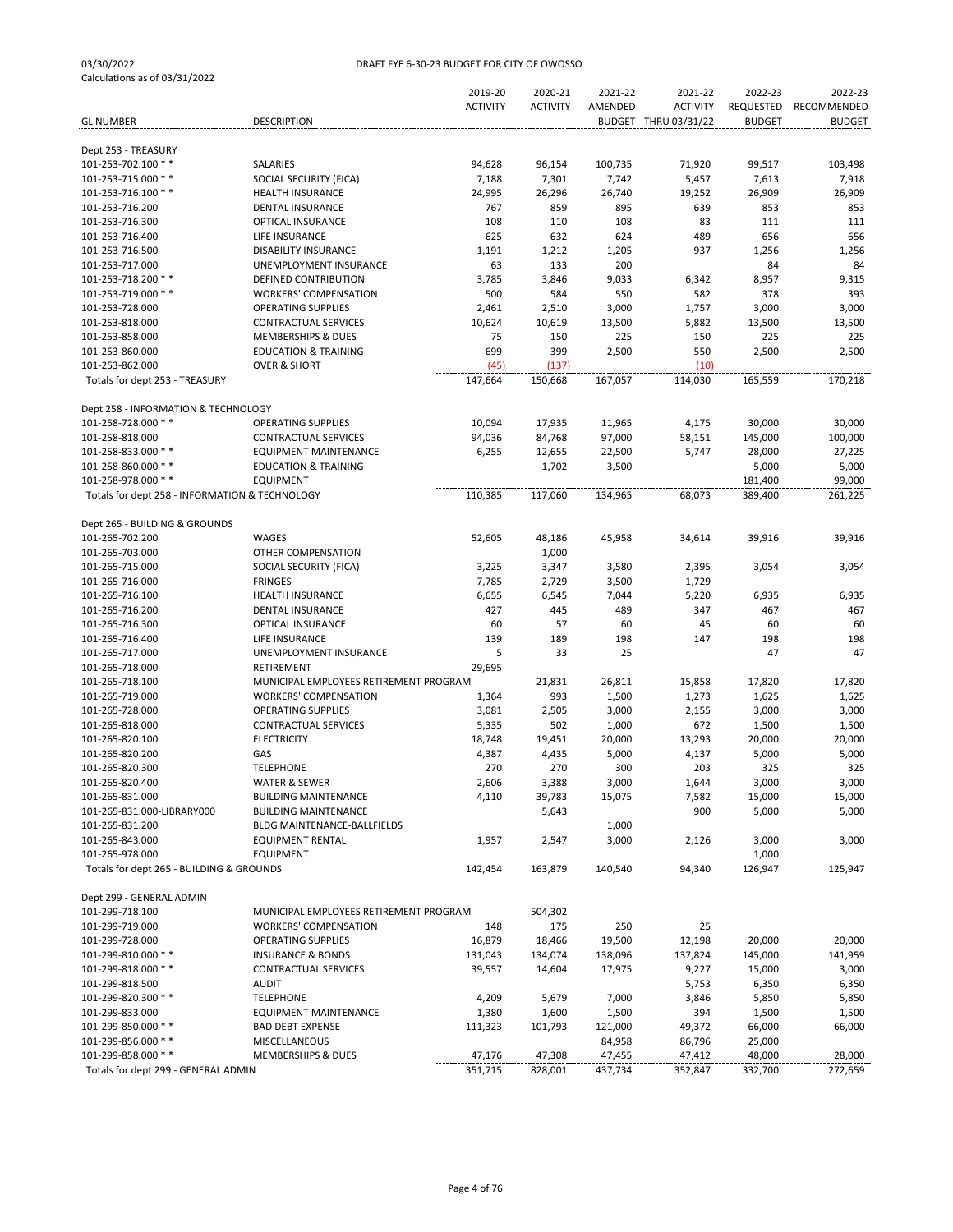03/30/2022

Calculations as of 03/31/2022

DRAFT FYE 6-30-23 BUDGET FOR CITY OF OWOSSO

| GL NUMBER | DESCRIPTION | 2019-20 ACTIVITY | 2020-21 ACTIVITY | 2021-22 AMENDED BUDGET | 2021-22 ACTIVITY THRU 03/31/22 | 2022-23 REQUESTED BUDGET | 2022-23 RECOMMENDED BUDGET |
|---|---|---|---|---|---|---|---|
| Dept 253 - TREASURY | | | | | | | |
| 101-253-702.100 * * | SALARIES | 94,628 | 96,154 | 100,735 | 71,920 | 99,517 | 103,498 |
| 101-253-715.000 * * | SOCIAL SECURITY (FICA) | 7,188 | 7,301 | 7,742 | 5,457 | 7,613 | 7,918 |
| 101-253-716.100 * * | HEALTH INSURANCE | 24,995 | 26,296 | 26,740 | 19,252 | 26,909 | 26,909 |
| 101-253-716.200 | DENTAL INSURANCE | 767 | 859 | 895 | 639 | 853 | 853 |
| 101-253-716.300 | OPTICAL INSURANCE | 108 | 110 | 108 | 83 | 111 | 111 |
| 101-253-716.400 | LIFE INSURANCE | 625 | 632 | 624 | 489 | 656 | 656 |
| 101-253-716.500 | DISABILITY INSURANCE | 1,191 | 1,212 | 1,205 | 937 | 1,256 | 1,256 |
| 101-253-717.000 | UNEMPLOYMENT INSURANCE | 63 | 133 | 200 | | 84 | 84 |
| 101-253-718.200 * * | DEFINED CONTRIBUTION | 3,785 | 3,846 | 9,033 | 6,342 | 8,957 | 9,315 |
| 101-253-719.000 * * | WORKERS' COMPENSATION | 500 | 584 | 550 | 582 | 378 | 393 |
| 101-253-728.000 | OPERATING SUPPLIES | 2,461 | 2,510 | 3,000 | 1,757 | 3,000 | 3,000 |
| 101-253-818.000 | CONTRACTUAL SERVICES | 10,624 | 10,619 | 13,500 | 5,882 | 13,500 | 13,500 |
| 101-253-858.000 | MEMBERSHIPS & DUES | 75 | 150 | 225 | 150 | 225 | 225 |
| 101-253-860.000 | EDUCATION & TRAINING | 699 | 399 | 2,500 | 550 | 2,500 | 2,500 |
| 101-253-862.000 | OVER & SHORT | (45) | (137) | | (10) | | |
| Totals for dept 253 - TREASURY | | 147,664 | 150,668 | 167,057 | 114,030 | 165,559 | 170,218 |
| Dept 258 - INFORMATION & TECHNOLOGY | | | | | | | |
| 101-258-728.000 * * | OPERATING SUPPLIES | 10,094 | 17,935 | 11,965 | 4,175 | 30,000 | 30,000 |
| 101-258-818.000 | CONTRACTUAL SERVICES | 94,036 | 84,768 | 97,000 | 58,151 | 145,000 | 100,000 |
| 101-258-833.000 * * | EQUIPMENT MAINTENANCE | 6,255 | 12,655 | 22,500 | 5,747 | 28,000 | 27,225 |
| 101-258-860.000 * * | EDUCATION & TRAINING | | 1,702 | 3,500 | | 5,000 | 5,000 |
| 101-258-978.000 * * | EQUIPMENT | | | | | 181,400 | 99,000 |
| Totals for dept 258 - INFORMATION & TECHNOLOGY | | 110,385 | 117,060 | 134,965 | 68,073 | 389,400 | 261,225 |
| Dept 265 - BUILDING & GROUNDS | | | | | | | |
| 101-265-702.200 | WAGES | 52,605 | 48,186 | 45,958 | 34,614 | 39,916 | 39,916 |
| 101-265-703.000 | OTHER COMPENSATION | | 1,000 | | | | |
| 101-265-715.000 | SOCIAL SECURITY (FICA) | 3,225 | 3,347 | 3,580 | 2,395 | 3,054 | 3,054 |
| 101-265-716.000 | FRINGES | 7,785 | 2,729 | 3,500 | 1,729 | | |
| 101-265-716.100 | HEALTH INSURANCE | 6,655 | 6,545 | 7,044 | 5,220 | 6,935 | 6,935 |
| 101-265-716.200 | DENTAL INSURANCE | 427 | 445 | 489 | 347 | 467 | 467 |
| 101-265-716.300 | OPTICAL INSURANCE | 60 | 57 | 60 | 45 | 60 | 60 |
| 101-265-716.400 | LIFE INSURANCE | 139 | 189 | 198 | 147 | 198 | 198 |
| 101-265-717.000 | UNEMPLOYMENT INSURANCE | 5 | 33 | 25 | | 47 | 47 |
| 101-265-718.000 | RETIREMENT | 29,695 | | | | | |
| 101-265-718.100 | MUNICIPAL EMPLOYEES RETIREMENT PROGRAM | | 21,831 | 26,811 | 15,858 | 17,820 | 17,820 |
| 101-265-719.000 | WORKERS' COMPENSATION | 1,364 | 993 | 1,500 | 1,273 | 1,625 | 1,625 |
| 101-265-728.000 | OPERATING SUPPLIES | 3,081 | 2,505 | 3,000 | 2,155 | 3,000 | 3,000 |
| 101-265-818.000 | CONTRACTUAL SERVICES | 5,335 | 502 | 1,000 | 672 | 1,500 | 1,500 |
| 101-265-820.100 | ELECTRICITY | 18,748 | 19,451 | 20,000 | 13,293 | 20,000 | 20,000 |
| 101-265-820.200 | GAS | 4,387 | 4,435 | 5,000 | 4,137 | 5,000 | 5,000 |
| 101-265-820.300 | TELEPHONE | 270 | 270 | 300 | 203 | 325 | 325 |
| 101-265-820.400 | WATER & SEWER | 2,606 | 3,388 | 3,000 | 1,644 | 3,000 | 3,000 |
| 101-265-831.000 | BUILDING MAINTENANCE | 4,110 | 39,783 | 15,075 | 7,582 | 15,000 | 15,000 |
| 101-265-831.000-LIBRARY000 | BUILDING MAINTENANCE | | 5,643 | | 900 | 5,000 | 5,000 |
| 101-265-831.200 | BLDG MAINTENANCE-BALLFIELDS | | | 1,000 | | | |
| 101-265-843.000 | EQUIPMENT RENTAL | 1,957 | 2,547 | 3,000 | 2,126 | 3,000 | 3,000 |
| 101-265-978.000 | EQUIPMENT | | | | | 1,000 | |
| Totals for dept 265 - BUILDING & GROUNDS | | 142,454 | 163,879 | 140,540 | 94,340 | 126,947 | 125,947 |
| Dept 299 - GENERAL ADMIN | | | | | | | |
| 101-299-718.100 | MUNICIPAL EMPLOYEES RETIREMENT PROGRAM | | 504,302 | | | | |
| 101-299-719.000 | WORKERS' COMPENSATION | 148 | 175 | 250 | 25 | | |
| 101-299-728.000 | OPERATING SUPPLIES | 16,879 | 18,466 | 19,500 | 12,198 | 20,000 | 20,000 |
| 101-299-810.000 * * | INSURANCE & BONDS | 131,043 | 134,074 | 138,096 | 137,824 | 145,000 | 141,959 |
| 101-299-818.000 * * | CONTRACTUAL SERVICES | 39,557 | 14,604 | 17,975 | 9,227 | 15,000 | 3,000 |
| 101-299-818.500 | AUDIT | | | | 5,753 | 6,350 | 6,350 |
| 101-299-820.300 * * | TELEPHONE | 4,209 | 5,679 | 7,000 | 3,846 | 5,850 | 5,850 |
| 101-299-833.000 | EQUIPMENT MAINTENANCE | 1,380 | 1,600 | 1,500 | 394 | 1,500 | 1,500 |
| 101-299-850.000 * * | BAD DEBT EXPENSE | 111,323 | 101,793 | 121,000 | 49,372 | 66,000 | 66,000 |
| 101-299-856.000 * * | MISCELLANEOUS | | | 84,958 | 86,796 | 25,000 | |
| 101-299-858.000 * * | MEMBERSHIPS & DUES | 47,176 | 47,308 | 47,455 | 47,412 | 48,000 | 28,000 |
| Totals for dept 299 - GENERAL ADMIN | | 351,715 | 828,001 | 437,734 | 352,847 | 332,700 | 272,659 |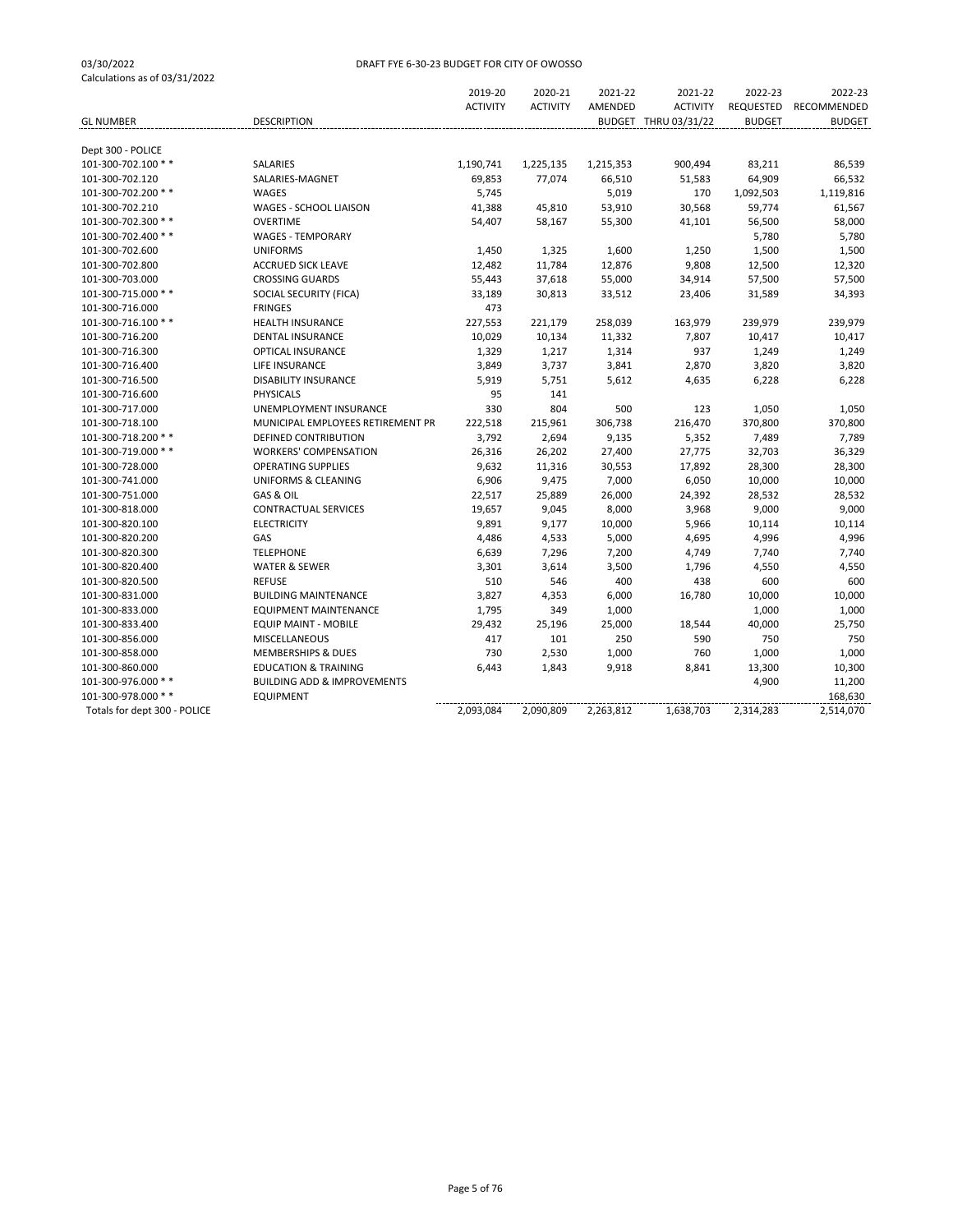03/30/2022
Calculations as of 03/31/2022

DRAFT FYE 6-30-23 BUDGET FOR CITY OF OWOSSO

| GL NUMBER | DESCRIPTION | 2019-20 ACTIVITY | 2020-21 ACTIVITY | 2021-22 AMENDED BUDGET | 2021-22 ACTIVITY THRU 03/31/22 | 2022-23 REQUESTED BUDGET | 2022-23 RECOMMENDED BUDGET |
|---|---|---|---|---|---|---|---|
| Dept 300 - POLICE | | | | | | | |
| 101-300-702.100 * * | SALARIES | 1,190,741 | 1,225,135 | 1,215,353 | 900,494 | 83,211 | 86,539 |
| 101-300-702.120 | SALARIES-MAGNET | 69,853 | 77,074 | 66,510 | 51,583 | 64,909 | 66,532 |
| 101-300-702.200 * * | WAGES | 5,745 | | 5,019 | 170 | 1,092,503 | 1,119,816 |
| 101-300-702.210 | WAGES - SCHOOL LIAISON | 41,388 | 45,810 | 53,910 | 30,568 | 59,774 | 61,567 |
| 101-300-702.300 * * | OVERTIME | 54,407 | 58,167 | 55,300 | 41,101 | 56,500 | 58,000 |
| 101-300-702.400 * * | WAGES - TEMPORARY | | | | | 5,780 | 5,780 |
| 101-300-702.600 | UNIFORMS | 1,450 | 1,325 | 1,600 | 1,250 | 1,500 | 1,500 |
| 101-300-702.800 | ACCRUED SICK LEAVE | 12,482 | 11,784 | 12,876 | 9,808 | 12,500 | 12,320 |
| 101-300-703.000 | CROSSING GUARDS | 55,443 | 37,618 | 55,000 | 34,914 | 57,500 | 57,500 |
| 101-300-715.000 * * | SOCIAL SECURITY (FICA) | 33,189 | 30,813 | 33,512 | 23,406 | 31,589 | 34,393 |
| 101-300-716.000 | FRINGES | 473 | | | | | |
| 101-300-716.100 * * | HEALTH INSURANCE | 227,553 | 221,179 | 258,039 | 163,979 | 239,979 | 239,979 |
| 101-300-716.200 | DENTAL INSURANCE | 10,029 | 10,134 | 11,332 | 7,807 | 10,417 | 10,417 |
| 101-300-716.300 | OPTICAL INSURANCE | 1,329 | 1,217 | 1,314 | 937 | 1,249 | 1,249 |
| 101-300-716.400 | LIFE INSURANCE | 3,849 | 3,737 | 3,841 | 2,870 | 3,820 | 3,820 |
| 101-300-716.500 | DISABILITY INSURANCE | 5,919 | 5,751 | 5,612 | 4,635 | 6,228 | 6,228 |
| 101-300-716.600 | PHYSICALS | 95 | 141 | | | | |
| 101-300-717.000 | UNEMPLOYMENT INSURANCE | 330 | 804 | 500 | 123 | 1,050 | 1,050 |
| 101-300-718.100 | MUNICIPAL EMPLOYEES RETIREMENT PR | 222,518 | 215,961 | 306,738 | 216,470 | 370,800 | 370,800 |
| 101-300-718.200 * * | DEFINED CONTRIBUTION | 3,792 | 2,694 | 9,135 | 5,352 | 7,489 | 7,789 |
| 101-300-719.000 * * | WORKERS' COMPENSATION | 26,316 | 26,202 | 27,400 | 27,775 | 32,703 | 36,329 |
| 101-300-728.000 | OPERATING SUPPLIES | 9,632 | 11,316 | 30,553 | 17,892 | 28,300 | 28,300 |
| 101-300-741.000 | UNIFORMS & CLEANING | 6,906 | 9,475 | 7,000 | 6,050 | 10,000 | 10,000 |
| 101-300-751.000 | GAS & OIL | 22,517 | 25,889 | 26,000 | 24,392 | 28,532 | 28,532 |
| 101-300-818.000 | CONTRACTUAL SERVICES | 19,657 | 9,045 | 8,000 | 3,968 | 9,000 | 9,000 |
| 101-300-820.100 | ELECTRICITY | 9,891 | 9,177 | 10,000 | 5,966 | 10,114 | 10,114 |
| 101-300-820.200 | GAS | 4,486 | 4,533 | 5,000 | 4,695 | 4,996 | 4,996 |
| 101-300-820.300 | TELEPHONE | 6,639 | 7,296 | 7,200 | 4,749 | 7,740 | 7,740 |
| 101-300-820.400 | WATER & SEWER | 3,301 | 3,614 | 3,500 | 1,796 | 4,550 | 4,550 |
| 101-300-820.500 | REFUSE | 510 | 546 | 400 | 438 | 600 | 600 |
| 101-300-831.000 | BUILDING MAINTENANCE | 3,827 | 4,353 | 6,000 | 16,780 | 10,000 | 10,000 |
| 101-300-833.000 | EQUIPMENT MAINTENANCE | 1,795 | 349 | 1,000 | | 1,000 | 1,000 |
| 101-300-833.400 | EQUIP MAINT - MOBILE | 29,432 | 25,196 | 25,000 | 18,544 | 40,000 | 25,750 |
| 101-300-856.000 | MISCELLANEOUS | 417 | 101 | 250 | 590 | 750 | 750 |
| 101-300-858.000 | MEMBERSHIPS & DUES | 730 | 2,530 | 1,000 | 760 | 1,000 | 1,000 |
| 101-300-860.000 | EDUCATION & TRAINING | 6,443 | 1,843 | 9,918 | 8,841 | 13,300 | 10,300 |
| 101-300-976.000 * * | BUILDING ADD & IMPROVEMENTS | | | | | 4,900 | 11,200 |
| 101-300-978.000 * * | EQUIPMENT | | | | | | 168,630 |
| Totals for dept 300 - POLICE | | 2,093,084 | 2,090,809 | 2,263,812 | 1,638,703 | 2,314,283 | 2,514,070 |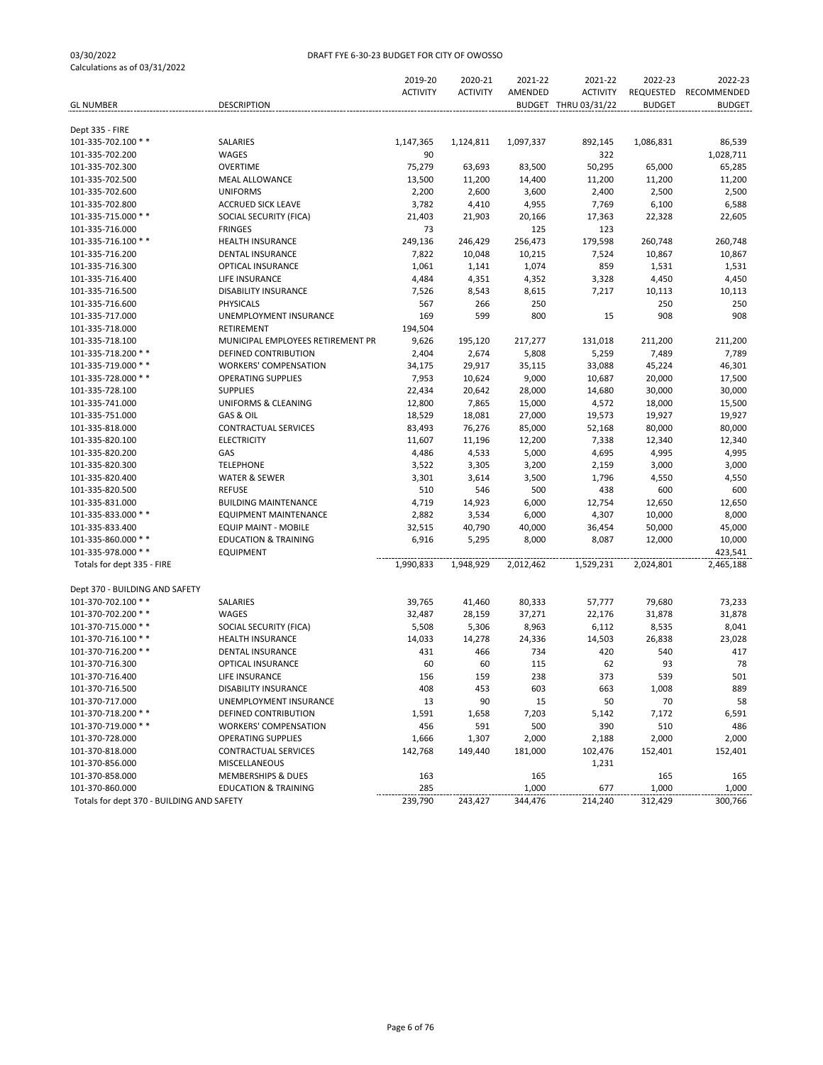03/30/2022
Calculations as of 03/31/2022

DRAFT FYE 6-30-23 BUDGET FOR CITY OF OWOSSO

| GL NUMBER | DESCRIPTION | 2019-20 ACTIVITY | 2020-21 ACTIVITY | 2021-22 AMENDED BUDGET | 2021-22 ACTIVITY THRU 03/31/22 | 2022-23 REQUESTED BUDGET | 2022-23 RECOMMENDED BUDGET |
|---|---|---|---|---|---|---|---|
| Dept 335 - FIRE | | | | | | | |
| 101-335-702.100 * * | SALARIES | 1,147,365 | 1,124,811 | 1,097,337 | 892,145 | 1,086,831 | 86,539 |
| 101-335-702.200 | WAGES | 90 | | | 322 | | 1,028,711 |
| 101-335-702.300 | OVERTIME | 75,279 | 63,693 | 83,500 | 50,295 | 65,000 | 65,285 |
| 101-335-702.500 | MEAL ALLOWANCE | 13,500 | 11,200 | 14,400 | 11,200 | 11,200 | 11,200 |
| 101-335-702.600 | UNIFORMS | 2,200 | 2,600 | 3,600 | 2,400 | 2,500 | 2,500 |
| 101-335-702.800 | ACCRUED SICK LEAVE | 3,782 | 4,410 | 4,955 | 7,769 | 6,100 | 6,588 |
| 101-335-715.000 * * | SOCIAL SECURITY (FICA) | 21,403 | 21,903 | 20,166 | 17,363 | 22,328 | 22,605 |
| 101-335-716.000 | FRINGES | 73 | | 125 | 123 | | |
| 101-335-716.100 * * | HEALTH INSURANCE | 249,136 | 246,429 | 256,473 | 179,598 | 260,748 | 260,748 |
| 101-335-716.200 | DENTAL INSURANCE | 7,822 | 10,048 | 10,215 | 7,524 | 10,867 | 10,867 |
| 101-335-716.300 | OPTICAL INSURANCE | 1,061 | 1,141 | 1,074 | 859 | 1,531 | 1,531 |
| 101-335-716.400 | LIFE INSURANCE | 4,484 | 4,351 | 4,352 | 3,328 | 4,450 | 4,450 |
| 101-335-716.500 | DISABILITY INSURANCE | 7,526 | 8,543 | 8,615 | 7,217 | 10,113 | 10,113 |
| 101-335-716.600 | PHYSICALS | 567 | 266 | 250 | | 250 | 250 |
| 101-335-717.000 | UNEMPLOYMENT INSURANCE | 169 | 599 | 800 | 15 | 908 | 908 |
| 101-335-718.000 | RETIREMENT | 194,504 | | | | | |
| 101-335-718.100 | MUNICIPAL EMPLOYEES RETIREMENT PR | 9,626 | 195,120 | 217,277 | 131,018 | 211,200 | 211,200 |
| 101-335-718.200 * * | DEFINED CONTRIBUTION | 2,404 | 2,674 | 5,808 | 5,259 | 7,489 | 7,789 |
| 101-335-719.000 * * | WORKERS' COMPENSATION | 34,175 | 29,917 | 35,115 | 33,088 | 45,224 | 46,301 |
| 101-335-728.000 * * | OPERATING SUPPLIES | 7,953 | 10,624 | 9,000 | 10,687 | 20,000 | 17,500 |
| 101-335-728.100 | SUPPLIES | 22,434 | 20,642 | 28,000 | 14,680 | 30,000 | 30,000 |
| 101-335-741.000 | UNIFORMS & CLEANING | 12,800 | 7,865 | 15,000 | 4,572 | 18,000 | 15,500 |
| 101-335-751.000 | GAS & OIL | 18,529 | 18,081 | 27,000 | 19,573 | 19,927 | 19,927 |
| 101-335-818.000 | CONTRACTUAL SERVICES | 83,493 | 76,276 | 85,000 | 52,168 | 80,000 | 80,000 |
| 101-335-820.100 | ELECTRICITY | 11,607 | 11,196 | 12,200 | 7,338 | 12,340 | 12,340 |
| 101-335-820.200 | GAS | 4,486 | 4,533 | 5,000 | 4,695 | 4,995 | 4,995 |
| 101-335-820.300 | TELEPHONE | 3,522 | 3,305 | 3,200 | 2,159 | 3,000 | 3,000 |
| 101-335-820.400 | WATER & SEWER | 3,301 | 3,614 | 3,500 | 1,796 | 4,550 | 4,550 |
| 101-335-820.500 | REFUSE | 510 | 546 | 500 | 438 | 600 | 600 |
| 101-335-831.000 | BUILDING MAINTENANCE | 4,719 | 14,923 | 6,000 | 12,754 | 12,650 | 12,650 |
| 101-335-833.000 * * | EQUIPMENT MAINTENANCE | 2,882 | 3,534 | 6,000 | 4,307 | 10,000 | 8,000 |
| 101-335-833.400 | EQUIP MAINT - MOBILE | 32,515 | 40,790 | 40,000 | 36,454 | 50,000 | 45,000 |
| 101-335-860.000 * * | EDUCATION & TRAINING | 6,916 | 5,295 | 8,000 | 8,087 | 12,000 | 10,000 |
| 101-335-978.000 * * | EQUIPMENT | | | | | | 423,541 |
| Totals for dept 335 - FIRE | | 1,990,833 | 1,948,929 | 2,012,462 | 1,529,231 | 2,024,801 | 2,465,188 |
| Dept 370 - BUILDING AND SAFETY | | | | | | | |
| 101-370-702.100 * * | SALARIES | 39,765 | 41,460 | 80,333 | 57,777 | 79,680 | 73,233 |
| 101-370-702.200 * * | WAGES | 32,487 | 28,159 | 37,271 | 22,176 | 31,878 | 31,878 |
| 101-370-715.000 * * | SOCIAL SECURITY (FICA) | 5,508 | 5,306 | 8,963 | 6,112 | 8,535 | 8,041 |
| 101-370-716.100 * * | HEALTH INSURANCE | 14,033 | 14,278 | 24,336 | 14,503 | 26,838 | 23,028 |
| 101-370-716.200 * * | DENTAL INSURANCE | 431 | 466 | 734 | 420 | 540 | 417 |
| 101-370-716.300 | OPTICAL INSURANCE | 60 | 60 | 115 | 62 | 93 | 78 |
| 101-370-716.400 | LIFE INSURANCE | 156 | 159 | 238 | 373 | 539 | 501 |
| 101-370-716.500 | DISABILITY INSURANCE | 408 | 453 | 603 | 663 | 1,008 | 889 |
| 101-370-717.000 | UNEMPLOYMENT INSURANCE | 13 | 90 | 15 | 50 | 70 | 58 |
| 101-370-718.200 * * | DEFINED CONTRIBUTION | 1,591 | 1,658 | 7,203 | 5,142 | 7,172 | 6,591 |
| 101-370-719.000 * * | WORKERS' COMPENSATION | 456 | 591 | 500 | 390 | 510 | 486 |
| 101-370-728.000 | OPERATING SUPPLIES | 1,666 | 1,307 | 2,000 | 2,188 | 2,000 | 2,000 |
| 101-370-818.000 | CONTRACTUAL SERVICES | 142,768 | 149,440 | 181,000 | 102,476 | 152,401 | 152,401 |
| 101-370-856.000 | MISCELLANEOUS | | | | 1,231 | | |
| 101-370-858.000 | MEMBERSHIPS & DUES | 163 | | 165 | | 165 | 165 |
| 101-370-860.000 | EDUCATION & TRAINING | 285 | | 1,000 | 677 | 1,000 | 1,000 |
| Totals for dept 370 - BUILDING AND SAFETY | | 239,790 | 243,427 | 344,476 | 214,240 | 312,429 | 300,766 |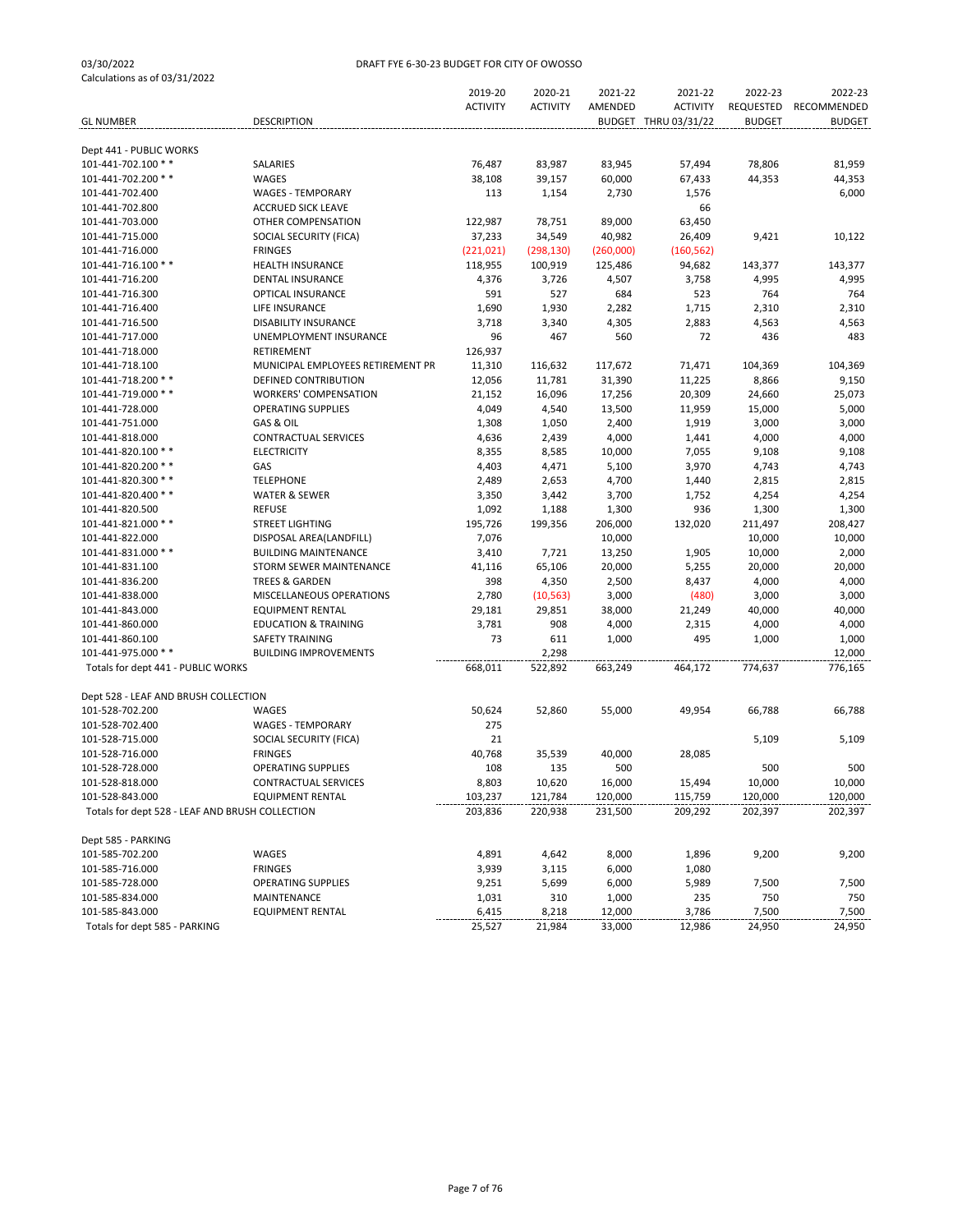03/30/2022 DRAFT FYE 6-30-23 BUDGET FOR CITY OF OWOSSO
Calculations as of 03/31/2022

| GL NUMBER | DESCRIPTION | 2019-20 ACTIVITY | 2020-21 ACTIVITY | 2021-22 AMENDED BUDGET | 2021-22 ACTIVITY THRU 03/31/22 | 2022-23 REQUESTED BUDGET | 2022-23 RECOMMENDED BUDGET |
|---|---|---|---|---|---|---|---|
| Dept 441 - PUBLIC WORKS | | | | | | | |
| 101-441-702.100 * * | SALARIES | 76,487 | 83,987 | 83,945 | 57,494 | 78,806 | 81,959 |
| 101-441-702.200 * * | WAGES | 38,108 | 39,157 | 60,000 | 67,433 | 44,353 | 44,353 |
| 101-441-702.400 | WAGES - TEMPORARY | 113 | 1,154 | 2,730 | 1,576 | | 6,000 |
| 101-441-702.800 | ACCRUED SICK LEAVE | | | | 66 | | |
| 101-441-703.000 | OTHER COMPENSATION | 122,987 | 78,751 | 89,000 | 63,450 | | |
| 101-441-715.000 | SOCIAL SECURITY (FICA) | 37,233 | 34,549 | 40,982 | 26,409 | 9,421 | 10,122 |
| 101-441-716.000 | FRINGES | (221,021) | (298,130) | (260,000) | (160,562) | | |
| 101-441-716.100 * * | HEALTH INSURANCE | 118,955 | 100,919 | 125,486 | 94,682 | 143,377 | 143,377 |
| 101-441-716.200 | DENTAL INSURANCE | 4,376 | 3,726 | 4,507 | 3,758 | 4,995 | 4,995 |
| 101-441-716.300 | OPTICAL INSURANCE | 591 | 527 | 684 | 523 | 764 | 764 |
| 101-441-716.400 | LIFE INSURANCE | 1,690 | 1,930 | 2,282 | 1,715 | 2,310 | 2,310 |
| 101-441-716.500 | DISABILITY INSURANCE | 3,718 | 3,340 | 4,305 | 2,883 | 4,563 | 4,563 |
| 101-441-717.000 | UNEMPLOYMENT INSURANCE | 96 | 467 | 560 | 72 | 436 | 483 |
| 101-441-718.000 | RETIREMENT | 126,937 | | | | | |
| 101-441-718.100 | MUNICIPAL EMPLOYEES RETIREMENT PR | 11,310 | 116,632 | 117,672 | 71,471 | 104,369 | 104,369 |
| 101-441-718.200 * * | DEFINED CONTRIBUTION | 12,056 | 11,781 | 31,390 | 11,225 | 8,866 | 9,150 |
| 101-441-719.000 * * | WORKERS' COMPENSATION | 21,152 | 16,096 | 17,256 | 20,309 | 24,660 | 25,073 |
| 101-441-728.000 | OPERATING SUPPLIES | 4,049 | 4,540 | 13,500 | 11,959 | 15,000 | 5,000 |
| 101-441-751.000 | GAS & OIL | 1,308 | 1,050 | 2,400 | 1,919 | 3,000 | 3,000 |
| 101-441-818.000 | CONTRACTUAL SERVICES | 4,636 | 2,439 | 4,000 | 1,441 | 4,000 | 4,000 |
| 101-441-820.100 * * | ELECTRICITY | 8,355 | 8,585 | 10,000 | 7,055 | 9,108 | 9,108 |
| 101-441-820.200 * * | GAS | 4,403 | 4,471 | 5,100 | 3,970 | 4,743 | 4,743 |
| 101-441-820.300 * * | TELEPHONE | 2,489 | 2,653 | 4,700 | 1,440 | 2,815 | 2,815 |
| 101-441-820.400 * * | WATER & SEWER | 3,350 | 3,442 | 3,700 | 1,752 | 4,254 | 4,254 |
| 101-441-820.500 | REFUSE | 1,092 | 1,188 | 1,300 | 936 | 1,300 | 1,300 |
| 101-441-821.000 * * | STREET LIGHTING | 195,726 | 199,356 | 206,000 | 132,020 | 211,497 | 208,427 |
| 101-441-822.000 | DISPOSAL AREA(LANDFILL) | 7,076 | | 10,000 | | 10,000 | 10,000 |
| 101-441-831.000 * * | BUILDING MAINTENANCE | 3,410 | 7,721 | 13,250 | 1,905 | 10,000 | 2,000 |
| 101-441-831.100 | STORM SEWER MAINTENANCE | 41,116 | 65,106 | 20,000 | 5,255 | 20,000 | 20,000 |
| 101-441-836.200 | TREES & GARDEN | 398 | 4,350 | 2,500 | 8,437 | 4,000 | 4,000 |
| 101-441-838.000 | MISCELLANEOUS OPERATIONS | 2,780 | (10,563) | 3,000 | (480) | 3,000 | 3,000 |
| 101-441-843.000 | EQUIPMENT RENTAL | 29,181 | 29,851 | 38,000 | 21,249 | 40,000 | 40,000 |
| 101-441-860.000 | EDUCATION & TRAINING | 3,781 | 908 | 4,000 | 2,315 | 4,000 | 4,000 |
| 101-441-860.100 | SAFETY TRAINING | 73 | 611 | 1,000 | 495 | 1,000 | 1,000 |
| 101-441-975.000 * * | BUILDING IMPROVEMENTS | | 2,298 | | | | 12,000 |
| Totals for dept 441 - PUBLIC WORKS | | 668,011 | 522,892 | 663,249 | 464,172 | 774,637 | 776,165 |
| Dept 528 - LEAF AND BRUSH COLLECTION | | | | | | | |
| 101-528-702.200 | WAGES | 50,624 | 52,860 | 55,000 | 49,954 | 66,788 | 66,788 |
| 101-528-702.400 | WAGES - TEMPORARY | 275 | | | | | |
| 101-528-715.000 | SOCIAL SECURITY (FICA) | 21 | | | | 5,109 | 5,109 |
| 101-528-716.000 | FRINGES | 40,768 | 35,539 | 40,000 | 28,085 | | |
| 101-528-728.000 | OPERATING SUPPLIES | 108 | 135 | 500 | | 500 | 500 |
| 101-528-818.000 | CONTRACTUAL SERVICES | 8,803 | 10,620 | 16,000 | 15,494 | 10,000 | 10,000 |
| 101-528-843.000 | EQUIPMENT RENTAL | 103,237 | 121,784 | 120,000 | 115,759 | 120,000 | 120,000 |
| Totals for dept 528 - LEAF AND BRUSH COLLECTION | | 203,836 | 220,938 | 231,500 | 209,292 | 202,397 | 202,397 |
| Dept 585 - PARKING | | | | | | | |
| 101-585-702.200 | WAGES | 4,891 | 4,642 | 8,000 | 1,896 | 9,200 | 9,200 |
| 101-585-716.000 | FRINGES | 3,939 | 3,115 | 6,000 | 1,080 | | |
| 101-585-728.000 | OPERATING SUPPLIES | 9,251 | 5,699 | 6,000 | 5,989 | 7,500 | 7,500 |
| 101-585-834.000 | MAINTENANCE | 1,031 | 310 | 1,000 | 235 | 750 | 750 |
| 101-585-843.000 | EQUIPMENT RENTAL | 6,415 | 8,218 | 12,000 | 3,786 | 7,500 | 7,500 |
| Totals for dept 585 - PARKING | | 25,527 | 21,984 | 33,000 | 12,986 | 24,950 | 24,950 |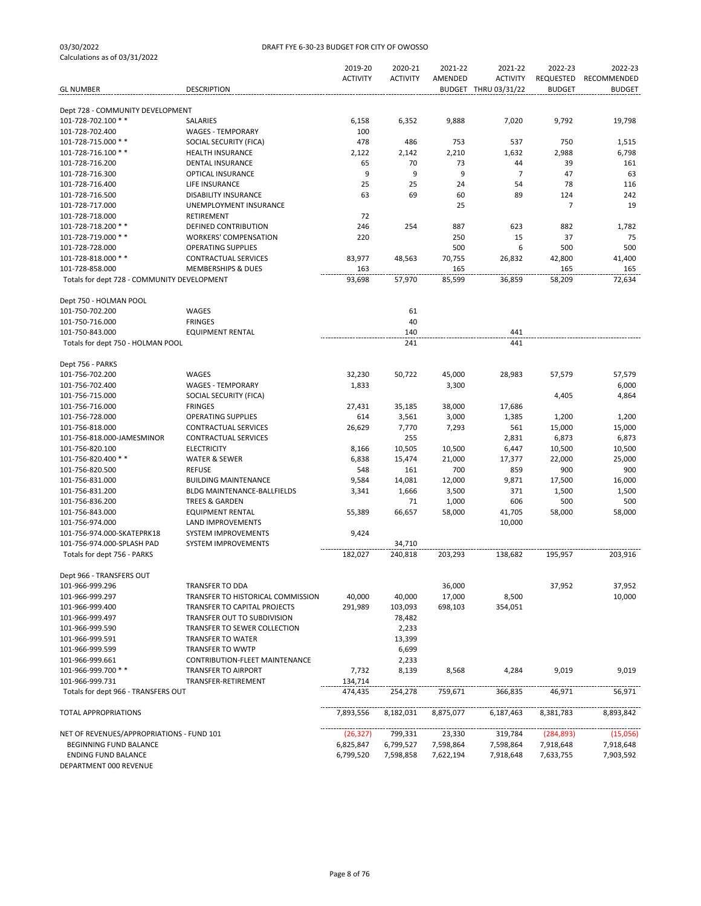03/30/2022 DRAFT FYE 6-30-23 BUDGET FOR CITY OF OWOSSO

Calculations as of 03/31/2022

| GL NUMBER | DESCRIPTION | 2019-20 ACTIVITY | 2020-21 ACTIVITY | 2021-22 AMENDED BUDGET | 2021-22 ACTIVITY THRU 03/31/22 | 2022-23 REQUESTED BUDGET | 2022-23 RECOMMENDED BUDGET |
|---|---|---|---|---|---|---|---|
| Dept 728 - COMMUNITY DEVELOPMENT | | | | | | | |
| 101-728-702.100 * * | SALARIES | 6,158 | 6,352 | 9,888 | 7,020 | 9,792 | 19,798 |
| 101-728-702.400 | WAGES - TEMPORARY | 100 | | | | | |
| 101-728-715.000 * * | SOCIAL SECURITY (FICA) | 478 | 486 | 753 | 537 | 750 | 1,515 |
| 101-728-716.100 * * | HEALTH INSURANCE | 2,122 | 2,142 | 2,210 | 1,632 | 2,988 | 6,798 |
| 101-728-716.200 | DENTAL INSURANCE | 65 | 70 | 73 | 44 | 39 | 161 |
| 101-728-716.300 | OPTICAL INSURANCE | 9 | 9 | 9 | 7 | 47 | 63 |
| 101-728-716.400 | LIFE INSURANCE | 25 | 25 | 24 | 54 | 78 | 116 |
| 101-728-716.500 | DISABILITY INSURANCE | 63 | 69 | 60 | 89 | 124 | 242 |
| 101-728-717.000 | UNEMPLOYMENT INSURANCE | | | 25 | | 7 | 19 |
| 101-728-718.000 | RETIREMENT | 72 | | | | | |
| 101-728-718.200 * * | DEFINED CONTRIBUTION | 246 | 254 | 887 | 623 | 882 | 1,782 |
| 101-728-719.000 * * | WORKERS' COMPENSATION | 220 | | 250 | 15 | 37 | 75 |
| 101-728-728.000 | OPERATING SUPPLIES | | | 500 | 6 | 500 | 500 |
| 101-728-818.000 * * | CONTRACTUAL SERVICES | 83,977 | 48,563 | 70,755 | 26,832 | 42,800 | 41,400 |
| 101-728-858.000 | MEMBERSHIPS & DUES | 163 | | 165 | | 165 | 165 |
| Totals for dept 728 - COMMUNITY DEVELOPMENT | | 93,698 | 57,970 | 85,599 | 36,859 | 58,209 | 72,634 |
| Dept 750 - HOLMAN POOL | | | | | | | |
| 101-750-702.200 | WAGES | | 61 | | | | |
| 101-750-716.000 | FRINGES | | 40 | | | | |
| 101-750-843.000 | EQUIPMENT RENTAL | | 140 | | 441 | | |
| Totals for dept 750 - HOLMAN POOL | | | 241 | | 441 | | |
| Dept 756 - PARKS | | | | | | | |
| 101-756-702.200 | WAGES | 32,230 | 50,722 | 45,000 | 28,983 | 57,579 | 57,579 |
| 101-756-702.400 | WAGES - TEMPORARY | 1,833 | | 3,300 | | | 6,000 |
| 101-756-715.000 | SOCIAL SECURITY (FICA) | | | | | 4,405 | 4,864 |
| 101-756-716.000 | FRINGES | 27,431 | 35,185 | 38,000 | 17,686 | | |
| 101-756-728.000 | OPERATING SUPPLIES | 614 | 3,561 | 3,000 | 1,385 | 1,200 | 1,200 |
| 101-756-818.000 | CONTRACTUAL SERVICES | 26,629 | 7,770 | 7,293 | 561 | 15,000 | 15,000 |
| 101-756-818.000-JAMESMINOR | CONTRACTUAL SERVICES | | 255 | | 2,831 | 6,873 | 6,873 |
| 101-756-820.100 | ELECTRICITY | 8,166 | 10,505 | 10,500 | 6,447 | 10,500 | 10,500 |
| 101-756-820.400 * * | WATER & SEWER | 6,838 | 15,474 | 21,000 | 17,377 | 22,000 | 25,000 |
| 101-756-820.500 | REFUSE | 548 | 161 | 700 | 859 | 900 | 900 |
| 101-756-831.000 | BUILDING MAINTENANCE | 9,584 | 14,081 | 12,000 | 9,871 | 17,500 | 16,000 |
| 101-756-831.200 | BLDG MAINTENANCE-BALLFIELDS | 3,341 | 1,666 | 3,500 | 371 | 1,500 | 1,500 |
| 101-756-836.200 | TREES & GARDEN | | 71 | 1,000 | 606 | 500 | 500 |
| 101-756-843.000 | EQUIPMENT RENTAL | 55,389 | 66,657 | 58,000 | 41,705 | 58,000 | 58,000 |
| 101-756-974.000 | LAND IMPROVEMENTS | | | | 10,000 | | |
| 101-756-974.000-SKATEPRK18 | SYSTEM IMPROVEMENTS | 9,424 | | | | | |
| 101-756-974.000-SPLASH PAD | SYSTEM IMPROVEMENTS | | 34,710 | | | | |
| Totals for dept 756 - PARKS | | 182,027 | 240,818 | 203,293 | 138,682 | 195,957 | 203,916 |
| Dept 966 - TRANSFERS OUT | | | | | | | |
| 101-966-999.296 | TRANSFER TO DDA | | | 36,000 | | 37,952 | 37,952 |
| 101-966-999.297 | TRANSFER TO HISTORICAL COMMISSION | 40,000 | 40,000 | 17,000 | 8,500 | | 10,000 |
| 101-966-999.400 | TRANSFER TO CAPITAL PROJECTS | 291,989 | 103,093 | 698,103 | 354,051 | | |
| 101-966-999.497 | TRANSFER OUT TO SUBDIVISION | | 78,482 | | | | |
| 101-966-999.590 | TRANSFER TO SEWER COLLECTION | | 2,233 | | | | |
| 101-966-999.591 | TRANSFER TO WATER | | 13,399 | | | | |
| 101-966-999.599 | TRANSFER TO WWTP | | 6,699 | | | | |
| 101-966-999.661 | CONTRIBUTION-FLEET MAINTENANCE | | 2,233 | | | | |
| 101-966-999.700 * * | TRANSFER TO AIRPORT | 7,732 | 8,139 | 8,568 | 4,284 | 9,019 | 9,019 |
| 101-966-999.731 | TRANSFER-RETIREMENT | 134,714 | | | | | |
| Totals for dept 966 - TRANSFERS OUT | | 474,435 | 254,278 | 759,671 | 366,835 | 46,971 | 56,971 |
| TOTAL APPROPRIATIONS | | 7,893,556 | 8,182,031 | 8,875,077 | 6,187,463 | 8,381,783 | 8,893,842 |
| NET OF REVENUES/APPROPRIATIONS - FUND 101 | | (26,327) | 799,331 | 23,330 | 319,784 | (284,893) | (15,056) |
| BEGINNING FUND BALANCE | | 6,825,847 | 6,799,527 | 7,598,864 | 7,598,864 | 7,918,648 | 7,918,648 |
| ENDING FUND BALANCE | | 6,799,520 | 7,598,858 | 7,622,194 | 7,918,648 | 7,633,755 | 7,903,592 |

DEPARTMENT 000 REVENUE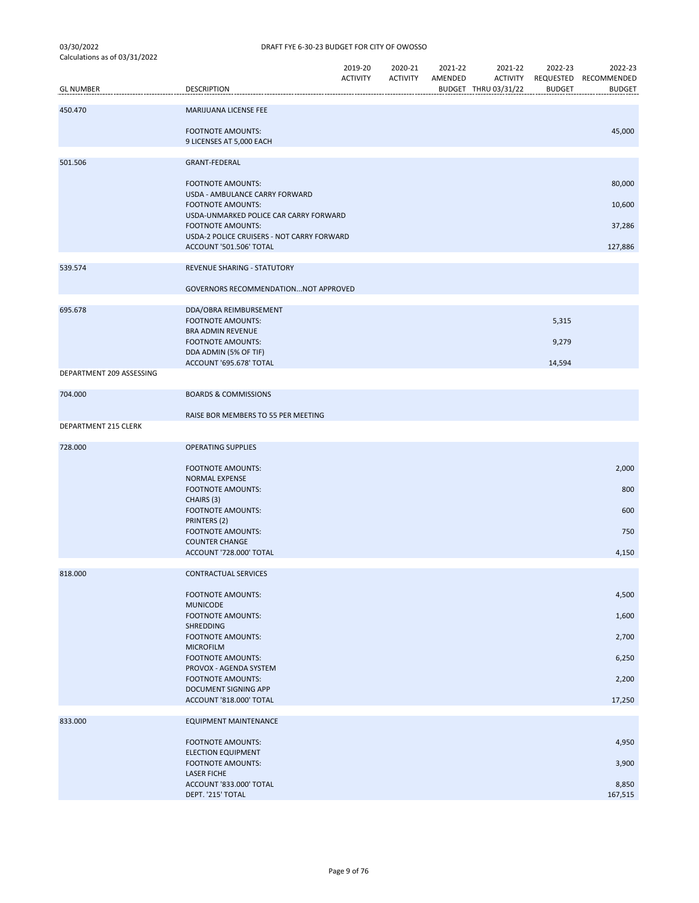DRAFT FYE 6-30-23 BUDGET FOR CITY OF OWOSSO

03/30/2022
Calculations as of 03/31/2022

| GL NUMBER | DESCRIPTION | 2019-20 ACTIVITY | 2020-21 ACTIVITY | 2021-22 AMENDED BUDGET | 2021-22 ACTIVITY THRU 03/31/22 | 2022-23 REQUESTED BUDGET | 2022-23 RECOMMENDED BUDGET |
|---|---|---|---|---|---|---|---|
| 450.470 | MARIJUANA LICENSE FEE | | | | | | |
| | FOOTNOTE AMOUNTS: | | | | | | 45,000 |
| | 9 LICENSES AT 5,000 EACH | | | | | | |
| 501.506 | GRANT-FEDERAL | | | | | | |
| | FOOTNOTE AMOUNTS: | | | | | | 80,000 |
| | USDA - AMBULANCE CARRY FORWARD | | | | | | |
| | FOOTNOTE AMOUNTS: | | | | | | 10,600 |
| | USDA-UNMARKED POLICE CAR CARRY FORWARD | | | | | | |
| | FOOTNOTE AMOUNTS: | | | | | | 37,286 |
| | USDA-2 POLICE CRUISERS - NOT CARRY FORWARD | | | | | | |
| | ACCOUNT '501.506' TOTAL | | | | | | 127,886 |
| 539.574 | REVENUE SHARING - STATUTORY | | | | | | |
| | GOVERNORS RECOMMENDATION...NOT APPROVED | | | | | | |
| 695.678 | DDA/OBRA REIMBURSEMENT | | | | | | |
| | FOOTNOTE AMOUNTS: | | | | | 5,315 | |
| | BRA ADMIN REVENUE | | | | | | |
| | FOOTNOTE AMOUNTS: | | | | | 9,279 | |
| | DDA ADMIN (5% OF TIF) | | | | | | |
| | ACCOUNT '695.678' TOTAL | | | | | 14,594 | |
| DEPARTMENT 209 ASSESSING | | | | | | | |
| 704.000 | BOARDS & COMMISSIONS | | | | | | |
| | RAISE BOR MEMBERS TO 55 PER MEETING | | | | | | |
| DEPARTMENT 215 CLERK | | | | | | | |
| 728.000 | OPERATING SUPPLIES | | | | | | |
| | FOOTNOTE AMOUNTS: | | | | | | 2,000 |
| | NORMAL EXPENSE | | | | | | |
| | FOOTNOTE AMOUNTS: | | | | | | 800 |
| | CHAIRS (3) | | | | | | |
| | FOOTNOTE AMOUNTS: | | | | | | 600 |
| | PRINTERS (2) | | | | | | |
| | FOOTNOTE AMOUNTS: | | | | | | 750 |
| | COUNTER CHANGE | | | | | | |
| | ACCOUNT '728.000' TOTAL | | | | | | 4,150 |
| 818.000 | CONTRACTUAL SERVICES | | | | | | |
| | FOOTNOTE AMOUNTS: | | | | | | 4,500 |
| | MUNICODE | | | | | | |
| | FOOTNOTE AMOUNTS: | | | | | | 1,600 |
| | SHREDDING | | | | | | |
| | FOOTNOTE AMOUNTS: | | | | | | 2,700 |
| | MICROFILM | | | | | | |
| | FOOTNOTE AMOUNTS: | | | | | | 6,250 |
| | PROVOX - AGENDA SYSTEM | | | | | | |
| | FOOTNOTE AMOUNTS: | | | | | | 2,200 |
| | DOCUMENT SIGNING APP | | | | | | |
| | ACCOUNT '818.000' TOTAL | | | | | | 17,250 |
| 833.000 | EQUIPMENT MAINTENANCE | | | | | | |
| | FOOTNOTE AMOUNTS: | | | | | | 4,950 |
| | ELECTION EQUIPMENT | | | | | | |
| | FOOTNOTE AMOUNTS: | | | | | | 3,900 |
| | LASER FICHE | | | | | | |
| | ACCOUNT '833.000' TOTAL | | | | | | 8,850 |
| | DEPT. '215' TOTAL | | | | | | 167,515 |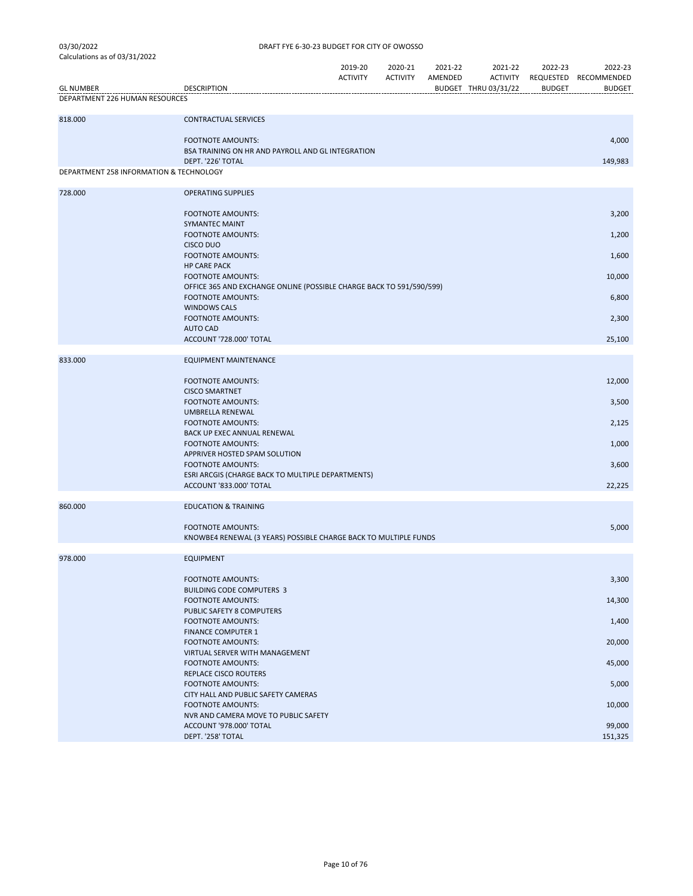03/30/2022 DRAFT FYE 6-30-23 BUDGET FOR CITY OF OWOSSO

Calculations as of 03/31/2022

| GL NUMBER | DESCRIPTION | 2019-20 ACTIVITY | 2020-21 ACTIVITY | 2021-22 AMENDED BUDGET | 2021-22 ACTIVITY THRU 03/31/22 | 2022-23 REQUESTED BUDGET | 2022-23 RECOMMENDED BUDGET |
|---|---|---|---|---|---|---|---|
| DEPARTMENT 226 HUMAN RESOURCES | | | | | | | |
| 818.000 | CONTRACTUAL SERVICES | | | | | | |
| | FOOTNOTE AMOUNTS: | | | | | | 4,000 |
| | BSA TRAINING ON HR AND PAYROLL AND GL INTEGRATION | | | | | | |
| | DEPT. '226' TOTAL | | | | | | 149,983 |
| DEPARTMENT 258 INFORMATION & TECHNOLOGY | | | | | | | |
| 728.000 | OPERATING SUPPLIES | | | | | | |
| | FOOTNOTE AMOUNTS: | | | | | | 3,200 |
| | SYMANTEC MAINT | | | | | | |
| | FOOTNOTE AMOUNTS: | | | | | | 1,200 |
| | CISCO DUO | | | | | | |
| | FOOTNOTE AMOUNTS: | | | | | | 1,600 |
| | HP CARE PACK | | | | | | |
| | FOOTNOTE AMOUNTS: | | | | | | 10,000 |
| | OFFICE 365 AND EXCHANGE ONLINE (POSSIBLE CHARGE BACK TO 591/590/599) | | | | | | |
| | FOOTNOTE AMOUNTS: | | | | | | 6,800 |
| | WINDOWS CALS | | | | | | |
| | FOOTNOTE AMOUNTS: | | | | | | 2,300 |
| | AUTO CAD | | | | | | |
| | ACCOUNT '728.000' TOTAL | | | | | | 25,100 |
| 833.000 | EQUIPMENT MAINTENANCE | | | | | | |
| | FOOTNOTE AMOUNTS: | | | | | | 12,000 |
| | CISCO SMARTNET | | | | | | |
| | FOOTNOTE AMOUNTS: | | | | | | 3,500 |
| | UMBRELLA RENEWAL | | | | | | |
| | FOOTNOTE AMOUNTS: | | | | | | 2,125 |
| | BACK UP EXEC ANNUAL RENEWAL | | | | | | |
| | FOOTNOTE AMOUNTS: | | | | | | 1,000 |
| | APPRIVER HOSTED SPAM SOLUTION | | | | | | |
| | FOOTNOTE AMOUNTS: | | | | | | 3,600 |
| | ESRI ARCGIS (CHARGE BACK TO MULTIPLE DEPARTMENTS) | | | | | | |
| | ACCOUNT '833.000' TOTAL | | | | | | 22,225 |
| 860.000 | EDUCATION & TRAINING | | | | | | |
| | FOOTNOTE AMOUNTS: | | | | | | 5,000 |
| | KNOWBE4 RENEWAL (3 YEARS) POSSIBLE CHARGE BACK TO MULTIPLE FUNDS | | | | | | |
| 978.000 | EQUIPMENT | | | | | | |
| | FOOTNOTE AMOUNTS: | | | | | | 3,300 |
| | BUILDING CODE COMPUTERS 3 | | | | | | |
| | FOOTNOTE AMOUNTS: | | | | | | 14,300 |
| | PUBLIC SAFETY 8 COMPUTERS | | | | | | |
| | FOOTNOTE AMOUNTS: | | | | | | 1,400 |
| | FINANCE COMPUTER 1 | | | | | | |
| | FOOTNOTE AMOUNTS: | | | | | | 20,000 |
| | VIRTUAL SERVER WITH MANAGEMENT | | | | | | |
| | FOOTNOTE AMOUNTS: | | | | | | 45,000 |
| | REPLACE CISCO ROUTERS | | | | | | |
| | FOOTNOTE AMOUNTS: | | | | | | 5,000 |
| | CITY HALL AND PUBLIC SAFETY CAMERAS | | | | | | |
| | FOOTNOTE AMOUNTS: | | | | | | 10,000 |
| | NVR AND CAMERA MOVE TO PUBLIC SAFETY | | | | | | |
| | ACCOUNT '978.000' TOTAL | | | | | | 99,000 |
| | DEPT. '258' TOTAL | | | | | | 151,325 |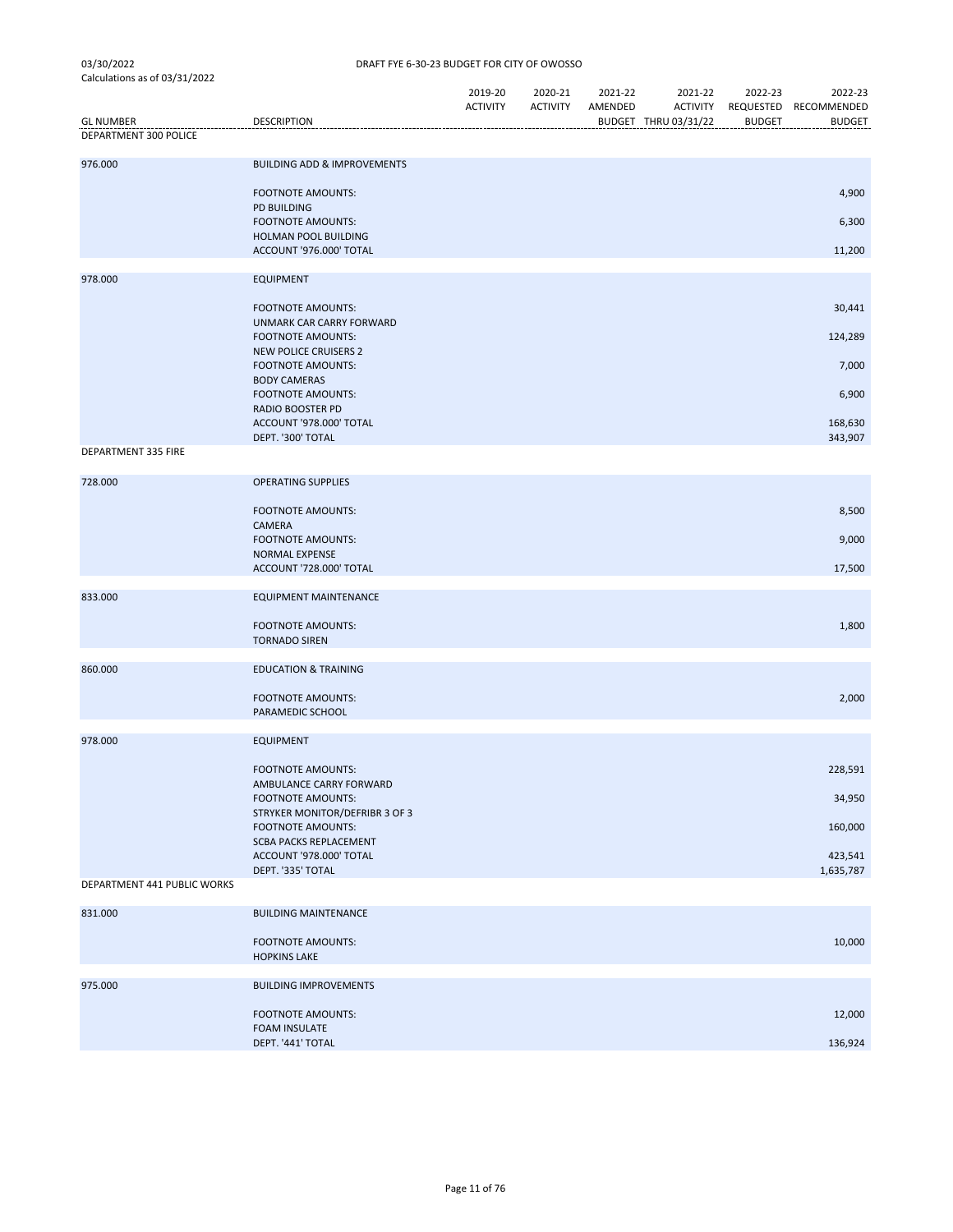03/30/2022
Calculations as of 03/31/2022

DRAFT FYE 6-30-23 BUDGET FOR CITY OF OWOSSO

| GL NUMBER | DESCRIPTION | 2019-20 ACTIVITY | 2020-21 ACTIVITY | 2021-22 AMENDED BUDGET | 2021-22 ACTIVITY THRU 03/31/22 | 2022-23 REQUESTED BUDGET | 2022-23 RECOMMENDED BUDGET |
|---|---|---|---|---|---|---|---|
| DEPARTMENT 300 POLICE | | | | | | | |
| 976.000 | BUILDING ADD & IMPROVEMENTS | | | | | | |
| | FOOTNOTE AMOUNTS: PD BUILDING | | | | | | 4,900 |
| | FOOTNOTE AMOUNTS: HOLMAN POOL BUILDING | | | | | | 6,300 |
| | ACCOUNT '976.000' TOTAL | | | | | | 11,200 |
| 978.000 | EQUIPMENT | | | | | | |
| | FOOTNOTE AMOUNTS: UNMARK CAR CARRY FORWARD | | | | | | 30,441 |
| | FOOTNOTE AMOUNTS: NEW POLICE CRUISERS 2 | | | | | | 124,289 |
| | FOOTNOTE AMOUNTS: BODY CAMERAS | | | | | | 7,000 |
| | FOOTNOTE AMOUNTS: RADIO BOOSTER PD | | | | | | 6,900 |
| | ACCOUNT '978.000' TOTAL | | | | | | 168,630 |
| | DEPT. '300' TOTAL | | | | | | 343,907 |
| DEPARTMENT 335 FIRE | | | | | | | |
| 728.000 | OPERATING SUPPLIES | | | | | | |
| | FOOTNOTE AMOUNTS: CAMERA | | | | | | 8,500 |
| | FOOTNOTE AMOUNTS: NORMAL EXPENSE | | | | | | 9,000 |
| | ACCOUNT '728.000' TOTAL | | | | | | 17,500 |
| 833.000 | EQUIPMENT MAINTENANCE | | | | | | |
| | FOOTNOTE AMOUNTS: TORNADO SIREN | | | | | | 1,800 |
| 860.000 | EDUCATION & TRAINING | | | | | | |
| | FOOTNOTE AMOUNTS: PARAMEDIC SCHOOL | | | | | | 2,000 |
| 978.000 | EQUIPMENT | | | | | | |
| | FOOTNOTE AMOUNTS: AMBULANCE CARRY FORWARD | | | | | | 228,591 |
| | FOOTNOTE AMOUNTS: STRYKER MONITOR/DEFRIBR 3 OF 3 | | | | | | 34,950 |
| | FOOTNOTE AMOUNTS: SCBA PACKS REPLACEMENT | | | | | | 160,000 |
| | ACCOUNT '978.000' TOTAL | | | | | | 423,541 |
| | DEPT. '335' TOTAL | | | | | | 1,635,787 |
| DEPARTMENT 441 PUBLIC WORKS | | | | | | | |
| 831.000 | BUILDING MAINTENANCE | | | | | | |
| | FOOTNOTE AMOUNTS: HOPKINS LAKE | | | | | | 10,000 |
| 975.000 | BUILDING IMPROVEMENTS | | | | | | |
| | FOOTNOTE AMOUNTS: FOAM INSULATE | | | | | | 12,000 |
| | DEPT. '441' TOTAL | | | | | | 136,924 |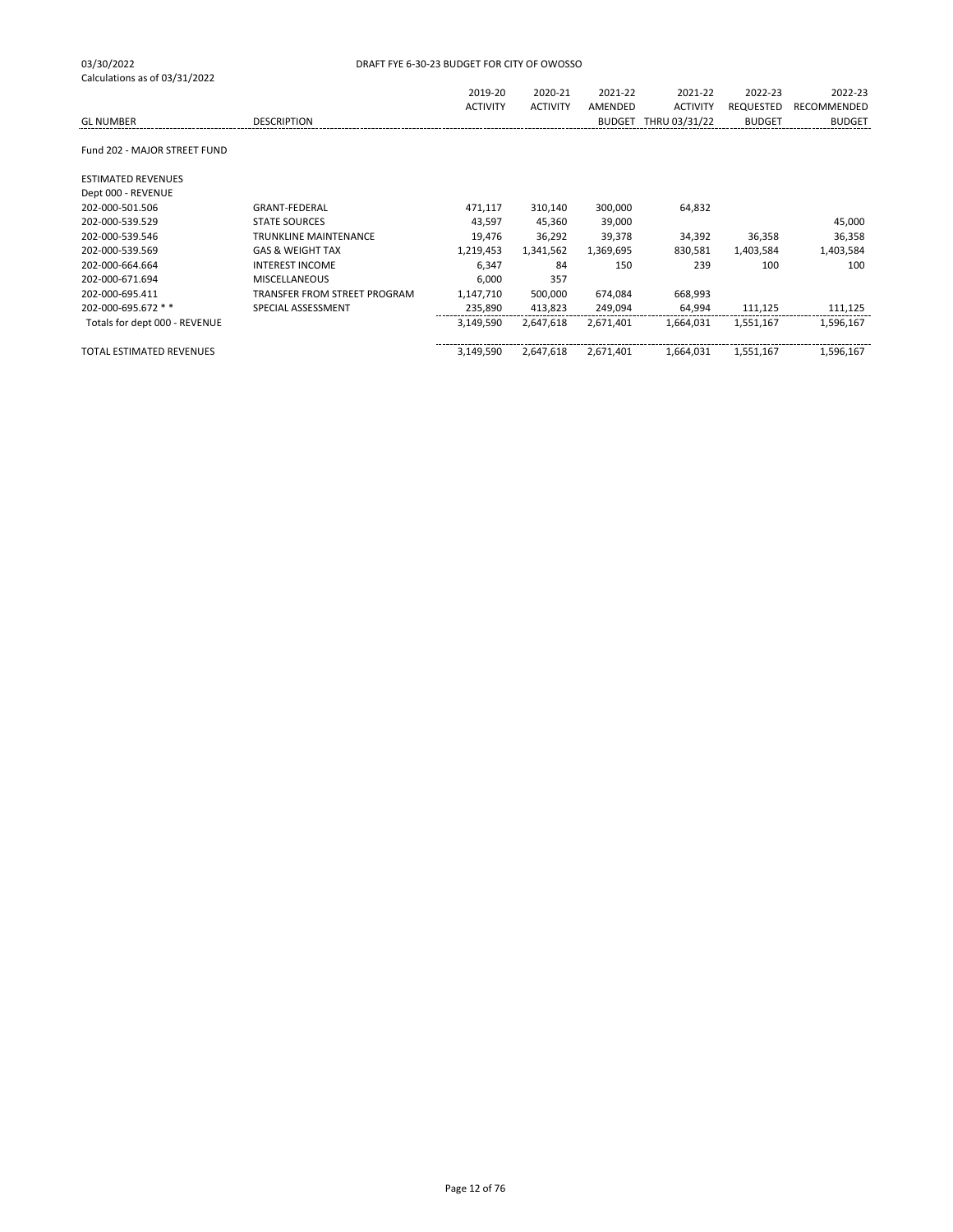03/30/2022 DRAFT FYE 6-30-23 BUDGET FOR CITY OF OWOSSO

Calculations as of 03/31/2022

| GL NUMBER | DESCRIPTION | 2019-20 ACTIVITY | 2020-21 ACTIVITY | 2021-22 AMENDED BUDGET | 2021-22 ACTIVITY THRU 03/31/22 | 2022-23 REQUESTED BUDGET | 2022-23 RECOMMENDED BUDGET |
|---|---|---|---|---|---|---|---|
| Fund 202 - MAJOR STREET FUND | | | | | | | |
| ESTIMATED REVENUES | | | | | | | |
| Dept 000 - REVENUE | | | | | | | |
| 202-000-501.506 | GRANT-FEDERAL | 471,117 | 310,140 | 300,000 | 64,832 | | |
| 202-000-539.529 | STATE SOURCES | 43,597 | 45,360 | 39,000 | | | 45,000 |
| 202-000-539.546 | TRUNKLINE MAINTENANCE | 19,476 | 36,292 | 39,378 | 34,392 | 36,358 | 36,358 |
| 202-000-539.569 | GAS & WEIGHT TAX | 1,219,453 | 1,341,562 | 1,369,695 | 830,581 | 1,403,584 | 1,403,584 |
| 202-000-664.664 | INTEREST INCOME | 6,347 | 84 | 150 | 239 | 100 | 100 |
| 202-000-671.694 | MISCELLANEOUS | 6,000 | 357 | | | | |
| 202-000-695.411 | TRANSFER FROM STREET PROGRAM | 1,147,710 | 500,000 | 674,084 | 668,993 | | |
| 202-000-695.672 * * | SPECIAL ASSESSMENT | 235,890 | 413,823 | 249,094 | 64,994 | 111,125 | 111,125 |
| Totals for dept 000 - REVENUE | | 3,149,590 | 2,647,618 | 2,671,401 | 1,664,031 | 1,551,167 | 1,596,167 |
| TOTAL ESTIMATED REVENUES | | 3,149,590 | 2,647,618 | 2,671,401 | 1,664,031 | 1,551,167 | 1,596,167 |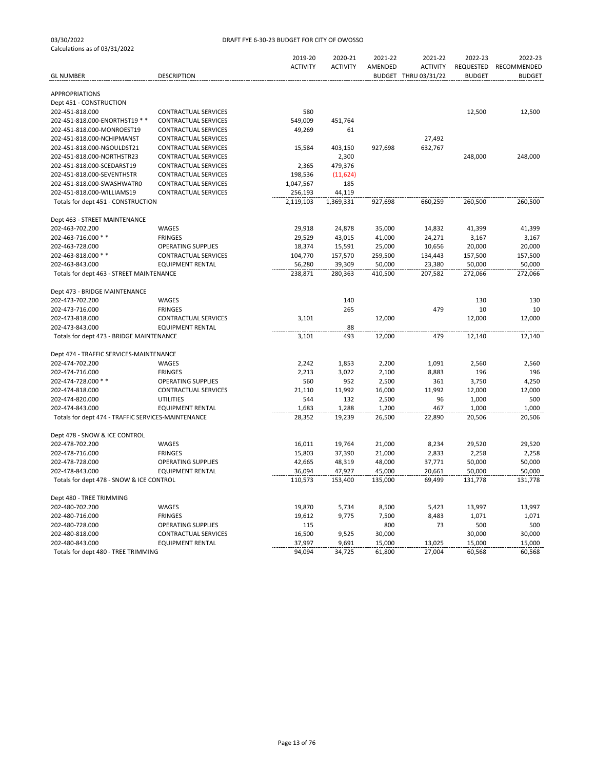03/30/2022 DRAFT FYE 6-30-23 BUDGET FOR CITY OF OWOSSO

Calculations as of 03/31/2022

| GL NUMBER | DESCRIPTION | 2019-20 ACTIVITY | 2020-21 ACTIVITY | 2021-22 AMENDED BUDGET | 2021-22 ACTIVITY THRU 03/31/22 | 2022-23 REQUESTED BUDGET | 2022-23 RECOMMENDED BUDGET |
|---|---|---|---|---|---|---|---|
| APPROPRIATIONS | | | | | | | |
| Dept 451 - CONSTRUCTION | | | | | | | |
| 202-451-818.000 | CONTRACTUAL SERVICES | 580 | | | | 12,500 | 12,500 |
| 202-451-818.000-ENORTHST19 * * | CONTRACTUAL SERVICES | 549,009 | 451,764 | | | | |
| 202-451-818.000-MONROEST19 | CONTRACTUAL SERVICES | 49,269 | 61 | | | | |
| 202-451-818.000-NCHIPMANST | CONTRACTUAL SERVICES | | | | 27,492 | | |
| 202-451-818.000-NGOULDST21 | CONTRACTUAL SERVICES | 15,584 | 403,150 | 927,698 | 632,767 | | |
| 202-451-818.000-NORTHSTR23 | CONTRACTUAL SERVICES | | 2,300 | | | 248,000 | 248,000 |
| 202-451-818.000-SCEDARST19 | CONTRACTUAL SERVICES | 2,365 | 479,376 | | | | |
| 202-451-818.000-SEVENTHSTR | CONTRACTUAL SERVICES | 198,536 | (11,624) | | | | |
| 202-451-818.000-SWASHWATR0 | CONTRACTUAL SERVICES | 1,047,567 | 185 | | | | |
| 202-451-818.000-WILLIAMS19 | CONTRACTUAL SERVICES | 256,193 | 44,119 | | | | |
| Totals for dept 451 - CONSTRUCTION | | 2,119,103 | 1,369,331 | 927,698 | 660,259 | 260,500 | 260,500 |
| Dept 463 - STREET MAINTENANCE | | | | | | | |
| 202-463-702.200 | WAGES | 29,918 | 24,878 | 35,000 | 14,832 | 41,399 | 41,399 |
| 202-463-716.000 * * | FRINGES | 29,529 | 43,015 | 41,000 | 24,271 | 3,167 | 3,167 |
| 202-463-728.000 | OPERATING SUPPLIES | 18,374 | 15,591 | 25,000 | 10,656 | 20,000 | 20,000 |
| 202-463-818.000 * * | CONTRACTUAL SERVICES | 104,770 | 157,570 | 259,500 | 134,443 | 157,500 | 157,500 |
| 202-463-843.000 | EQUIPMENT RENTAL | 56,280 | 39,309 | 50,000 | 23,380 | 50,000 | 50,000 |
| Totals for dept 463 - STREET MAINTENANCE | | 238,871 | 280,363 | 410,500 | 207,582 | 272,066 | 272,066 |
| Dept 473 - BRIDGE MAINTENANCE | | | | | | | |
| 202-473-702.200 | WAGES | | 140 | | | 130 | 130 |
| 202-473-716.000 | FRINGES | | 265 | | 479 | 10 | 10 |
| 202-473-818.000 | CONTRACTUAL SERVICES | 3,101 | | 12,000 | | 12,000 | 12,000 |
| 202-473-843.000 | EQUIPMENT RENTAL | | 88 | | | | |
| Totals for dept 473 - BRIDGE MAINTENANCE | | 3,101 | 493 | 12,000 | 479 | 12,140 | 12,140 |
| Dept 474 - TRAFFIC SERVICES-MAINTENANCE | | | | | | | |
| 202-474-702.200 | WAGES | 2,242 | 1,853 | 2,200 | 1,091 | 2,560 | 2,560 |
| 202-474-716.000 | FRINGES | 2,213 | 3,022 | 2,100 | 8,883 | 196 | 196 |
| 202-474-728.000 * * | OPERATING SUPPLIES | 560 | 952 | 2,500 | 361 | 3,750 | 4,250 |
| 202-474-818.000 | CONTRACTUAL SERVICES | 21,110 | 11,992 | 16,000 | 11,992 | 12,000 | 12,000 |
| 202-474-820.000 | UTILITIES | 544 | 132 | 2,500 | 96 | 1,000 | 500 |
| 202-474-843.000 | EQUIPMENT RENTAL | 1,683 | 1,288 | 1,200 | 467 | 1,000 | 1,000 |
| Totals for dept 474 - TRAFFIC SERVICES-MAINTENANCE | | 28,352 | 19,239 | 26,500 | 22,890 | 20,506 | 20,506 |
| Dept 478 - SNOW & ICE CONTROL | | | | | | | |
| 202-478-702.200 | WAGES | 16,011 | 19,764 | 21,000 | 8,234 | 29,520 | 29,520 |
| 202-478-716.000 | FRINGES | 15,803 | 37,390 | 21,000 | 2,833 | 2,258 | 2,258 |
| 202-478-728.000 | OPERATING SUPPLIES | 42,665 | 48,319 | 48,000 | 37,771 | 50,000 | 50,000 |
| 202-478-843.000 | EQUIPMENT RENTAL | 36,094 | 47,927 | 45,000 | 20,661 | 50,000 | 50,000 |
| Totals for dept 478 - SNOW & ICE CONTROL | | 110,573 | 153,400 | 135,000 | 69,499 | 131,778 | 131,778 |
| Dept 480 - TREE TRIMMING | | | | | | | |
| 202-480-702.200 | WAGES | 19,870 | 5,734 | 8,500 | 5,423 | 13,997 | 13,997 |
| 202-480-716.000 | FRINGES | 19,612 | 9,775 | 7,500 | 8,483 | 1,071 | 1,071 |
| 202-480-728.000 | OPERATING SUPPLIES | 115 | | 800 | 73 | 500 | 500 |
| 202-480-818.000 | CONTRACTUAL SERVICES | 16,500 | 9,525 | 30,000 | | 30,000 | 30,000 |
| 202-480-843.000 | EQUIPMENT RENTAL | 37,997 | 9,691 | 15,000 | 13,025 | 15,000 | 15,000 |
| Totals for dept 480 - TREE TRIMMING | | 94,094 | 34,725 | 61,800 | 27,004 | 60,568 | 60,568 |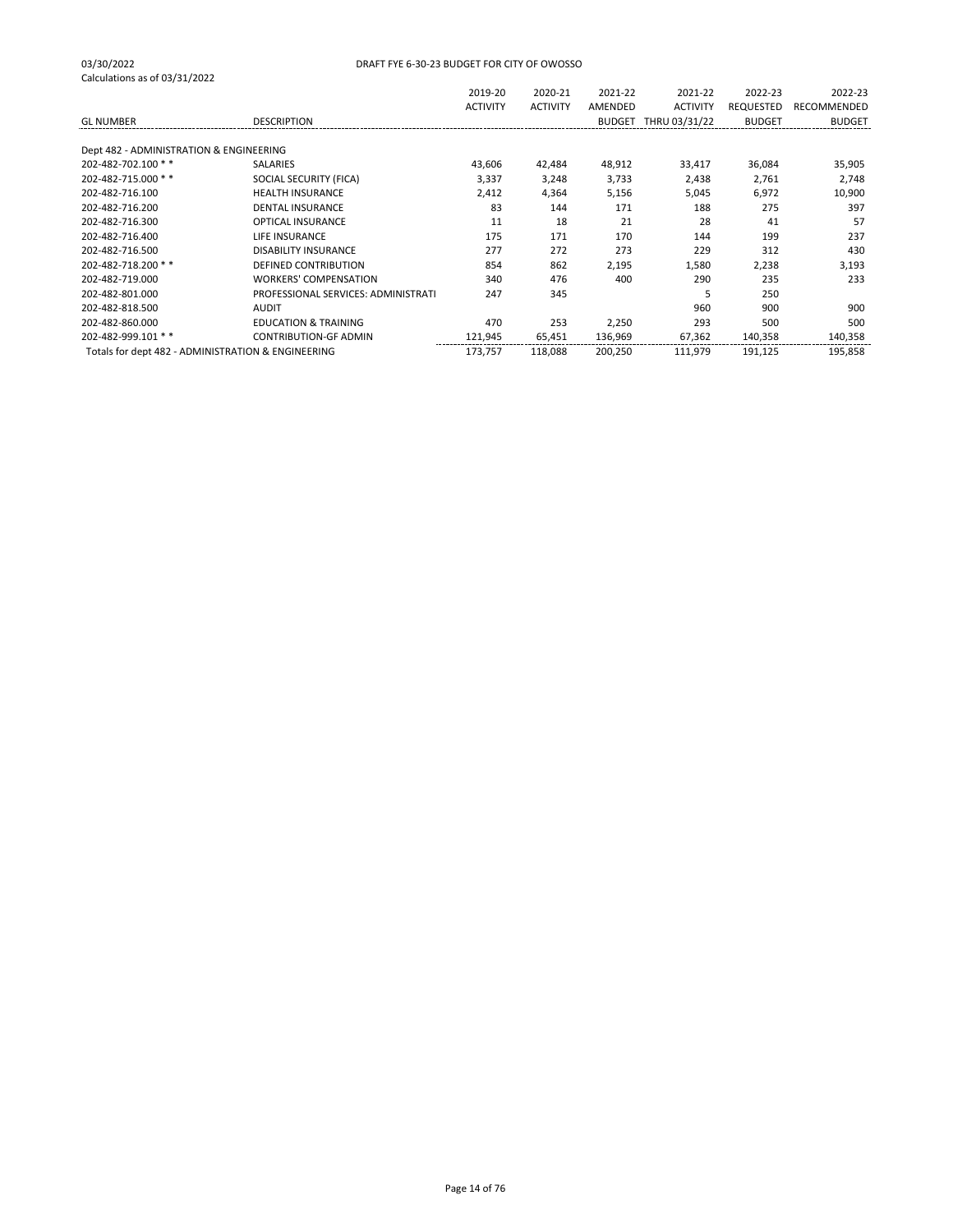03/30/2022
Calculations as of 03/31/2022

DRAFT FYE 6-30-23 BUDGET FOR CITY OF OWOSSO

| GL NUMBER | DESCRIPTION | 2019-20 ACTIVITY | 2020-21 ACTIVITY | 2021-22 AMENDED BUDGET | 2021-22 ACTIVITY THRU 03/31/22 | 2022-23 REQUESTED BUDGET | 2022-23 RECOMMENDED BUDGET |
|---|---|---|---|---|---|---|---|
| Dept 482 - ADMINISTRATION & ENGINEERING | | | | | | | |
| 202-482-702.100 * * | SALARIES | 43,606 | 42,484 | 48,912 | 33,417 | 36,084 | 35,905 |
| 202-482-715.000 * * | SOCIAL SECURITY (FICA) | 3,337 | 3,248 | 3,733 | 2,438 | 2,761 | 2,748 |
| 202-482-716.100 | HEALTH INSURANCE | 2,412 | 4,364 | 5,156 | 5,045 | 6,972 | 10,900 |
| 202-482-716.200 | DENTAL INSURANCE | 83 | 144 | 171 | 188 | 275 | 397 |
| 202-482-716.300 | OPTICAL INSURANCE | 11 | 18 | 21 | 28 | 41 | 57 |
| 202-482-716.400 | LIFE INSURANCE | 175 | 171 | 170 | 144 | 199 | 237 |
| 202-482-716.500 | DISABILITY INSURANCE | 277 | 272 | 273 | 229 | 312 | 430 |
| 202-482-718.200 * * | DEFINED CONTRIBUTION | 854 | 862 | 2,195 | 1,580 | 2,238 | 3,193 |
| 202-482-719.000 | WORKERS' COMPENSATION | 340 | 476 | 400 | 290 | 235 | 233 |
| 202-482-801.000 | PROFESSIONAL SERVICES: ADMINISTRATI | 247 | 345 | | 5 | 250 | |
| 202-482-818.500 | AUDIT | | | | 960 | 900 | 900 |
| 202-482-860.000 | EDUCATION & TRAINING | 470 | 253 | 2,250 | 293 | 500 | 500 |
| 202-482-999.101 * * | CONTRIBUTION-GF ADMIN | 121,945 | 65,451 | 136,969 | 67,362 | 140,358 | 140,358 |
| Totals for dept 482 - ADMINISTRATION & ENGINEERING | | 173,757 | 118,088 | 200,250 | 111,979 | 191,125 | 195,858 |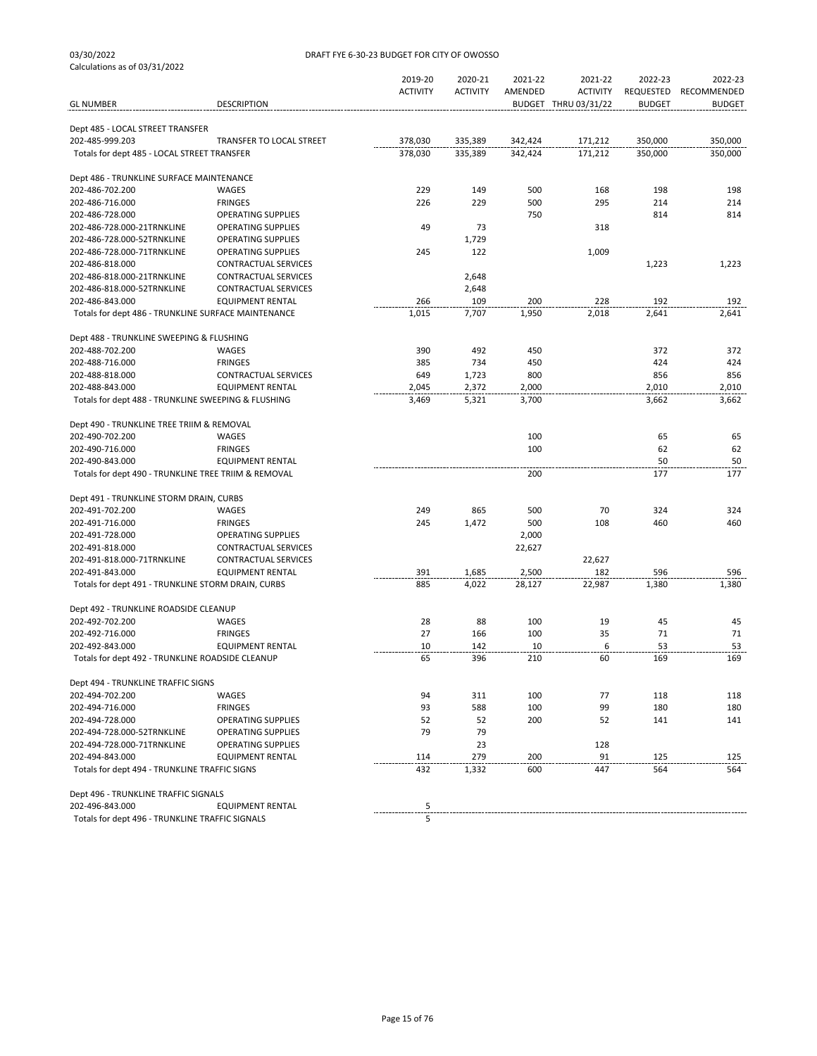03/30/2022
Calculations as of 03/31/2022

DRAFT FYE 6-30-23 BUDGET FOR CITY OF OWOSSO

| GL NUMBER | DESCRIPTION | 2019-20 ACTIVITY | 2020-21 ACTIVITY | 2021-22 AMENDED BUDGET | 2021-22 ACTIVITY THRU 03/31/22 | 2022-23 REQUESTED BUDGET | 2022-23 RECOMMENDED BUDGET |
|---|---|---|---|---|---|---|---|
| Dept 485 - LOCAL STREET TRANSFER | | | | | | | |
| 202-485-999.203 | TRANSFER TO LOCAL STREET | 378,030 | 335,389 | 342,424 | 171,212 | 350,000 | 350,000 |
| Totals for dept 485 - LOCAL STREET TRANSFER | | 378,030 | 335,389 | 342,424 | 171,212 | 350,000 | 350,000 |
| Dept 486 - TRUNKLINE SURFACE MAINTENANCE | | | | | | | |
| 202-486-702.200 | WAGES | 229 | 149 | 500 | 168 | 198 | 198 |
| 202-486-716.000 | FRINGES | 226 | 229 | 500 | 295 | 214 | 214 |
| 202-486-728.000 | OPERATING SUPPLIES | | | 750 | | 814 | 814 |
| 202-486-728.000-21TRNKLINE | OPERATING SUPPLIES | 49 | 73 | | 318 | | |
| 202-486-728.000-52TRNKLINE | OPERATING SUPPLIES | | 1,729 | | | | |
| 202-486-728.000-71TRNKLINE | OPERATING SUPPLIES | 245 | 122 | | 1,009 | | |
| 202-486-818.000 | CONTRACTUAL SERVICES | | | | | 1,223 | 1,223 |
| 202-486-818.000-21TRNKLINE | CONTRACTUAL SERVICES | | 2,648 | | | | |
| 202-486-818.000-52TRNKLINE | CONTRACTUAL SERVICES | | 2,648 | | | | |
| 202-486-843.000 | EQUIPMENT RENTAL | 266 | 109 | 200 | 228 | 192 | 192 |
| Totals for dept 486 - TRUNKLINE SURFACE MAINTENANCE | | 1,015 | 7,707 | 1,950 | 2,018 | 2,641 | 2,641 |
| Dept 488 - TRUNKLINE SWEEPING & FLUSHING | | | | | | | |
| 202-488-702.200 | WAGES | 390 | 492 | 450 | | 372 | 372 |
| 202-488-716.000 | FRINGES | 385 | 734 | 450 | | 424 | 424 |
| 202-488-818.000 | CONTRACTUAL SERVICES | 649 | 1,723 | 800 | | 856 | 856 |
| 202-488-843.000 | EQUIPMENT RENTAL | 2,045 | 2,372 | 2,000 | | 2,010 | 2,010 |
| Totals for dept 488 - TRUNKLINE SWEEPING & FLUSHING | | 3,469 | 5,321 | 3,700 | | 3,662 | 3,662 |
| Dept 490 - TRUNKLINE TREE TRIIM & REMOVAL | | | | | | | |
| 202-490-702.200 | WAGES | | | 100 | | 65 | 65 |
| 202-490-716.000 | FRINGES | | | 100 | | 62 | 62 |
| 202-490-843.000 | EQUIPMENT RENTAL | | | | | 50 | 50 |
| Totals for dept 490 - TRUNKLINE TREE TRIIM & REMOVAL | | | | 200 | | 177 | 177 |
| Dept 491 - TRUNKLINE STORM DRAIN, CURBS | | | | | | | |
| 202-491-702.200 | WAGES | 249 | 865 | 500 | 70 | 324 | 324 |
| 202-491-716.000 | FRINGES | 245 | 1,472 | 500 | 108 | 460 | 460 |
| 202-491-728.000 | OPERATING SUPPLIES | | | 2,000 | | | |
| 202-491-818.000 | CONTRACTUAL SERVICES | | | 22,627 | | | |
| 202-491-818.000-71TRNKLINE | CONTRACTUAL SERVICES | | | | 22,627 | | |
| 202-491-843.000 | EQUIPMENT RENTAL | 391 | 1,685 | 2,500 | 182 | 596 | 596 |
| Totals for dept 491 - TRUNKLINE STORM DRAIN, CURBS | | 885 | 4,022 | 28,127 | 22,987 | 1,380 | 1,380 |
| Dept 492 - TRUNKLINE ROADSIDE CLEANUP | | | | | | | |
| 202-492-702.200 | WAGES | 28 | 88 | 100 | 19 | 45 | 45 |
| 202-492-716.000 | FRINGES | 27 | 166 | 100 | 35 | 71 | 71 |
| 202-492-843.000 | EQUIPMENT RENTAL | 10 | 142 | 10 | 6 | 53 | 53 |
| Totals for dept 492 - TRUNKLINE ROADSIDE CLEANUP | | 65 | 396 | 210 | 60 | 169 | 169 |
| Dept 494 - TRUNKLINE TRAFFIC SIGNS | | | | | | | |
| 202-494-702.200 | WAGES | 94 | 311 | 100 | 77 | 118 | 118 |
| 202-494-716.000 | FRINGES | 93 | 588 | 100 | 99 | 180 | 180 |
| 202-494-728.000 | OPERATING SUPPLIES | 52 | 52 | 200 | 52 | 141 | 141 |
| 202-494-728.000-52TRNKLINE | OPERATING SUPPLIES | 79 | 79 | | | | |
| 202-494-728.000-71TRNKLINE | OPERATING SUPPLIES | | 23 | | 128 | | |
| 202-494-843.000 | EQUIPMENT RENTAL | 114 | 279 | 200 | 91 | 125 | 125 |
| Totals for dept 494 - TRUNKLINE TRAFFIC SIGNS | | 432 | 1,332 | 600 | 447 | 564 | 564 |
| Dept 496 - TRUNKLINE TRAFFIC SIGNALS | | | | | | | |
| 202-496-843.000 | EQUIPMENT RENTAL | 5 | | | | | |
| Totals for dept 496 - TRUNKLINE TRAFFIC SIGNALS | | 5 | | | | | |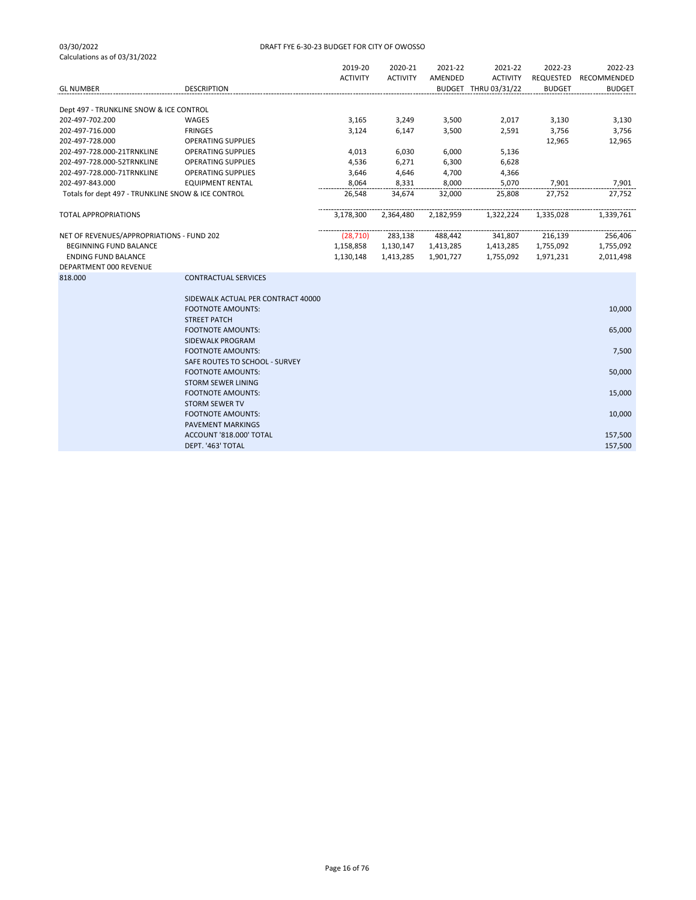03/30/2022 DRAFT FYE 6-30-23 BUDGET FOR CITY OF OWOSSO

Calculations as of 03/31/2022

| GL NUMBER | DESCRIPTION | 2019-20 ACTIVITY | 2020-21 ACTIVITY | 2021-22 AMENDED BUDGET | 2021-22 ACTIVITY THRU 03/31/22 | 2022-23 REQUESTED BUDGET | 2022-23 RECOMMENDED BUDGET |
|---|---|---|---|---|---|---|---|
| Dept 497 - TRUNKLINE SNOW & ICE CONTROL | | | | | | | |
| 202-497-702.200 | WAGES | 3,165 | 3,249 | 3,500 | 2,017 | 3,130 | 3,130 |
| 202-497-716.000 | FRINGES | 3,124 | 6,147 | 3,500 | 2,591 | 3,756 | 3,756 |
| 202-497-728.000 | OPERATING SUPPLIES | | | | | 12,965 | 12,965 |
| 202-497-728.000-21TRNKLINE | OPERATING SUPPLIES | 4,013 | 6,030 | 6,000 | 5,136 | | |
| 202-497-728.000-52TRNKLINE | OPERATING SUPPLIES | 4,536 | 6,271 | 6,300 | 6,628 | | |
| 202-497-728.000-71TRNKLINE | OPERATING SUPPLIES | 3,646 | 4,646 | 4,700 | 4,366 | | |
| 202-497-843.000 | EQUIPMENT RENTAL | 8,064 | 8,331 | 8,000 | 5,070 | 7,901 | 7,901 |
| Totals for dept 497 - TRUNKLINE SNOW & ICE CONTROL | | 26,548 | 34,674 | 32,000 | 25,808 | 27,752 | 27,752 |
| TOTAL APPROPRIATIONS | | 3,178,300 | 2,364,480 | 2,182,959 | 1,322,224 | 1,335,028 | 1,339,761 |
| NET OF REVENUES/APPROPRIATIONS - FUND 202 | | (28,710) | 283,138 | 488,442 | 341,807 | 216,139 | 256,406 |
| BEGINNING FUND BALANCE | | 1,158,858 | 1,130,147 | 1,413,285 | 1,413,285 | 1,755,092 | 1,755,092 |
| ENDING FUND BALANCE | | 1,130,148 | 1,413,285 | 1,901,727 | 1,755,092 | 1,971,231 | 2,011,498 |

DEPARTMENT 000 REVENUE

| | | |
|---|---|---|
| 818.000 | CONTRACTUAL SERVICES | |
| | SIDEWALK ACTUAL PER CONTRACT 40000 | |
| | FOOTNOTE AMOUNTS: | 10,000 |
| | STREET PATCH | |
| | FOOTNOTE AMOUNTS: | 65,000 |
| | SIDEWALK PROGRAM | |
| | FOOTNOTE AMOUNTS: | 7,500 |
| | SAFE ROUTES TO SCHOOL - SURVEY | |
| | FOOTNOTE AMOUNTS: | 50,000 |
| | STORM SEWER LINING | |
| | FOOTNOTE AMOUNTS: | 15,000 |
| | STORM SEWER TV | |
| | FOOTNOTE AMOUNTS: | 10,000 |
| | PAVEMENT MARKINGS | |
| | ACCOUNT '818.000' TOTAL | 157,500 |
| | DEPT. '463' TOTAL | 157,500 |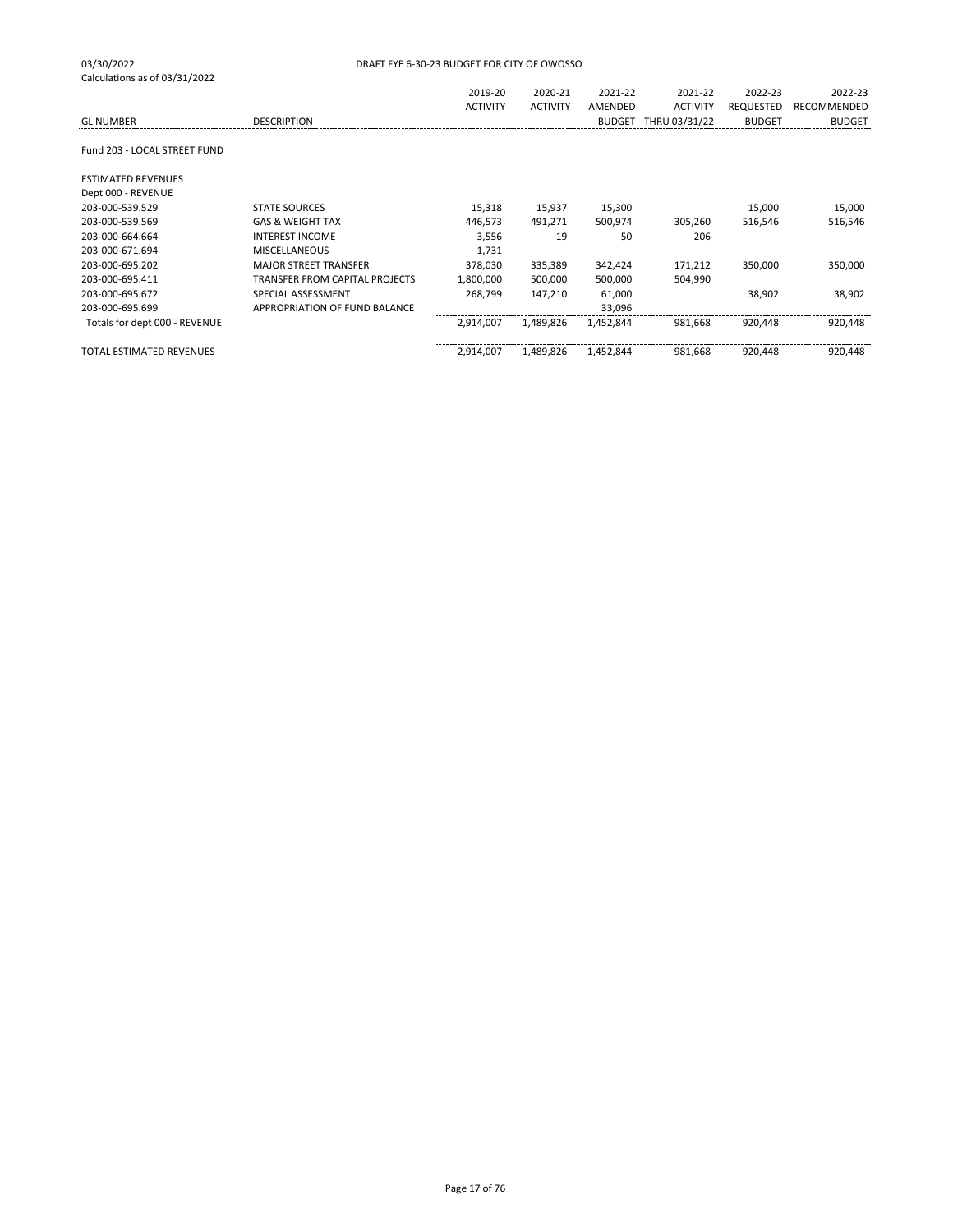03/30/2022 DRAFT FYE 6-30-23 BUDGET FOR CITY OF OWOSSO

Calculations as of 03/31/2022

| GL NUMBER | DESCRIPTION | 2019-20 ACTIVITY | 2020-21 ACTIVITY | 2021-22 AMENDED BUDGET | 2021-22 ACTIVITY THRU 03/31/22 | 2022-23 REQUESTED BUDGET | 2022-23 RECOMMENDED BUDGET |
|---|---|---|---|---|---|---|---|
| Fund 203 - LOCAL STREET FUND | | | | | | | |
| ESTIMATED REVENUES | | | | | | | |
| Dept 000 - REVENUE | | | | | | | |
| 203-000-539.529 | STATE SOURCES | 15,318 | 15,937 | 15,300 | | 15,000 | 15,000 |
| 203-000-539.569 | GAS & WEIGHT TAX | 446,573 | 491,271 | 500,974 | 305,260 | 516,546 | 516,546 |
| 203-000-664.664 | INTEREST INCOME | 3,556 | 19 | 50 | 206 | | |
| 203-000-671.694 | MISCELLANEOUS | 1,731 | | | | | |
| 203-000-695.202 | MAJOR STREET TRANSFER | 378,030 | 335,389 | 342,424 | 171,212 | 350,000 | 350,000 |
| 203-000-695.411 | TRANSFER FROM CAPITAL PROJECTS | 1,800,000 | 500,000 | 500,000 | 504,990 | | |
| 203-000-695.672 | SPECIAL ASSESSMENT | 268,799 | 147,210 | 61,000 | | 38,902 | 38,902 |
| 203-000-695.699 | APPROPRIATION OF FUND BALANCE | | | 33,096 | | | |
| Totals for dept 000 - REVENUE | | 2,914,007 | 1,489,826 | 1,452,844 | 981,668 | 920,448 | 920,448 |
| TOTAL ESTIMATED REVENUES | | 2,914,007 | 1,489,826 | 1,452,844 | 981,668 | 920,448 | 920,448 |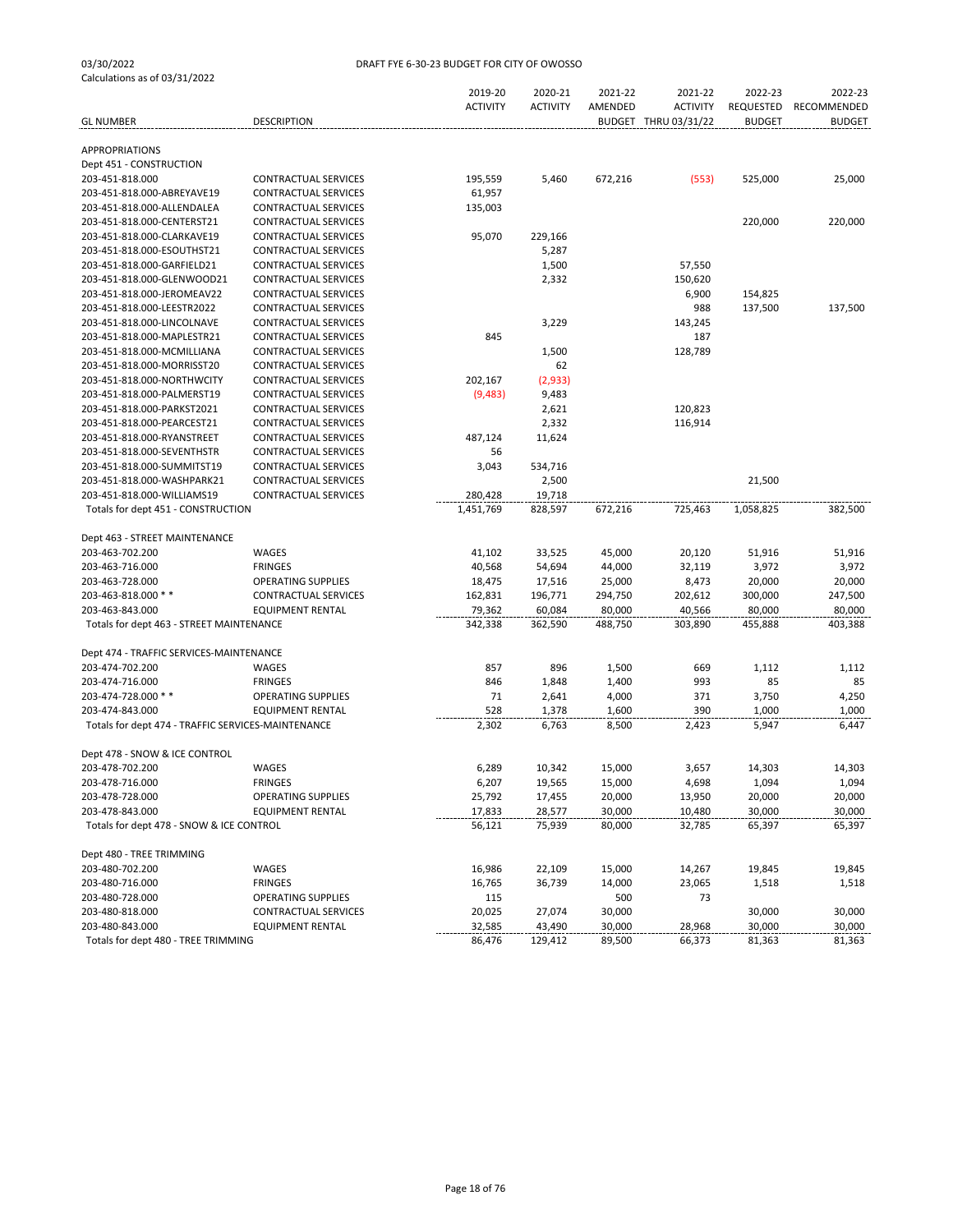03/30/2022
Calculations as of 03/31/2022

DRAFT FYE 6-30-23 BUDGET FOR CITY OF OWOSSO

| GL NUMBER | DESCRIPTION | 2019-20 ACTIVITY | 2020-21 ACTIVITY | 2021-22 AMENDED BUDGET | 2021-22 ACTIVITY THRU 03/31/22 | 2022-23 REQUESTED BUDGET | 2022-23 RECOMMENDED BUDGET |
|---|---|---|---|---|---|---|---|
| APPROPRIATIONS | | | | | | | |
| Dept 451 - CONSTRUCTION | | | | | | | |
| 203-451-818.000 | CONTRACTUAL SERVICES | 195,559 | 5,460 | 672,216 | (553) | 525,000 | 25,000 |
| 203-451-818.000-ABREYAVE19 | CONTRACTUAL SERVICES | 61,957 | | | | | |
| 203-451-818.000-ALLENDALEA | CONTRACTUAL SERVICES | 135,003 | | | | | |
| 203-451-818.000-CENTERST21 | CONTRACTUAL SERVICES | | | | | 220,000 | 220,000 |
| 203-451-818.000-CLARKAVE19 | CONTRACTUAL SERVICES | 95,070 | 229,166 | | | | |
| 203-451-818.000-ESOUTHST21 | CONTRACTUAL SERVICES | | 5,287 | | | | |
| 203-451-818.000-GARFIELD21 | CONTRACTUAL SERVICES | | 1,500 | | 57,550 | | |
| 203-451-818.000-GLENWOOD21 | CONTRACTUAL SERVICES | | 2,332 | | 150,620 | | |
| 203-451-818.000-JEROMEAV22 | CONTRACTUAL SERVICES | | | | 6,900 | 154,825 | |
| 203-451-818.000-LEESTR2022 | CONTRACTUAL SERVICES | | | | 988 | 137,500 | 137,500 |
| 203-451-818.000-LINCOLNAVE | CONTRACTUAL SERVICES | | 3,229 | | 143,245 | | |
| 203-451-818.000-MAPLESTR21 | CONTRACTUAL SERVICES | 845 | | | 187 | | |
| 203-451-818.000-MCMILLIANA | CONTRACTUAL SERVICES | | 1,500 | | 128,789 | | |
| 203-451-818.000-MORRISST20 | CONTRACTUAL SERVICES | | 62 | | | | |
| 203-451-818.000-NORTHWCITY | CONTRACTUAL SERVICES | 202,167 | (2,933) | | | | |
| 203-451-818.000-PALMERST19 | CONTRACTUAL SERVICES | (9,483) | 9,483 | | | | |
| 203-451-818.000-PARKST2021 | CONTRACTUAL SERVICES | | 2,621 | | 120,823 | | |
| 203-451-818.000-PEARCEST21 | CONTRACTUAL SERVICES | | 2,332 | | 116,914 | | |
| 203-451-818.000-RYANSTREET | CONTRACTUAL SERVICES | 487,124 | 11,624 | | | | |
| 203-451-818.000-SEVENTHSTR | CONTRACTUAL SERVICES | 56 | | | | | |
| 203-451-818.000-SUMMITST19 | CONTRACTUAL SERVICES | 3,043 | 534,716 | | | | |
| 203-451-818.000-WASHPARK21 | CONTRACTUAL SERVICES | | 2,500 | | | 21,500 | |
| 203-451-818.000-WILLIAMS19 | CONTRACTUAL SERVICES | 280,428 | 19,718 | | | | |
| Totals for dept 451 - CONSTRUCTION | | 1,451,769 | 828,597 | 672,216 | 725,463 | 1,058,825 | 382,500 |
| | | | | | | | |
| Dept 463 - STREET MAINTENANCE | | | | | | | |
| 203-463-702.200 | WAGES | 41,102 | 33,525 | 45,000 | 20,120 | 51,916 | 51,916 |
| 203-463-716.000 | FRINGES | 40,568 | 54,694 | 44,000 | 32,119 | 3,972 | 3,972 |
| 203-463-728.000 | OPERATING SUPPLIES | 18,475 | 17,516 | 25,000 | 8,473 | 20,000 | 20,000 |
| 203-463-818.000 * * | CONTRACTUAL SERVICES | 162,831 | 196,771 | 294,750 | 202,612 | 300,000 | 247,500 |
| 203-463-843.000 | EQUIPMENT RENTAL | 79,362 | 60,084 | 80,000 | 40,566 | 80,000 | 80,000 |
| Totals for dept 463 - STREET MAINTENANCE | | 342,338 | 362,590 | 488,750 | 303,890 | 455,888 | 403,388 |
| | | | | | | | |
| Dept 474 - TRAFFIC SERVICES-MAINTENANCE | | | | | | | |
| 203-474-702.200 | WAGES | 857 | 896 | 1,500 | 669 | 1,112 | 1,112 |
| 203-474-716.000 | FRINGES | 846 | 1,848 | 1,400 | 993 | 85 | 85 |
| 203-474-728.000 * * | OPERATING SUPPLIES | 71 | 2,641 | 4,000 | 371 | 3,750 | 4,250 |
| 203-474-843.000 | EQUIPMENT RENTAL | 528 | 1,378 | 1,600 | 390 | 1,000 | 1,000 |
| Totals for dept 474 - TRAFFIC SERVICES-MAINTENANCE | | 2,302 | 6,763 | 8,500 | 2,423 | 5,947 | 6,447 |
| | | | | | | | |
| Dept 478 - SNOW & ICE CONTROL | | | | | | | |
| 203-478-702.200 | WAGES | 6,289 | 10,342 | 15,000 | 3,657 | 14,303 | 14,303 |
| 203-478-716.000 | FRINGES | 6,207 | 19,565 | 15,000 | 4,698 | 1,094 | 1,094 |
| 203-478-728.000 | OPERATING SUPPLIES | 25,792 | 17,455 | 20,000 | 13,950 | 20,000 | 20,000 |
| 203-478-843.000 | EQUIPMENT RENTAL | 17,833 | 28,577 | 30,000 | 10,480 | 30,000 | 30,000 |
| Totals for dept 478 - SNOW & ICE CONTROL | | 56,121 | 75,939 | 80,000 | 32,785 | 65,397 | 65,397 |
| | | | | | | | |
| Dept 480 - TREE TRIMMING | | | | | | | |
| 203-480-702.200 | WAGES | 16,986 | 22,109 | 15,000 | 14,267 | 19,845 | 19,845 |
| 203-480-716.000 | FRINGES | 16,765 | 36,739 | 14,000 | 23,065 | 1,518 | 1,518 |
| 203-480-728.000 | OPERATING SUPPLIES | 115 | | 500 | 73 | | |
| 203-480-818.000 | CONTRACTUAL SERVICES | 20,025 | 27,074 | 30,000 | | 30,000 | 30,000 |
| 203-480-843.000 | EQUIPMENT RENTAL | 32,585 | 43,490 | 30,000 | 28,968 | 30,000 | 30,000 |
| Totals for dept 480 - TREE TRIMMING | | 86,476 | 129,412 | 89,500 | 66,373 | 81,363 | 81,363 |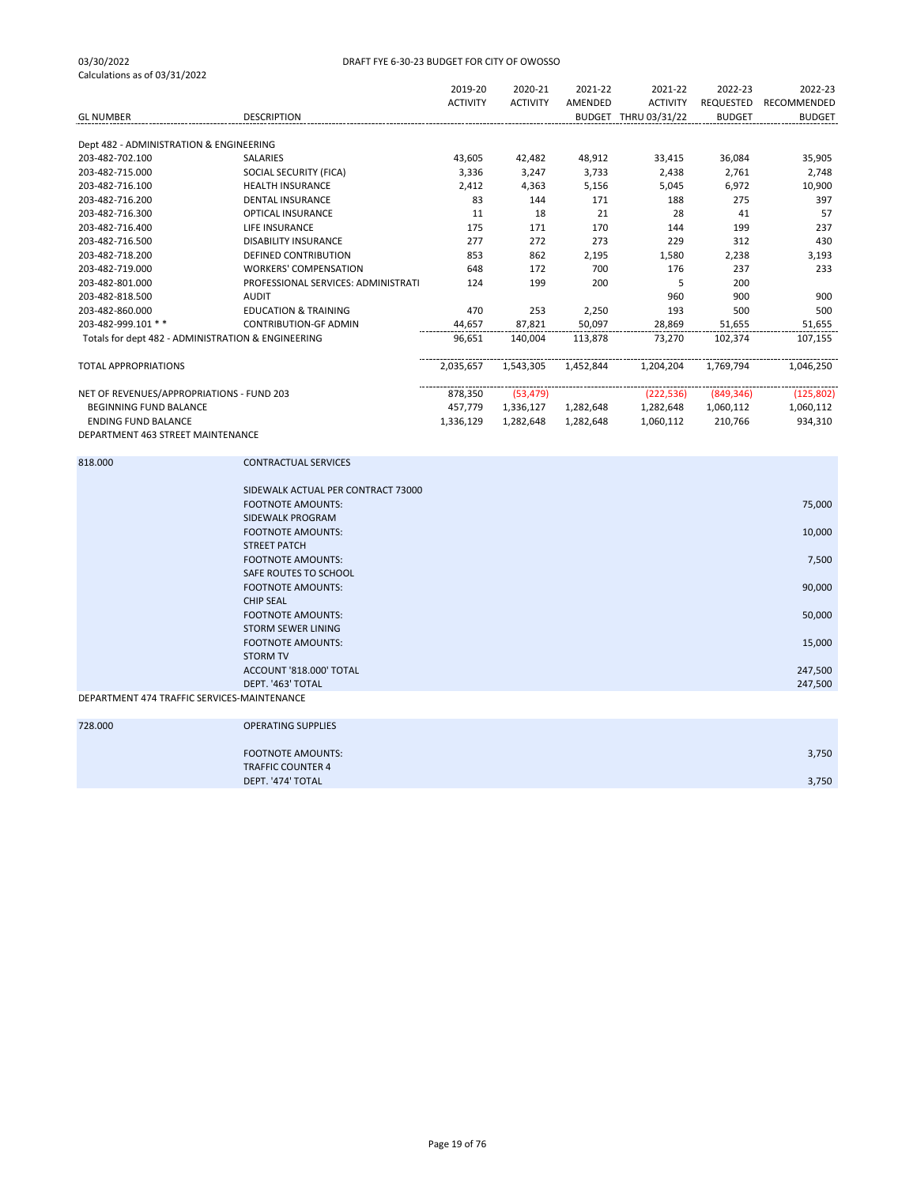03/30/2022
Calculations as of 03/31/2022

DRAFT FYE 6-30-23 BUDGET FOR CITY OF OWOSSO

| GL NUMBER | DESCRIPTION | 2019-20 ACTIVITY | 2020-21 ACTIVITY | 2021-22 AMENDED BUDGET | 2021-22 ACTIVITY THRU 03/31/22 | 2022-23 REQUESTED BUDGET | 2022-23 RECOMMENDED BUDGET |
|---|---|---|---|---|---|---|---|
| Dept 482 - ADMINISTRATION & ENGINEERING | | | | | | | |
| 203-482-702.100 | SALARIES | 43,605 | 42,482 | 48,912 | 33,415 | 36,084 | 35,905 |
| 203-482-715.000 | SOCIAL SECURITY (FICA) | 3,336 | 3,247 | 3,733 | 2,438 | 2,761 | 2,748 |
| 203-482-716.100 | HEALTH INSURANCE | 2,412 | 4,363 | 5,156 | 5,045 | 6,972 | 10,900 |
| 203-482-716.200 | DENTAL INSURANCE | 83 | 144 | 171 | 188 | 275 | 397 |
| 203-482-716.300 | OPTICAL INSURANCE | 11 | 18 | 21 | 28 | 41 | 57 |
| 203-482-716.400 | LIFE INSURANCE | 175 | 171 | 170 | 144 | 199 | 237 |
| 203-482-716.500 | DISABILITY INSURANCE | 277 | 272 | 273 | 229 | 312 | 430 |
| 203-482-718.200 | DEFINED CONTRIBUTION | 853 | 862 | 2,195 | 1,580 | 2,238 | 3,193 |
| 203-482-719.000 | WORKERS' COMPENSATION | 648 | 172 | 700 | 176 | 237 | 233 |
| 203-482-801.000 | PROFESSIONAL SERVICES: ADMINISTRATI | 124 | 199 | 200 | 5 | 200 | |
| 203-482-818.500 | AUDIT | | | | 960 | 900 | 900 |
| 203-482-860.000 | EDUCATION & TRAINING | 470 | 253 | 2,250 | 193 | 500 | 500 |
| 203-482-999.101 * * | CONTRIBUTION-GF ADMIN | 44,657 | 87,821 | 50,097 | 28,869 | 51,655 | 51,655 |
| Totals for dept 482 - ADMINISTRATION & ENGINEERING | | 96,651 | 140,004 | 113,878 | 73,270 | 102,374 | 107,155 |
| TOTAL APPROPRIATIONS | | 2,035,657 | 1,543,305 | 1,452,844 | 1,204,204 | 1,769,794 | 1,046,250 |
| NET OF REVENUES/APPROPRIATIONS - FUND 203 | | 878,350 | (53,479) | | (222,536) | (849,346) | (125,802) |
| BEGINNING FUND BALANCE | | 457,779 | 1,336,127 | 1,282,648 | 1,282,648 | 1,060,112 | 1,060,112 |
| ENDING FUND BALANCE | | 1,336,129 | 1,282,648 | 1,282,648 | 1,060,112 | 210,766 | 934,310 |

DEPARTMENT 463 STREET MAINTENANCE

| | | |
|---|---|---|
| 818.000 | CONTRACTUAL SERVICES | |
| | SIDEWALK ACTUAL PER CONTRACT 73000 | |
| | FOOTNOTE AMOUNTS: | 75,000 |
| | SIDEWALK PROGRAM | |
| | FOOTNOTE AMOUNTS: | 10,000 |
| | STREET PATCH | |
| | FOOTNOTE AMOUNTS: | 7,500 |
| | SAFE ROUTES TO SCHOOL | |
| | FOOTNOTE AMOUNTS: | 90,000 |
| | CHIP SEAL | |
| | FOOTNOTE AMOUNTS: | 50,000 |
| | STORM SEWER LINING | |
| | FOOTNOTE AMOUNTS: | 15,000 |
| | STORM TV | |
| | ACCOUNT '818.000' TOTAL | 247,500 |
| | DEPT. '463' TOTAL | 247,500 |

DEPARTMENT 474 TRAFFIC SERVICES-MAINTENANCE

| | | |
|---|---|---|
| 728.000 | OPERATING SUPPLIES | |
| | FOOTNOTE AMOUNTS: | 3,750 |
| | TRAFFIC COUNTER 4 | |
| | DEPT. '474' TOTAL | 3,750 |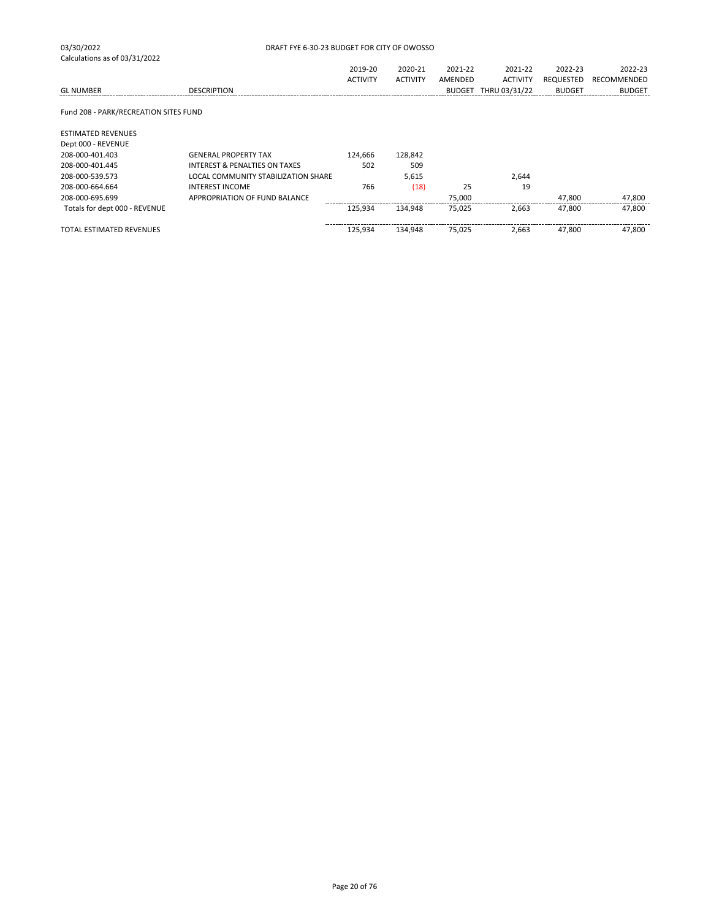03/30/2022 DRAFT FYE 6-30-23 BUDGET FOR CITY OF OWOSSO

Calculations as of 03/31/2022

| GL NUMBER | DESCRIPTION | 2019-20 ACTIVITY | 2020-21 ACTIVITY | 2021-22 AMENDED BUDGET | 2021-22 ACTIVITY THRU 03/31/22 | 2022-23 REQUESTED BUDGET | 2022-23 RECOMMENDED BUDGET |
|---|---|---|---|---|---|---|---|
| Fund 208 - PARK/RECREATION SITES FUND | | | | | | | |
| ESTIMATED REVENUES | | | | | | | |
| Dept 000 - REVENUE | | | | | | | |
| 208-000-401.403 | GENERAL PROPERTY TAX | 124,666 | 128,842 | | | | |
| 208-000-401.445 | INTEREST & PENALTIES ON TAXES | 502 | 509 | | | | |
| 208-000-539.573 | LOCAL COMMUNITY STABILIZATION SHARE | | 5,615 | | 2,644 | | |
| 208-000-664.664 | INTEREST INCOME | 766 | (18) | 25 | 19 | | |
| 208-000-695.699 | APPROPRIATION OF FUND BALANCE | | | 75,000 | | 47,800 | 47,800 |
| Totals for dept 000 - REVENUE | | 125,934 | 134,948 | 75,025 | 2,663 | 47,800 | 47,800 |
| TOTAL ESTIMATED REVENUES | | 125,934 | 134,948 | 75,025 | 2,663 | 47,800 | 47,800 |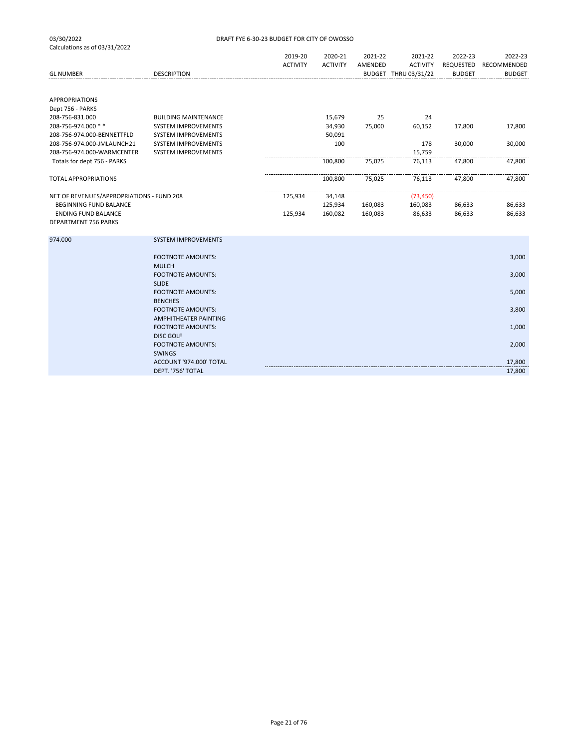03/30/2022 DRAFT FYE 6-30-23 BUDGET FOR CITY OF OWOSSO

Calculations as of 03/31/2022

| GL NUMBER | DESCRIPTION | 2019-20 ACTIVITY | 2020-21 ACTIVITY | 2021-22 AMENDED BUDGET | 2021-22 ACTIVITY THRU 03/31/22 | 2022-23 REQUESTED BUDGET | 2022-23 RECOMMENDED BUDGET |
|---|---|---|---|---|---|---|---|
| APPROPRIATIONS | | | | | | | |
| Dept 756 - PARKS | | | | | | | |
| 208-756-831.000 | BUILDING MAINTENANCE | | 15,679 | 25 | 24 | | |
| 208-756-974.000 * * | SYSTEM IMPROVEMENTS | | 34,930 | 75,000 | 60,152 | 17,800 | 17,800 |
| 208-756-974.000-BENNETTFLD | SYSTEM IMPROVEMENTS | | 50,091 | | | | |
| 208-756-974.000-JMLAUNCH21 | SYSTEM IMPROVEMENTS | | 100 | | 178 | 30,000 | 30,000 |
| 208-756-974.000-WARMCENTER | SYSTEM IMPROVEMENTS | | | | 15,759 | | |
| Totals for dept 756 - PARKS | | | 100,800 | 75,025 | 76,113 | 47,800 | 47,800 |
| TOTAL APPROPRIATIONS | | | 100,800 | 75,025 | 76,113 | 47,800 | 47,800 |
| NET OF REVENUES/APPROPRIATIONS - FUND 208 | | 125,934 | 34,148 | | (73,450) | | |
| BEGINNING FUND BALANCE | | | 125,934 | 160,083 | 160,083 | 86,633 | 86,633 |
| ENDING FUND BALANCE | | 125,934 | 160,082 | 160,083 | 86,633 | 86,633 | 86,633 |

DEPARTMENT 756 PARKS

| 974.000 | SYSTEM IMPROVEMENTS | |
|---|---|---|
| | FOOTNOTE AMOUNTS: MULCH | 3,000 |
| | FOOTNOTE AMOUNTS: SLIDE | 3,000 |
| | FOOTNOTE AMOUNTS: BENCHES | 5,000 |
| | FOOTNOTE AMOUNTS: AMPHITHEATER PAINTING | 3,800 |
| | FOOTNOTE AMOUNTS: DISC GOLF | 1,000 |
| | FOOTNOTE AMOUNTS: SWINGS | 2,000 |
| | ACCOUNT '974.000' TOTAL | 17,800 |
| | DEPT. '756' TOTAL | 17,800 |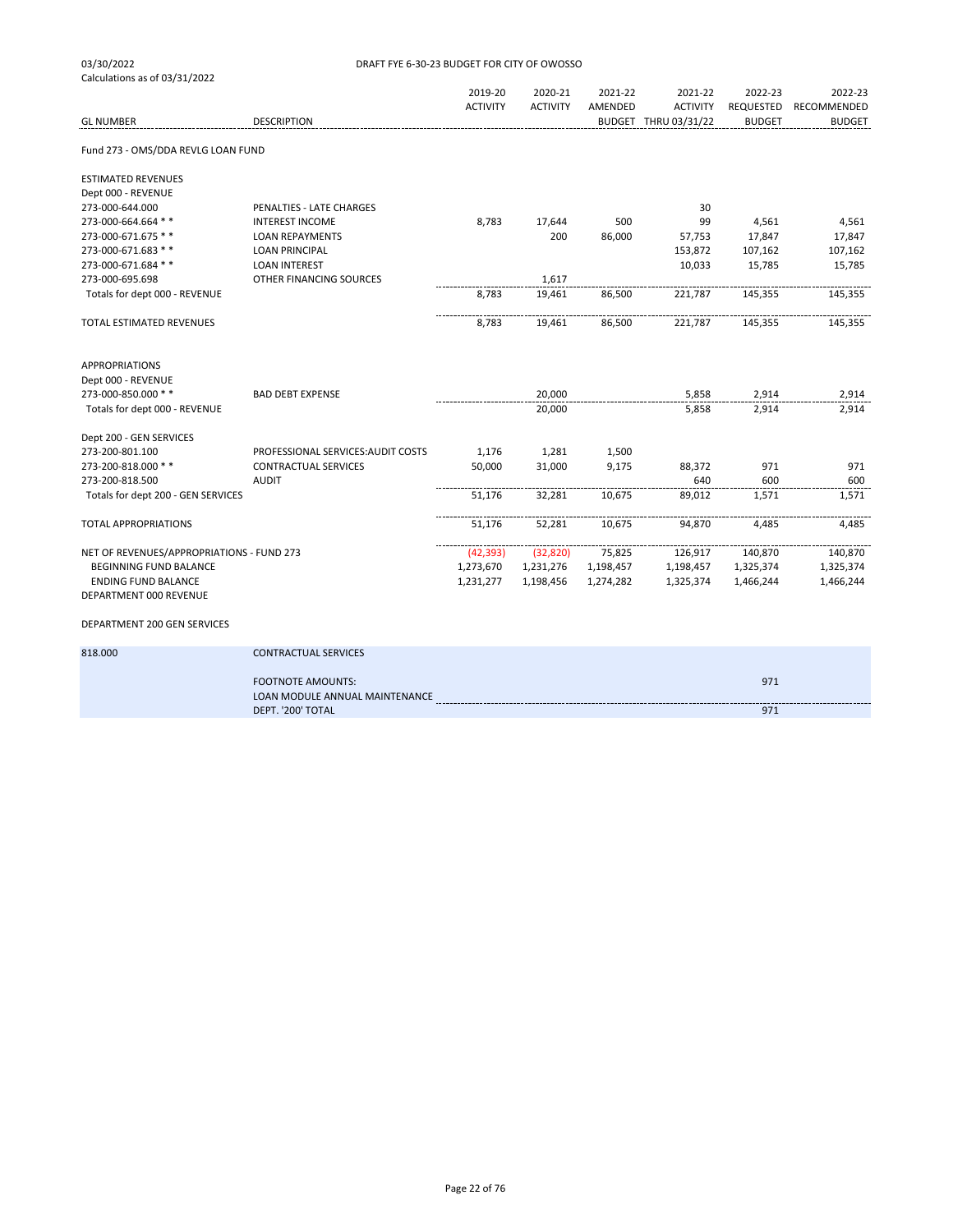03/30/2022
Calculations as of 03/31/2022

DRAFT FYE 6-30-23 BUDGET FOR CITY OF OWOSSO

| GL NUMBER | DESCRIPTION | 2019-20 ACTIVITY | 2020-21 ACTIVITY | 2021-22 AMENDED BUDGET | 2021-22 ACTIVITY THRU 03/31/22 | 2022-23 REQUESTED BUDGET | 2022-23 RECOMMENDED BUDGET |
|---|---|---|---|---|---|---|---|
| Fund 273 - OMS/DDA REVLG LOAN FUND | | | | | | | |
| ESTIMATED REVENUES | | | | | | | |
| Dept 000 - REVENUE | | | | | | | |
| 273-000-644.000 | PENALTIES - LATE CHARGES | | | | 30 | | |
| 273-000-664.664 * * | INTEREST INCOME | 8,783 | 17,644 | 500 | 99 | 4,561 | 4,561 |
| 273-000-671.675 * * | LOAN REPAYMENTS | | 200 | 86,000 | 57,753 | 17,847 | 17,847 |
| 273-000-671.683 * * | LOAN PRINCIPAL | | | | 153,872 | 107,162 | 107,162 |
| 273-000-671.684 * * | LOAN INTEREST | | | | 10,033 | 15,785 | 15,785 |
| 273-000-695.698 | OTHER FINANCING SOURCES | | 1,617 | | | | |
| Totals for dept 000 - REVENUE | | 8,783 | 19,461 | 86,500 | 221,787 | 145,355 | 145,355 |
| TOTAL ESTIMATED REVENUES | | 8,783 | 19,461 | 86,500 | 221,787 | 145,355 | 145,355 |
| APPROPRIATIONS | | | | | | | |
| Dept 000 - REVENUE | | | | | | | |
| 273-000-850.000 * * | BAD DEBT EXPENSE | | 20,000 | | 5,858 | 2,914 | 2,914 |
| Totals for dept 000 - REVENUE | | | 20,000 | | 5,858 | 2,914 | 2,914 |
| Dept 200 - GEN SERVICES | | | | | | | |
| 273-200-801.100 | PROFESSIONAL SERVICES:AUDIT COSTS | 1,176 | 1,281 | 1,500 | | | |
| 273-200-818.000 * * | CONTRACTUAL SERVICES | 50,000 | 31,000 | 9,175 | 88,372 | 971 | 971 |
| 273-200-818.500 | AUDIT | | | | 640 | 600 | 600 |
| Totals for dept 200 - GEN SERVICES | | 51,176 | 32,281 | 10,675 | 89,012 | 1,571 | 1,571 |
| TOTAL APPROPRIATIONS | | 51,176 | 52,281 | 10,675 | 94,870 | 4,485 | 4,485 |
| NET OF REVENUES/APPROPRIATIONS - FUND 273 | | (42,393) | (32,820) | 75,825 | 126,917 | 140,870 | 140,870 |
| BEGINNING FUND BALANCE | | 1,273,670 | 1,231,276 | 1,198,457 | 1,198,457 | 1,325,374 | 1,325,374 |
| ENDING FUND BALANCE | | 1,231,277 | 1,198,456 | 1,274,282 | 1,325,374 | 1,466,244 | 1,466,244 |

DEPARTMENT 000 REVENUE

DEPARTMENT 200 GEN SERVICES

| 818.000 | CONTRACTUAL SERVICES | |
|---|---|---|
| | FOOTNOTE AMOUNTS: | 971 |
| | LOAN MODULE ANNUAL MAINTENANCE | |
| | DEPT. '200' TOTAL | 971 |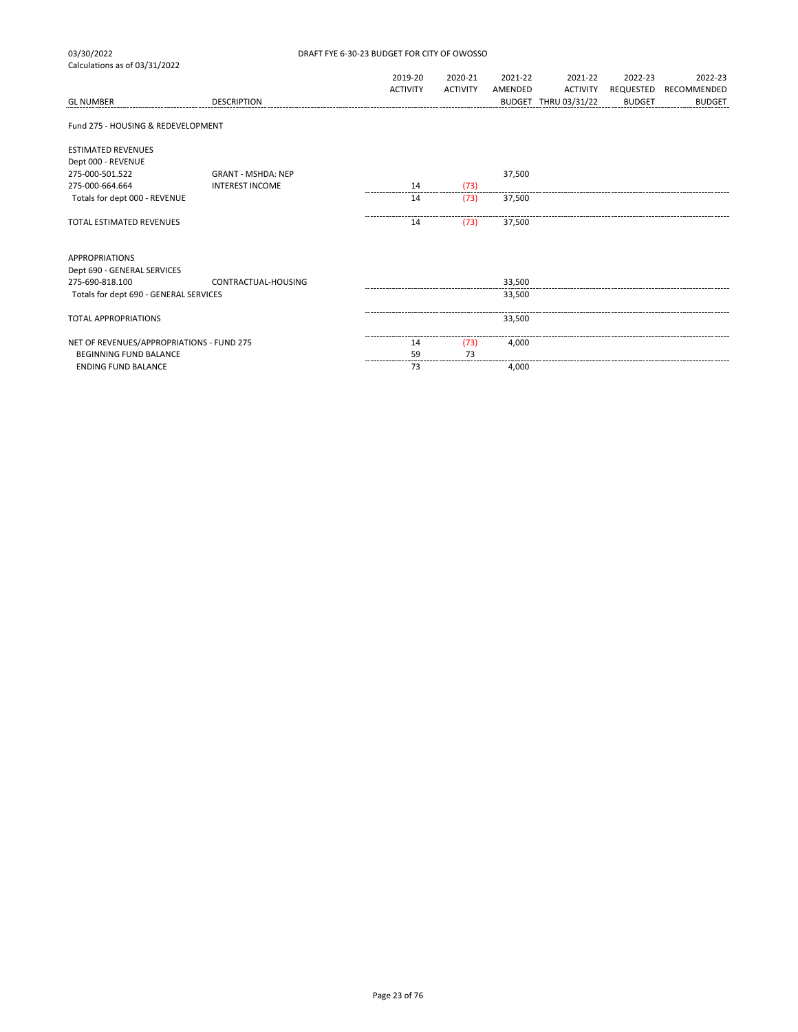03/30/2022
Calculations as of 03/31/2022

DRAFT FYE 6-30-23 BUDGET FOR CITY OF OWOSSO

| GL NUMBER | DESCRIPTION | 2019-20 ACTIVITY | 2020-21 ACTIVITY | 2021-22 AMENDED BUDGET | 2021-22 ACTIVITY THRU 03/31/22 | 2022-23 REQUESTED BUDGET | 2022-23 RECOMMENDED BUDGET |
|---|---|---|---|---|---|---|---|
| Fund 275 - HOUSING & REDEVELOPMENT | | | | | | | |
| ESTIMATED REVENUES | | | | | | | |
| Dept 000 - REVENUE | | | | | | | |
| 275-000-501.522 | GRANT - MSHDA: NEP | | | 37,500 | | | |
| 275-000-664.664 | INTEREST INCOME | 14 | (73) | | | | |
| Totals for dept 000 - REVENUE | | 14 | (73) | 37,500 | | | |
| TOTAL ESTIMATED REVENUES | | 14 | (73) | 37,500 | | | |
| APPROPRIATIONS | | | | | | | |
| Dept 690 - GENERAL SERVICES | | | | | | | |
| 275-690-818.100 | CONTRACTUAL-HOUSING | | | 33,500 | | | |
| Totals for dept 690 - GENERAL SERVICES | | | | 33,500 | | | |
| TOTAL APPROPRIATIONS | | | | 33,500 | | | |
| NET OF REVENUES/APPROPRIATIONS - FUND 275 | | 14 | (73) | 4,000 | | | |
| BEGINNING FUND BALANCE | | 59 | 73 | | | | |
| ENDING FUND BALANCE | | 73 | | 4,000 | | | |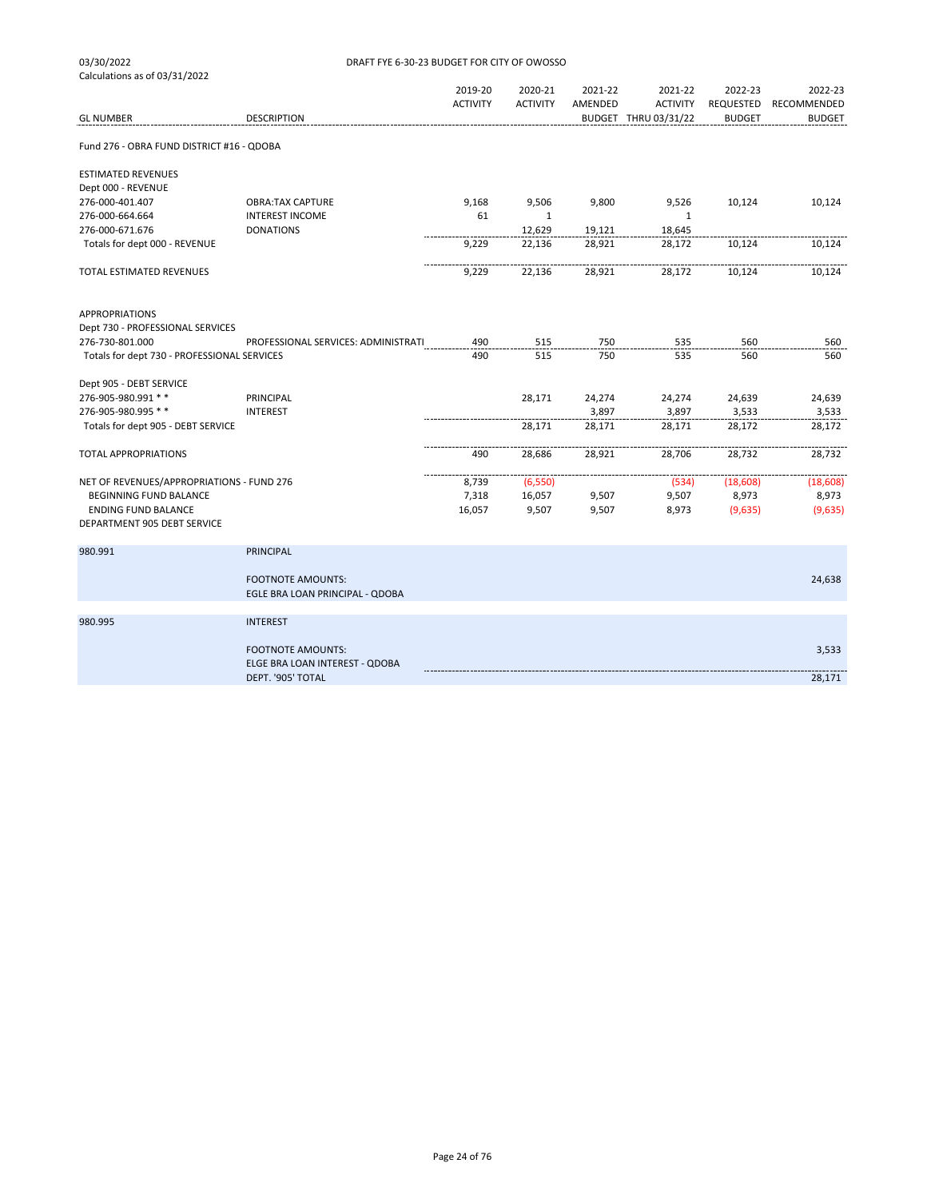03/30/2022
Calculations as of 03/31/2022

DRAFT FYE 6-30-23 BUDGET FOR CITY OF OWOSSO

| GL NUMBER | DESCRIPTION | 2019-20 ACTIVITY | 2020-21 ACTIVITY | 2021-22 AMENDED BUDGET | 2021-22 ACTIVITY THRU 03/31/22 | 2022-23 REQUESTED BUDGET | 2022-23 RECOMMENDED BUDGET |
|---|---|---|---|---|---|---|---|
| Fund 276 - OBRA FUND DISTRICT #16 - QDOBA | | | | | | | |
| ESTIMATED REVENUES | | | | | | | |
| Dept 000 - REVENUE | | | | | | | |
| 276-000-401.407 | OBRA:TAX CAPTURE | 9,168 | 9,506 | 9,800 | 9,526 | 10,124 | 10,124 |
| 276-000-664.664 | INTEREST INCOME | 61 | 1 | | 1 | | |
| 276-000-671.676 | DONATIONS | | 12,629 | 19,121 | 18,645 | | |
| Totals for dept 000 - REVENUE | | 9,229 | 22,136 | 28,921 | 28,172 | 10,124 | 10,124 |
| TOTAL ESTIMATED REVENUES | | 9,229 | 22,136 | 28,921 | 28,172 | 10,124 | 10,124 |
| APPROPRIATIONS | | | | | | | |
| Dept 730 - PROFESSIONAL SERVICES | | | | | | | |
| 276-730-801.000 | PROFESSIONAL SERVICES: ADMINISTRATI | 490 | 515 | 750 | 535 | 560 | 560 |
| Totals for dept 730 - PROFESSIONAL SERVICES | | 490 | 515 | 750 | 535 | 560 | 560 |
| Dept 905 - DEBT SERVICE | | | | | | | |
| 276-905-980.991 * * | PRINCIPAL | | 28,171 | 24,274 | 24,274 | 24,639 | 24,639 |
| 276-905-980.995 * * | INTEREST | | | 3,897 | 3,897 | 3,533 | 3,533 |
| Totals for dept 905 - DEBT SERVICE | | | 28,171 | 28,171 | 28,171 | 28,172 | 28,172 |
| TOTAL APPROPRIATIONS | | 490 | 28,686 | 28,921 | 28,706 | 28,732 | 28,732 |
| NET OF REVENUES/APPROPRIATIONS - FUND 276 | | 8,739 | (6,550) | | (534) | (18,608) | (18,608) |
| BEGINNING FUND BALANCE | | 7,318 | 16,057 | 9,507 | 9,507 | 8,973 | 8,973 |
| ENDING FUND BALANCE | | 16,057 | 9,507 | 9,507 | 8,973 | (9,635) | (9,635) |

DEPARTMENT 905 DEBT SERVICE

| | | |
|---|---|---|
| 980.991 | PRINCIPAL | |
| | FOOTNOTE AMOUNTS: EGLE BRA LOAN PRINCIPAL - QDOBA | 24,638 |
| 980.995 | INTEREST | |
| | FOOTNOTE AMOUNTS: ELGE BRA LOAN INTEREST - QDOBA | 3,533 |
| | DEPT. '905' TOTAL | 28,171 |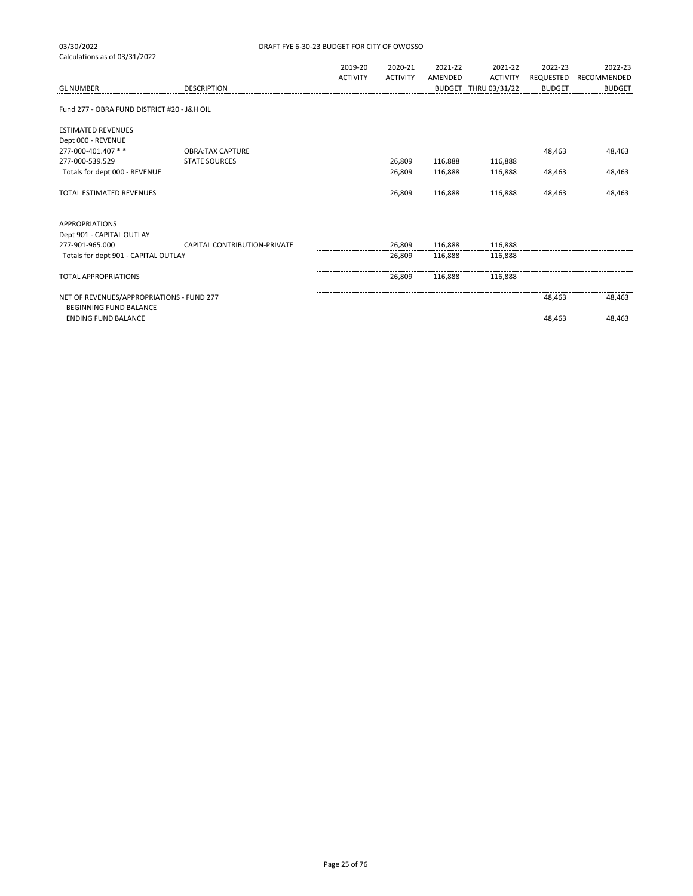03/30/2022
Calculations as of 03/31/2022

DRAFT FYE 6-30-23 BUDGET FOR CITY OF OWOSSO

| GL NUMBER | DESCRIPTION | 2019-20 ACTIVITY | 2020-21 ACTIVITY | 2021-22 AMENDED BUDGET | 2021-22 ACTIVITY THRU 03/31/22 | 2022-23 REQUESTED BUDGET | 2022-23 RECOMMENDED BUDGET |
|---|---|---|---|---|---|---|---|
| Fund 277 - OBRA FUND DISTRICT #20 - J&H OIL | | | | | | | |
| ESTIMATED REVENUES | | | | | | | |
| Dept 000 - REVENUE | | | | | | | |
| 277-000-401.407 * * | OBRA:TAX CAPTURE | | | | | 48,463 | 48,463 |
| 277-000-539.529 | STATE SOURCES | | 26,809 | 116,888 | 116,888 | | |
| Totals for dept 000 - REVENUE | | | 26,809 | 116,888 | 116,888 | 48,463 | 48,463 |
| TOTAL ESTIMATED REVENUES | | | 26,809 | 116,888 | 116,888 | 48,463 | 48,463 |
| APPROPRIATIONS | | | | | | | |
| Dept 901 - CAPITAL OUTLAY | | | | | | | |
| 277-901-965.000 | CAPITAL CONTRIBUTION-PRIVATE | | 26,809 | 116,888 | 116,888 | | |
| Totals for dept 901 - CAPITAL OUTLAY | | | 26,809 | 116,888 | 116,888 | | |
| TOTAL APPROPRIATIONS | | | 26,809 | 116,888 | 116,888 | | |
| NET OF REVENUES/APPROPRIATIONS - FUND 277 | | | | | | 48,463 | 48,463 |
| BEGINNING FUND BALANCE | | | | | | | |
| ENDING FUND BALANCE | | | | | | 48,463 | 48,463 |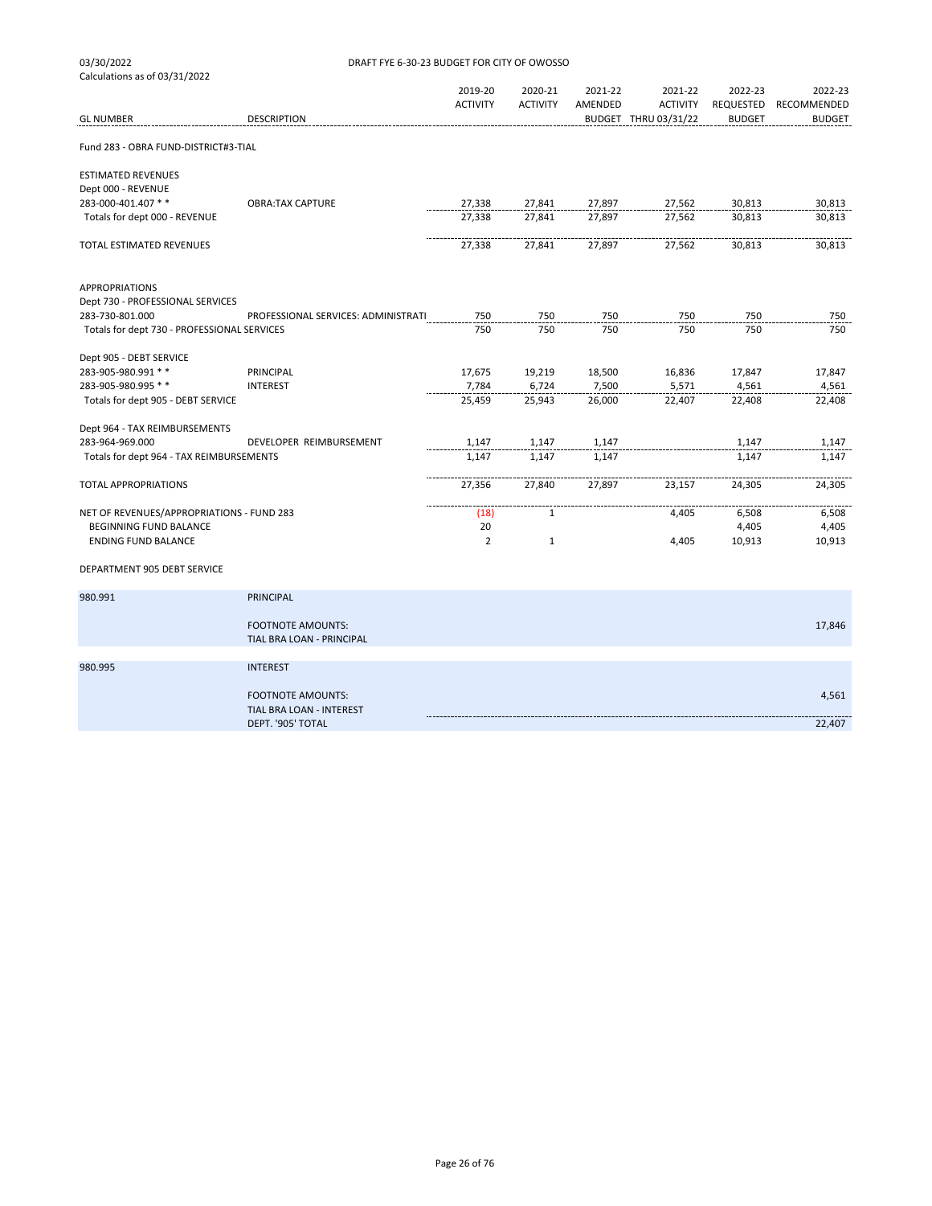03/30/2022 DRAFT FYE 6-30-23 BUDGET FOR CITY OF OWOSSO

Calculations as of 03/31/2022

| GL NUMBER | DESCRIPTION | 2019-20 ACTIVITY | 2020-21 ACTIVITY | 2021-22 AMENDED BUDGET | 2021-22 ACTIVITY THRU 03/31/22 | 2022-23 REQUESTED BUDGET | 2022-23 RECOMMENDED BUDGET |
|---|---|---|---|---|---|---|---|
| Fund 283 - OBRA FUND-DISTRICT#3-TIAL | | | | | | | |
| ESTIMATED REVENUES | | | | | | | |
| Dept 000 - REVENUE | | | | | | | |
| 283-000-401.407 * * | OBRA:TAX CAPTURE | 27,338 | 27,841 | 27,897 | 27,562 | 30,813 | 30,813 |
| Totals for dept 000 - REVENUE | | 27,338 | 27,841 | 27,897 | 27,562 | 30,813 | 30,813 |
| TOTAL ESTIMATED REVENUES | | 27,338 | 27,841 | 27,897 | 27,562 | 30,813 | 30,813 |
| APPROPRIATIONS | | | | | | | |
| Dept 730 - PROFESSIONAL SERVICES | | | | | | | |
| 283-730-801.000 | PROFESSIONAL SERVICES: ADMINISTRATI | 750 | 750 | 750 | 750 | 750 | 750 |
| Totals for dept 730 - PROFESSIONAL SERVICES | | 750 | 750 | 750 | 750 | 750 | 750 |
| Dept 905 - DEBT SERVICE | | | | | | | |
| 283-905-980.991 * * | PRINCIPAL | 17,675 | 19,219 | 18,500 | 16,836 | 17,847 | 17,847 |
| 283-905-980.995 * * | INTEREST | 7,784 | 6,724 | 7,500 | 5,571 | 4,561 | 4,561 |
| Totals for dept 905 - DEBT SERVICE | | 25,459 | 25,943 | 26,000 | 22,407 | 22,408 | 22,408 |
| Dept 964 - TAX REIMBURSEMENTS | | | | | | | |
| 283-964-969.000 | DEVELOPER REIMBURSEMENT | 1,147 | 1,147 | 1,147 | | 1,147 | 1,147 |
| Totals for dept 964 - TAX REIMBURSEMENTS | | 1,147 | 1,147 | 1,147 | | 1,147 | 1,147 |
| TOTAL APPROPRIATIONS | | 27,356 | 27,840 | 27,897 | 23,157 | 24,305 | 24,305 |
| NET OF REVENUES/APPROPRIATIONS - FUND 283 | | (18) | 1 | | 4,405 | 6,508 | 6,508 |
| BEGINNING FUND BALANCE | | 20 | | | | 4,405 | 4,405 |
| ENDING FUND BALANCE | | 2 | 1 | | 4,405 | 10,913 | 10,913 |

DEPARTMENT 905 DEBT SERVICE

| | | |
|---|---|---|
| 980.991 | PRINCIPAL | |
| | FOOTNOTE AMOUNTS: TIAL BRA LOAN - PRINCIPAL | 17,846 |
| 980.995 | INTEREST | |
| | FOOTNOTE AMOUNTS: TIAL BRA LOAN - INTEREST | 4,561 |
| | DEPT. '905' TOTAL | 22,407 |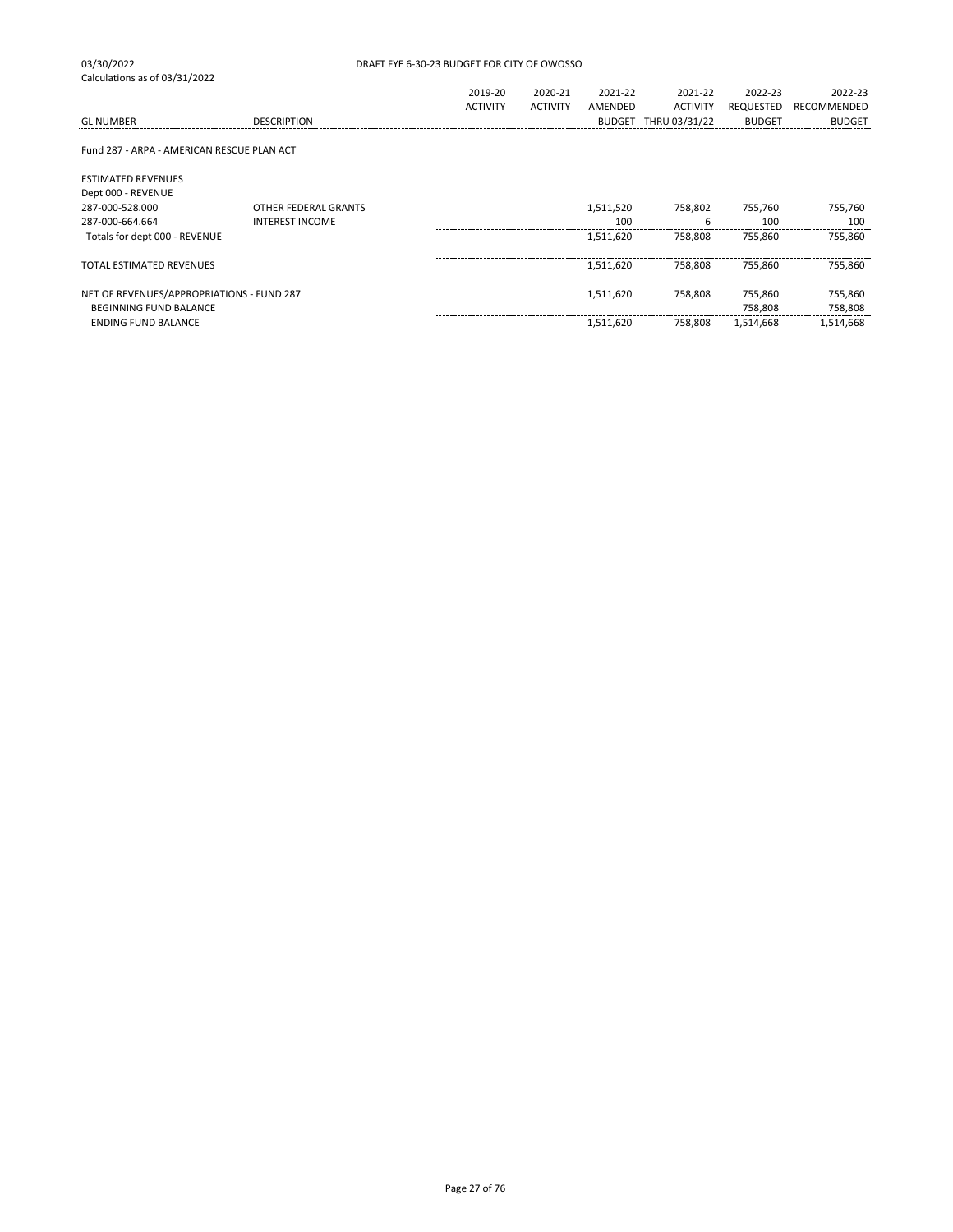03/30/2022 DRAFT FYE 6-30-23 BUDGET FOR CITY OF OWOSSO

Calculations as of 03/31/2022

| GL NUMBER | DESCRIPTION | 2019-20 ACTIVITY | 2020-21 ACTIVITY | 2021-22 AMENDED BUDGET | 2021-22 ACTIVITY THRU 03/31/22 | 2022-23 REQUESTED BUDGET | 2022-23 RECOMMENDED BUDGET |
|---|---|---|---|---|---|---|---|
| Fund 287 - ARPA - AMERICAN RESCUE PLAN ACT | | | | | | | |
| ESTIMATED REVENUES | | | | | | | |
| Dept 000 - REVENUE | | | | | | | |
| 287-000-528.000 | OTHER FEDERAL GRANTS | | | 1,511,520 | 758,802 | 755,760 | 755,760 |
| 287-000-664.664 | INTEREST INCOME | | | 100 | 6 | 100 | 100 |
| Totals for dept 000 - REVENUE | | | | 1,511,620 | 758,808 | 755,860 | 755,860 |
| TOTAL ESTIMATED REVENUES | | | | 1,511,620 | 758,808 | 755,860 | 755,860 |
| NET OF REVENUES/APPROPRIATIONS - FUND 287 | | | | 1,511,620 | 758,808 | 755,860 | 755,860 |
| BEGINNING FUND BALANCE | | | | | | 758,808 | 758,808 |
| ENDING FUND BALANCE | | | | 1,511,620 | 758,808 | 1,514,668 | 1,514,668 |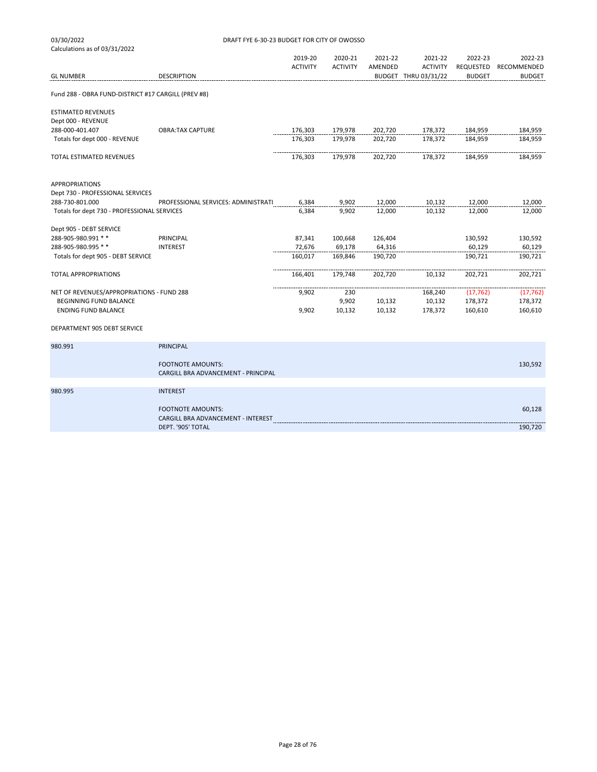03/30/2022
Calculations as of 03/31/2022

DRAFT FYE 6-30-23 BUDGET FOR CITY OF OWOSSO

| GL NUMBER | DESCRIPTION | 2019-20 ACTIVITY | 2020-21 ACTIVITY | 2021-22 AMENDED BUDGET | 2021-22 ACTIVITY THRU 03/31/22 | 2022-23 REQUESTED BUDGET | 2022-23 RECOMMENDED BUDGET |
|---|---|---|---|---|---|---|---|
| Fund 288 - OBRA FUND-DISTRICT #17 CARGILL (PREV #8) | | | | | | | |
| ESTIMATED REVENUES | | | | | | | |
| Dept 000 - REVENUE | | | | | | | |
| 288-000-401.407 | OBRA:TAX CAPTURE | 176,303 | 179,978 | 202,720 | 178,372 | 184,959 | 184,959 |
| Totals for dept 000 - REVENUE | | 176,303 | 179,978 | 202,720 | 178,372 | 184,959 | 184,959 |
| TOTAL ESTIMATED REVENUES | | 176,303 | 179,978 | 202,720 | 178,372 | 184,959 | 184,959 |
| APPROPRIATIONS | | | | | | | |
| Dept 730 - PROFESSIONAL SERVICES | | | | | | | |
| 288-730-801.000 | PROFESSIONAL SERVICES: ADMINISTRATI | 6,384 | 9,902 | 12,000 | 10,132 | 12,000 | 12,000 |
| Totals for dept 730 - PROFESSIONAL SERVICES | | 6,384 | 9,902 | 12,000 | 10,132 | 12,000 | 12,000 |
| Dept 905 - DEBT SERVICE | | | | | | | |
| 288-905-980.991 * * | PRINCIPAL | 87,341 | 100,668 | 126,404 | | 130,592 | 130,592 |
| 288-905-980.995 * * | INTEREST | 72,676 | 69,178 | 64,316 | | 60,129 | 60,129 |
| Totals for dept 905 - DEBT SERVICE | | 160,017 | 169,846 | 190,720 | | 190,721 | 190,721 |
| TOTAL APPROPRIATIONS | | 166,401 | 179,748 | 202,720 | 10,132 | 202,721 | 202,721 |
| NET OF REVENUES/APPROPRIATIONS - FUND 288 | | 9,902 | 230 | | 168,240 | (17,762) | (17,762) |
| BEGINNING FUND BALANCE | | | 9,902 | 10,132 | 10,132 | 178,372 | 178,372 |
| ENDING FUND BALANCE | | 9,902 | 10,132 | 10,132 | 178,372 | 160,610 | 160,610 |

DEPARTMENT 905 DEBT SERVICE

| | | |
|---|---|---|
| 980.991 | PRINCIPAL | |
| | FOOTNOTE AMOUNTS: | 130,592 |
| | CARGILL BRA ADVANCEMENT - PRINCIPAL | |
| 980.995 | INTEREST | |
| | FOOTNOTE AMOUNTS: | 60,128 |
| | CARGILL BRA ADVANCEMENT - INTEREST | |
| | DEPT. '905' TOTAL | 190,720 |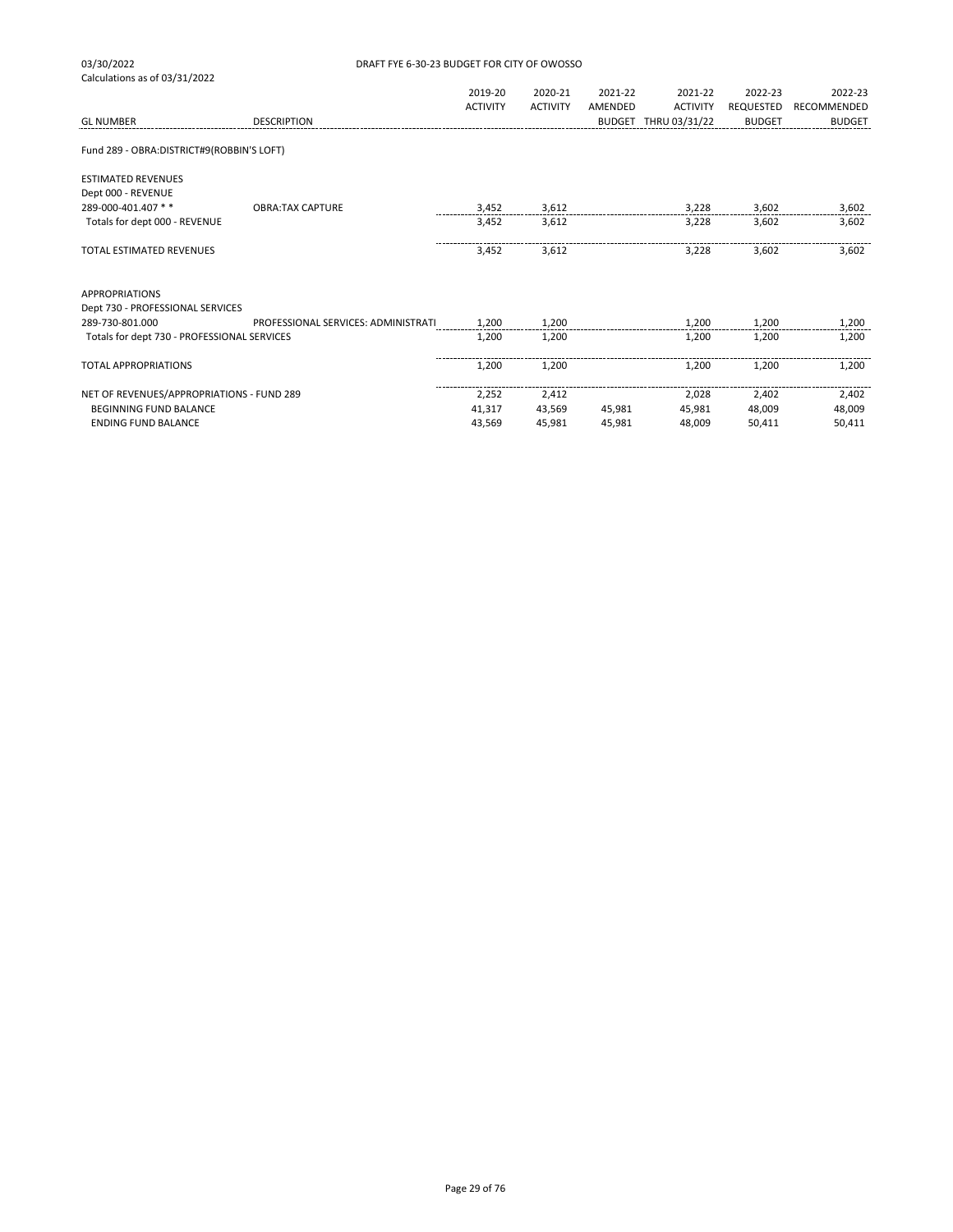03/30/2022 DRAFT FYE 6-30-23 BUDGET FOR CITY OF OWOSSO

Calculations as of 03/31/2022

| GL NUMBER | DESCRIPTION | 2019-20 ACTIVITY | 2020-21 ACTIVITY | 2021-22 AMENDED BUDGET | 2021-22 ACTIVITY THRU 03/31/22 | 2022-23 REQUESTED BUDGET | 2022-23 RECOMMENDED BUDGET |
|---|---|---|---|---|---|---|---|
| Fund 289 - OBRA:DISTRICT#9(ROBBIN'S LOFT) | | | | | | | |
| ESTIMATED REVENUES | | | | | | | |
| Dept 000 - REVENUE | | | | | | | |
| 289-000-401.407 * * | OBRA:TAX CAPTURE | 3,452 | 3,612 | | 3,228 | 3,602 | 3,602 |
| Totals for dept 000 - REVENUE | | 3,452 | 3,612 | | 3,228 | 3,602 | 3,602 |
| TOTAL ESTIMATED REVENUES | | 3,452 | 3,612 | | 3,228 | 3,602 | 3,602 |
| APPROPRIATIONS | | | | | | | |
| Dept 730 - PROFESSIONAL SERVICES | | | | | | | |
| 289-730-801.000 | PROFESSIONAL SERVICES: ADMINISTRATI | 1,200 | 1,200 | | 1,200 | 1,200 | 1,200 |
| Totals for dept 730 - PROFESSIONAL SERVICES | | 1,200 | 1,200 | | 1,200 | 1,200 | 1,200 |
| TOTAL APPROPRIATIONS | | 1,200 | 1,200 | | 1,200 | 1,200 | 1,200 |
| NET OF REVENUES/APPROPRIATIONS - FUND 289 | | 2,252 | 2,412 | | 2,028 | 2,402 | 2,402 |
| BEGINNING FUND BALANCE | | 41,317 | 43,569 | 45,981 | 45,981 | 48,009 | 48,009 |
| ENDING FUND BALANCE | | 43,569 | 45,981 | 45,981 | 48,009 | 50,411 | 50,411 |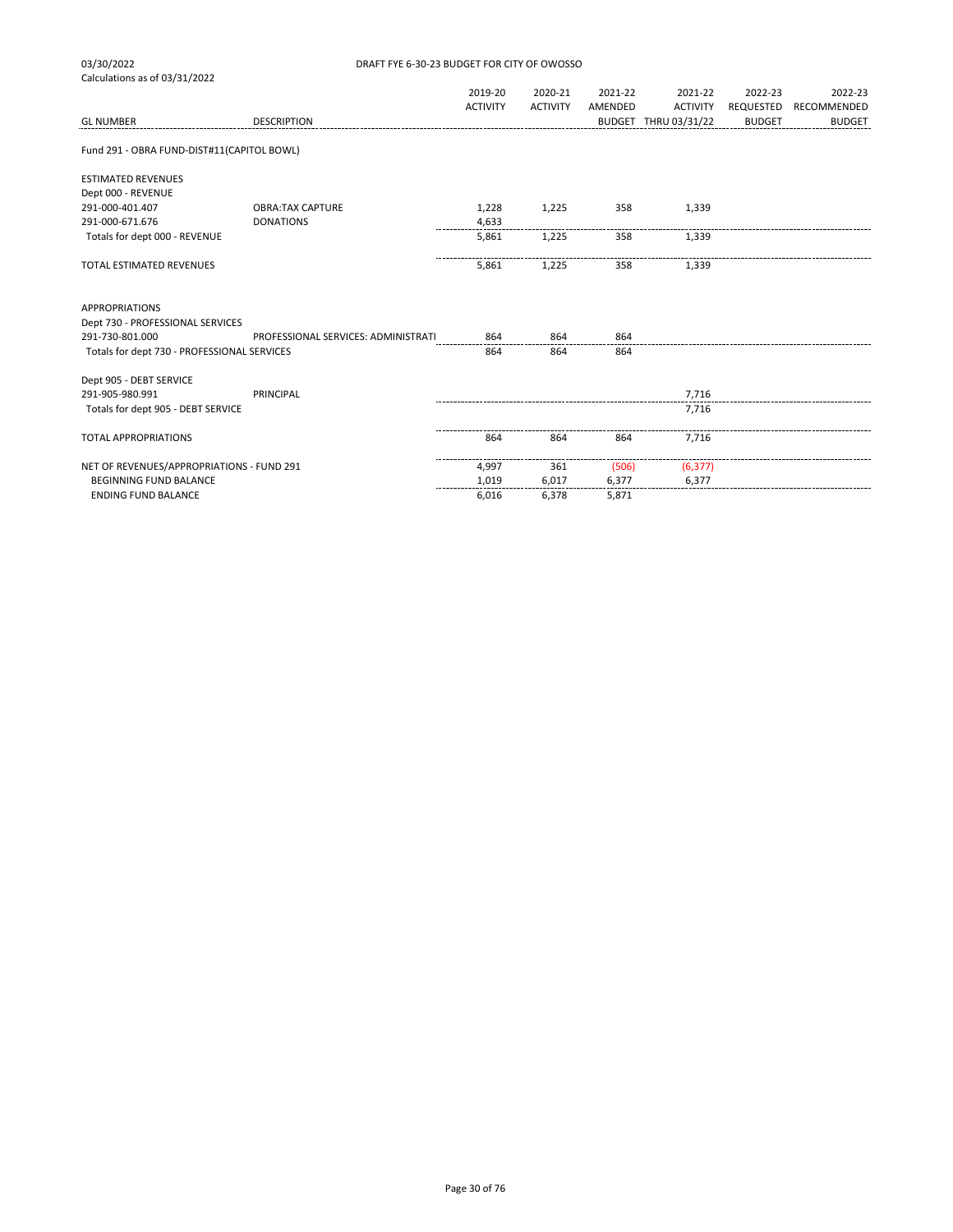03/30/2022 DRAFT FYE 6-30-23 BUDGET FOR CITY OF OWOSSO

Calculations as of 03/31/2022

| GL NUMBER | DESCRIPTION | 2019-20 ACTIVITY | 2020-21 ACTIVITY | 2021-22 AMENDED BUDGET | 2021-22 ACTIVITY THRU 03/31/22 | 2022-23 REQUESTED BUDGET | 2022-23 RECOMMENDED BUDGET |
|---|---|---|---|---|---|---|---|
| Fund 291 - OBRA FUND-DIST#11(CAPITOL BOWL) | | | | | | | |
| ESTIMATED REVENUES | | | | | | | |
| Dept 000 - REVENUE | | | | | | | |
| 291-000-401.407 | OBRA:TAX CAPTURE | 1,228 | 1,225 | 358 | 1,339 | | |
| 291-000-671.676 | DONATIONS | 4,633 | | | | | |
| Totals for dept 000 - REVENUE | | 5,861 | 1,225 | 358 | 1,339 | | |
| TOTAL ESTIMATED REVENUES | | 5,861 | 1,225 | 358 | 1,339 | | |
| APPROPRIATIONS | | | | | | | |
| Dept 730 - PROFESSIONAL SERVICES | | | | | | | |
| 291-730-801.000 | PROFESSIONAL SERVICES: ADMINISTRATI | 864 | 864 | 864 | | | |
| Totals for dept 730 - PROFESSIONAL SERVICES | | 864 | 864 | 864 | | | |
| Dept 905 - DEBT SERVICE | | | | | | | |
| 291-905-980.991 | PRINCIPAL | | | | 7,716 | | |
| Totals for dept 905 - DEBT SERVICE | | | | | 7,716 | | |
| TOTAL APPROPRIATIONS | | 864 | 864 | 864 | 7,716 | | |
| NET OF REVENUES/APPROPRIATIONS - FUND 291 | | 4,997 | 361 | (506) | (6,377) | | |
| BEGINNING FUND BALANCE | | 1,019 | 6,017 | 6,377 | 6,377 | | |
| ENDING FUND BALANCE | | 6,016 | 6,378 | 5,871 | | | |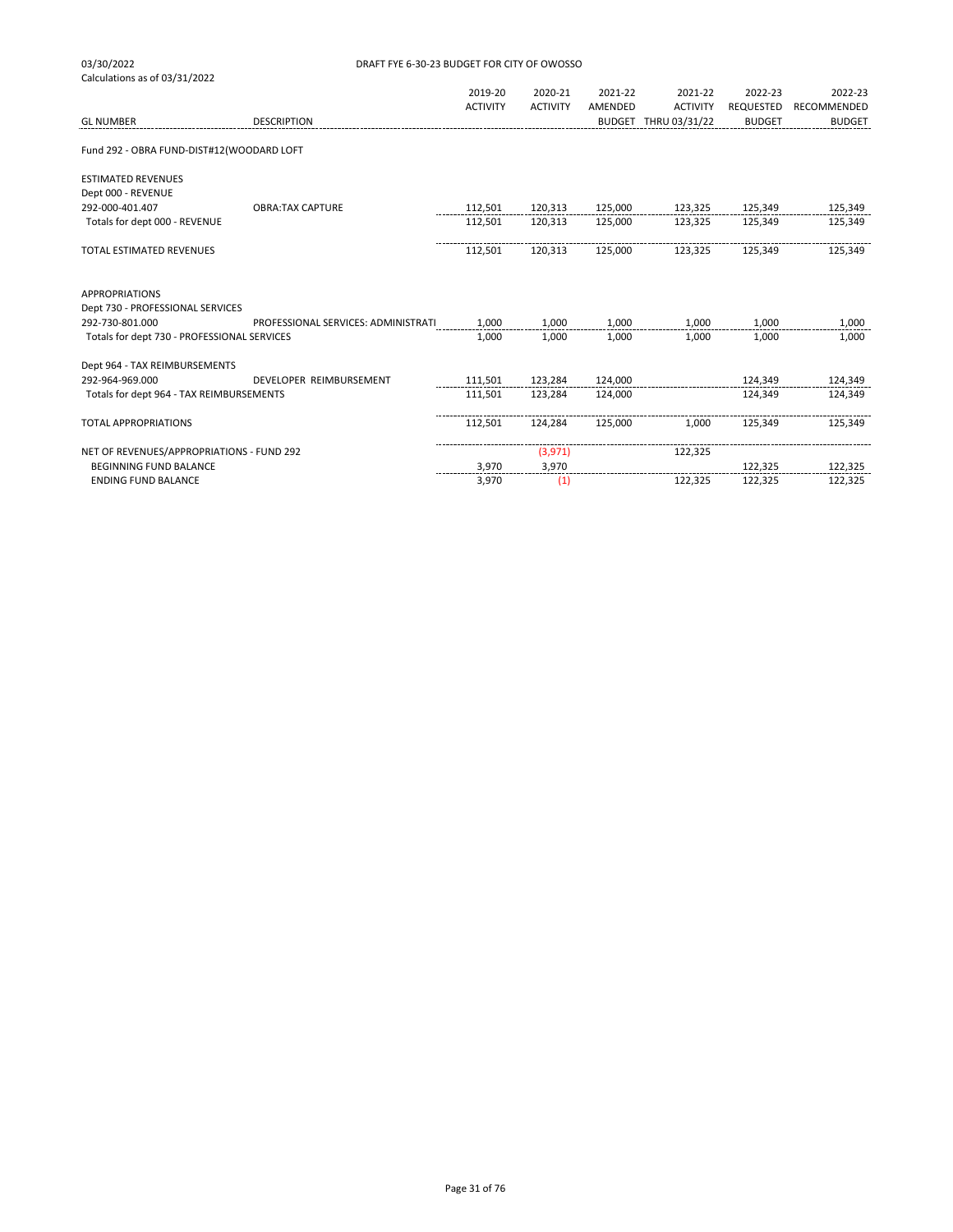03/30/2022
Calculations as of 03/31/2022

DRAFT FYE 6-30-23 BUDGET FOR CITY OF OWOSSO

| GL NUMBER | DESCRIPTION | 2019-20 ACTIVITY | 2020-21 ACTIVITY | 2021-22 AMENDED BUDGET | 2021-22 ACTIVITY THRU 03/31/22 | 2022-23 REQUESTED BUDGET | 2022-23 RECOMMENDED BUDGET |
|---|---|---|---|---|---|---|---|
| Fund 292 - OBRA FUND-DIST#12(WOODARD LOFT | | | | | | | |
| ESTIMATED REVENUES | | | | | | | |
| Dept 000 - REVENUE | | | | | | | |
| 292-000-401.407 | OBRA:TAX CAPTURE | 112,501 | 120,313 | 125,000 | 123,325 | 125,349 | 125,349 |
| Totals for dept 000 - REVENUE | | 112,501 | 120,313 | 125,000 | 123,325 | 125,349 | 125,349 |
| TOTAL ESTIMATED REVENUES | | 112,501 | 120,313 | 125,000 | 123,325 | 125,349 | 125,349 |
| APPROPRIATIONS | | | | | | | |
| Dept 730 - PROFESSIONAL SERVICES | | | | | | | |
| 292-730-801.000 | PROFESSIONAL SERVICES: ADMINISTRATI | 1,000 | 1,000 | 1,000 | 1,000 | 1,000 | 1,000 |
| Totals for dept 730 - PROFESSIONAL SERVICES | | 1,000 | 1,000 | 1,000 | 1,000 | 1,000 | 1,000 |
| Dept 964 - TAX REIMBURSEMENTS | | | | | | | |
| 292-964-969.000 | DEVELOPER REIMBURSEMENT | 111,501 | 123,284 | 124,000 | | 124,349 | 124,349 |
| Totals for dept 964 - TAX REIMBURSEMENTS | | 111,501 | 123,284 | 124,000 | | 124,349 | 124,349 |
| TOTAL APPROPRIATIONS | | 112,501 | 124,284 | 125,000 | 1,000 | 125,349 | 125,349 |
| NET OF REVENUES/APPROPRIATIONS - FUND 292 | | | (3,971) | | 122,325 | | |
| BEGINNING FUND BALANCE | | 3,970 | 3,970 | | | 122,325 | 122,325 |
| ENDING FUND BALANCE | | 3,970 | (1) | | 122,325 | 122,325 | 122,325 |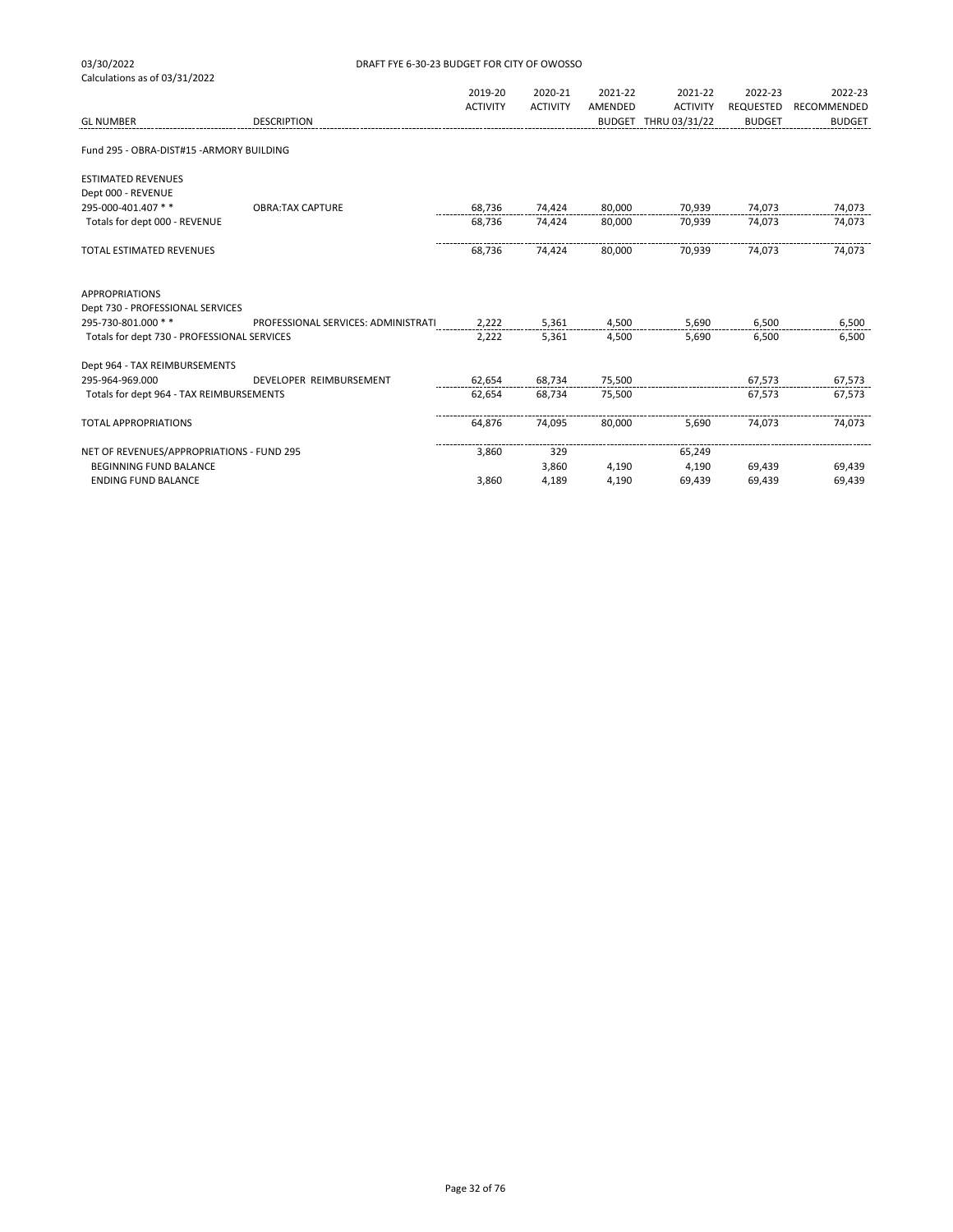03/30/2022 DRAFT FYE 6-30-23 BUDGET FOR CITY OF OWOSSO

Calculations as of 03/31/2022

| GL NUMBER | DESCRIPTION | 2019-20 ACTIVITY | 2020-21 ACTIVITY | 2021-22 AMENDED BUDGET | 2021-22 ACTIVITY THRU 03/31/22 | 2022-23 REQUESTED BUDGET | 2022-23 RECOMMENDED BUDGET |
|---|---|---|---|---|---|---|---|
| Fund 295 - OBRA-DIST#15 -ARMORY BUILDING | | | | | | | |
| ESTIMATED REVENUES | | | | | | | |
| Dept 000 - REVENUE | | | | | | | |
| 295-000-401.407 * * | OBRA:TAX CAPTURE | 68,736 | 74,424 | 80,000 | 70,939 | 74,073 | 74,073 |
| Totals for dept 000 - REVENUE | | 68,736 | 74,424 | 80,000 | 70,939 | 74,073 | 74,073 |
| TOTAL ESTIMATED REVENUES | | 68,736 | 74,424 | 80,000 | 70,939 | 74,073 | 74,073 |
| APPROPRIATIONS | | | | | | | |
| Dept 730 - PROFESSIONAL SERVICES | | | | | | | |
| 295-730-801.000 * * | PROFESSIONAL SERVICES: ADMINISTRATI | 2,222 | 5,361 | 4,500 | 5,690 | 6,500 | 6,500 |
| Totals for dept 730 - PROFESSIONAL SERVICES | | 2,222 | 5,361 | 4,500 | 5,690 | 6,500 | 6,500 |
| Dept 964 - TAX REIMBURSEMENTS | | | | | | | |
| 295-964-969.000 | DEVELOPER REIMBURSEMENT | 62,654 | 68,734 | 75,500 | | 67,573 | 67,573 |
| Totals for dept 964 - TAX REIMBURSEMENTS | | 62,654 | 68,734 | 75,500 | | 67,573 | 67,573 |
| TOTAL APPROPRIATIONS | | 64,876 | 74,095 | 80,000 | 5,690 | 74,073 | 74,073 |
| NET OF REVENUES/APPROPRIATIONS - FUND 295 | | 3,860 | 329 | | 65,249 | | |
| BEGINNING FUND BALANCE | | | 3,860 | 4,190 | 4,190 | 69,439 | 69,439 |
| ENDING FUND BALANCE | | 3,860 | 4,189 | 4,190 | 69,439 | 69,439 | 69,439 |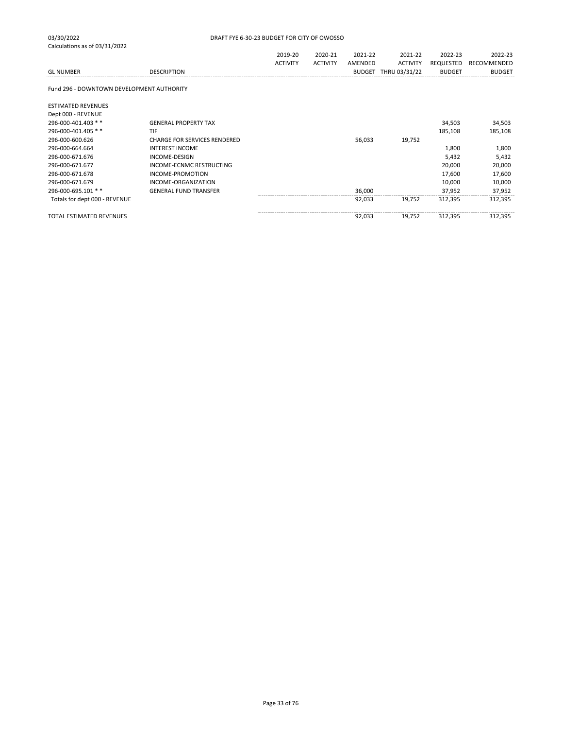03/30/2022
Calculations as of 03/31/2022

DRAFT FYE 6-30-23 BUDGET FOR CITY OF OWOSSO

| GL NUMBER | DESCRIPTION | 2019-20 ACTIVITY | 2020-21 ACTIVITY | 2021-22 AMENDED BUDGET | 2021-22 ACTIVITY THRU 03/31/22 | 2022-23 REQUESTED BUDGET | 2022-23 RECOMMENDED BUDGET |
|---|---|---|---|---|---|---|---|
| Fund 296 - DOWNTOWN DEVELOPMENT AUTHORITY | | | | | | | |
| ESTIMATED REVENUES | | | | | | | |
| Dept 000 - REVENUE | | | | | | | |
| 296-000-401.403 * * | GENERAL PROPERTY TAX | | | | | 34,503 | 34,503 |
| 296-000-401.405 * * | TIF | | | | | 185,108 | 185,108 |
| 296-000-600.626 | CHARGE FOR SERVICES RENDERED | | | 56,033 | 19,752 | | |
| 296-000-664.664 | INTEREST INCOME | | | | | 1,800 | 1,800 |
| 296-000-671.676 | INCOME-DESIGN | | | | | 5,432 | 5,432 |
| 296-000-671.677 | INCOME-ECNMC RESTRUCTING | | | | | 20,000 | 20,000 |
| 296-000-671.678 | INCOME-PROMOTION | | | | | 17,600 | 17,600 |
| 296-000-671.679 | INCOME-ORGANIZATION | | | | | 10,000 | 10,000 |
| 296-000-695.101 * * | GENERAL FUND TRANSFER | | | 36,000 | | 37,952 | 37,952 |
| Totals for dept 000 - REVENUE | | | | 92,033 | 19,752 | 312,395 | 312,395 |
| TOTAL ESTIMATED REVENUES | | | | 92,033 | 19,752 | 312,395 | 312,395 |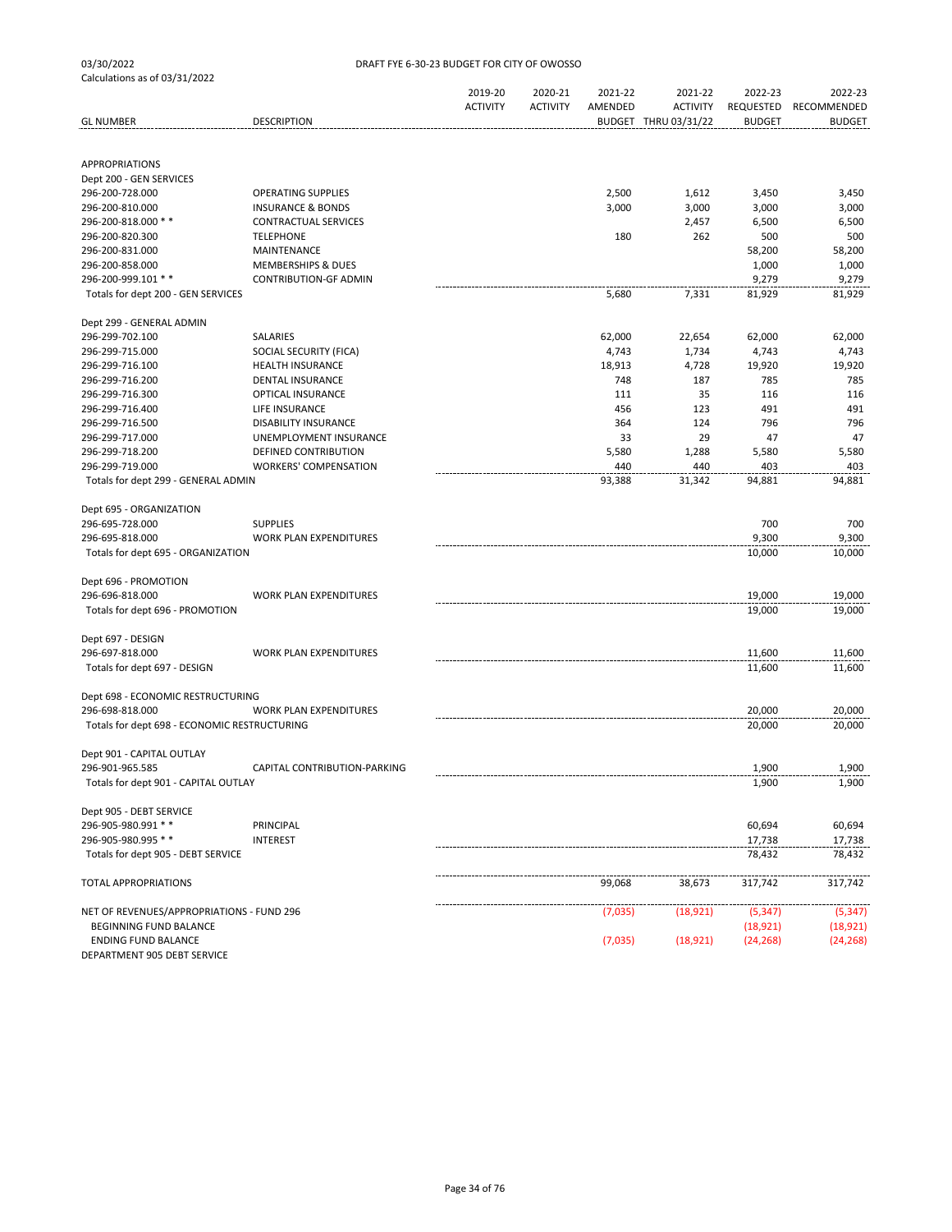03/30/2022
Calculations as of 03/31/2022

DRAFT FYE 6-30-23 BUDGET FOR CITY OF OWOSSO

| GL NUMBER | DESCRIPTION | 2019-20 ACTIVITY | 2020-21 ACTIVITY | 2021-22 AMENDED BUDGET | 2021-22 ACTIVITY THRU 03/31/22 | 2022-23 REQUESTED BUDGET | 2022-23 RECOMMENDED BUDGET |
|---|---|---|---|---|---|---|---|
| APPROPRIATIONS | | | | | | | |
| Dept 200 - GEN SERVICES | | | | | | | |
| 296-200-728.000 | OPERATING SUPPLIES | | | 2,500 | 1,612 | 3,450 | 3,450 |
| 296-200-810.000 | INSURANCE & BONDS | | | 3,000 | 3,000 | 3,000 | 3,000 |
| 296-200-818.000 * * | CONTRACTUAL SERVICES | | | | 2,457 | 6,500 | 6,500 |
| 296-200-820.300 | TELEPHONE | | | 180 | 262 | 500 | 500 |
| 296-200-831.000 | MAINTENANCE | | | | | 58,200 | 58,200 |
| 296-200-858.000 | MEMBERSHIPS & DUES | | | | | 1,000 | 1,000 |
| 296-200-999.101 * * | CONTRIBUTION-GF ADMIN | | | | | 9,279 | 9,279 |
| Totals for dept 200 - GEN SERVICES | | | | 5,680 | 7,331 | 81,929 | 81,929 |
| Dept 299 - GENERAL ADMIN | | | | | | | |
| 296-299-702.100 | SALARIES | | | 62,000 | 22,654 | 62,000 | 62,000 |
| 296-299-715.000 | SOCIAL SECURITY (FICA) | | | 4,743 | 1,734 | 4,743 | 4,743 |
| 296-299-716.100 | HEALTH INSURANCE | | | 18,913 | 4,728 | 19,920 | 19,920 |
| 296-299-716.200 | DENTAL INSURANCE | | | 748 | 187 | 785 | 785 |
| 296-299-716.300 | OPTICAL INSURANCE | | | 111 | 35 | 116 | 116 |
| 296-299-716.400 | LIFE INSURANCE | | | 456 | 123 | 491 | 491 |
| 296-299-716.500 | DISABILITY INSURANCE | | | 364 | 124 | 796 | 796 |
| 296-299-717.000 | UNEMPLOYMENT INSURANCE | | | 33 | 29 | 47 | 47 |
| 296-299-718.200 | DEFINED CONTRIBUTION | | | 5,580 | 1,288 | 5,580 | 5,580 |
| 296-299-719.000 | WORKERS' COMPENSATION | | | 440 | 440 | 403 | 403 |
| Totals for dept 299 - GENERAL ADMIN | | | | 93,388 | 31,342 | 94,881 | 94,881 |
| Dept 695 - ORGANIZATION | | | | | | | |
| 296-695-728.000 | SUPPLIES | | | | | 700 | 700 |
| 296-695-818.000 | WORK PLAN EXPENDITURES | | | | | 9,300 | 9,300 |
| Totals for dept 695 - ORGANIZATION | | | | | | 10,000 | 10,000 |
| Dept 696 - PROMOTION | | | | | | | |
| 296-696-818.000 | WORK PLAN EXPENDITURES | | | | | 19,000 | 19,000 |
| Totals for dept 696 - PROMOTION | | | | | | 19,000 | 19,000 |
| Dept 697 - DESIGN | | | | | | | |
| 296-697-818.000 | WORK PLAN EXPENDITURES | | | | | 11,600 | 11,600 |
| Totals for dept 697 - DESIGN | | | | | | 11,600 | 11,600 |
| Dept 698 - ECONOMIC RESTRUCTURING | | | | | | | |
| 296-698-818.000 | WORK PLAN EXPENDITURES | | | | | 20,000 | 20,000 |
| Totals for dept 698 - ECONOMIC RESTRUCTURING | | | | | | 20,000 | 20,000 |
| Dept 901 - CAPITAL OUTLAY | | | | | | | |
| 296-901-965.585 | CAPITAL CONTRIBUTION-PARKING | | | | | 1,900 | 1,900 |
| Totals for dept 901 - CAPITAL OUTLAY | | | | | | 1,900 | 1,900 |
| Dept 905 - DEBT SERVICE | | | | | | | |
| 296-905-980.991 * * | PRINCIPAL | | | | | 60,694 | 60,694 |
| 296-905-980.995 * * | INTEREST | | | | | 17,738 | 17,738 |
| Totals for dept 905 - DEBT SERVICE | | | | | | 78,432 | 78,432 |
| TOTAL APPROPRIATIONS | | | | 99,068 | 38,673 | 317,742 | 317,742 |
| NET OF REVENUES/APPROPRIATIONS - FUND 296 | | | | (7,035) | (18,921) | (5,347) | (5,347) |
| BEGINNING FUND BALANCE | | | | | | (18,921) | (18,921) |
| ENDING FUND BALANCE | | | | (7,035) | (18,921) | (24,268) | (24,268) |

DEPARTMENT 905 DEBT SERVICE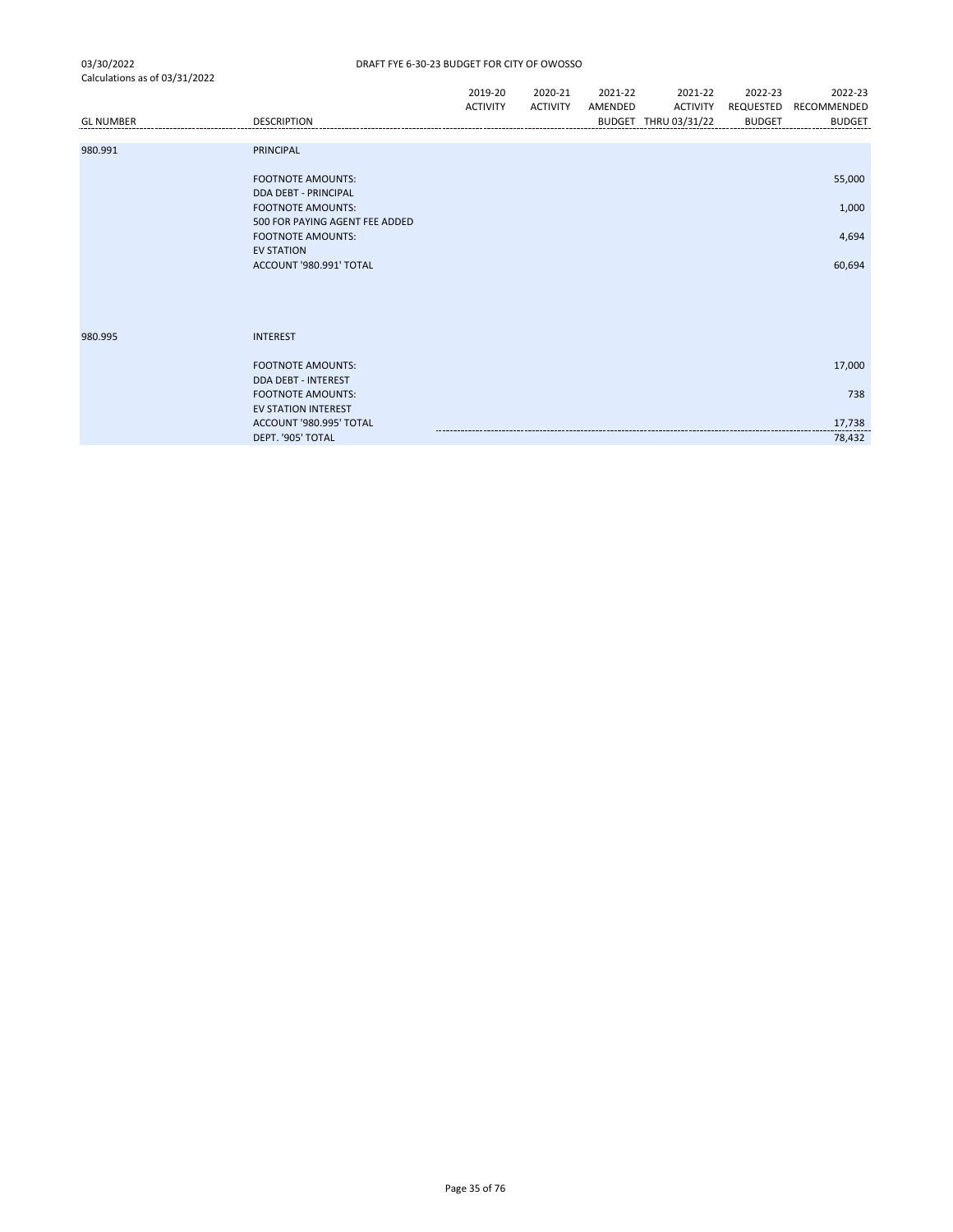03/30/2022
Calculations as of 03/31/2022

DRAFT FYE 6-30-23 BUDGET FOR CITY OF OWOSSO

| GL NUMBER | DESCRIPTION | 2019-20 ACTIVITY | 2020-21 ACTIVITY | 2021-22 AMENDED BUDGET | 2021-22 ACTIVITY THRU 03/31/22 | 2022-23 REQUESTED BUDGET | 2022-23 RECOMMENDED BUDGET |
|---|---|---|---|---|---|---|---|
| 980.991 | PRINCIPAL | | | | | | |
| | FOOTNOTE AMOUNTS: | | | | | | 55,000 |
| | DDA DEBT - PRINCIPAL | | | | | | |
| | FOOTNOTE AMOUNTS: | | | | | | 1,000 |
| | 500 FOR PAYING AGENT FEE ADDED | | | | | | |
| | FOOTNOTE AMOUNTS: | | | | | | 4,694 |
| | EV STATION | | | | | | |
| | ACCOUNT '980.991' TOTAL | | | | | | 60,694 |
| 980.995 | INTEREST | | | | | | |
| | FOOTNOTE AMOUNTS: | | | | | | 17,000 |
| | DDA DEBT - INTEREST | | | | | | |
| | FOOTNOTE AMOUNTS: | | | | | | 738 |
| | EV STATION INTEREST | | | | | | |
| | ACCOUNT '980.995' TOTAL | | | | | | 17,738 |
| | DEPT. '905' TOTAL | | | | | | 78,432 |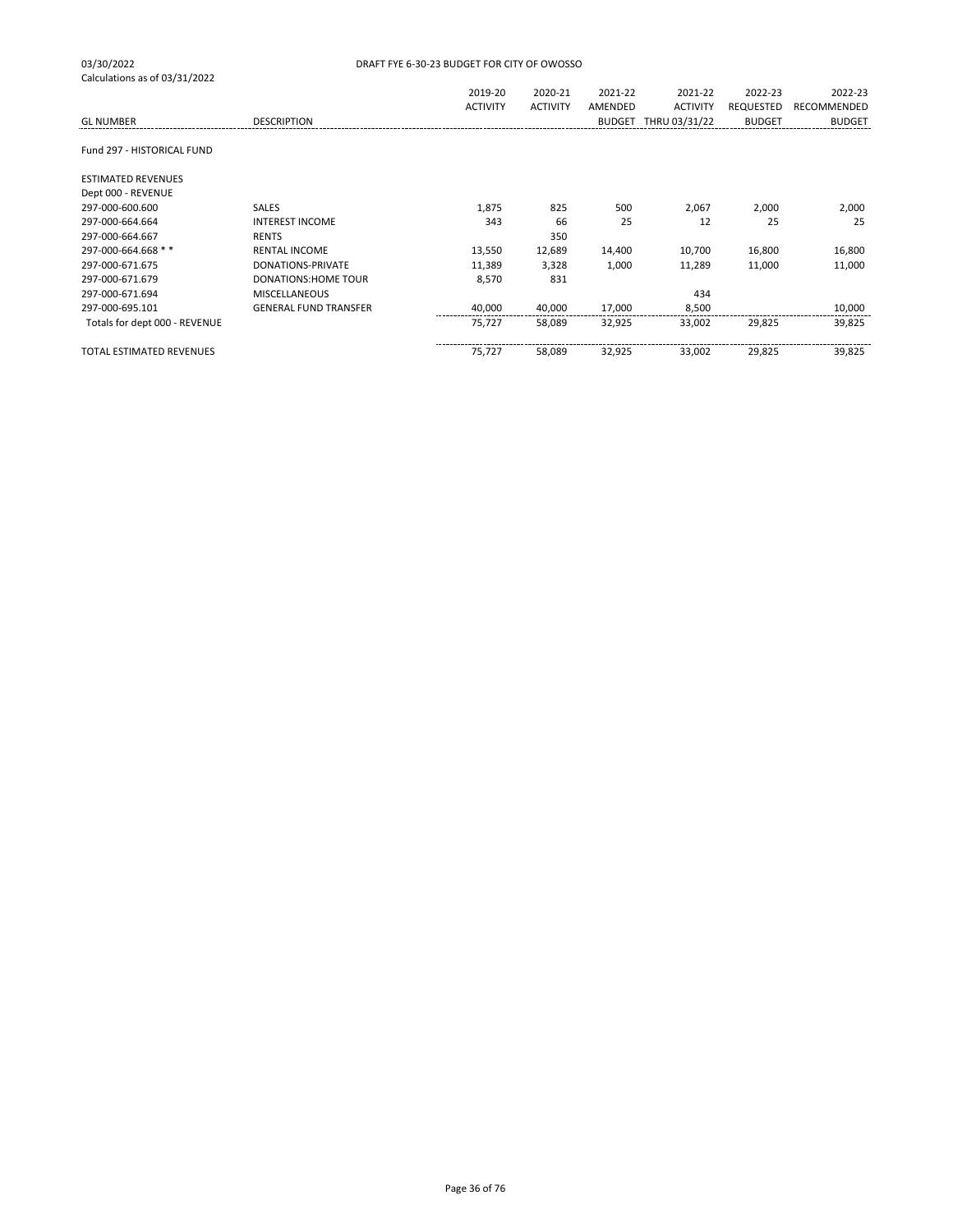03/30/2022 DRAFT FYE 6-30-23 BUDGET FOR CITY OF OWOSSO

Calculations as of 03/31/2022

| GL NUMBER | DESCRIPTION | 2019-20 ACTIVITY | 2020-21 ACTIVITY | 2021-22 AMENDED BUDGET | 2021-22 ACTIVITY THRU 03/31/22 | 2022-23 REQUESTED BUDGET | 2022-23 RECOMMENDED BUDGET |
|---|---|---|---|---|---|---|---|
| Fund 297 - HISTORICAL FUND | | | | | | | |
| ESTIMATED REVENUES | | | | | | | |
| Dept 000 - REVENUE | | | | | | | |
| 297-000-600.600 | SALES | 1,875 | 825 | 500 | 2,067 | 2,000 | 2,000 |
| 297-000-664.664 | INTEREST INCOME | 343 | 66 | 25 | 12 | 25 | 25 |
| 297-000-664.667 | RENTS | | 350 | | | | |
| 297-000-664.668 * * | RENTAL INCOME | 13,550 | 12,689 | 14,400 | 10,700 | 16,800 | 16,800 |
| 297-000-671.675 | DONATIONS-PRIVATE | 11,389 | 3,328 | 1,000 | 11,289 | 11,000 | 11,000 |
| 297-000-671.679 | DONATIONS:HOME TOUR | 8,570 | 831 | | | | |
| 297-000-671.694 | MISCELLANEOUS | | | | 434 | | |
| 297-000-695.101 | GENERAL FUND TRANSFER | 40,000 | 40,000 | 17,000 | 8,500 | | 10,000 |
| Totals for dept 000 - REVENUE | | 75,727 | 58,089 | 32,925 | 33,002 | 29,825 | 39,825 |
| TOTAL ESTIMATED REVENUES | | 75,727 | 58,089 | 32,925 | 33,002 | 29,825 | 39,825 |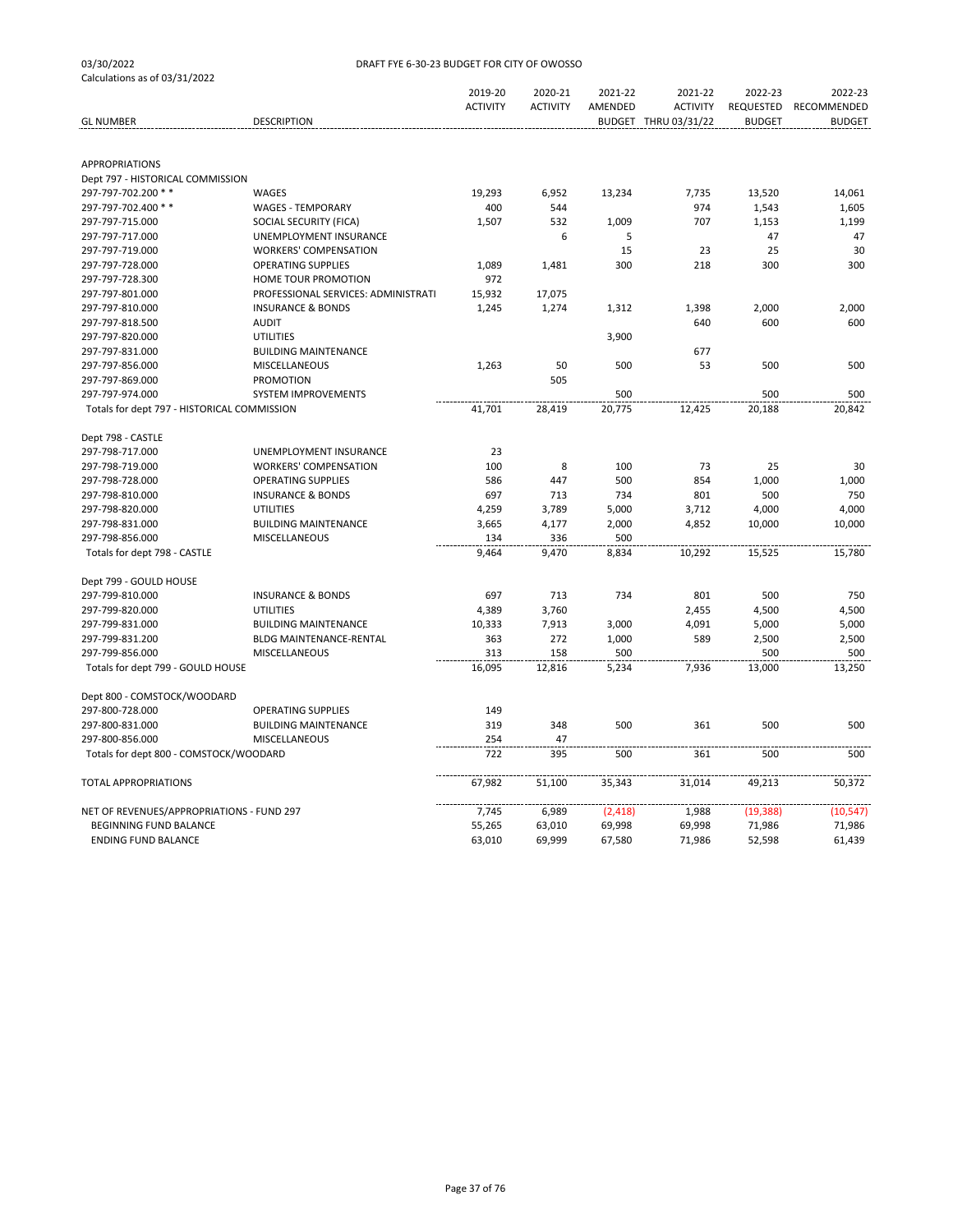03/30/2022
Calculations as of 03/31/2022

DRAFT FYE 6-30-23 BUDGET FOR CITY OF OWOSSO

| GL NUMBER | DESCRIPTION | 2019-20 ACTIVITY | 2020-21 ACTIVITY | 2021-22 AMENDED BUDGET | 2021-22 ACTIVITY THRU 03/31/22 | 2022-23 REQUESTED BUDGET | 2022-23 RECOMMENDED BUDGET |
|---|---|---|---|---|---|---|---|
| APPROPRIATIONS | | | | | | | |
| Dept 797 - HISTORICAL COMMISSION | | | | | | | |
| 297-797-702.200 * * | WAGES | 19,293 | 6,952 | 13,234 | 7,735 | 13,520 | 14,061 |
| 297-797-702.400 * * | WAGES - TEMPORARY | 400 | 544 | | 974 | 1,543 | 1,605 |
| 297-797-715.000 | SOCIAL SECURITY (FICA) | 1,507 | 532 | 1,009 | 707 | 1,153 | 1,199 |
| 297-797-717.000 | UNEMPLOYMENT INSURANCE | | 6 | 5 | | 47 | 47 |
| 297-797-719.000 | WORKERS' COMPENSATION | | | 15 | 23 | 25 | 30 |
| 297-797-728.000 | OPERATING SUPPLIES | 1,089 | 1,481 | 300 | 218 | 300 | 300 |
| 297-797-728.300 | HOME TOUR PROMOTION | 972 | | | | | |
| 297-797-801.000 | PROFESSIONAL SERVICES: ADMINISTRATI | 15,932 | 17,075 | | | | |
| 297-797-810.000 | INSURANCE & BONDS | 1,245 | 1,274 | 1,312 | 1,398 | 2,000 | 2,000 |
| 297-797-818.500 | AUDIT | | | | 640 | 600 | 600 |
| 297-797-820.000 | UTILITIES | | | 3,900 | | | |
| 297-797-831.000 | BUILDING MAINTENANCE | | | | 677 | | |
| 297-797-856.000 | MISCELLANEOUS | 1,263 | 50 | 500 | 53 | 500 | 500 |
| 297-797-869.000 | PROMOTION | | 505 | | | | |
| 297-797-974.000 | SYSTEM IMPROVEMENTS | | | 500 | | 500 | 500 |
| Totals for dept 797 - HISTORICAL COMMISSION | | 41,701 | 28,419 | 20,775 | 12,425 | 20,188 | 20,842 |
| Dept 798 - CASTLE | | | | | | | |
| 297-798-717.000 | UNEMPLOYMENT INSURANCE | 23 | | | | | |
| 297-798-719.000 | WORKERS' COMPENSATION | 100 | 8 | 100 | 73 | 25 | 30 |
| 297-798-728.000 | OPERATING SUPPLIES | 586 | 447 | 500 | 854 | 1,000 | 1,000 |
| 297-798-810.000 | INSURANCE & BONDS | 697 | 713 | 734 | 801 | 500 | 750 |
| 297-798-820.000 | UTILITIES | 4,259 | 3,789 | 5,000 | 3,712 | 4,000 | 4,000 |
| 297-798-831.000 | BUILDING MAINTENANCE | 3,665 | 4,177 | 2,000 | 4,852 | 10,000 | 10,000 |
| 297-798-856.000 | MISCELLANEOUS | 134 | 336 | 500 | | | |
| Totals for dept 798 - CASTLE | | 9,464 | 9,470 | 8,834 | 10,292 | 15,525 | 15,780 |
| Dept 799 - GOULD HOUSE | | | | | | | |
| 297-799-810.000 | INSURANCE & BONDS | 697 | 713 | 734 | 801 | 500 | 750 |
| 297-799-820.000 | UTILITIES | 4,389 | 3,760 | | 2,455 | 4,500 | 4,500 |
| 297-799-831.000 | BUILDING MAINTENANCE | 10,333 | 7,913 | 3,000 | 4,091 | 5,000 | 5,000 |
| 297-799-831.200 | BLDG MAINTENANCE-RENTAL | 363 | 272 | 1,000 | 589 | 2,500 | 2,500 |
| 297-799-856.000 | MISCELLANEOUS | 313 | 158 | 500 | | 500 | 500 |
| Totals for dept 799 - GOULD HOUSE | | 16,095 | 12,816 | 5,234 | 7,936 | 13,000 | 13,250 |
| Dept 800 - COMSTOCK/WOODARD | | | | | | | |
| 297-800-728.000 | OPERATING SUPPLIES | 149 | | | | | |
| 297-800-831.000 | BUILDING MAINTENANCE | 319 | 348 | 500 | 361 | 500 | 500 |
| 297-800-856.000 | MISCELLANEOUS | 254 | 47 | | | | |
| Totals for dept 800 - COMSTOCK/WOODARD | | 722 | 395 | 500 | 361 | 500 | 500 |
| TOTAL APPROPRIATIONS | | 67,982 | 51,100 | 35,343 | 31,014 | 49,213 | 50,372 |
| NET OF REVENUES/APPROPRIATIONS - FUND 297 | | 7,745 | 6,989 | (2,418) | 1,988 | (19,388) | (10,547) |
| BEGINNING FUND BALANCE | | 55,265 | 63,010 | 69,998 | 69,998 | 71,986 | 71,986 |
| ENDING FUND BALANCE | | 63,010 | 69,999 | 67,580 | 71,986 | 52,598 | 61,439 |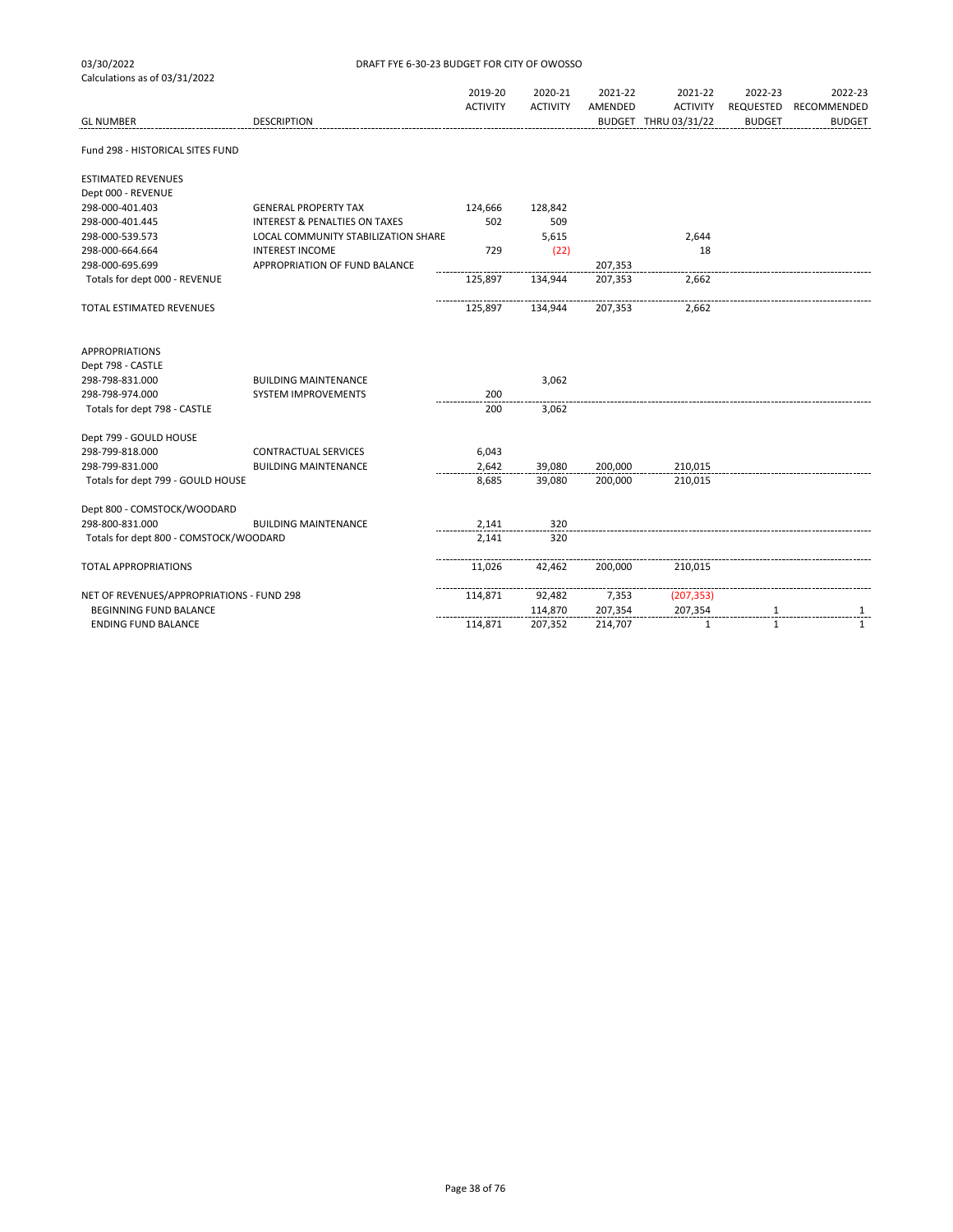03/30/2022
Calculations as of 03/31/2022

DRAFT FYE 6-30-23 BUDGET FOR CITY OF OWOSSO

| GL NUMBER | DESCRIPTION | 2019-20 ACTIVITY | 2020-21 ACTIVITY | 2021-22 AMENDED BUDGET | 2021-22 ACTIVITY THRU 03/31/22 | 2022-23 REQUESTED BUDGET | 2022-23 RECOMMENDED BUDGET |
|---|---|---|---|---|---|---|---|
| Fund 298 - HISTORICAL SITES FUND | | | | | | | |
| ESTIMATED REVENUES | | | | | | | |
| Dept 000 - REVENUE | | | | | | | |
| 298-000-401.403 | GENERAL PROPERTY TAX | 124,666 | 128,842 | | | | |
| 298-000-401.445 | INTEREST & PENALTIES ON TAXES | 502 | 509 | | | | |
| 298-000-539.573 | LOCAL COMMUNITY STABILIZATION SHARE | | 5,615 | | 2,644 | | |
| 298-000-664.664 | INTEREST INCOME | 729 | (22) | | 18 | | |
| 298-000-695.699 | APPROPRIATION OF FUND BALANCE | | | 207,353 | | | |
| Totals for dept 000 - REVENUE | | 125,897 | 134,944 | 207,353 | 2,662 | | |
| TOTAL ESTIMATED REVENUES | | 125,897 | 134,944 | 207,353 | 2,662 | | |
| APPROPRIATIONS | | | | | | | |
| Dept 798 - CASTLE | | | | | | | |
| 298-798-831.000 | BUILDING MAINTENANCE | | 3,062 | | | | |
| 298-798-974.000 | SYSTEM IMPROVEMENTS | 200 | | | | | |
| Totals for dept 798 - CASTLE | | 200 | 3,062 | | | | |
| Dept 799 - GOULD HOUSE | | | | | | | |
| 298-799-818.000 | CONTRACTUAL SERVICES | 6,043 | | | | | |
| 298-799-831.000 | BUILDING MAINTENANCE | 2,642 | 39,080 | 200,000 | 210,015 | | |
| Totals for dept 799 - GOULD HOUSE | | 8,685 | 39,080 | 200,000 | 210,015 | | |
| Dept 800 - COMSTOCK/WOODARD | | | | | | | |
| 298-800-831.000 | BUILDING MAINTENANCE | 2,141 | 320 | | | | |
| Totals for dept 800 - COMSTOCK/WOODARD | | 2,141 | 320 | | | | |
| TOTAL APPROPRIATIONS | | 11,026 | 42,462 | 200,000 | 210,015 | | |
| NET OF REVENUES/APPROPRIATIONS - FUND 298 | | 114,871 | 92,482 | 7,353 | (207,353) | | |
| BEGINNING FUND BALANCE | | | 114,870 | 207,354 | 207,354 | 1 | 1 |
| ENDING FUND BALANCE | | 114,871 | 207,352 | 214,707 | 1 | 1 | 1 |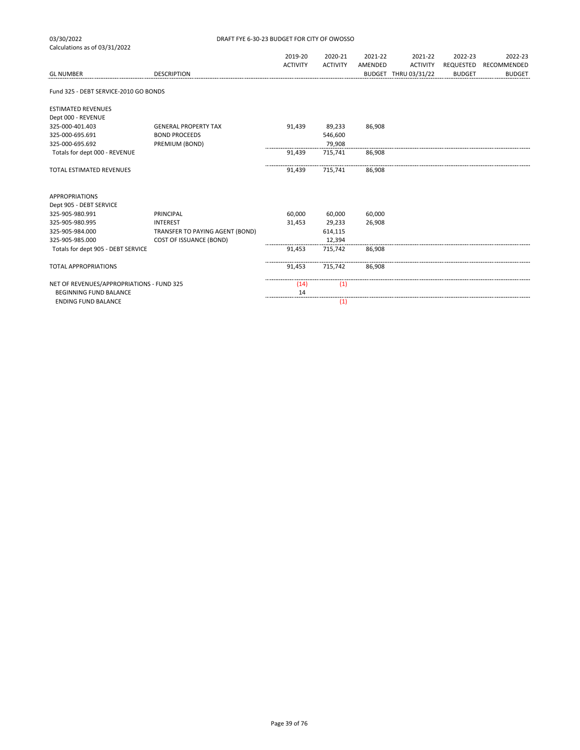03/30/2022 DRAFT FYE 6-30-23 BUDGET FOR CITY OF OWOSSO

Calculations as of 03/31/2022

| GL NUMBER | DESCRIPTION | 2019-20 ACTIVITY | 2020-21 ACTIVITY | 2021-22 AMENDED BUDGET | 2021-22 ACTIVITY THRU 03/31/22 | 2022-23 REQUESTED BUDGET | 2022-23 RECOMMENDED BUDGET |
|---|---|---|---|---|---|---|---|
| Fund 325 - DEBT SERVICE-2010 GO BONDS | | | | | | | |
| ESTIMATED REVENUES | | | | | | | |
| Dept 000 - REVENUE | | | | | | | |
| 325-000-401.403 | GENERAL PROPERTY TAX | 91,439 | 89,233 | 86,908 | | | |
| 325-000-695.691 | BOND PROCEEDS | | 546,600 | | | | |
| 325-000-695.692 | PREMIUM (BOND) | | 79,908 | | | | |
| Totals for dept 000 - REVENUE | | 91,439 | 715,741 | 86,908 | | | |
| TOTAL ESTIMATED REVENUES | | 91,439 | 715,741 | 86,908 | | | |
| APPROPRIATIONS | | | | | | | |
| Dept 905 - DEBT SERVICE | | | | | | | |
| 325-905-980.991 | PRINCIPAL | 60,000 | 60,000 | 60,000 | | | |
| 325-905-980.995 | INTEREST | 31,453 | 29,233 | 26,908 | | | |
| 325-905-984.000 | TRANSFER TO PAYING AGENT (BOND) | | 614,115 | | | | |
| 325-905-985.000 | COST OF ISSUANCE (BOND) | | 12,394 | | | | |
| Totals for dept 905 - DEBT SERVICE | | 91,453 | 715,742 | 86,908 | | | |
| TOTAL APPROPRIATIONS | | 91,453 | 715,742 | 86,908 | | | |
| NET OF REVENUES/APPROPRIATIONS - FUND 325 | | (14) | (1) | | | | |
| BEGINNING FUND BALANCE | | 14 | | | | | |
| ENDING FUND BALANCE | | | (1) | | | | |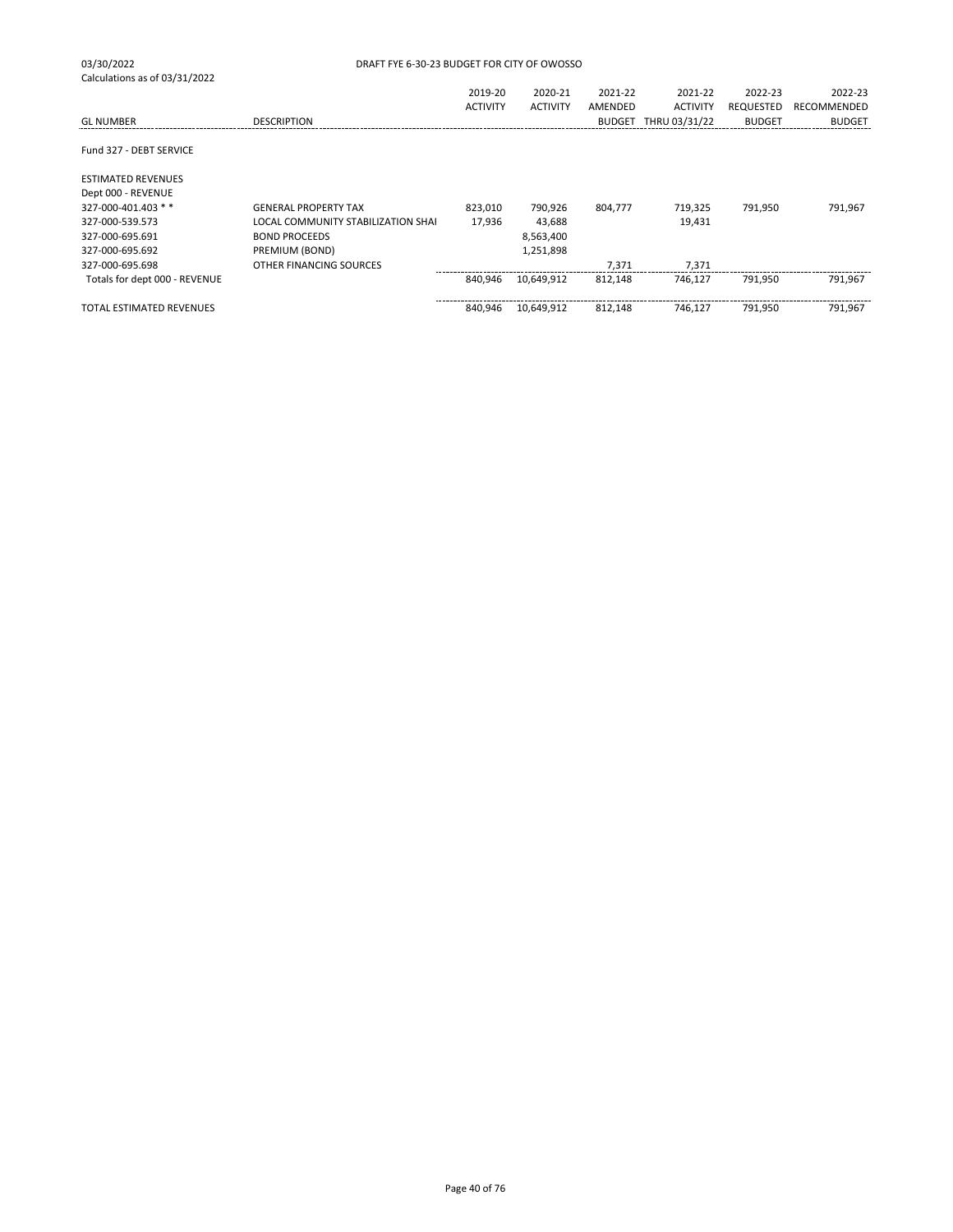03/30/2022 DRAFT FYE 6-30-23 BUDGET FOR CITY OF OWOSSO

Calculations as of 03/31/2022

| GL NUMBER | DESCRIPTION | 2019-20 ACTIVITY | 2020-21 ACTIVITY | 2021-22 AMENDED BUDGET | 2021-22 ACTIVITY THRU 03/31/22 | 2022-23 REQUESTED BUDGET | 2022-23 RECOMMENDED BUDGET |
|---|---|---|---|---|---|---|---|
| Fund 327 - DEBT SERVICE | | | | | | | |
| ESTIMATED REVENUES | | | | | | | |
| Dept 000 - REVENUE | | | | | | | |
| 327-000-401.403 * * | GENERAL PROPERTY TAX | 823,010 | 790,926 | 804,777 | 719,325 | 791,950 | 791,967 |
| 327-000-539.573 | LOCAL COMMUNITY STABILIZATION SHAI | 17,936 | 43,688 | | 19,431 | | |
| 327-000-695.691 | BOND PROCEEDS | | 8,563,400 | | | | |
| 327-000-695.692 | PREMIUM (BOND) | | 1,251,898 | | | | |
| 327-000-695.698 | OTHER FINANCING SOURCES | | | 7,371 | 7,371 | | |
| Totals for dept 000 - REVENUE | | 840,946 | 10,649,912 | 812,148 | 746,127 | 791,950 | 791,967 |
| TOTAL ESTIMATED REVENUES | | 840,946 | 10,649,912 | 812,148 | 746,127 | 791,950 | 791,967 |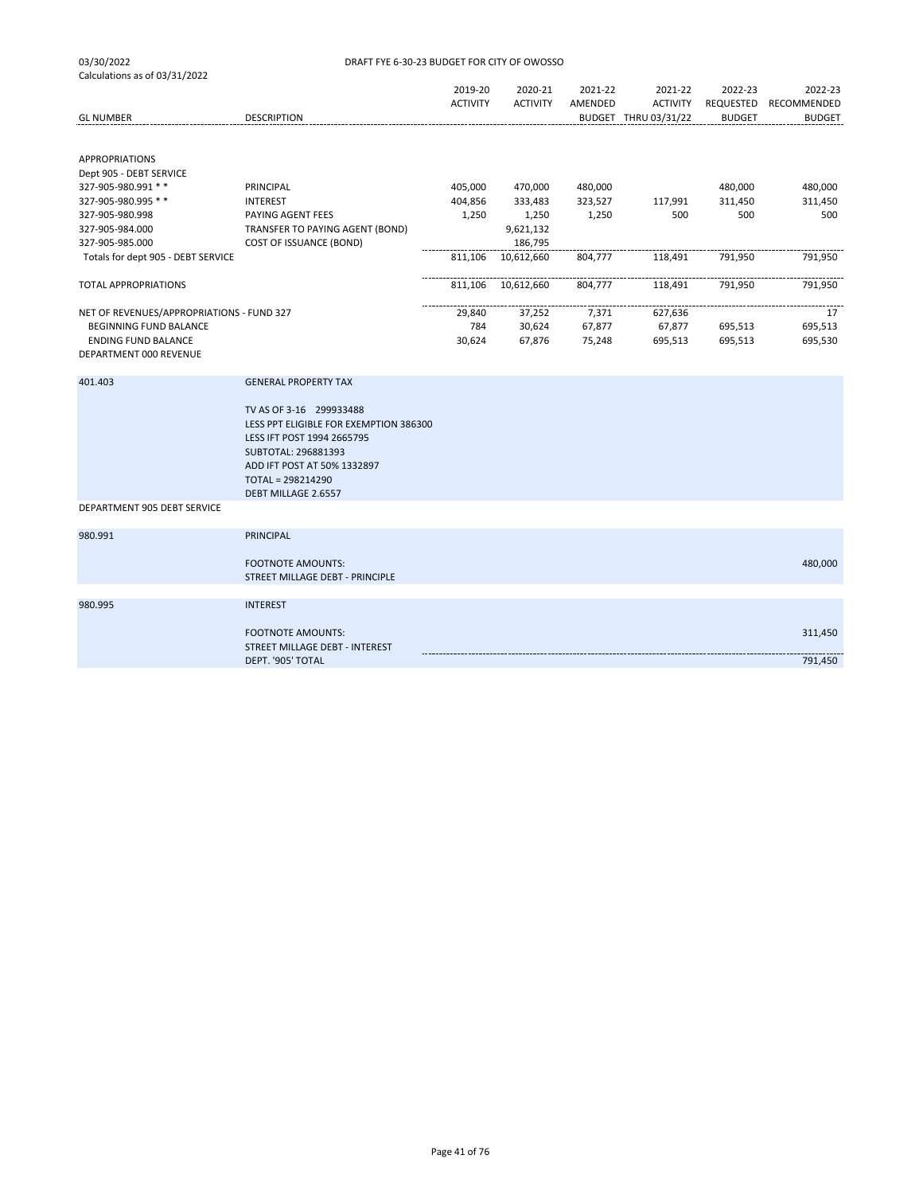03/30/2022 DRAFT FYE 6-30-23 BUDGET FOR CITY OF OWOSSO

Calculations as of 03/31/2022

| GL NUMBER | DESCRIPTION | 2019-20 ACTIVITY | 2020-21 ACTIVITY | 2021-22 AMENDED BUDGET | 2021-22 ACTIVITY THRU 03/31/22 | 2022-23 REQUESTED BUDGET | 2022-23 RECOMMENDED BUDGET |
|---|---|---|---|---|---|---|---|
| APPROPRIATIONS | | | | | | | |
| Dept 905 - DEBT SERVICE | | | | | | | |
| 327-905-980.991 * * | PRINCIPAL | 405,000 | 470,000 | 480,000 | | 480,000 | 480,000 |
| 327-905-980.995 * * | INTEREST | 404,856 | 333,483 | 323,527 | 117,991 | 311,450 | 311,450 |
| 327-905-980.998 | PAYING AGENT FEES | 1,250 | 1,250 | 1,250 | 500 | 500 | 500 |
| 327-905-984.000 | TRANSFER TO PAYING AGENT (BOND) | | 9,621,132 | | | | |
| 327-905-985.000 | COST OF ISSUANCE (BOND) | | 186,795 | | | | |
| Totals for dept 905 - DEBT SERVICE | | 811,106 | 10,612,660 | 804,777 | 118,491 | 791,950 | 791,950 |
| TOTAL APPROPRIATIONS | | 811,106 | 10,612,660 | 804,777 | 118,491 | 791,950 | 791,950 |
| NET OF REVENUES/APPROPRIATIONS - FUND 327 | | 29,840 | 37,252 | 7,371 | 627,636 | | 17 |
| BEGINNING FUND BALANCE | | 784 | 30,624 | 67,877 | 67,877 | 695,513 | 695,513 |
| ENDING FUND BALANCE | | 30,624 | 67,876 | 75,248 | 695,513 | 695,513 | 695,530 |

DEPARTMENT 000 REVENUE

| | | |
|---|---|---|
| 401.403 | GENERAL PROPERTY TAX | |
| | TV AS OF 3-16 299933488<br>LESS PPT ELIGIBLE FOR EXEMPTION 386300<br>LESS IFT POST 1994 2665795<br>SUBTOTAL: 296881393<br>ADD IFT POST AT 50% 1332897<br>TOTAL = 298214290<br>DEBT MILLAGE 2.6557 | |

DEPARTMENT 905 DEBT SERVICE

| | | |
|---|---|---|
| 980.991 | PRINCIPAL | |
| | FOOTNOTE AMOUNTS:<br>STREET MILLAGE DEBT - PRINCIPLE | 480,000 |
| 980.995 | INTEREST | |
| | FOOTNOTE AMOUNTS:<br>STREET MILLAGE DEBT - INTEREST | 311,450 |
| | DEPT. '905' TOTAL | 791,450 |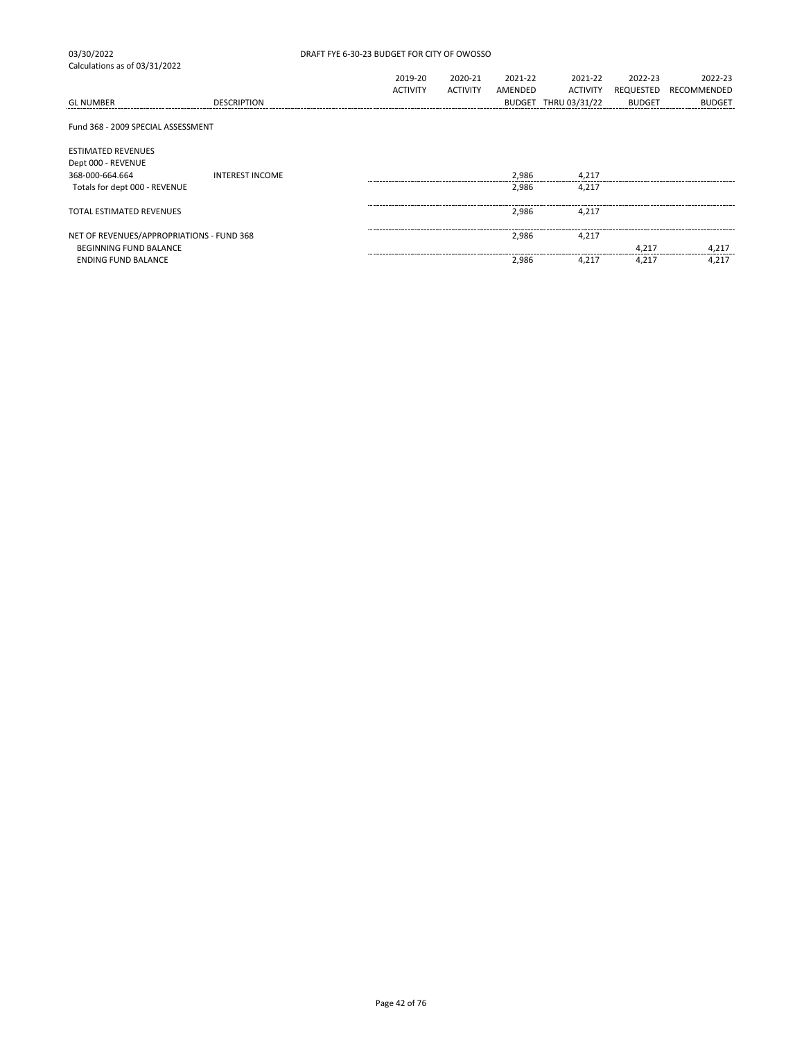03/30/2022 DRAFT FYE 6-30-23 BUDGET FOR CITY OF OWOSSO

Calculations as of 03/31/2022

| GL NUMBER | DESCRIPTION | 2019-20 ACTIVITY | 2020-21 ACTIVITY | 2021-22 AMENDED BUDGET | 2021-22 ACTIVITY THRU 03/31/22 | 2022-23 REQUESTED BUDGET | 2022-23 RECOMMENDED BUDGET |
|---|---|---|---|---|---|---|---|
| Fund 368 - 2009 SPECIAL ASSESSMENT | | | | | | | |
| ESTIMATED REVENUES | | | | | | | |
| Dept 000 - REVENUE | | | | | | | |
| 368-000-664.664 | INTEREST INCOME | | | 2,986 | 4,217 | | |
| Totals for dept 000 - REVENUE | | | | 2,986 | 4,217 | | |
| TOTAL ESTIMATED REVENUES | | | | 2,986 | 4,217 | | |
| NET OF REVENUES/APPROPRIATIONS - FUND 368 | | | | 2,986 | 4,217 | | |
| BEGINNING FUND BALANCE | | | | | | 4,217 | 4,217 |
| ENDING FUND BALANCE | | | | 2,986 | 4,217 | 4,217 | 4,217 |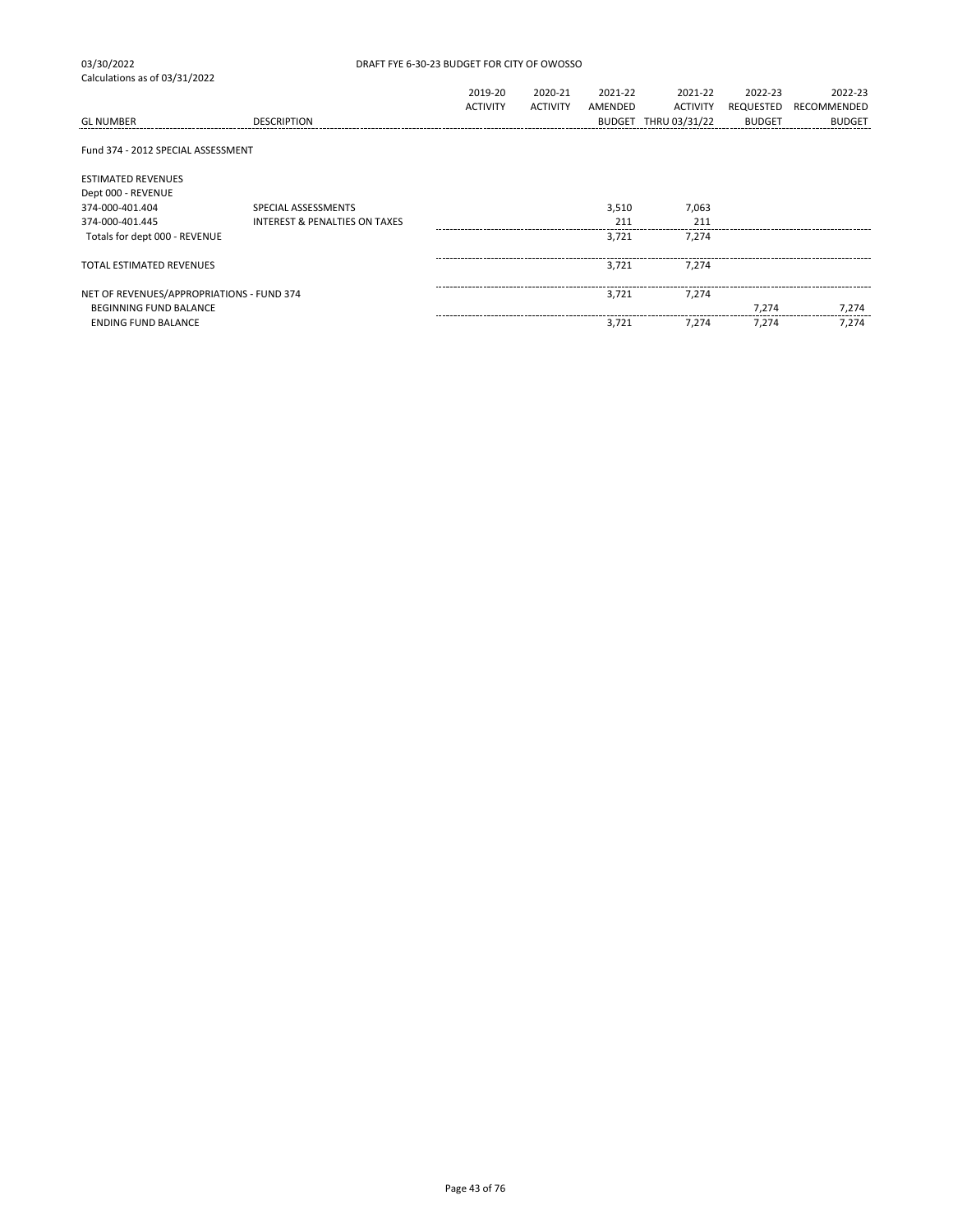03/30/2022 DRAFT FYE 6-30-23 BUDGET FOR CITY OF OWOSSO

Calculations as of 03/31/2022

| GL NUMBER | DESCRIPTION | 2019-20 ACTIVITY | 2020-21 ACTIVITY | 2021-22 AMENDED BUDGET | 2021-22 ACTIVITY THRU 03/31/22 | 2022-23 REQUESTED BUDGET | 2022-23 RECOMMENDED BUDGET |
|---|---|---|---|---|---|---|---|
| Fund 374 - 2012 SPECIAL ASSESSMENT | | | | | | | |
| ESTIMATED REVENUES | | | | | | | |
| Dept 000 - REVENUE | | | | | | | |
| 374-000-401.404 | SPECIAL ASSESSMENTS | | | 3,510 | 7,063 | | |
| 374-000-401.445 | INTEREST & PENALTIES ON TAXES | | | 211 | 211 | | |
| Totals for dept 000 - REVENUE | | | | 3,721 | 7,274 | | |
| TOTAL ESTIMATED REVENUES | | | | 3,721 | 7,274 | | |
| NET OF REVENUES/APPROPRIATIONS - FUND 374 | | | | 3,721 | 7,274 | | |
| BEGINNING FUND BALANCE | | | | | | 7,274 | 7,274 |
| ENDING FUND BALANCE | | | | 3,721 | 7,274 | 7,274 | 7,274 |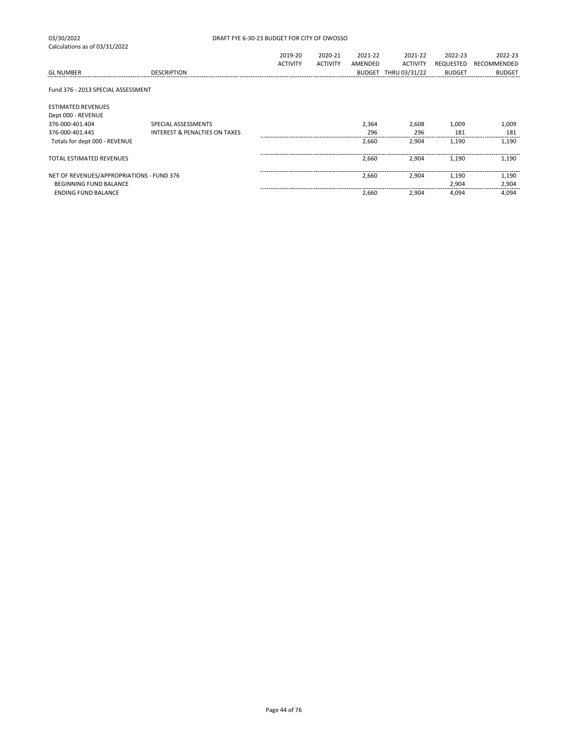03/30/2022 DRAFT FYE 6-30-23 BUDGET FOR CITY OF OWOSSO
Calculations as of 03/31/2022

| GL NUMBER | DESCRIPTION | 2019-20 ACTIVITY | 2020-21 ACTIVITY | 2021-22 AMENDED BUDGET | 2021-22 ACTIVITY THRU 03/31/22 | 2022-23 REQUESTED BUDGET | 2022-23 RECOMMENDED BUDGET |
|---|---|---|---|---|---|---|---|
| Fund 376 - 2013 SPECIAL ASSESSMENT | | | | | | | |
| ESTIMATED REVENUES | | | | | | | |
| Dept 000 - REVENUE | | | | | | | |
| 376-000-401.404 | SPECIAL ASSESSMENTS | | | 2,364 | 2,608 | 1,009 | 1,009 |
| 376-000-401.445 | INTEREST & PENALTIES ON TAXES | | | 296 | 296 | 181 | 181 |
| Totals for dept 000 - REVENUE | | | | 2,660 | 2,904 | 1,190 | 1,190 |
| TOTAL ESTIMATED REVENUES | | | | 2,660 | 2,904 | 1,190 | 1,190 |
| NET OF REVENUES/APPROPRIATIONS - FUND 376 | | | | 2,660 | 2,904 | 1,190 | 1,190 |
| BEGINNING FUND BALANCE | | | | | | 2,904 | 2,904 |
| ENDING FUND BALANCE | | | | 2,660 | 2,904 | 4,094 | 4,094 |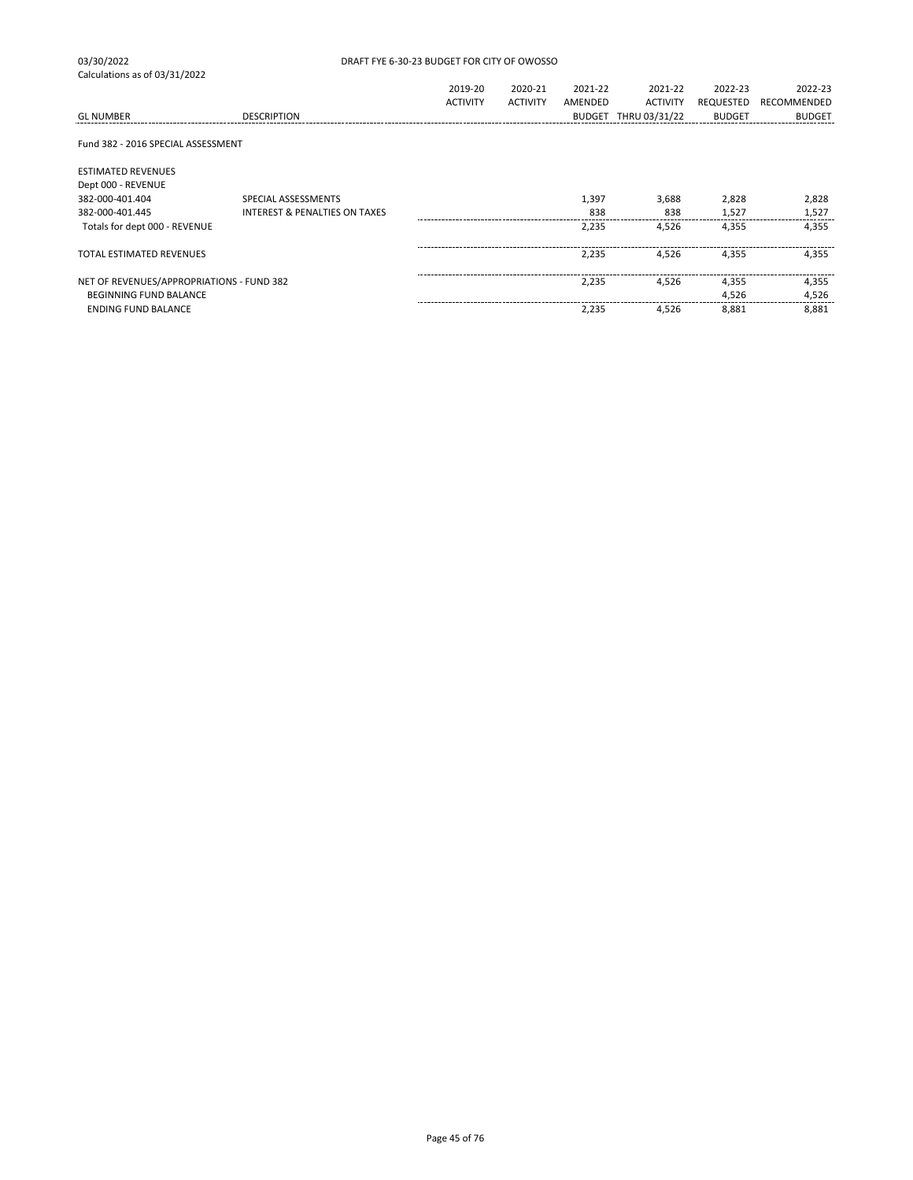03/30/2022 DRAFT FYE 6-30-23 BUDGET FOR CITY OF OWOSSO

Calculations as of 03/31/2022

| GL NUMBER | DESCRIPTION | 2019-20 ACTIVITY | 2020-21 ACTIVITY | 2021-22 AMENDED BUDGET | 2021-22 ACTIVITY THRU 03/31/22 | 2022-23 REQUESTED BUDGET | 2022-23 RECOMMENDED BUDGET |
|---|---|---|---|---|---|---|---|
| Fund 382 - 2016 SPECIAL ASSESSMENT | | | | | | | |
| ESTIMATED REVENUES | | | | | | | |
| Dept 000 - REVENUE | | | | | | | |
| 382-000-401.404 | SPECIAL ASSESSMENTS | | | 1,397 | 3,688 | 2,828 | 2,828 |
| 382-000-401.445 | INTEREST & PENALTIES ON TAXES | | | 838 | 838 | 1,527 | 1,527 |
| Totals for dept 000 - REVENUE | | | | 2,235 | 4,526 | 4,355 | 4,355 |
| TOTAL ESTIMATED REVENUES | | | | 2,235 | 4,526 | 4,355 | 4,355 |
| NET OF REVENUES/APPROPRIATIONS - FUND 382 | | | | 2,235 | 4,526 | 4,355 | 4,355 |
| BEGINNING FUND BALANCE | | | | | | 4,526 | 4,526 |
| ENDING FUND BALANCE | | | | 2,235 | 4,526 | 8,881 | 8,881 |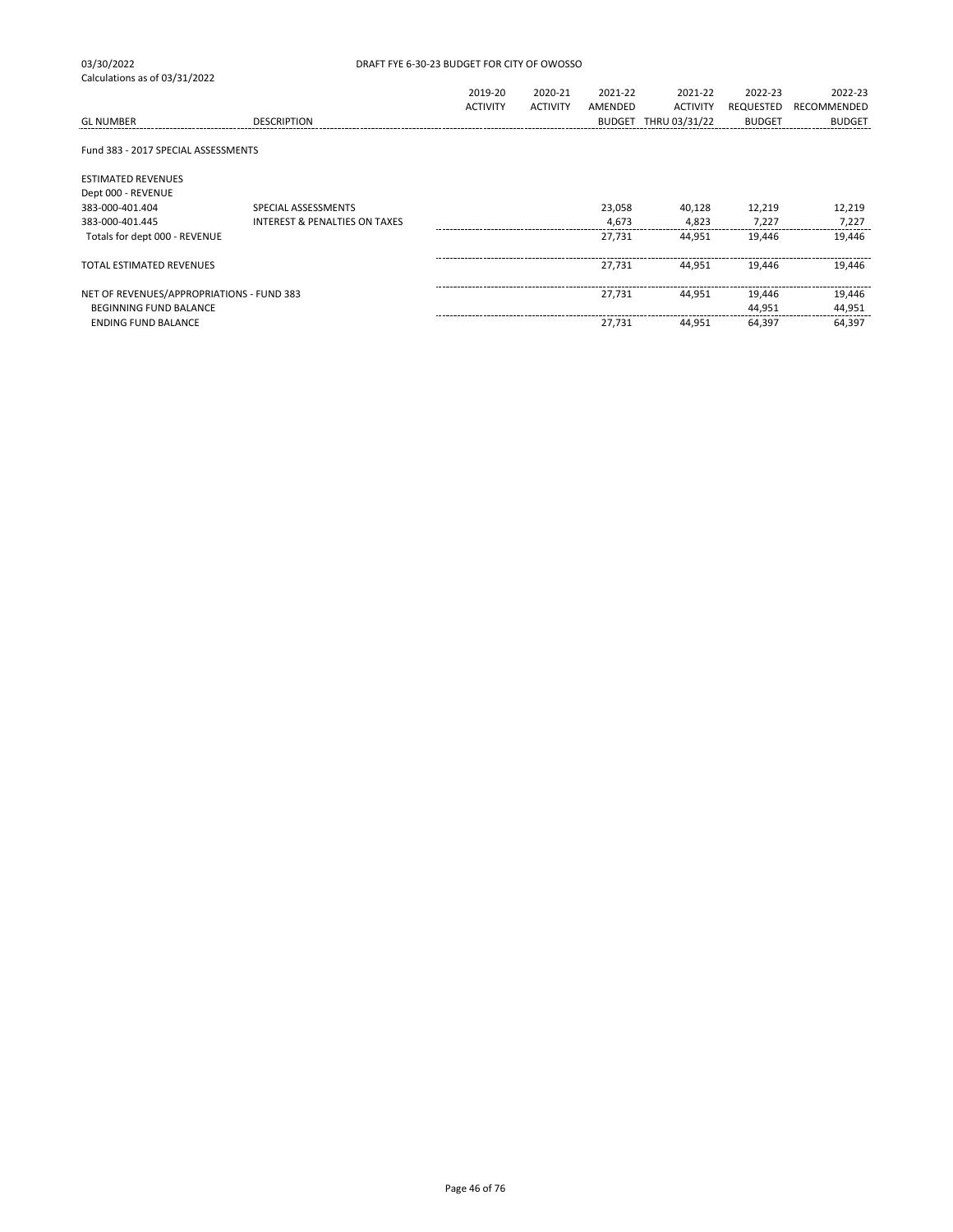03/30/2022 DRAFT FYE 6-30-23 BUDGET FOR CITY OF OWOSSO

Calculations as of 03/31/2022

| GL NUMBER | DESCRIPTION | 2019-20 ACTIVITY | 2020-21 ACTIVITY | 2021-22 AMENDED BUDGET | 2021-22 ACTIVITY THRU 03/31/22 | 2022-23 REQUESTED BUDGET | 2022-23 RECOMMENDED BUDGET |
|---|---|---|---|---|---|---|---|
| Fund 383 - 2017 SPECIAL ASSESSMENTS | | | | | | | |
| ESTIMATED REVENUES | | | | | | | |
| Dept 000 - REVENUE | | | | | | | |
| 383-000-401.404 | SPECIAL ASSESSMENTS | | | 23,058 | 40,128 | 12,219 | 12,219 |
| 383-000-401.445 | INTEREST & PENALTIES ON TAXES | | | 4,673 | 4,823 | 7,227 | 7,227 |
| Totals for dept 000 - REVENUE | | | | 27,731 | 44,951 | 19,446 | 19,446 |
| TOTAL ESTIMATED REVENUES | | | | 27,731 | 44,951 | 19,446 | 19,446 |
| NET OF REVENUES/APPROPRIATIONS - FUND 383 | | | | 27,731 | 44,951 | 19,446 | 19,446 |
| BEGINNING FUND BALANCE | | | | | | 44,951 | 44,951 |
| ENDING FUND BALANCE | | | | 27,731 | 44,951 | 64,397 | 64,397 |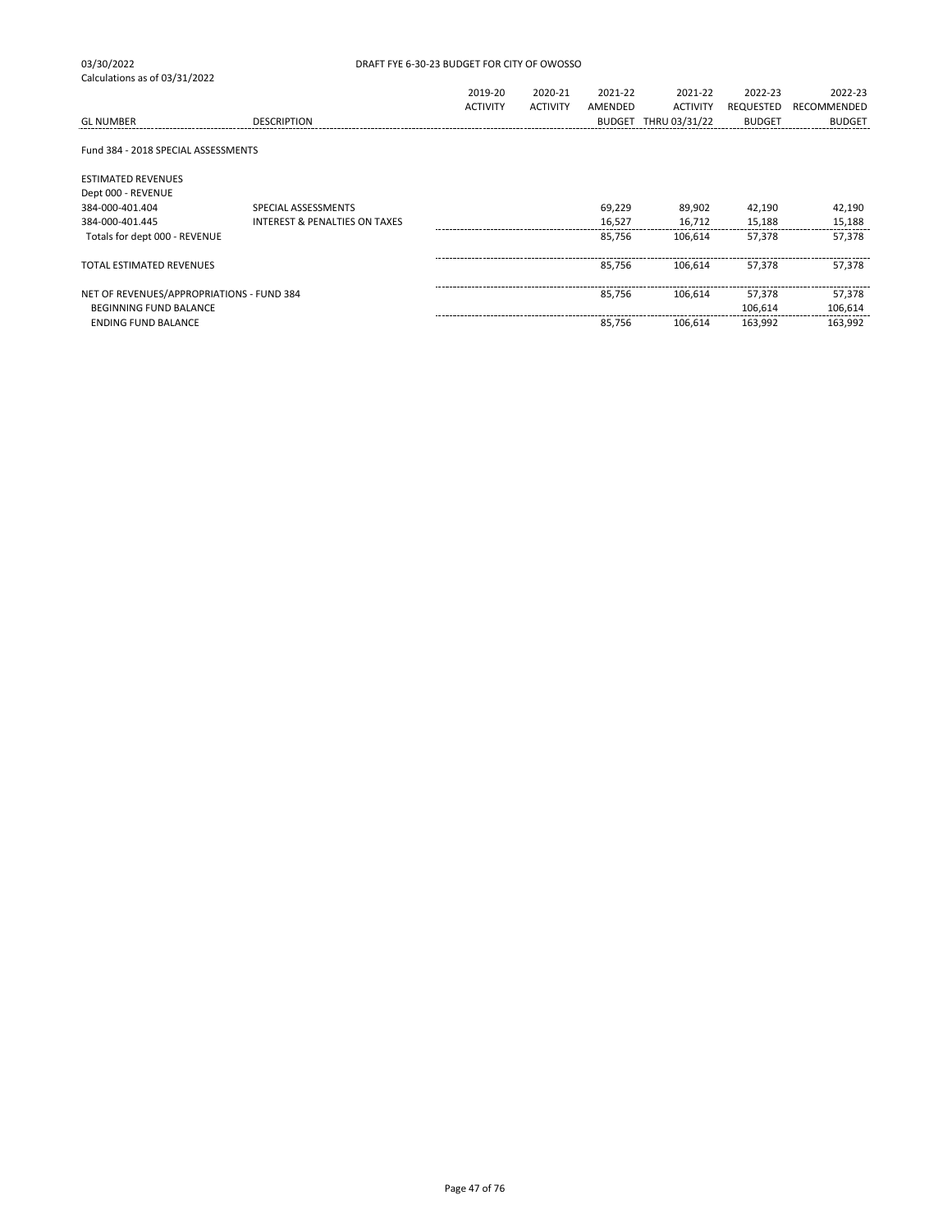03/30/2022 DRAFT FYE 6-30-23 BUDGET FOR CITY OF OWOSSO

Calculations as of 03/31/2022

| GL NUMBER | DESCRIPTION | 2019-20 ACTIVITY | 2020-21 ACTIVITY | 2021-22 AMENDED BUDGET | 2021-22 ACTIVITY THRU 03/31/22 | 2022-23 REQUESTED BUDGET | 2022-23 RECOMMENDED BUDGET |
|---|---|---|---|---|---|---|---|
| Fund 384 - 2018 SPECIAL ASSESSMENTS | | | | | | | |
| ESTIMATED REVENUES | | | | | | | |
| Dept 000 - REVENUE | | | | | | | |
| 384-000-401.404 | SPECIAL ASSESSMENTS | | | 69,229 | 89,902 | 42,190 | 42,190 |
| 384-000-401.445 | INTEREST & PENALTIES ON TAXES | | | 16,527 | 16,712 | 15,188 | 15,188 |
| Totals for dept 000 - REVENUE | | | | 85,756 | 106,614 | 57,378 | 57,378 |
| TOTAL ESTIMATED REVENUES | | | | 85,756 | 106,614 | 57,378 | 57,378 |
| NET OF REVENUES/APPROPRIATIONS - FUND 384 | | | | 85,756 | 106,614 | 57,378 | 57,378 |
| BEGINNING FUND BALANCE | | | | | | 106,614 | 106,614 |
| ENDING FUND BALANCE | | | | 85,756 | 106,614 | 163,992 | 163,992 |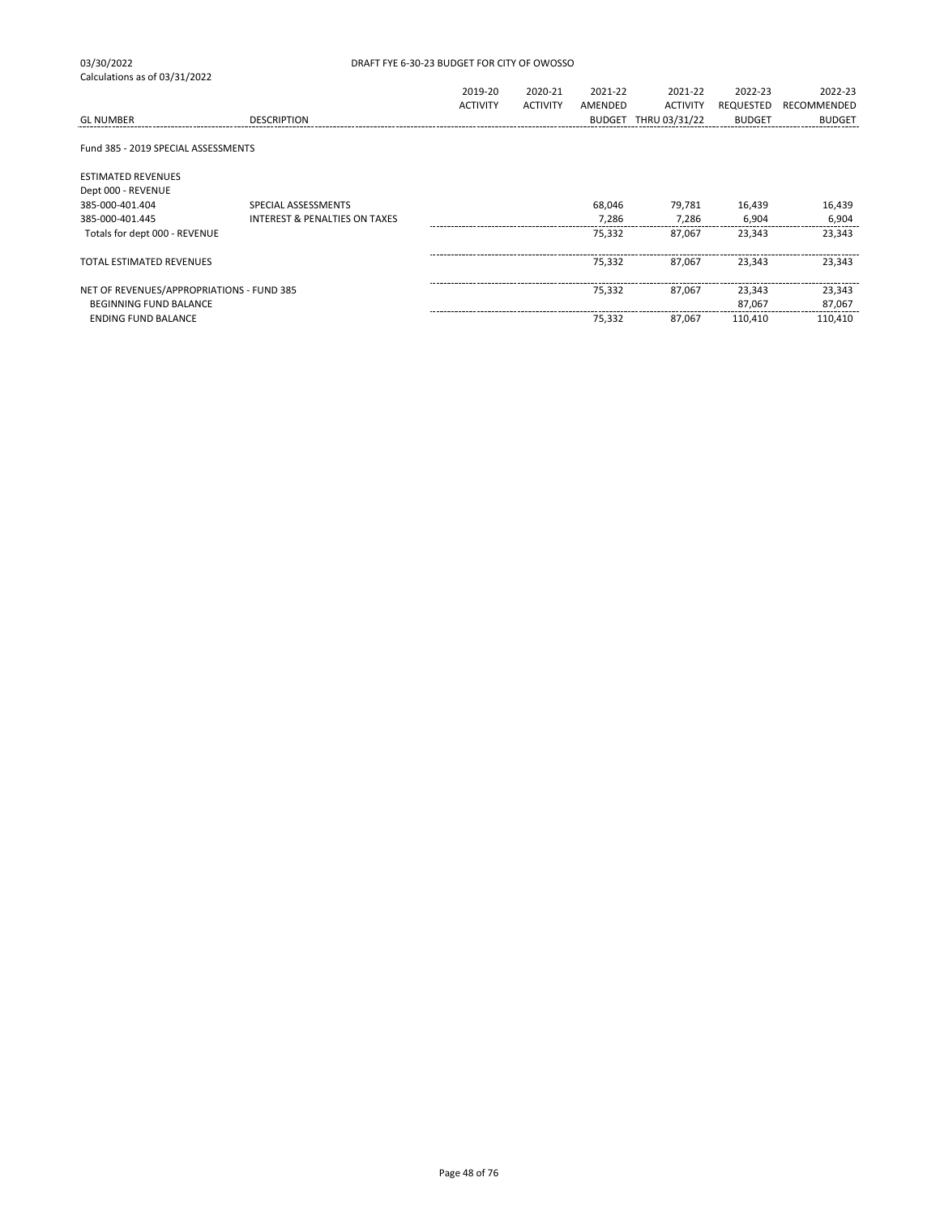03/30/2022 DRAFT FYE 6-30-23 BUDGET FOR CITY OF OWOSSO
Calculations as of 03/31/2022

| GL NUMBER | DESCRIPTION | 2019-20 ACTIVITY | 2020-21 ACTIVITY | 2021-22 AMENDED BUDGET | 2021-22 ACTIVITY THRU 03/31/22 | 2022-23 REQUESTED BUDGET | 2022-23 RECOMMENDED BUDGET |
|---|---|---|---|---|---|---|---|
| Fund 385 - 2019 SPECIAL ASSESSMENTS | | | | | | | |
| ESTIMATED REVENUES | | | | | | | |
| Dept 000 - REVENUE | | | | | | | |
| 385-000-401.404 | SPECIAL ASSESSMENTS | | | 68,046 | 79,781 | 16,439 | 16,439 |
| 385-000-401.445 | INTEREST & PENALTIES ON TAXES | | | 7,286 | 7,286 | 6,904 | 6,904 |
| Totals for dept 000 - REVENUE | | | | 75,332 | 87,067 | 23,343 | 23,343 |
| TOTAL ESTIMATED REVENUES | | | | 75,332 | 87,067 | 23,343 | 23,343 |
| NET OF REVENUES/APPROPRIATIONS - FUND 385 | | | | 75,332 | 87,067 | 23,343 | 23,343 |
| BEGINNING FUND BALANCE | | | | | | 87,067 | 87,067 |
| ENDING FUND BALANCE | | | | 75,332 | 87,067 | 110,410 | 110,410 |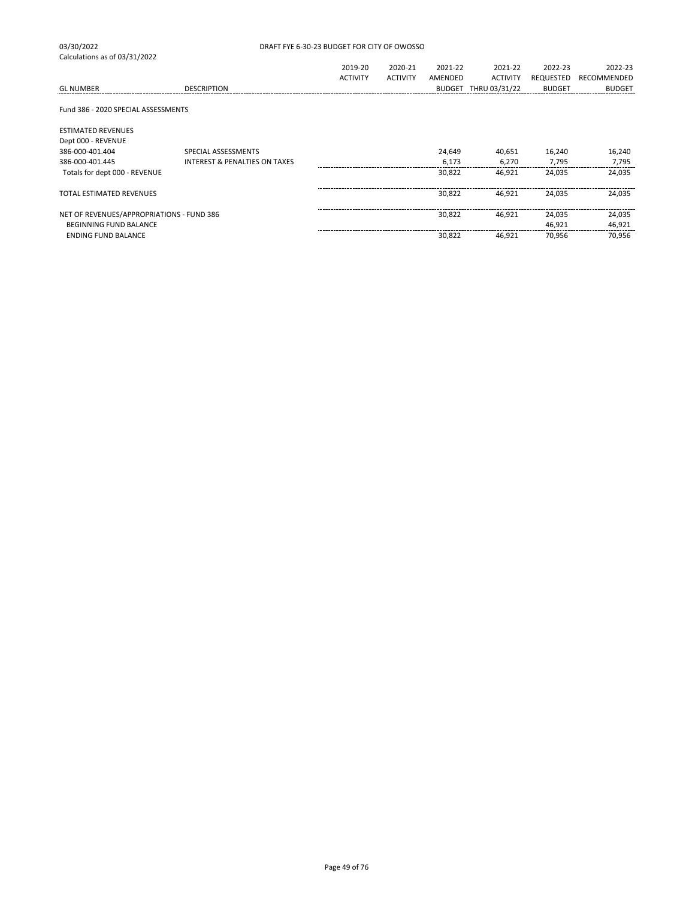03/30/2022 DRAFT FYE 6-30-23 BUDGET FOR CITY OF OWOSSO

Calculations as of 03/31/2022

| GL NUMBER | DESCRIPTION | 2019-20 ACTIVITY | 2020-21 ACTIVITY | 2021-22 AMENDED BUDGET | 2021-22 ACTIVITY THRU 03/31/22 | 2022-23 REQUESTED BUDGET | 2022-23 RECOMMENDED BUDGET |
|---|---|---|---|---|---|---|---|
| Fund 386 - 2020 SPECIAL ASSESSMENTS | | | | | | | |
| ESTIMATED REVENUES | | | | | | | |
| Dept 000 - REVENUE | | | | | | | |
| 386-000-401.404 | SPECIAL ASSESSMENTS | | | 24,649 | 40,651 | 16,240 | 16,240 |
| 386-000-401.445 | INTEREST & PENALTIES ON TAXES | | | 6,173 | 6,270 | 7,795 | 7,795 |
| Totals for dept 000 - REVENUE | | | | 30,822 | 46,921 | 24,035 | 24,035 |
| TOTAL ESTIMATED REVENUES | | | | 30,822 | 46,921 | 24,035 | 24,035 |
| NET OF REVENUES/APPROPRIATIONS - FUND 386 | | | | 30,822 | 46,921 | 24,035 | 24,035 |
| BEGINNING FUND BALANCE | | | | | | 46,921 | 46,921 |
| ENDING FUND BALANCE | | | | 30,822 | 46,921 | 70,956 | 70,956 |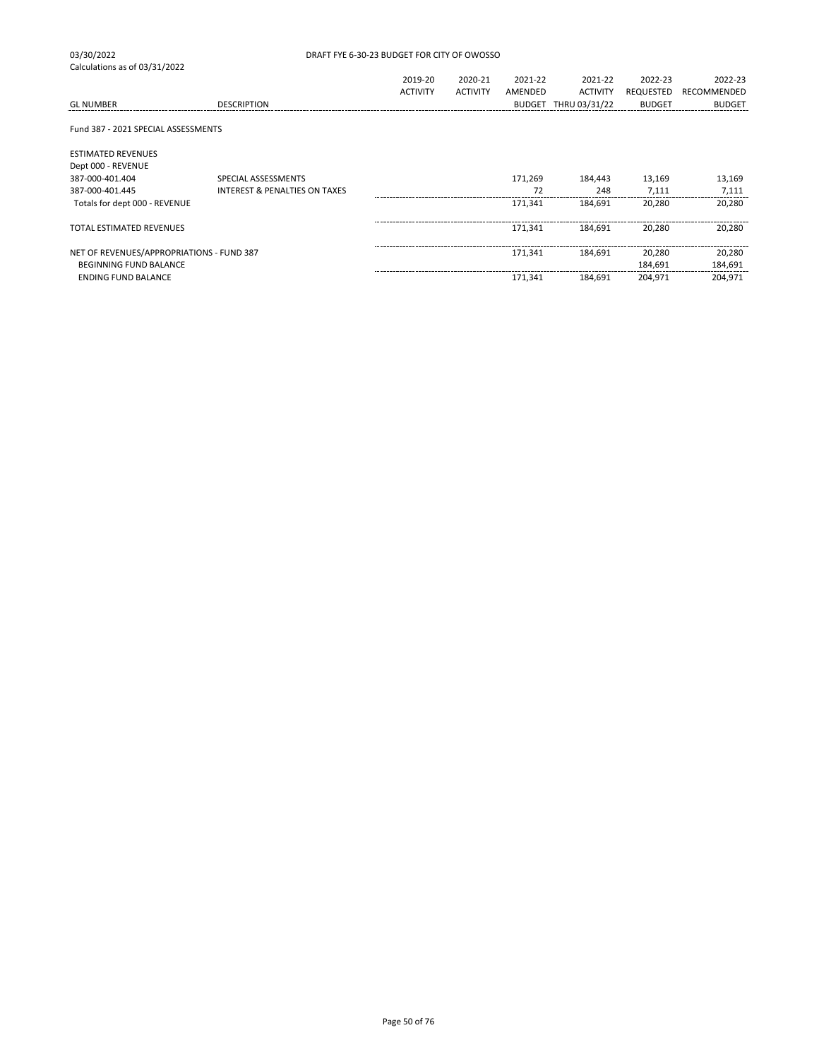03/30/2022

Calculations as of 03/31/2022

DRAFT FYE 6-30-23 BUDGET FOR CITY OF OWOSSO

| GL NUMBER | DESCRIPTION | 2019-20 ACTIVITY | 2020-21 ACTIVITY | 2021-22 AMENDED BUDGET | 2021-22 ACTIVITY THRU 03/31/22 | 2022-23 REQUESTED BUDGET | 2022-23 RECOMMENDED BUDGET |
|---|---|---|---|---|---|---|---|
| Fund 387 - 2021 SPECIAL ASSESSMENTS | | | | | | | |
| ESTIMATED REVENUES | | | | | | | |
| Dept 000 - REVENUE | | | | | | | |
| 387-000-401.404 | SPECIAL ASSESSMENTS | | | 171,269 | 184,443 | 13,169 | 13,169 |
| 387-000-401.445 | INTEREST & PENALTIES ON TAXES | | | 72 | 248 | 7,111 | 7,111 |
| Totals for dept 000 - REVENUE | | | | 171,341 | 184,691 | 20,280 | 20,280 |
| TOTAL ESTIMATED REVENUES | | | | 171,341 | 184,691 | 20,280 | 20,280 |
| NET OF REVENUES/APPROPRIATIONS - FUND 387 | | | | 171,341 | 184,691 | 20,280 | 20,280 |
| BEGINNING FUND BALANCE | | | | | | 184,691 | 184,691 |
| ENDING FUND BALANCE | | | | 171,341 | 184,691 | 204,971 | 204,971 |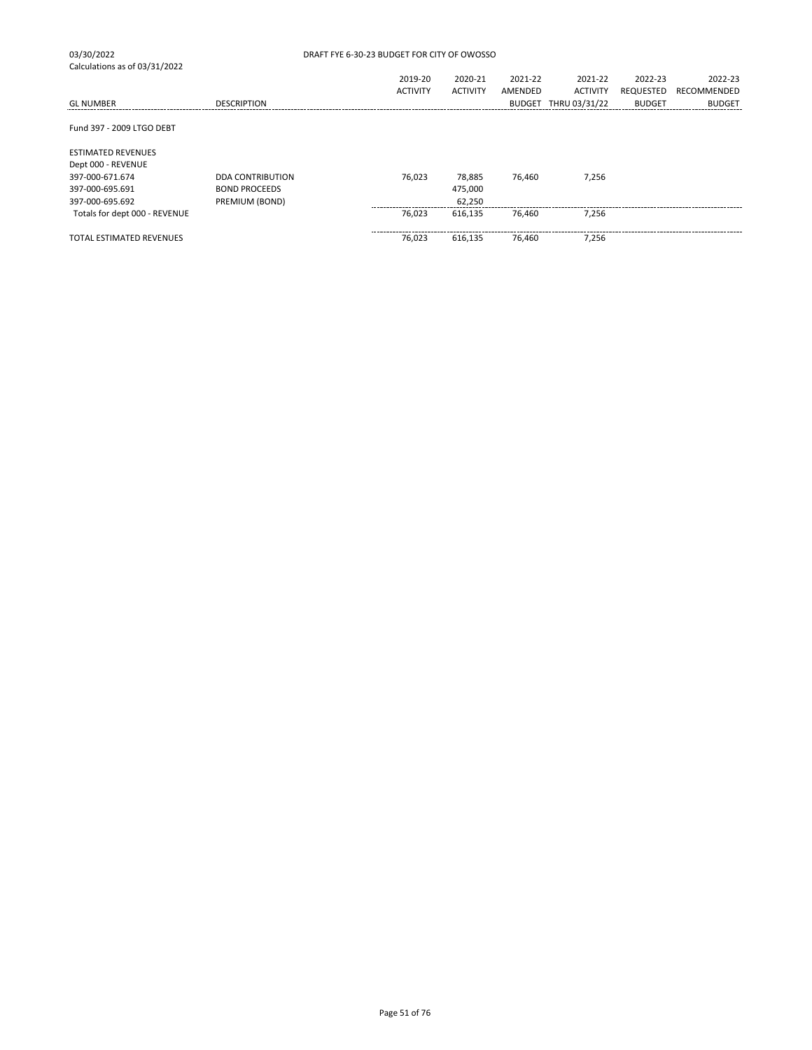03/30/2022 DRAFT FYE 6-30-23 BUDGET FOR CITY OF OWOSSO

Calculations as of 03/31/2022

| GL NUMBER | DESCRIPTION | 2019-20 ACTIVITY | 2020-21 ACTIVITY | 2021-22 AMENDED BUDGET | 2021-22 ACTIVITY THRU 03/31/22 | 2022-23 REQUESTED BUDGET | 2022-23 RECOMMENDED BUDGET |
|---|---|---|---|---|---|---|---|
| Fund 397 - 2009 LTGO DEBT | | | | | | | |
| ESTIMATED REVENUES | | | | | | | |
| Dept 000 - REVENUE | | | | | | | |
| 397-000-671.674 | DDA CONTRIBUTION | 76,023 | 78,885 | 76,460 | 7,256 | | |
| 397-000-695.691 | BOND PROCEEDS | | 475,000 | | | | |
| 397-000-695.692 | PREMIUM (BOND) | | 62,250 | | | | |
| Totals for dept 000 - REVENUE | | 76,023 | 616,135 | 76,460 | 7,256 | | |
| TOTAL ESTIMATED REVENUES | | 76,023 | 616,135 | 76,460 | 7,256 | | |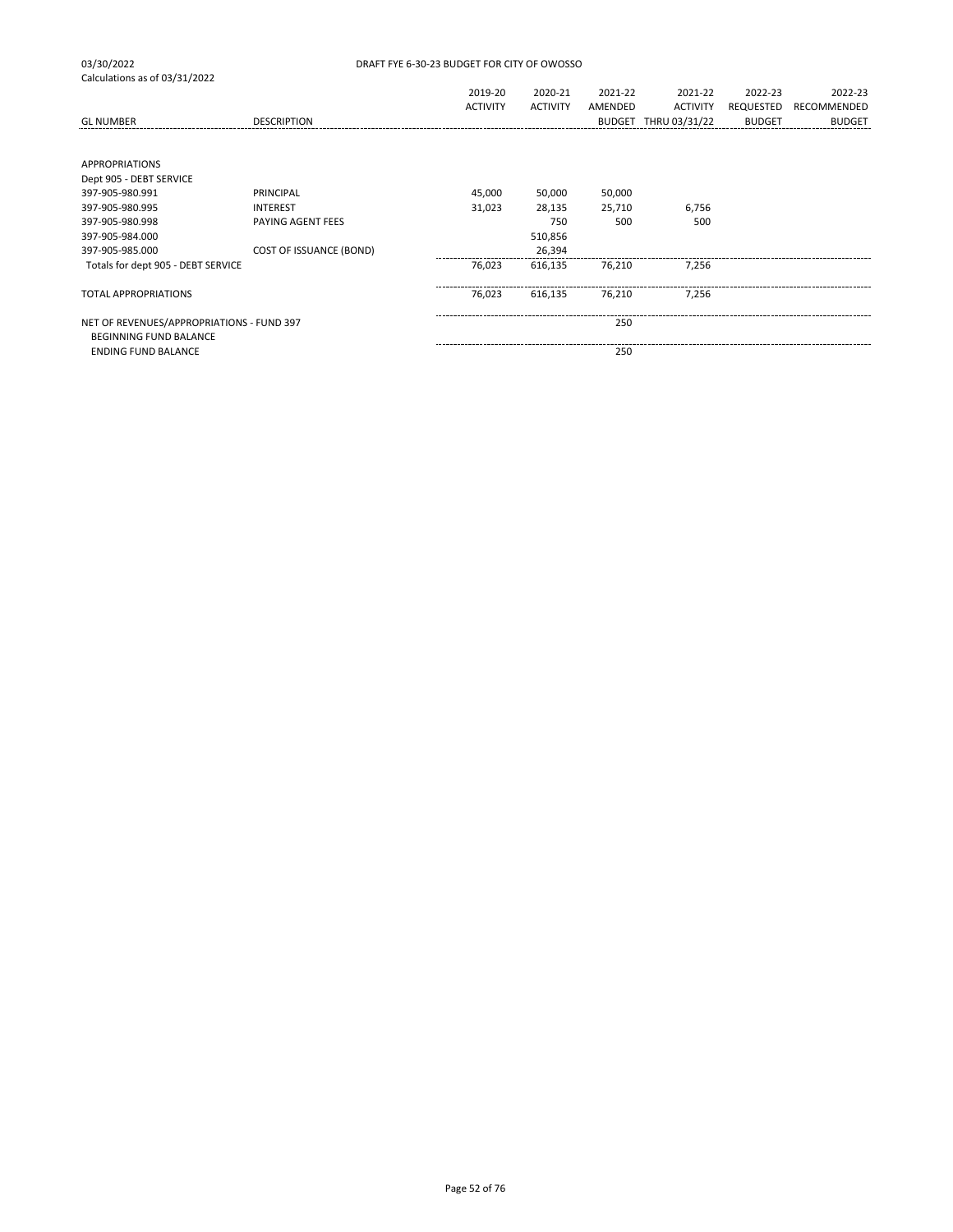03/30/2022 DRAFT FYE 6-30-23 BUDGET FOR CITY OF OWOSSO

Calculations as of 03/31/2022

| GL NUMBER | DESCRIPTION | 2019-20 ACTIVITY | 2020-21 ACTIVITY | 2021-22 AMENDED BUDGET | 2021-22 ACTIVITY THRU 03/31/22 | 2022-23 REQUESTED BUDGET | 2022-23 RECOMMENDED BUDGET |
|---|---|---|---|---|---|---|---|
| APPROPRIATIONS | | | | | | | |
| Dept 905 - DEBT SERVICE | | | | | | | |
| 397-905-980.991 | PRINCIPAL | 45,000 | 50,000 | 50,000 | | | |
| 397-905-980.995 | INTEREST | 31,023 | 28,135 | 25,710 | 6,756 | | |
| 397-905-980.998 | PAYING AGENT FEES | | 750 | 500 | 500 | | |
| 397-905-984.000 | | | 510,856 | | | | |
| 397-905-985.000 | COST OF ISSUANCE (BOND) | | 26,394 | | | | |
| Totals for dept 905 - DEBT SERVICE | | 76,023 | 616,135 | 76,210 | 7,256 | | |
| TOTAL APPROPRIATIONS | | 76,023 | 616,135 | 76,210 | 7,256 | | |
| NET OF REVENUES/APPROPRIATIONS - FUND 397 | | | | 250 | | | |
| BEGINNING FUND BALANCE | | | | | | | |
| ENDING FUND BALANCE | | | | 250 | | | |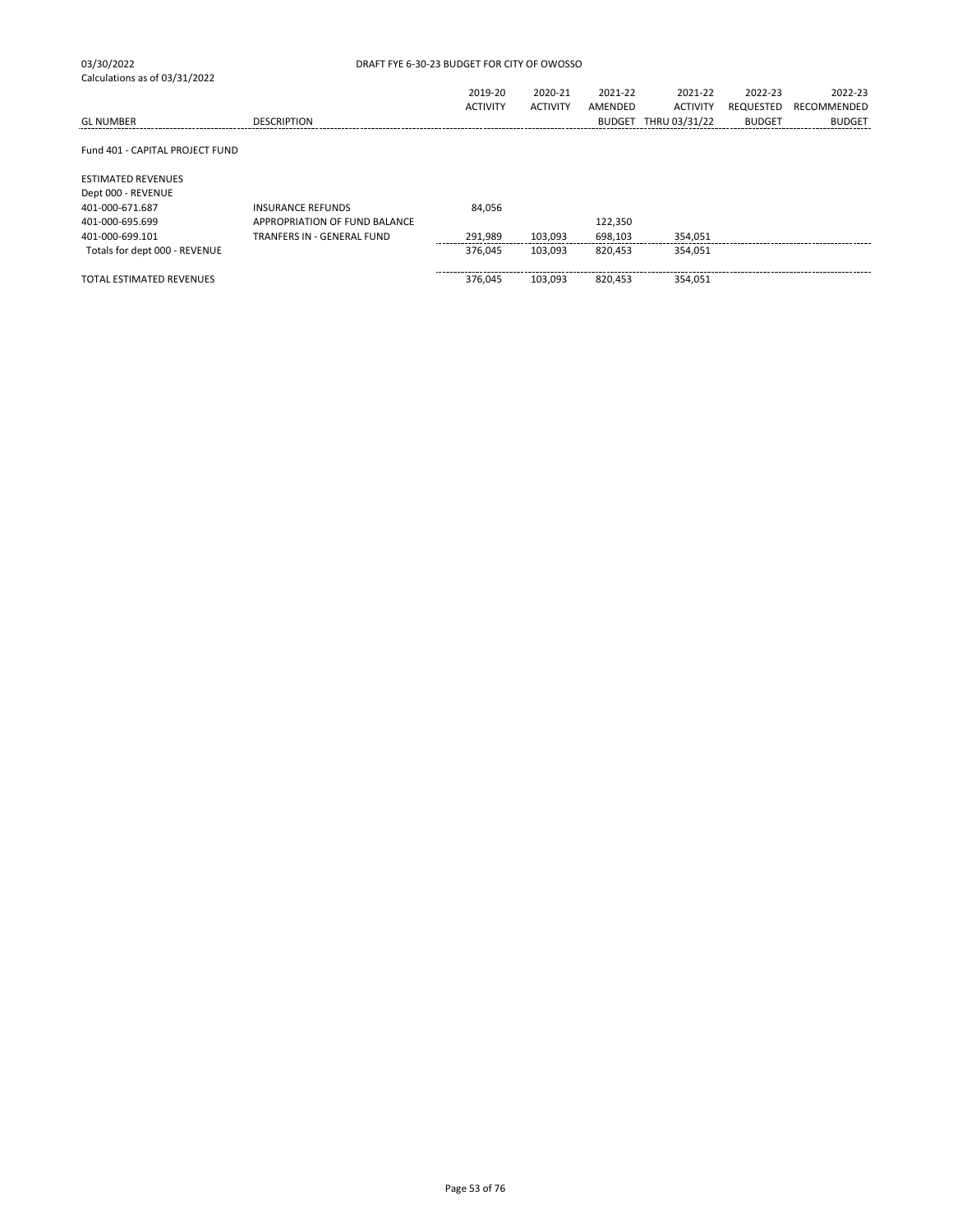03/30/2022 DRAFT FYE 6-30-23 BUDGET FOR CITY OF OWOSSO

Calculations as of 03/31/2022

| GL NUMBER | DESCRIPTION | 2019-20 ACTIVITY | 2020-21 ACTIVITY | 2021-22 AMENDED BUDGET | 2021-22 ACTIVITY THRU 03/31/22 | 2022-23 REQUESTED BUDGET | 2022-23 RECOMMENDED BUDGET |
|---|---|---|---|---|---|---|---|
| Fund 401 - CAPITAL PROJECT FUND | | | | | | | |
| ESTIMATED REVENUES | | | | | | | |
| Dept 000 - REVENUE | | | | | | | |
| 401-000-671.687 | INSURANCE REFUNDS | 84,056 | | | | | |
| 401-000-695.699 | APPROPRIATION OF FUND BALANCE | | | 122,350 | | | |
| 401-000-699.101 | TRANFERS IN - GENERAL FUND | 291,989 | 103,093 | 698,103 | 354,051 | | |
| Totals for dept 000 - REVENUE | | 376,045 | 103,093 | 820,453 | 354,051 | | |
| TOTAL ESTIMATED REVENUES | | 376,045 | 103,093 | 820,453 | 354,051 | | |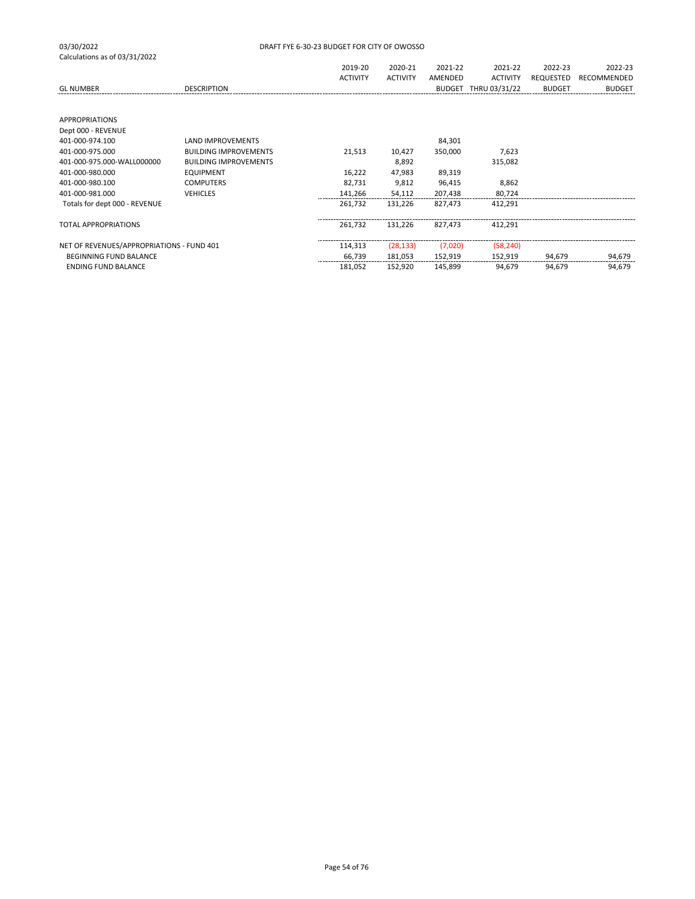03/30/2022 DRAFT FYE 6-30-23 BUDGET FOR CITY OF OWOSSO

Calculations as of 03/31/2022

| GL NUMBER | DESCRIPTION | 2019-20 ACTIVITY | 2020-21 ACTIVITY | 2021-22 AMENDED BUDGET | 2021-22 ACTIVITY THRU 03/31/22 | 2022-23 REQUESTED BUDGET | 2022-23 RECOMMENDED BUDGET |
|---|---|---|---|---|---|---|---|
| APPROPRIATIONS | | | | | | | |
| Dept 000 - REVENUE | | | | | | | |
| 401-000-974.100 | LAND IMPROVEMENTS | | | 84,301 | | | |
| 401-000-975.000 | BUILDING IMPROVEMENTS | 21,513 | 10,427 | 350,000 | 7,623 | | |
| 401-000-975.000-WALL000000 | BUILDING IMPROVEMENTS | | 8,892 | | 315,082 | | |
| 401-000-980.000 | EQUIPMENT | 16,222 | 47,983 | 89,319 | | | |
| 401-000-980.100 | COMPUTERS | 82,731 | 9,812 | 96,415 | 8,862 | | |
| 401-000-981.000 | VEHICLES | 141,266 | 54,112 | 207,438 | 80,724 | | |
| Totals for dept 000 - REVENUE | | 261,732 | 131,226 | 827,473 | 412,291 | | |
| TOTAL APPROPRIATIONS | | 261,732 | 131,226 | 827,473 | 412,291 | | |
| NET OF REVENUES/APPROPRIATIONS - FUND 401 | | 114,313 | (28,133) | (7,020) | (58,240) | | |
| BEGINNING FUND BALANCE | | 66,739 | 181,053 | 152,919 | 152,919 | 94,679 | 94,679 |
| ENDING FUND BALANCE | | 181,052 | 152,920 | 145,899 | 94,679 | 94,679 | 94,679 |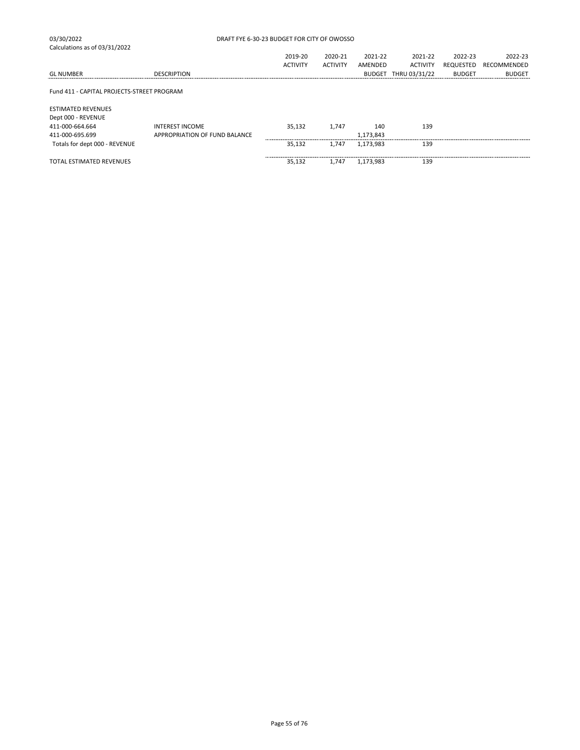03/30/2022 DRAFT FYE 6-30-23 BUDGET FOR CITY OF OWOSSO

Calculations as of 03/31/2022

| GL NUMBER | DESCRIPTION | 2019-20 ACTIVITY | 2020-21 ACTIVITY | 2021-22 AMENDED BUDGET | 2021-22 ACTIVITY THRU 03/31/22 | 2022-23 REQUESTED BUDGET | 2022-23 RECOMMENDED BUDGET |
|---|---|---|---|---|---|---|---|
| Fund 411 - CAPITAL PROJECTS-STREET PROGRAM | | | | | | | |
| ESTIMATED REVENUES | | | | | | | |
| Dept 000 - REVENUE | | | | | | | |
| 411-000-664.664 | INTEREST INCOME | 35,132 | 1,747 | 140 | 139 | | |
| 411-000-695.699 | APPROPRIATION OF FUND BALANCE | | | 1,173,843 | | | |
| Totals for dept 000 - REVENUE | | 35,132 | 1,747 | 1,173,983 | 139 | | |
| TOTAL ESTIMATED REVENUES | | 35,132 | 1,747 | 1,173,983 | 139 | | |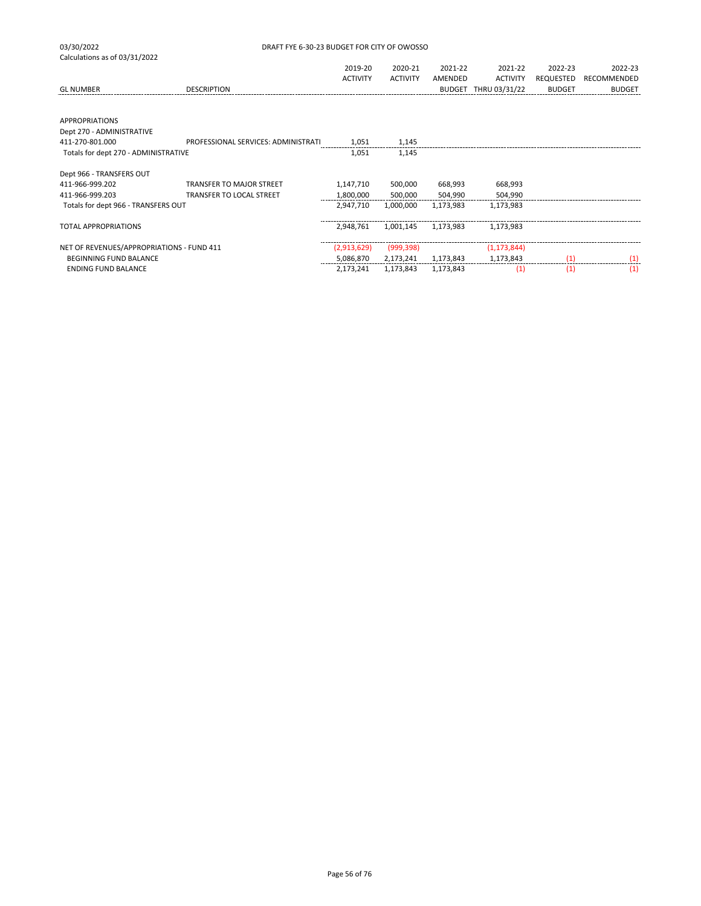03/30/2022
Calculations as of 03/31/2022

DRAFT FYE 6-30-23 BUDGET FOR CITY OF OWOSSO

| GL NUMBER | DESCRIPTION | 2019-20 ACTIVITY | 2020-21 ACTIVITY | 2021-22 AMENDED BUDGET | 2021-22 ACTIVITY THRU 03/31/22 | 2022-23 REQUESTED BUDGET | 2022-23 RECOMMENDED BUDGET |
|---|---|---|---|---|---|---|---|
| APPROPRIATIONS | | | | | | | |
| Dept 270 - ADMINISTRATIVE | | | | | | | |
| 411-270-801.000 | PROFESSIONAL SERVICES: ADMINISTRATI | 1,051 | 1,145 | | | | |
| Totals for dept 270 - ADMINISTRATIVE | | 1,051 | 1,145 | | | | |
| Dept 966 - TRANSFERS OUT | | | | | | | |
| 411-966-999.202 | TRANSFER TO MAJOR STREET | 1,147,710 | 500,000 | 668,993 | 668,993 | | |
| 411-966-999.203 | TRANSFER TO LOCAL STREET | 1,800,000 | 500,000 | 504,990 | 504,990 | | |
| Totals for dept 966 - TRANSFERS OUT | | 2,947,710 | 1,000,000 | 1,173,983 | 1,173,983 | | |
| TOTAL APPROPRIATIONS | | 2,948,761 | 1,001,145 | 1,173,983 | 1,173,983 | | |
| NET OF REVENUES/APPROPRIATIONS - FUND 411 | | (2,913,629) | (999,398) | | (1,173,844) | | |
| BEGINNING FUND BALANCE | | 5,086,870 | 2,173,241 | 1,173,843 | 1,173,843 | (1) | (1) |
| ENDING FUND BALANCE | | 2,173,241 | 1,173,843 | 1,173,843 | (1) | (1) | (1) |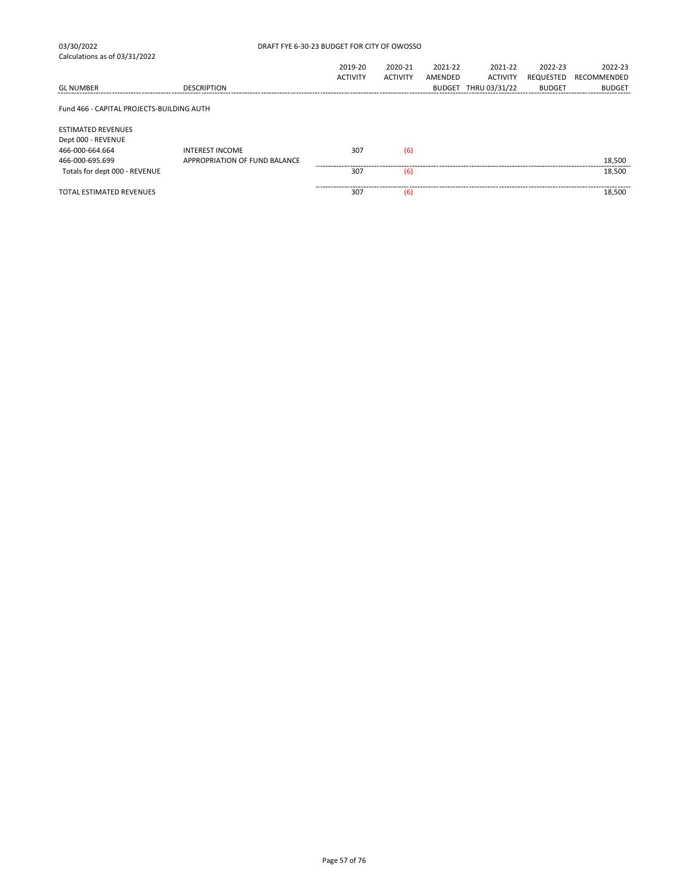03/30/2022
Calculations as of 03/31/2022

DRAFT FYE 6-30-23 BUDGET FOR CITY OF OWOSSO

| GL NUMBER | DESCRIPTION | 2019-20 ACTIVITY | 2020-21 ACTIVITY | 2021-22 AMENDED BUDGET | 2021-22 ACTIVITY THRU 03/31/22 | 2022-23 REQUESTED BUDGET | 2022-23 RECOMMENDED BUDGET |
|---|---|---|---|---|---|---|---|
| Fund 466 - CAPITAL PROJECTS-BUILDING AUTH | | | | | | | |
| ESTIMATED REVENUES | | | | | | | |
| Dept 000 - REVENUE | | | | | | | |
| 466-000-664.664 | INTEREST INCOME | 307 | (6) | | | | |
| 466-000-695.699 | APPROPRIATION OF FUND BALANCE | | | | | | 18,500 |
| Totals for dept 000 - REVENUE | | 307 | (6) | | | | 18,500 |
| TOTAL ESTIMATED REVENUES | | 307 | (6) | | | | 18,500 |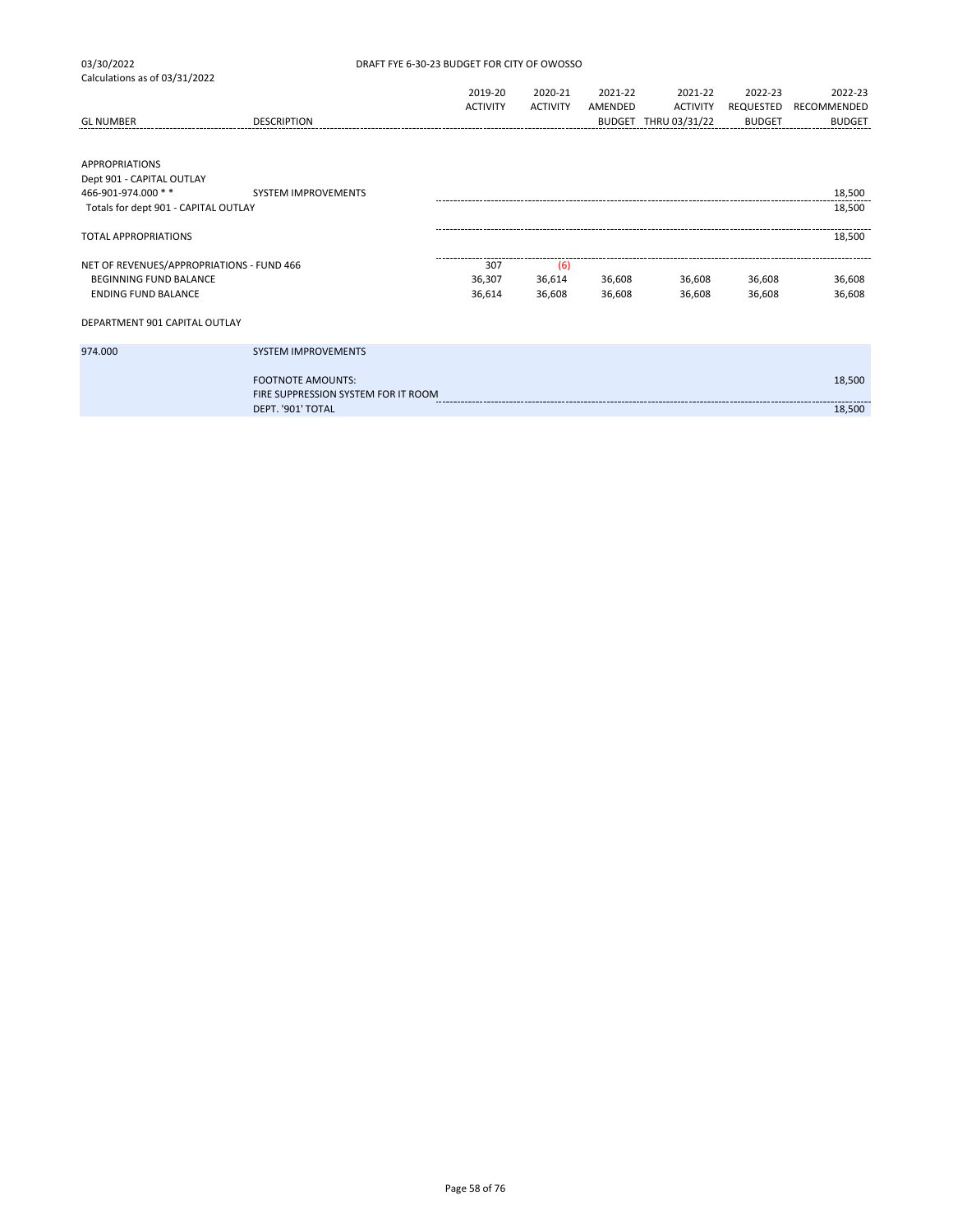03/30/2022 DRAFT FYE 6-30-23 BUDGET FOR CITY OF OWOSSO

Calculations as of 03/31/2022

| GL NUMBER | DESCRIPTION | 2019-20 ACTIVITY | 2020-21 ACTIVITY | 2021-22 AMENDED BUDGET | 2021-22 ACTIVITY THRU 03/31/22 | 2022-23 REQUESTED BUDGET | 2022-23 RECOMMENDED BUDGET |
|---|---|---|---|---|---|---|---|
| APPROPRIATIONS | | | | | | | |
| Dept 901 - CAPITAL OUTLAY | | | | | | | |
| 466-901-974.000 * * | SYSTEM IMPROVEMENTS | | | | | | 18,500 |
| Totals for dept 901 - CAPITAL OUTLAY | | | | | | | 18,500 |
| TOTAL APPROPRIATIONS | | | | | | | 18,500 |
| NET OF REVENUES/APPROPRIATIONS - FUND 466 | | 307 | (6) | | | | |
| BEGINNING FUND BALANCE | | 36,307 | 36,614 | 36,608 | 36,608 | 36,608 | 36,608 |
| ENDING FUND BALANCE | | 36,614 | 36,608 | 36,608 | 36,608 | 36,608 | 36,608 |

DEPARTMENT 901 CAPITAL OUTLAY

| | | |
|---|---|---|
| 974.000 | SYSTEM IMPROVEMENTS | |
| | FOOTNOTE AMOUNTS: | 18,500 |
| | FIRE SUPPRESSION SYSTEM FOR IT ROOM | |
| | DEPT. '901' TOTAL | 18,500 |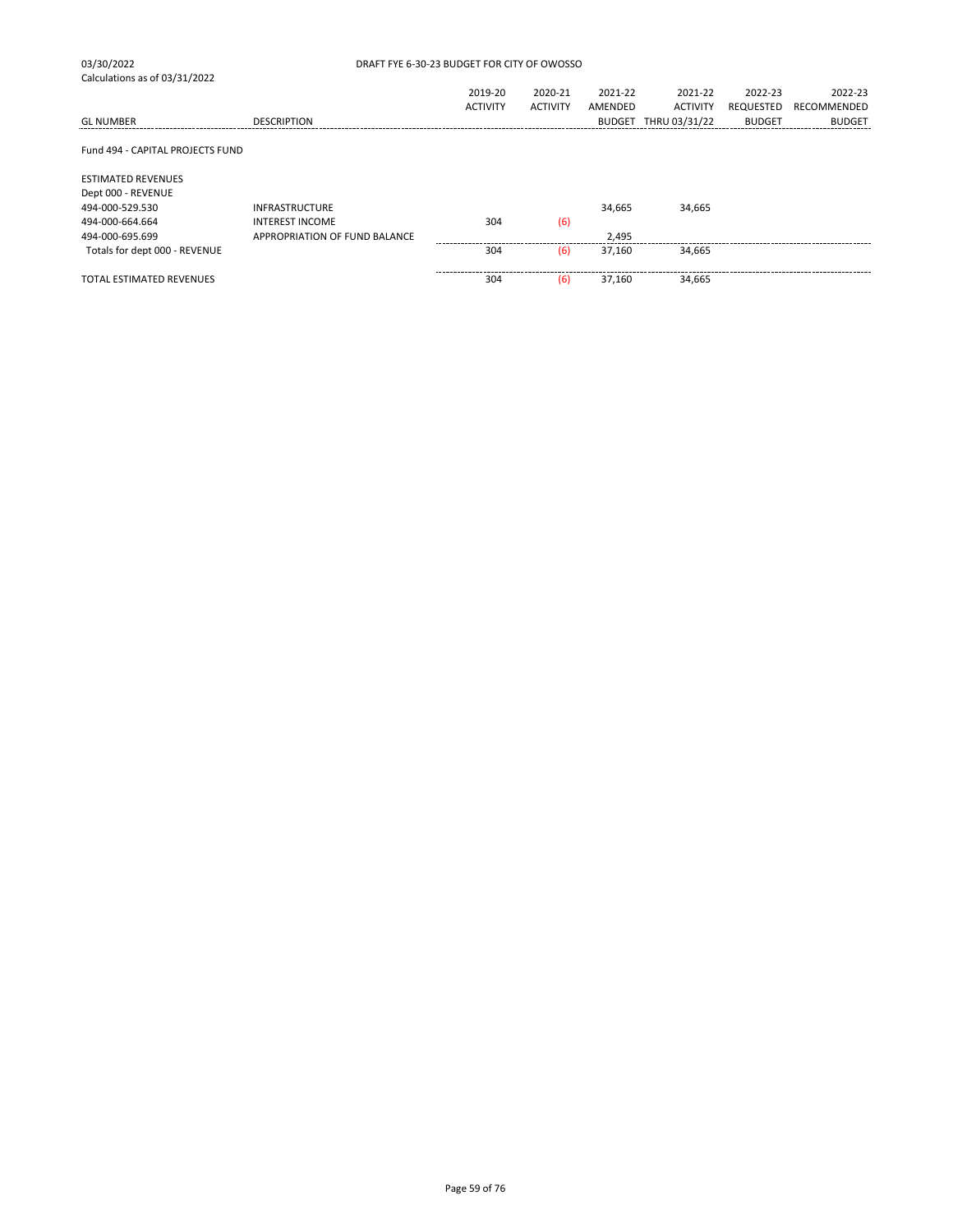03/30/2022

Calculations as of 03/31/2022

DRAFT FYE 6-30-23 BUDGET FOR CITY OF OWOSSO

| GL NUMBER | DESCRIPTION | 2019-20 ACTIVITY | 2020-21 ACTIVITY | 2021-22 AMENDED BUDGET | 2021-22 ACTIVITY THRU 03/31/22 | 2022-23 REQUESTED BUDGET | 2022-23 RECOMMENDED BUDGET |
|---|---|---|---|---|---|---|---|
| Fund 494 - CAPITAL PROJECTS FUND | | | | | | | |
| ESTIMATED REVENUES | | | | | | | |
| Dept 000 - REVENUE | | | | | | | |
| 494-000-529.530 | INFRASTRUCTURE | | | 34,665 | 34,665 | | |
| 494-000-664.664 | INTEREST INCOME | 304 | (6) | | | | |
| 494-000-695.699 | APPROPRIATION OF FUND BALANCE | | | 2,495 | | | |
| Totals for dept 000 - REVENUE | | 304 | (6) | 37,160 | 34,665 | | |
| TOTAL ESTIMATED REVENUES | | 304 | (6) | 37,160 | 34,665 | | |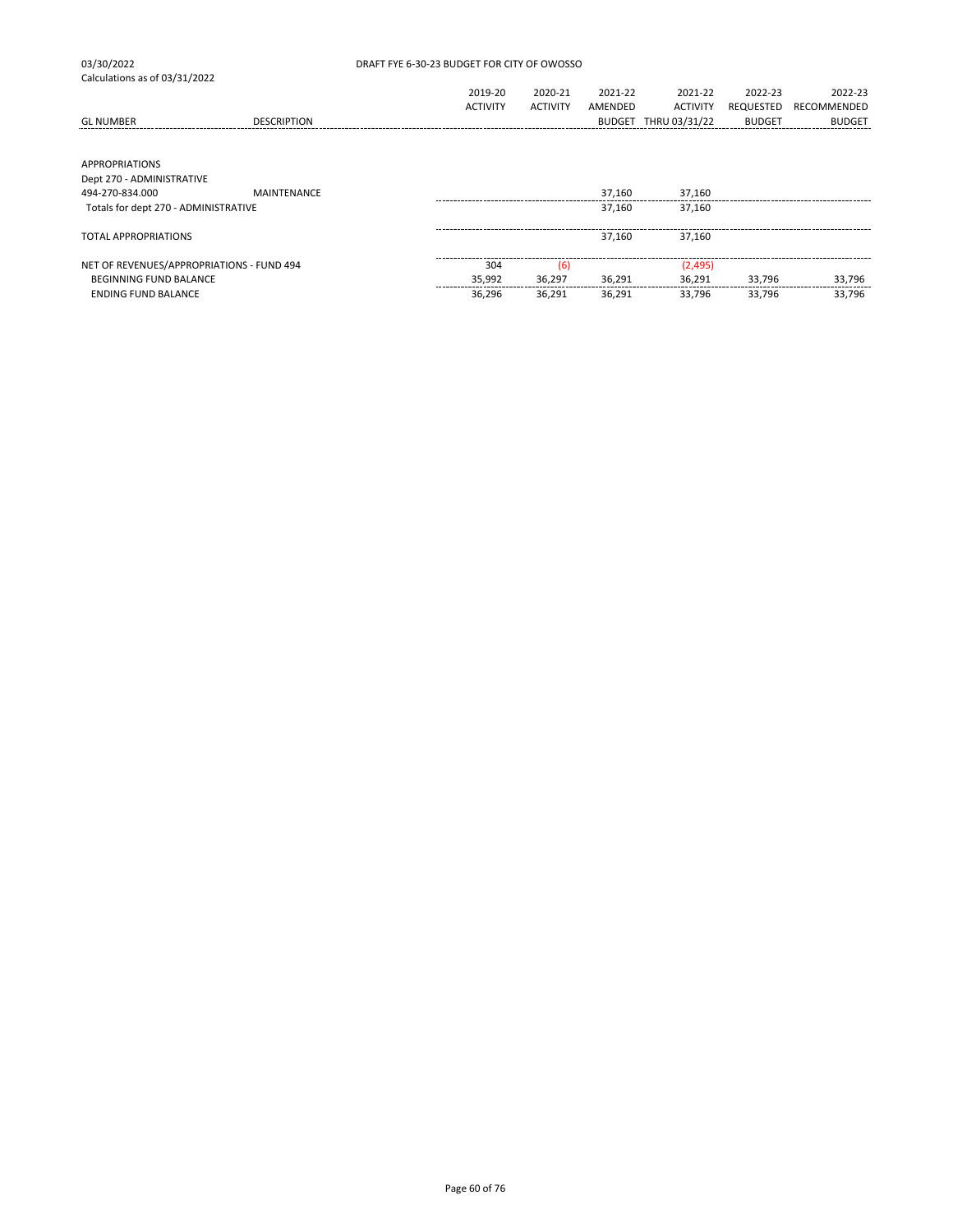03/30/2022

Calculations as of 03/31/2022

DRAFT FYE 6-30-23 BUDGET FOR CITY OF OWOSSO

| GL NUMBER | DESCRIPTION | 2019-20 ACTIVITY | 2020-21 ACTIVITY | 2021-22 AMENDED BUDGET | 2021-22 ACTIVITY THRU 03/31/22 | 2022-23 REQUESTED BUDGET | 2022-23 RECOMMENDED BUDGET |
|---|---|---|---|---|---|---|---|
| APPROPRIATIONS | | | | | | | |
| Dept 270 - ADMINISTRATIVE | | | | | | | |
| 494-270-834.000 | MAINTENANCE | | | 37,160 | 37,160 | | |
| Totals for dept 270 - ADMINISTRATIVE | | | | 37,160 | 37,160 | | |
| TOTAL APPROPRIATIONS | | | | 37,160 | 37,160 | | |
| NET OF REVENUES/APPROPRIATIONS - FUND 494 | | 304 | (6) | | (2,495) | | |
| BEGINNING FUND BALANCE | | 35,992 | 36,297 | 36,291 | 36,291 | 33,796 | 33,796 |
| ENDING FUND BALANCE | | 36,296 | 36,291 | 36,291 | 33,796 | 33,796 | 33,796 |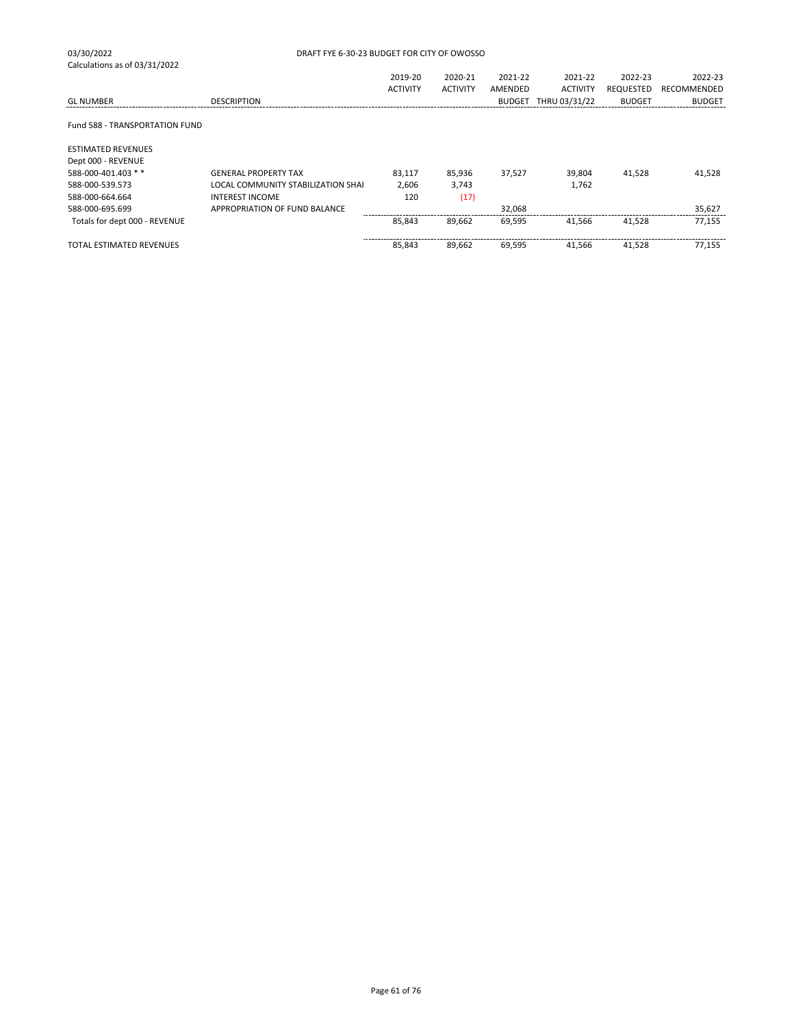03/30/2022 DRAFT FYE 6-30-23 BUDGET FOR CITY OF OWOSSO
Calculations as of 03/31/2022

| GL NUMBER | DESCRIPTION | 2019-20 ACTIVITY | 2020-21 ACTIVITY | 2021-22 AMENDED BUDGET | 2021-22 ACTIVITY THRU 03/31/22 | 2022-23 REQUESTED BUDGET | 2022-23 RECOMMENDED BUDGET |
|---|---|---|---|---|---|---|---|
| Fund 588 - TRANSPORTATION FUND | | | | | | | |
| ESTIMATED REVENUES | | | | | | | |
| Dept 000 - REVENUE | | | | | | | |
| 588-000-401.403 * * | GENERAL PROPERTY TAX | 83,117 | 85,936 | 37,527 | 39,804 | 41,528 | 41,528 |
| 588-000-539.573 | LOCAL COMMUNITY STABILIZATION SHAI | 2,606 | 3,743 | | 1,762 | | |
| 588-000-664.664 | INTEREST INCOME | 120 | (17) | | | | |
| 588-000-695.699 | APPROPRIATION OF FUND BALANCE | | | 32,068 | | | 35,627 |
| Totals for dept 000 - REVENUE | | 85,843 | 89,662 | 69,595 | 41,566 | 41,528 | 77,155 |
| TOTAL ESTIMATED REVENUES | | 85,843 | 89,662 | 69,595 | 41,566 | 41,528 | 77,155 |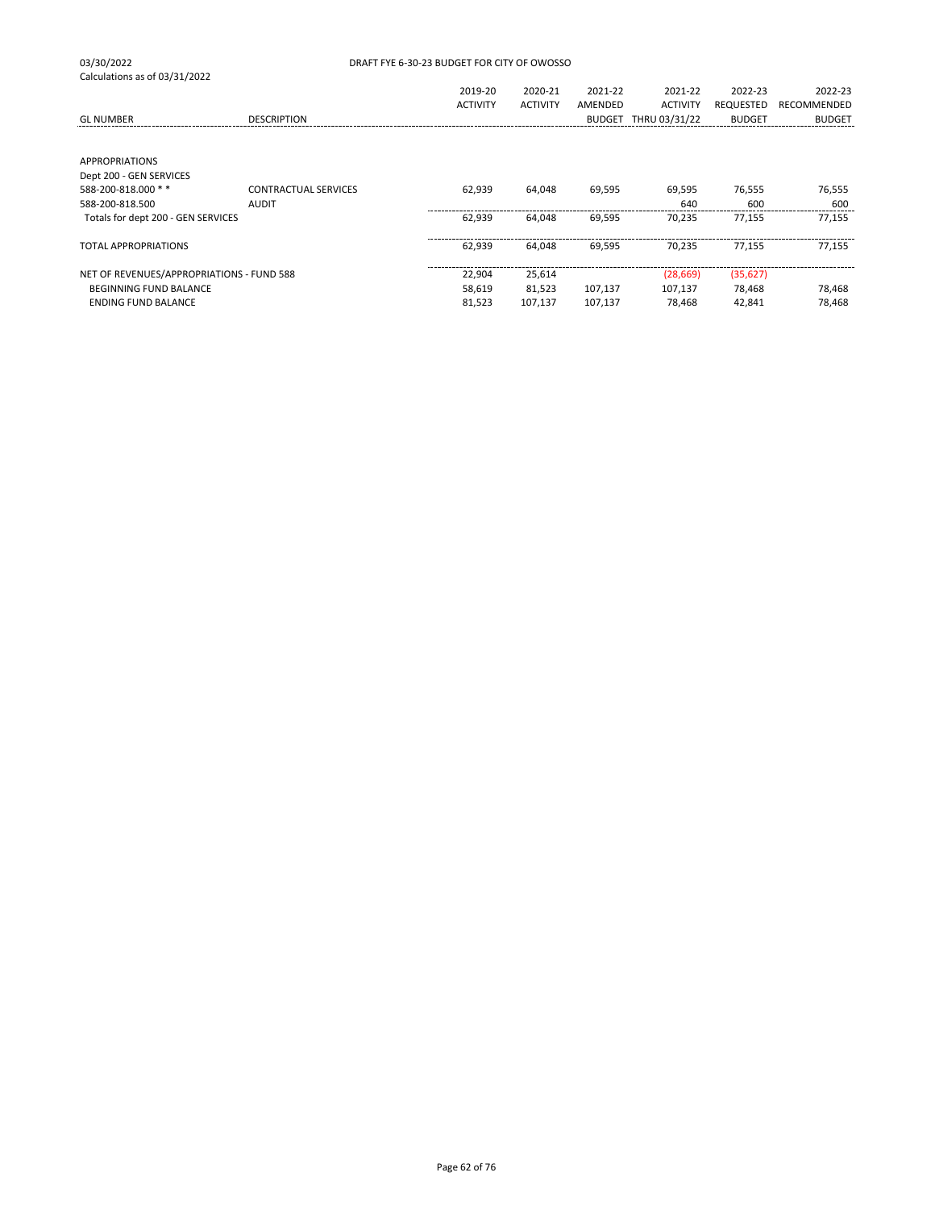03/30/2022 DRAFT FYE 6-30-23 BUDGET FOR CITY OF OWOSSO

Calculations as of 03/31/2022

| GL NUMBER | DESCRIPTION | 2019-20 ACTIVITY | 2020-21 ACTIVITY | 2021-22 AMENDED BUDGET | 2021-22 ACTIVITY THRU 03/31/22 | 2022-23 REQUESTED BUDGET | 2022-23 RECOMMENDED BUDGET |
|---|---|---|---|---|---|---|---|
| APPROPRIATIONS | | | | | | | |
| Dept 200 - GEN SERVICES | | | | | | | |
| 588-200-818.000 * * | CONTRACTUAL SERVICES | 62,939 | 64,048 | 69,595 | 69,595 | 76,555 | 76,555 |
| 588-200-818.500 | AUDIT | | | | 640 | 600 | 600 |
| Totals for dept 200 - GEN SERVICES | | 62,939 | 64,048 | 69,595 | 70,235 | 77,155 | 77,155 |
| TOTAL APPROPRIATIONS | | 62,939 | 64,048 | 69,595 | 70,235 | 77,155 | 77,155 |
| NET OF REVENUES/APPROPRIATIONS - FUND 588 | | 22,904 | 25,614 | | (28,669) | (35,627) | |
| BEGINNING FUND BALANCE | | 58,619 | 81,523 | 107,137 | 107,137 | 78,468 | 78,468 |
| ENDING FUND BALANCE | | 81,523 | 107,137 | 107,137 | 78,468 | 42,841 | 78,468 |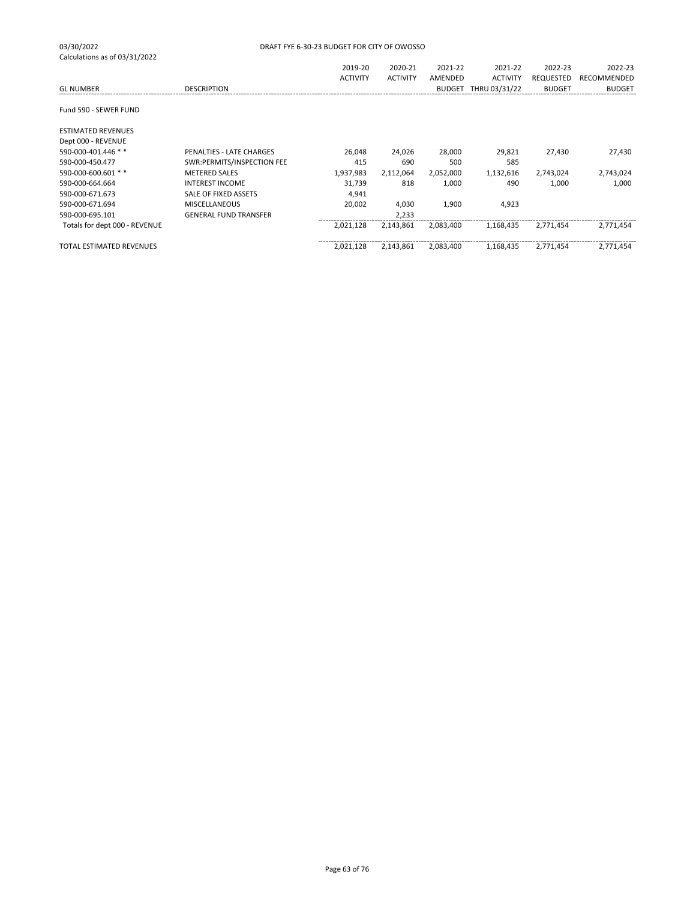03/30/2022 DRAFT FYE 6-30-23 BUDGET FOR CITY OF OWOSSO

Calculations as of 03/31/2022

| GL NUMBER | DESCRIPTION | 2019-20 ACTIVITY | 2020-21 ACTIVITY | 2021-22 AMENDED BUDGET | 2021-22 ACTIVITY THRU 03/31/22 | 2022-23 REQUESTED BUDGET | 2022-23 RECOMMENDED BUDGET |
|---|---|---|---|---|---|---|---|
| Fund 590 - SEWER FUND | | | | | | | |
| ESTIMATED REVENUES | | | | | | | |
| Dept 000 - REVENUE | | | | | | | |
| 590-000-401.446 * * | PENALTIES - LATE CHARGES | 26,048 | 24,026 | 28,000 | 29,821 | 27,430 | 27,430 |
| 590-000-450.477 | SWR:PERMITS/INSPECTION FEE | 415 | 690 | 500 | 585 | | |
| 590-000-600.601 * * | METERED SALES | 1,937,983 | 2,112,064 | 2,052,000 | 1,132,616 | 2,743,024 | 2,743,024 |
| 590-000-664.664 | INTEREST INCOME | 31,739 | 818 | 1,000 | 490 | 1,000 | 1,000 |
| 590-000-671.673 | SALE OF FIXED ASSETS | 4,941 | | | | | |
| 590-000-671.694 | MISCELLANEOUS | 20,002 | 4,030 | 1,900 | 4,923 | | |
| 590-000-695.101 | GENERAL FUND TRANSFER | | 2,233 | | | | |
| Totals for dept 000 - REVENUE | | 2,021,128 | 2,143,861 | 2,083,400 | 1,168,435 | 2,771,454 | 2,771,454 |
| TOTAL ESTIMATED REVENUES | | 2,021,128 | 2,143,861 | 2,083,400 | 1,168,435 | 2,771,454 | 2,771,454 |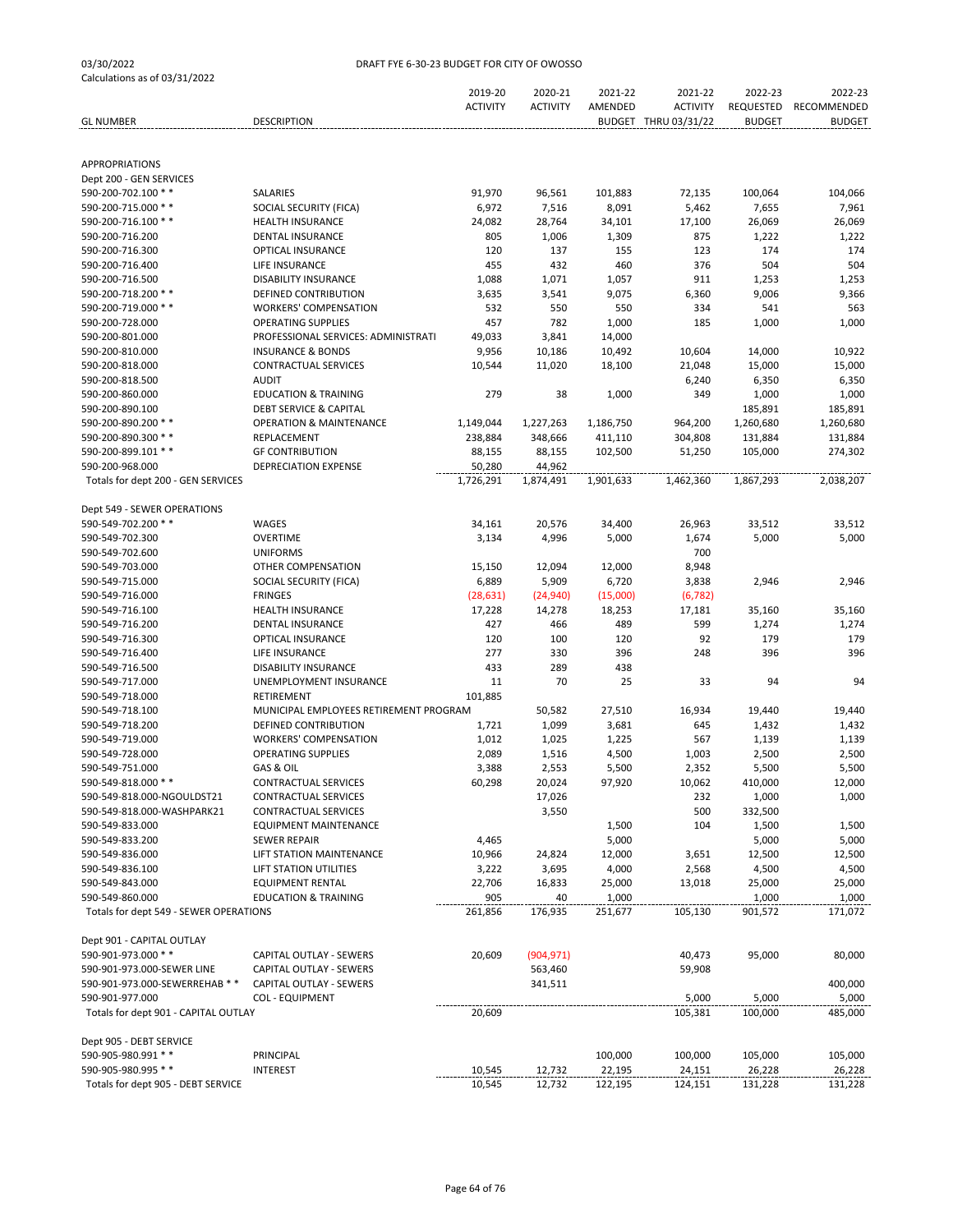03/30/2022 DRAFT FYE 6-30-23 BUDGET FOR CITY OF OWOSSO
Calculations as of 03/31/2022

| GL NUMBER | DESCRIPTION | 2019-20 ACTIVITY | 2020-21 ACTIVITY | 2021-22 AMENDED BUDGET | 2021-22 ACTIVITY THRU 03/31/22 | 2022-23 REQUESTED BUDGET | 2022-23 RECOMMENDED BUDGET |
|---|---|---|---|---|---|---|---|
| APPROPRIATIONS | | | | | | | |
| Dept 200 - GEN SERVICES | | | | | | | |
| 590-200-702.100 * * | SALARIES | 91,970 | 96,561 | 101,883 | 72,135 | 100,064 | 104,066 |
| 590-200-715.000 * * | SOCIAL SECURITY (FICA) | 6,972 | 7,516 | 8,091 | 5,462 | 7,655 | 7,961 |
| 590-200-716.100 * * | HEALTH INSURANCE | 24,082 | 28,764 | 34,101 | 17,100 | 26,069 | 26,069 |
| 590-200-716.200 | DENTAL INSURANCE | 805 | 1,006 | 1,309 | 875 | 1,222 | 1,222 |
| 590-200-716.300 | OPTICAL INSURANCE | 120 | 137 | 155 | 123 | 174 | 174 |
| 590-200-716.400 | LIFE INSURANCE | 455 | 432 | 460 | 376 | 504 | 504 |
| 590-200-716.500 | DISABILITY INSURANCE | 1,088 | 1,071 | 1,057 | 911 | 1,253 | 1,253 |
| 590-200-718.200 * * | DEFINED CONTRIBUTION | 3,635 | 3,541 | 9,075 | 6,360 | 9,006 | 9,366 |
| 590-200-719.000 * * | WORKERS' COMPENSATION | 532 | 550 | 550 | 334 | 541 | 563 |
| 590-200-728.000 | OPERATING SUPPLIES | 457 | 782 | 1,000 | 185 | 1,000 | 1,000 |
| 590-200-801.000 | PROFESSIONAL SERVICES: ADMINISTRATI | 49,033 | 3,841 | 14,000 | | | |
| 590-200-810.000 | INSURANCE & BONDS | 9,956 | 10,186 | 10,492 | 10,604 | 14,000 | 10,922 |
| 590-200-818.000 | CONTRACTUAL SERVICES | 10,544 | 11,020 | 18,100 | 21,048 | 15,000 | 15,000 |
| 590-200-818.500 | AUDIT | | | | 6,240 | 6,350 | 6,350 |
| 590-200-860.000 | EDUCATION & TRAINING | 279 | 38 | 1,000 | 349 | 1,000 | 1,000 |
| 590-200-890.100 | DEBT SERVICE & CAPITAL | | | | | 185,891 | 185,891 |
| 590-200-890.200 * * | OPERATION & MAINTENANCE | 1,149,044 | 1,227,263 | 1,186,750 | 964,200 | 1,260,680 | 1,260,680 |
| 590-200-890.300 * * | REPLACEMENT | 238,884 | 348,666 | 411,110 | 304,808 | 131,884 | 131,884 |
| 590-200-899.101 * * | GF CONTRIBUTION | 88,155 | 88,155 | 102,500 | 51,250 | 105,000 | 274,302 |
| 590-200-968.000 | DEPRECIATION EXPENSE | 50,280 | 44,962 | | | | |
| Totals for dept 200 - GEN SERVICES | | 1,726,291 | 1,874,491 | 1,901,633 | 1,462,360 | 1,867,293 | 2,038,207 |
| Dept 549 - SEWER OPERATIONS | | | | | | | |
| 590-549-702.200 * * | WAGES | 34,161 | 20,576 | 34,400 | 26,963 | 33,512 | 33,512 |
| 590-549-702.300 | OVERTIME | 3,134 | 4,996 | 5,000 | 1,674 | 5,000 | 5,000 |
| 590-549-702.600 | UNIFORMS | | | | 700 | | |
| 590-549-703.000 | OTHER COMPENSATION | 15,150 | 12,094 | 12,000 | 8,948 | | |
| 590-549-715.000 | SOCIAL SECURITY (FICA) | 6,889 | 5,909 | 6,720 | 3,838 | 2,946 | 2,946 |
| 590-549-716.000 | FRINGES | (28,631) | (24,940) | (15,000) | (6,782) | | |
| 590-549-716.100 | HEALTH INSURANCE | 17,228 | 14,278 | 18,253 | 17,181 | 35,160 | 35,160 |
| 590-549-716.200 | DENTAL INSURANCE | 427 | 466 | 489 | 599 | 1,274 | 1,274 |
| 590-549-716.300 | OPTICAL INSURANCE | 120 | 100 | 120 | 92 | 179 | 179 |
| 590-549-716.400 | LIFE INSURANCE | 277 | 330 | 396 | 248 | 396 | 396 |
| 590-549-716.500 | DISABILITY INSURANCE | 433 | 289 | 438 | | | |
| 590-549-717.000 | UNEMPLOYMENT INSURANCE | 11 | 70 | 25 | 33 | 94 | 94 |
| 590-549-718.000 | RETIREMENT | 101,885 | | | | | |
| 590-549-718.100 | MUNICIPAL EMPLOYEES RETIREMENT PROGRAM | | 50,582 | 27,510 | 16,934 | 19,440 | 19,440 |
| 590-549-718.200 | DEFINED CONTRIBUTION | 1,721 | 1,099 | 3,681 | 645 | 1,432 | 1,432 |
| 590-549-719.000 | WORKERS' COMPENSATION | 1,012 | 1,025 | 1,225 | 567 | 1,139 | 1,139 |
| 590-549-728.000 | OPERATING SUPPLIES | 2,089 | 1,516 | 4,500 | 1,003 | 2,500 | 2,500 |
| 590-549-751.000 | GAS & OIL | 3,388 | 2,553 | 5,500 | 2,352 | 5,500 | 5,500 |
| 590-549-818.000 * * | CONTRACTUAL SERVICES | 60,298 | 20,024 | 97,920 | 10,062 | 410,000 | 12,000 |
| 590-549-818.000-NGOULDST21 | CONTRACTUAL SERVICES | | 17,026 | | 232 | 1,000 | 1,000 |
| 590-549-818.000-WASHPARK21 | CONTRACTUAL SERVICES | | 3,550 | | 500 | 332,500 | |
| 590-549-833.000 | EQUIPMENT MAINTENANCE | | | 1,500 | 104 | 1,500 | 1,500 |
| 590-549-833.200 | SEWER REPAIR | 4,465 | | 5,000 | | 5,000 | 5,000 |
| 590-549-836.000 | LIFT STATION MAINTENANCE | 10,966 | 24,824 | 12,000 | 3,651 | 12,500 | 12,500 |
| 590-549-836.100 | LIFT STATION UTILITIES | 3,222 | 3,695 | 4,000 | 2,568 | 4,500 | 4,500 |
| 590-549-843.000 | EQUIPMENT RENTAL | 22,706 | 16,833 | 25,000 | 13,018 | 25,000 | 25,000 |
| 590-549-860.000 | EDUCATION & TRAINING | 905 | 40 | 1,000 | | 1,000 | 1,000 |
| Totals for dept 549 - SEWER OPERATIONS | | 261,856 | 176,935 | 251,677 | 105,130 | 901,572 | 171,072 |
| Dept 901 - CAPITAL OUTLAY | | | | | | | |
| 590-901-973.000 * * | CAPITAL OUTLAY - SEWERS | 20,609 | (904,971) | | 40,473 | 95,000 | 80,000 |
| 590-901-973.000-SEWER LINE | CAPITAL OUTLAY - SEWERS | | 563,460 | | 59,908 | | |
| 590-901-973.000-SEWERREHAB * * | CAPITAL OUTLAY - SEWERS | | 341,511 | | | | 400,000 |
| 590-901-977.000 | COL - EQUIPMENT | | | | 5,000 | 5,000 | 5,000 |
| Totals for dept 901 - CAPITAL OUTLAY | | 20,609 | | | 105,381 | 100,000 | 485,000 |
| Dept 905 - DEBT SERVICE | | | | | | | |
| 590-905-980.991 * * | PRINCIPAL | | | 100,000 | 100,000 | 105,000 | 105,000 |
| 590-905-980.995 * * | INTEREST | 10,545 | 12,732 | 22,195 | 24,151 | 26,228 | 26,228 |
| Totals for dept 905 - DEBT SERVICE | | 10,545 | 12,732 | 122,195 | 124,151 | 131,228 | 131,228 |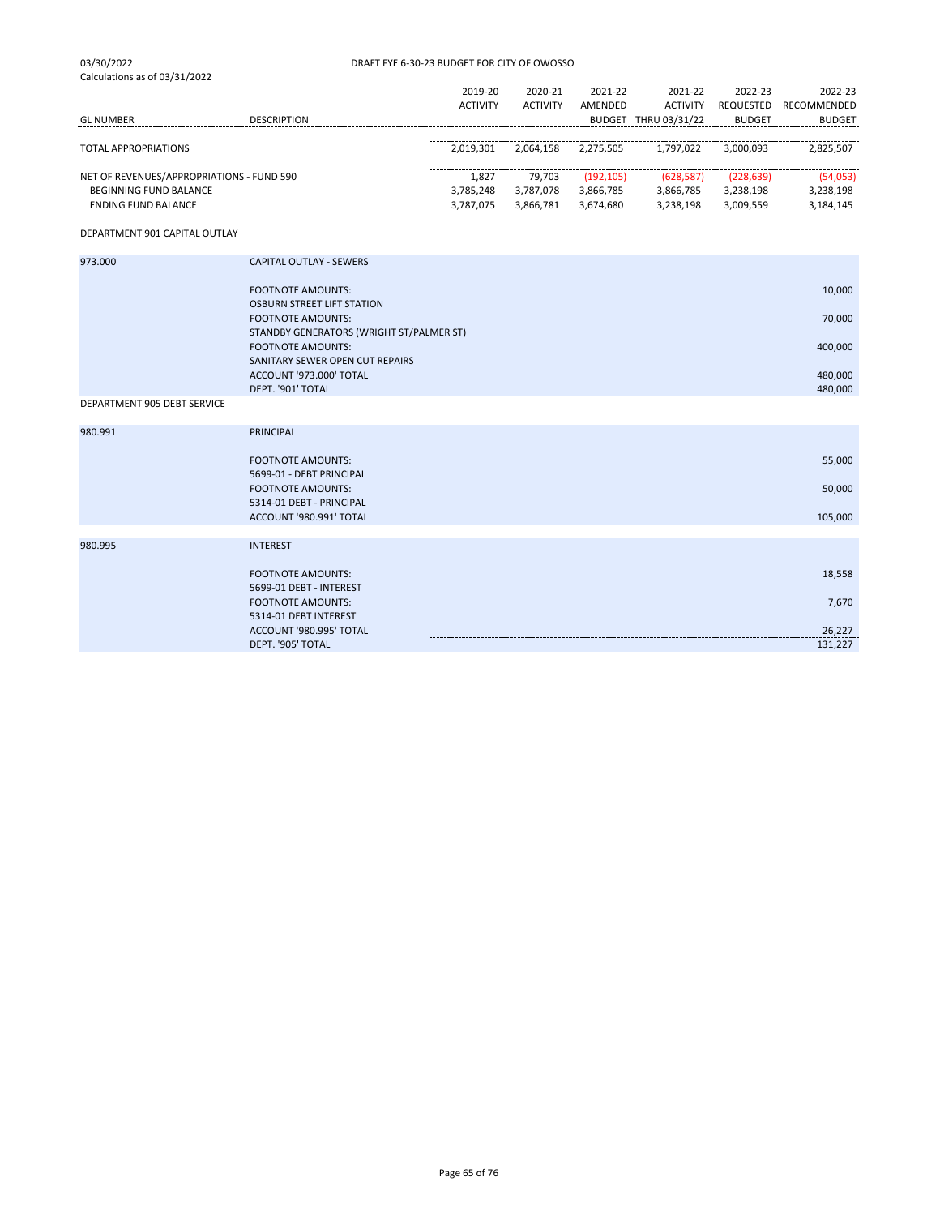03/30/2022 DRAFT FYE 6-30-23 BUDGET FOR CITY OF OWOSSO
Calculations as of 03/31/2022

| GL NUMBER | DESCRIPTION | 2019-20 ACTIVITY | 2020-21 ACTIVITY | 2021-22 AMENDED BUDGET | 2021-22 ACTIVITY THRU 03/31/22 | 2022-23 REQUESTED BUDGET | 2022-23 RECOMMENDED BUDGET |
|---|---|---|---|---|---|---|---|
| TOTAL APPROPRIATIONS | | 2,019,301 | 2,064,158 | 2,275,505 | 1,797,022 | 3,000,093 | 2,825,507 |
| NET OF REVENUES/APPROPRIATIONS - FUND 590 | | 1,827 | 79,703 | (192,105) | (628,587) | (228,639) | (54,053) |
| BEGINNING FUND BALANCE | | 3,785,248 | 3,787,078 | 3,866,785 | 3,866,785 | 3,238,198 | 3,238,198 |
| ENDING FUND BALANCE | | 3,787,075 | 3,866,781 | 3,674,680 | 3,238,198 | 3,009,559 | 3,184,145 |

DEPARTMENT 901 CAPITAL OUTLAY

| GL NUMBER | DESCRIPTION | AMOUNT |
|---|---|---|
| 973.000 | CAPITAL OUTLAY - SEWERS | |
| | FOOTNOTE AMOUNTS: OSBURN STREET LIFT STATION | 10,000 |
| | FOOTNOTE AMOUNTS: STANDBY GENERATORS (WRIGHT ST/PALMER ST) | 70,000 |
| | FOOTNOTE AMOUNTS: SANITARY SEWER OPEN CUT REPAIRS | 400,000 |
| | ACCOUNT '973.000' TOTAL | 480,000 |
| | DEPT. '901' TOTAL | 480,000 |

DEPARTMENT 905 DEBT SERVICE

| GL NUMBER | DESCRIPTION | AMOUNT |
|---|---|---|
| 980.991 | PRINCIPAL | |
| | FOOTNOTE AMOUNTS: 5699-01 - DEBT PRINCIPAL | 55,000 |
| | FOOTNOTE AMOUNTS: 5314-01 DEBT - PRINCIPAL | 50,000 |
| | ACCOUNT '980.991' TOTAL | 105,000 |
| 980.995 | INTEREST | |
| | FOOTNOTE AMOUNTS: 5699-01 DEBT - INTEREST | 18,558 |
| | FOOTNOTE AMOUNTS: 5314-01 DEBT INTEREST | 7,670 |
| | ACCOUNT '980.995' TOTAL | 26,227 |
| | DEPT. '905' TOTAL | 131,227 |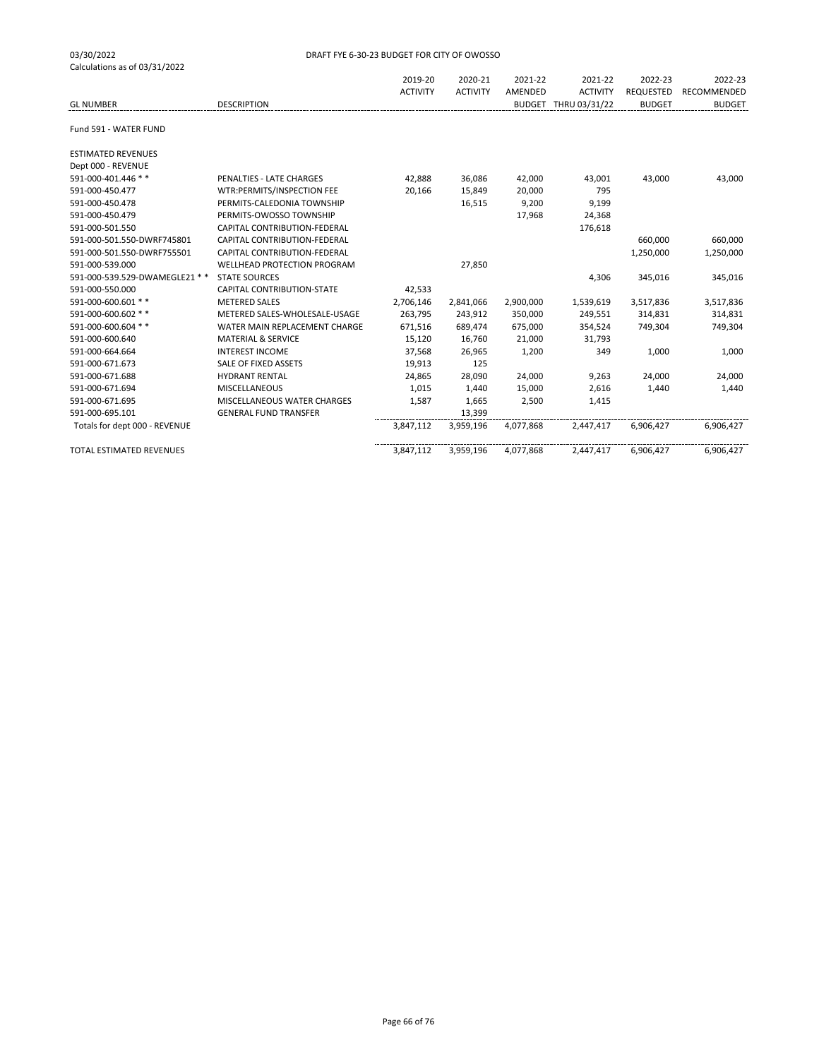03/30/2022
Calculations as of 03/31/2022

DRAFT FYE 6-30-23 BUDGET FOR CITY OF OWOSSO

| GL NUMBER | DESCRIPTION | 2019-20 ACTIVITY | 2020-21 ACTIVITY | 2021-22 AMENDED BUDGET | 2021-22 ACTIVITY THRU 03/31/22 | 2022-23 REQUESTED BUDGET | 2022-23 RECOMMENDED BUDGET |
|---|---|---|---|---|---|---|---|
| Fund 591 - WATER FUND | | | | | | | |
| ESTIMATED REVENUES | | | | | | | |
| Dept 000 - REVENUE | | | | | | | |
| 591-000-401.446 * * | PENALTIES - LATE CHARGES | 42,888 | 36,086 | 42,000 | 43,001 | 43,000 | 43,000 |
| 591-000-450.477 | WTR:PERMITS/INSPECTION FEE | 20,166 | 15,849 | 20,000 | 795 | | |
| 591-000-450.478 | PERMITS-CALEDONIA TOWNSHIP | | 16,515 | 9,200 | 9,199 | | |
| 591-000-450.479 | PERMITS-OWOSSO TOWNSHIP | | | 17,968 | 24,368 | | |
| 591-000-501.550 | CAPITAL CONTRIBUTION-FEDERAL | | | | 176,618 | | |
| 591-000-501.550-DWRF745801 | CAPITAL CONTRIBUTION-FEDERAL | | | | | 660,000 | 660,000 |
| 591-000-501.550-DWRF755501 | CAPITAL CONTRIBUTION-FEDERAL | | | | | 1,250,000 | 1,250,000 |
| 591-000-539.000 | WELLHEAD PROTECTION PROGRAM | | 27,850 | | | | |
| 591-000-539.529-DWAMEGLE21 * * | STATE SOURCES | | | | 4,306 | 345,016 | 345,016 |
| 591-000-550.000 | CAPITAL CONTRIBUTION-STATE | 42,533 | | | | | |
| 591-000-600.601 * * | METERED SALES | 2,706,146 | 2,841,066 | 2,900,000 | 1,539,619 | 3,517,836 | 3,517,836 |
| 591-000-600.602 * * | METERED SALES-WHOLESALE-USAGE | 263,795 | 243,912 | 350,000 | 249,551 | 314,831 | 314,831 |
| 591-000-600.604 * * | WATER MAIN REPLACEMENT CHARGE | 671,516 | 689,474 | 675,000 | 354,524 | 749,304 | 749,304 |
| 591-000-600.640 | MATERIAL & SERVICE | 15,120 | 16,760 | 21,000 | 31,793 | | |
| 591-000-664.664 | INTEREST INCOME | 37,568 | 26,965 | 1,200 | 349 | 1,000 | 1,000 |
| 591-000-671.673 | SALE OF FIXED ASSETS | 19,913 | 125 | | | | |
| 591-000-671.688 | HYDRANT RENTAL | 24,865 | 28,090 | 24,000 | 9,263 | 24,000 | 24,000 |
| 591-000-671.694 | MISCELLANEOUS | 1,015 | 1,440 | 15,000 | 2,616 | 1,440 | 1,440 |
| 591-000-671.695 | MISCELLANEOUS WATER CHARGES | 1,587 | 1,665 | 2,500 | 1,415 | | |
| 591-000-695.101 | GENERAL FUND TRANSFER | | 13,399 | | | | |
| Totals for dept 000 - REVENUE | | 3,847,112 | 3,959,196 | 4,077,868 | 2,447,417 | 6,906,427 | 6,906,427 |
| TOTAL ESTIMATED REVENUES | | 3,847,112 | 3,959,196 | 4,077,868 | 2,447,417 | 6,906,427 | 6,906,427 |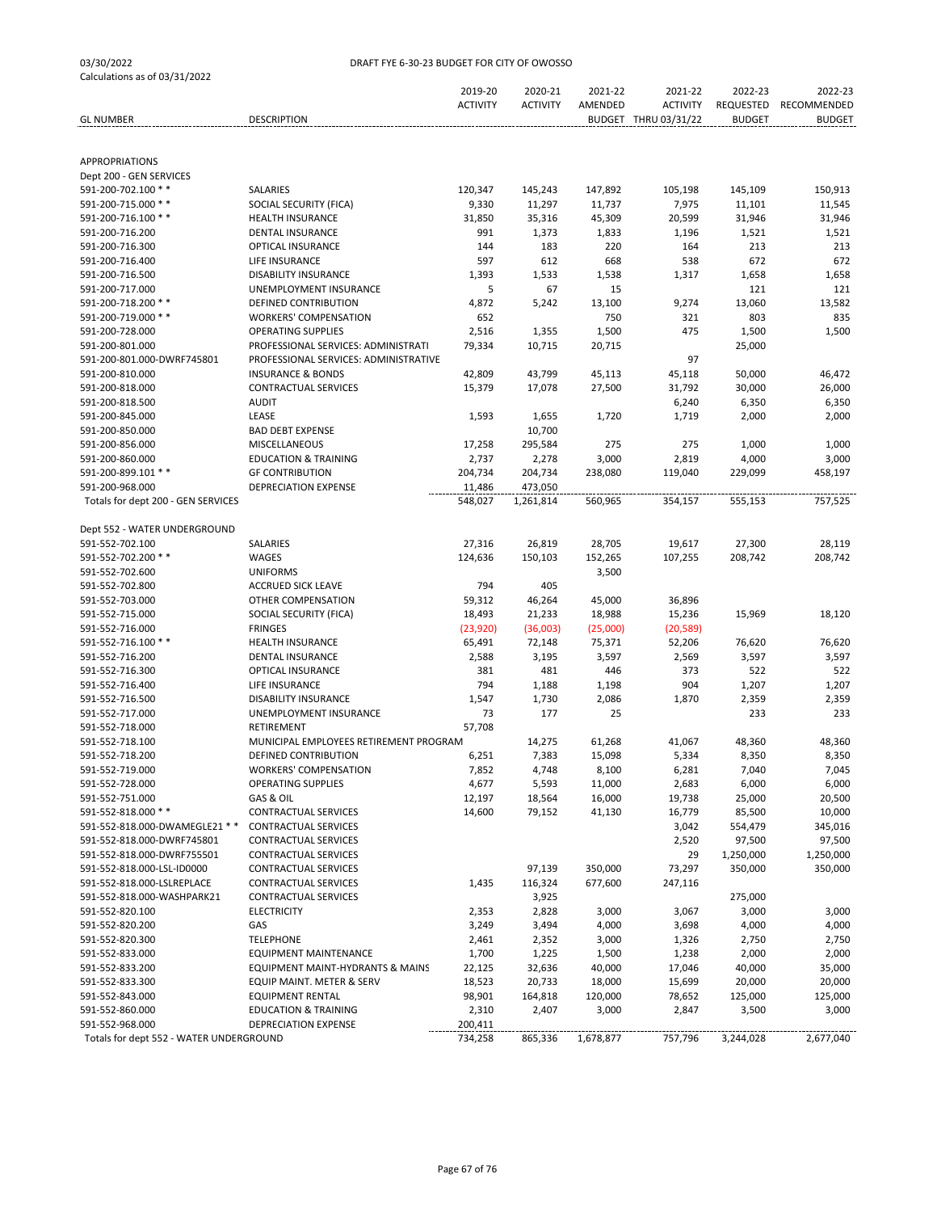03/30/2022 DRAFT FYE 6-30-23 BUDGET FOR CITY OF OWOSSO

Calculations as of 03/31/2022

| GL NUMBER | DESCRIPTION | 2019-20 ACTIVITY | 2020-21 ACTIVITY | 2021-22 AMENDED BUDGET | 2021-22 ACTIVITY THRU 03/31/22 | 2022-23 REQUESTED BUDGET | 2022-23 RECOMMENDED BUDGET |
|---|---|---|---|---|---|---|---|
| APPROPRIATIONS | | | | | | | |
| Dept 200 - GEN SERVICES | | | | | | | |
| 591-200-702.100 * * | SALARIES | 120,347 | 145,243 | 147,892 | 105,198 | 145,109 | 150,913 |
| 591-200-715.000 * * | SOCIAL SECURITY (FICA) | 9,330 | 11,297 | 11,737 | 7,975 | 11,101 | 11,545 |
| 591-200-716.100 * * | HEALTH INSURANCE | 31,850 | 35,316 | 45,309 | 20,599 | 31,946 | 31,946 |
| 591-200-716.200 | DENTAL INSURANCE | 991 | 1,373 | 1,833 | 1,196 | 1,521 | 1,521 |
| 591-200-716.300 | OPTICAL INSURANCE | 144 | 183 | 220 | 164 | 213 | 213 |
| 591-200-716.400 | LIFE INSURANCE | 597 | 612 | 668 | 538 | 672 | 672 |
| 591-200-716.500 | DISABILITY INSURANCE | 1,393 | 1,533 | 1,538 | 1,317 | 1,658 | 1,658 |
| 591-200-717.000 | UNEMPLOYMENT INSURANCE | 5 | 67 | 15 | | 121 | 121 |
| 591-200-718.200 * * | DEFINED CONTRIBUTION | 4,872 | 5,242 | 13,100 | 9,274 | 13,060 | 13,582 |
| 591-200-719.000 * * | WORKERS' COMPENSATION | 652 | | 750 | 321 | 803 | 835 |
| 591-200-728.000 | OPERATING SUPPLIES | 2,516 | 1,355 | 1,500 | 475 | 1,500 | 1,500 |
| 591-200-801.000 | PROFESSIONAL SERVICES: ADMINISTRATI | 79,334 | 10,715 | 20,715 | | 25,000 | |
| 591-200-801.000-DWRF745801 | PROFESSIONAL SERVICES: ADMINISTRATIVE | | | | 97 | | |
| 591-200-810.000 | INSURANCE & BONDS | 42,809 | 43,799 | 45,113 | 45,118 | 50,000 | 46,472 |
| 591-200-818.000 | CONTRACTUAL SERVICES | 15,379 | 17,078 | 27,500 | 31,792 | 30,000 | 26,000 |
| 591-200-818.500 | AUDIT | | | | 6,240 | 6,350 | 6,350 |
| 591-200-845.000 | LEASE | 1,593 | 1,655 | 1,720 | 1,719 | 2,000 | 2,000 |
| 591-200-850.000 | BAD DEBT EXPENSE | | 10,700 | | | | |
| 591-200-856.000 | MISCELLANEOUS | 17,258 | 295,584 | 275 | 275 | 1,000 | 1,000 |
| 591-200-860.000 | EDUCATION & TRAINING | 2,737 | 2,278 | 3,000 | 2,819 | 4,000 | 3,000 |
| 591-200-899.101 * * | GF CONTRIBUTION | 204,734 | 204,734 | 238,080 | 119,040 | 229,099 | 458,197 |
| 591-200-968.000 | DEPRECIATION EXPENSE | 11,486 | 473,050 | | | | |
| Totals for dept 200 - GEN SERVICES | | 548,027 | 1,261,814 | 560,965 | 354,157 | 555,153 | 757,525 |
| Dept 552 - WATER UNDERGROUND | | | | | | | |
| 591-552-702.100 | SALARIES | 27,316 | 26,819 | 28,705 | 19,617 | 27,300 | 28,119 |
| 591-552-702.200 * * | WAGES | 124,636 | 150,103 | 152,265 | 107,255 | 208,742 | 208,742 |
| 591-552-702.600 | UNIFORMS | | | 3,500 | | | |
| 591-552-702.800 | ACCRUED SICK LEAVE | 794 | 405 | | | | |
| 591-552-703.000 | OTHER COMPENSATION | 59,312 | 46,264 | 45,000 | 36,896 | | |
| 591-552-715.000 | SOCIAL SECURITY (FICA) | 18,493 | 21,233 | 18,988 | 15,236 | 15,969 | 18,120 |
| 591-552-716.000 | FRINGES | (23,920) | (36,003) | (25,000) | (20,589) | | |
| 591-552-716.100 * * | HEALTH INSURANCE | 65,491 | 72,148 | 75,371 | 52,206 | 76,620 | 76,620 |
| 591-552-716.200 | DENTAL INSURANCE | 2,588 | 3,195 | 3,597 | 2,569 | 3,597 | 3,597 |
| 591-552-716.300 | OPTICAL INSURANCE | 381 | 481 | 446 | 373 | 522 | 522 |
| 591-552-716.400 | LIFE INSURANCE | 794 | 1,188 | 1,198 | 904 | 1,207 | 1,207 |
| 591-552-716.500 | DISABILITY INSURANCE | 1,547 | 1,730 | 2,086 | 1,870 | 2,359 | 2,359 |
| 591-552-717.000 | UNEMPLOYMENT INSURANCE | 73 | 177 | 25 | | 233 | 233 |
| 591-552-718.000 | RETIREMENT | 57,708 | | | | | |
| 591-552-718.100 | MUNICIPAL EMPLOYEES RETIREMENT PROGRAM | | 14,275 | 61,268 | 41,067 | 48,360 | 48,360 |
| 591-552-718.200 | DEFINED CONTRIBUTION | 6,251 | 7,383 | 15,098 | 5,334 | 8,350 | 8,350 |
| 591-552-719.000 | WORKERS' COMPENSATION | 7,852 | 4,748 | 8,100 | 6,281 | 7,040 | 7,045 |
| 591-552-728.000 | OPERATING SUPPLIES | 4,677 | 5,593 | 11,000 | 2,683 | 6,000 | 6,000 |
| 591-552-751.000 | GAS & OIL | 12,197 | 18,564 | 16,000 | 19,738 | 25,000 | 20,500 |
| 591-552-818.000 * * | CONTRACTUAL SERVICES | 14,600 | 79,152 | 41,130 | 16,779 | 85,500 | 10,000 |
| 591-552-818.000-DWAMEGLE21 * * | CONTRACTUAL SERVICES | | | | 3,042 | 554,479 | 345,016 |
| 591-552-818.000-DWRF745801 | CONTRACTUAL SERVICES | | | | 2,520 | 97,500 | 97,500 |
| 591-552-818.000-DWRF755501 | CONTRACTUAL SERVICES | | | | 29 | 1,250,000 | 1,250,000 |
| 591-552-818.000-LSL-ID0000 | CONTRACTUAL SERVICES | | 97,139 | 350,000 | 73,297 | 350,000 | 350,000 |
| 591-552-818.000-LSLREPLACE | CONTRACTUAL SERVICES | 1,435 | 116,324 | 677,600 | 247,116 | | |
| 591-552-818.000-WASHPARK21 | CONTRACTUAL SERVICES | | 3,925 | | | 275,000 | |
| 591-552-820.100 | ELECTRICITY | 2,353 | 2,828 | 3,000 | 3,067 | 3,000 | 3,000 |
| 591-552-820.200 | GAS | 3,249 | 3,494 | 4,000 | 3,698 | 4,000 | 4,000 |
| 591-552-820.300 | TELEPHONE | 2,461 | 2,352 | 3,000 | 1,326 | 2,750 | 2,750 |
| 591-552-833.000 | EQUIPMENT MAINTENANCE | 1,700 | 1,225 | 1,500 | 1,238 | 2,000 | 2,000 |
| 591-552-833.200 | EQUIPMENT MAINT-HYDRANTS & MAINS | 22,125 | 32,636 | 40,000 | 17,046 | 40,000 | 35,000 |
| 591-552-833.300 | EQUIP MAINT. METER & SERV | 18,523 | 20,733 | 18,000 | 15,699 | 20,000 | 20,000 |
| 591-552-843.000 | EQUIPMENT RENTAL | 98,901 | 164,818 | 120,000 | 78,652 | 125,000 | 125,000 |
| 591-552-860.000 | EDUCATION & TRAINING | 2,310 | 2,407 | 3,000 | 2,847 | 3,500 | 3,000 |
| 591-552-968.000 | DEPRECIATION EXPENSE | 200,411 | | | | | |
| Totals for dept 552 - WATER UNDERGROUND | | 734,258 | 865,336 | 1,678,877 | 757,796 | 3,244,028 | 2,677,040 |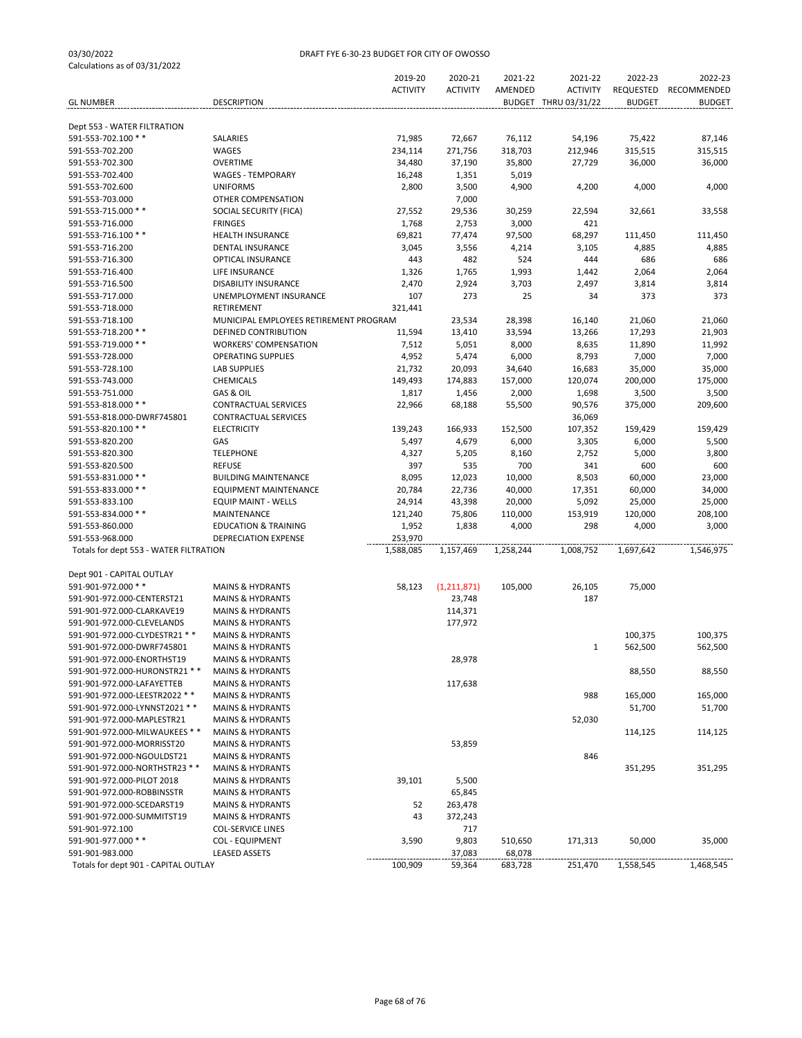03/30/2022
Calculations as of 03/31/2022

DRAFT FYE 6-30-23 BUDGET FOR CITY OF OWOSSO

| GL NUMBER | DESCRIPTION | 2019-20 ACTIVITY | 2020-21 ACTIVITY | 2021-22 AMENDED BUDGET | 2021-22 ACTIVITY THRU 03/31/22 | 2022-23 REQUESTED BUDGET | 2022-23 RECOMMENDED BUDGET |
|---|---|---|---|---|---|---|---|
| Dept 553 - WATER FILTRATION | | | | | | | |
| 591-553-702.100 * * | SALARIES | 71,985 | 72,667 | 76,112 | 54,196 | 75,422 | 87,146 |
| 591-553-702.200 | WAGES | 234,114 | 271,756 | 318,703 | 212,946 | 315,515 | 315,515 |
| 591-553-702.300 | OVERTIME | 34,480 | 37,190 | 35,800 | 27,729 | 36,000 | 36,000 |
| 591-553-702.400 | WAGES - TEMPORARY | 16,248 | 1,351 | 5,019 | | | |
| 591-553-702.600 | UNIFORMS | 2,800 | 3,500 | 4,900 | 4,200 | 4,000 | 4,000 |
| 591-553-703.000 | OTHER COMPENSATION | | 7,000 | | | | |
| 591-553-715.000 * * | SOCIAL SECURITY (FICA) | 27,552 | 29,536 | 30,259 | 22,594 | 32,661 | 33,558 |
| 591-553-716.000 | FRINGES | 1,768 | 2,753 | 3,000 | 421 | | |
| 591-553-716.100 * * | HEALTH INSURANCE | 69,821 | 77,474 | 97,500 | 68,297 | 111,450 | 111,450 |
| 591-553-716.200 | DENTAL INSURANCE | 3,045 | 3,556 | 4,214 | 3,105 | 4,885 | 4,885 |
| 591-553-716.300 | OPTICAL INSURANCE | 443 | 482 | 524 | 444 | 686 | 686 |
| 591-553-716.400 | LIFE INSURANCE | 1,326 | 1,765 | 1,993 | 1,442 | 2,064 | 2,064 |
| 591-553-716.500 | DISABILITY INSURANCE | 2,470 | 2,924 | 3,703 | 2,497 | 3,814 | 3,814 |
| 591-553-717.000 | UNEMPLOYMENT INSURANCE | 107 | 273 | 25 | 34 | 373 | 373 |
| 591-553-718.000 | RETIREMENT | 321,441 | | | | | |
| 591-553-718.100 | MUNICIPAL EMPLOYEES RETIREMENT PROGRAM | | 23,534 | 28,398 | 16,140 | 21,060 | 21,060 |
| 591-553-718.200 * * | DEFINED CONTRIBUTION | 11,594 | 13,410 | 33,594 | 13,266 | 17,293 | 21,903 |
| 591-553-719.000 * * | WORKERS' COMPENSATION | 7,512 | 5,051 | 8,000 | 8,635 | 11,890 | 11,992 |
| 591-553-728.000 | OPERATING SUPPLIES | 4,952 | 5,474 | 6,000 | 8,793 | 7,000 | 7,000 |
| 591-553-728.100 | LAB SUPPLIES | 21,732 | 20,093 | 34,640 | 16,683 | 35,000 | 35,000 |
| 591-553-743.000 | CHEMICALS | 149,493 | 174,883 | 157,000 | 120,074 | 200,000 | 175,000 |
| 591-553-751.000 | GAS & OIL | 1,817 | 1,456 | 2,000 | 1,698 | 3,500 | 3,500 |
| 591-553-818.000 * * | CONTRACTUAL SERVICES | 22,966 | 68,188 | 55,500 | 90,576 | 375,000 | 209,600 |
| 591-553-818.000-DWRF745801 | CONTRACTUAL SERVICES | | | | 36,069 | | |
| 591-553-820.100 * * | ELECTRICITY | 139,243 | 166,933 | 152,500 | 107,352 | 159,429 | 159,429 |
| 591-553-820.200 | GAS | 5,497 | 4,679 | 6,000 | 3,305 | 6,000 | 5,500 |
| 591-553-820.300 | TELEPHONE | 4,327 | 5,205 | 8,160 | 2,752 | 5,000 | 3,800 |
| 591-553-820.500 | REFUSE | 397 | 535 | 700 | 341 | 600 | 600 |
| 591-553-831.000 * * | BUILDING MAINTENANCE | 8,095 | 12,023 | 10,000 | 8,503 | 60,000 | 23,000 |
| 591-553-833.000 * * | EQUIPMENT MAINTENANCE | 20,784 | 22,736 | 40,000 | 17,351 | 60,000 | 34,000 |
| 591-553-833.100 | EQUIP MAINT - WELLS | 24,914 | 43,398 | 20,000 | 5,092 | 25,000 | 25,000 |
| 591-553-834.000 * * | MAINTENANCE | 121,240 | 75,806 | 110,000 | 153,919 | 120,000 | 208,100 |
| 591-553-860.000 | EDUCATION & TRAINING | 1,952 | 1,838 | 4,000 | 298 | 4,000 | 3,000 |
| 591-553-968.000 | DEPRECIATION EXPENSE | 253,970 | | | | | |
| Totals for dept 553 - WATER FILTRATION | | 1,588,085 | 1,157,469 | 1,258,244 | 1,008,752 | 1,697,642 | 1,546,975 |
| Dept 901 - CAPITAL OUTLAY | | | | | | | |
| 591-901-972.000 * * | MAINS & HYDRANTS | 58,123 | (1,211,871) | 105,000 | 26,105 | 75,000 | |
| 591-901-972.000-CENTERST21 | MAINS & HYDRANTS | | 23,748 | | 187 | | |
| 591-901-972.000-CLARKAVE19 | MAINS & HYDRANTS | | 114,371 | | | | |
| 591-901-972.000-CLEVELANDS | MAINS & HYDRANTS | | 177,972 | | | | |
| 591-901-972.000-CLYDESTR21 * * | MAINS & HYDRANTS | | | | | 100,375 | 100,375 |
| 591-901-972.000-DWRF745801 | MAINS & HYDRANTS | | | | 1 | 562,500 | 562,500 |
| 591-901-972.000-ENORTHST19 | MAINS & HYDRANTS | | 28,978 | | | | |
| 591-901-972.000-HURONSTR21 * * | MAINS & HYDRANTS | | | | | 88,550 | 88,550 |
| 591-901-972.000-LAFAYETTEB | MAINS & HYDRANTS | | 117,638 | | | | |
| 591-901-972.000-LEESTR2022 * * | MAINS & HYDRANTS | | | | 988 | 165,000 | 165,000 |
| 591-901-972.000-LYNNST2021 * * | MAINS & HYDRANTS | | | | | 51,700 | 51,700 |
| 591-901-972.000-MAPLESTR21 | MAINS & HYDRANTS | | | | 52,030 | | |
| 591-901-972.000-MILWAUKEES * * | MAINS & HYDRANTS | | | | | 114,125 | 114,125 |
| 591-901-972.000-MORRISST20 | MAINS & HYDRANTS | | 53,859 | | | | |
| 591-901-972.000-NGOULDST21 | MAINS & HYDRANTS | | | | 846 | | |
| 591-901-972.000-NORTHSTR23 * * | MAINS & HYDRANTS | | | | | 351,295 | 351,295 |
| 591-901-972.000-PILOT 2018 | MAINS & HYDRANTS | 39,101 | 5,500 | | | | |
| 591-901-972.000-ROBBINSSTR | MAINS & HYDRANTS | | 65,845 | | | | |
| 591-901-972.000-SCEDARST19 | MAINS & HYDRANTS | 52 | 263,478 | | | | |
| 591-901-972.000-SUMMITST19 | MAINS & HYDRANTS | 43 | 372,243 | | | | |
| 591-901-972.100 | COL-SERVICE LINES | | 717 | | | | |
| 591-901-977.000 * * | COL - EQUIPMENT | 3,590 | 9,803 | 510,650 | 171,313 | 50,000 | 35,000 |
| 591-901-983.000 | LEASED ASSETS | | 37,083 | 68,078 | | | |
| Totals for dept 901 - CAPITAL OUTLAY | | 100,909 | 59,364 | 683,728 | 251,470 | 1,558,545 | 1,468,545 |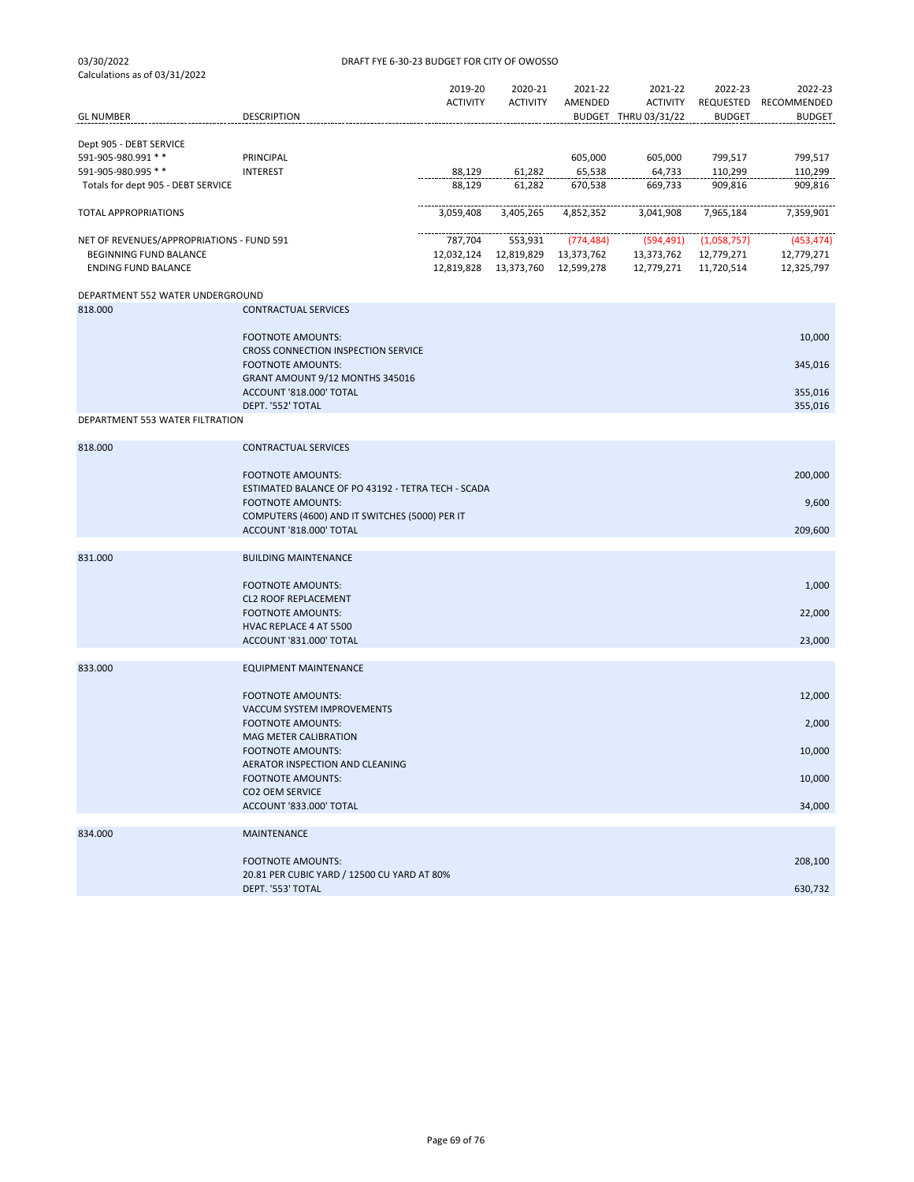03/30/2022 DRAFT FYE 6-30-23 BUDGET FOR CITY OF OWOSSO

Calculations as of 03/31/2022

| GL NUMBER | DESCRIPTION | 2019-20 ACTIVITY | 2020-21 ACTIVITY | 2021-22 AMENDED BUDGET | 2021-22 ACTIVITY THRU 03/31/22 | 2022-23 REQUESTED BUDGET | 2022-23 RECOMMENDED BUDGET |
|---|---|---|---|---|---|---|---|
| Dept 905 - DEBT SERVICE | | | | | | | |
| 591-905-980.991 * * | PRINCIPAL | | | 605,000 | 605,000 | 799,517 | 799,517 |
| 591-905-980.995 * * | INTEREST | 88,129 | 61,282 | 65,538 | 64,733 | 110,299 | 110,299 |
| Totals for dept 905 - DEBT SERVICE | | 88,129 | 61,282 | 670,538 | 669,733 | 909,816 | 909,816 |
| TOTAL APPROPRIATIONS | | 3,059,408 | 3,405,265 | 4,852,352 | 3,041,908 | 7,965,184 | 7,359,901 |
| NET OF REVENUES/APPROPRIATIONS - FUND 591 | | 787,704 | 553,931 | (774,484) | (594,491) | (1,058,757) | (453,474) |
| BEGINNING FUND BALANCE | | 12,032,124 | 12,819,829 | 13,373,762 | 13,373,762 | 12,779,271 | 12,779,271 |
| ENDING FUND BALANCE | | 12,819,828 | 13,373,760 | 12,599,278 | 12,779,271 | 11,720,514 | 12,325,797 |

DEPARTMENT 552 WATER UNDERGROUND

| | | |
|---|---|---|
| 818.000 | CONTRACTUAL SERVICES | |
| | FOOTNOTE AMOUNTS: CROSS CONNECTION INSPECTION SERVICE | 10,000 |
| | FOOTNOTE AMOUNTS: GRANT AMOUNT 9/12 MONTHS 345016 | 345,016 |
| | ACCOUNT '818.000' TOTAL | 355,016 |
| | DEPT. '552' TOTAL | 355,016 |

DEPARTMENT 553 WATER FILTRATION

| | | |
|---|---|---|
| 818.000 | CONTRACTUAL SERVICES | |
| | FOOTNOTE AMOUNTS: ESTIMATED BALANCE OF PO 43192 - TETRA TECH - SCADA | 200,000 |
| | FOOTNOTE AMOUNTS: COMPUTERS (4600) AND IT SWITCHES (5000) PER IT | 9,600 |
| | ACCOUNT '818.000' TOTAL | 209,600 |
| 831.000 | BUILDING MAINTENANCE | |
| | FOOTNOTE AMOUNTS: CL2 ROOF REPLACEMENT | 1,000 |
| | FOOTNOTE AMOUNTS: HVAC REPLACE 4 AT 5500 | 22,000 |
| | ACCOUNT '831.000' TOTAL | 23,000 |
| 833.000 | EQUIPMENT MAINTENANCE | |
| | FOOTNOTE AMOUNTS: VACCUM SYSTEM IMPROVEMENTS | 12,000 |
| | FOOTNOTE AMOUNTS: MAG METER CALIBRATION | 2,000 |
| | FOOTNOTE AMOUNTS: AERATOR INSPECTION AND CLEANING | 10,000 |
| | FOOTNOTE AMOUNTS: CO2 OEM SERVICE | 10,000 |
| | ACCOUNT '833.000' TOTAL | 34,000 |
| 834.000 | MAINTENANCE | |
| | FOOTNOTE AMOUNTS: 20.81 PER CUBIC YARD / 12500 CU YARD AT 80% | 208,100 |
| | DEPT. '553' TOTAL | 630,732 |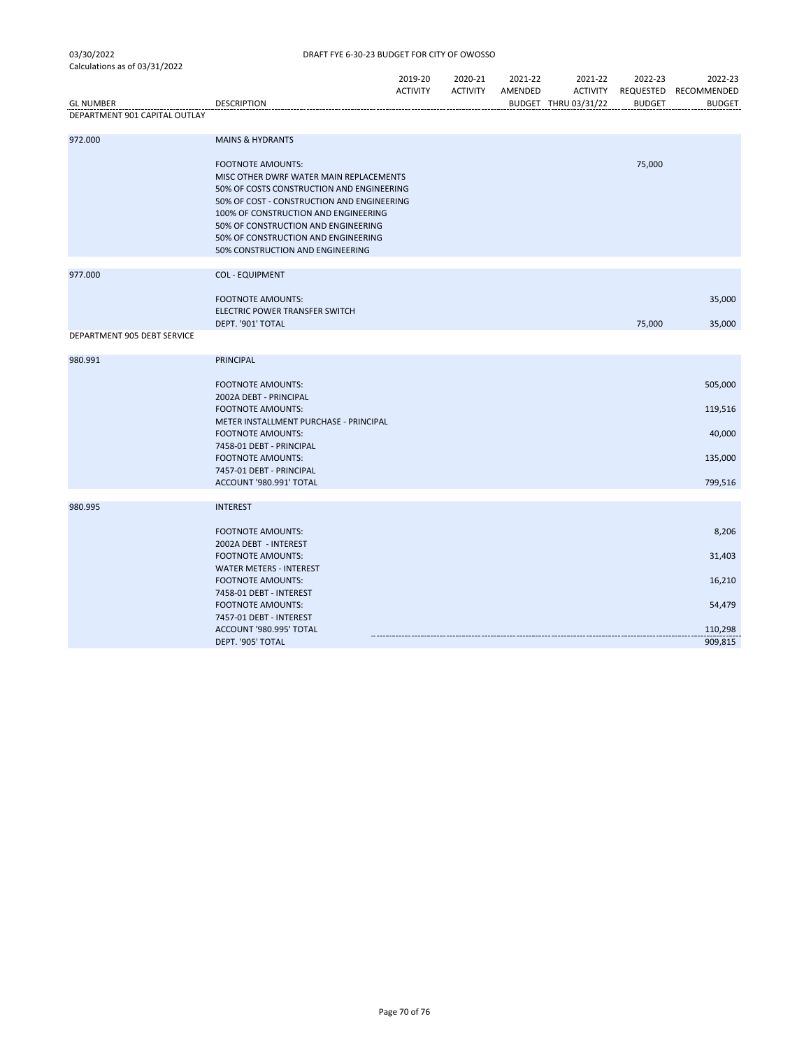03/30/2022 DRAFT FYE 6-30-23 BUDGET FOR CITY OF OWOSSO
Calculations as of 03/31/2022

| GL NUMBER | DESCRIPTION | 2019-20 ACTIVITY | 2020-21 ACTIVITY | 2021-22 AMENDED BUDGET | 2021-22 ACTIVITY THRU 03/31/22 | 2022-23 REQUESTED BUDGET | 2022-23 RECOMMENDED BUDGET |
|---|---|---|---|---|---|---|---|
| DEPARTMENT 901 CAPITAL OUTLAY | | | | | | | |
| 972.000 | MAINS & HYDRANTS | | | | | | |
| | FOOTNOTE AMOUNTS: | | | | | 75,000 | |
| | MISC OTHER DWRF WATER MAIN REPLACEMENTS | | | | | | |
| | 50% OF COSTS CONSTRUCTION AND ENGINEERING | | | | | | |
| | 50% OF COST - CONSTRUCTION AND ENGINEERING | | | | | | |
| | 100% OF CONSTRUCTION AND ENGINEERING | | | | | | |
| | 50% OF CONSTRUCTION AND ENGINEERING | | | | | | |
| | 50% OF CONSTRUCTION AND ENGINEERING | | | | | | |
| | 50% CONSTRUCTION AND ENGINEERING | | | | | | |
| 977.000 | COL - EQUIPMENT | | | | | | |
| | FOOTNOTE AMOUNTS: | | | | | | 35,000 |
| | ELECTRIC POWER TRANSFER SWITCH | | | | | | |
| | DEPT. '901' TOTAL | | | | | 75,000 | 35,000 |
| DEPARTMENT 905 DEBT SERVICE | | | | | | | |
| 980.991 | PRINCIPAL | | | | | | |
| | FOOTNOTE AMOUNTS: | | | | | | 505,000 |
| | 2002A DEBT - PRINCIPAL | | | | | | |
| | FOOTNOTE AMOUNTS: | | | | | | 119,516 |
| | METER INSTALLMENT PURCHASE - PRINCIPAL | | | | | | |
| | FOOTNOTE AMOUNTS: | | | | | | 40,000 |
| | 7458-01 DEBT - PRINCIPAL | | | | | | |
| | FOOTNOTE AMOUNTS: | | | | | | 135,000 |
| | 7457-01 DEBT - PRINCIPAL | | | | | | |
| | ACCOUNT '980.991' TOTAL | | | | | | 799,516 |
| 980.995 | INTEREST | | | | | | |
| | FOOTNOTE AMOUNTS: | | | | | | 8,206 |
| | 2002A DEBT - INTEREST | | | | | | |
| | FOOTNOTE AMOUNTS: | | | | | | 31,403 |
| | WATER METERS - INTEREST | | | | | | |
| | FOOTNOTE AMOUNTS: | | | | | | 16,210 |
| | 7458-01 DEBT - INTEREST | | | | | | |
| | FOOTNOTE AMOUNTS: | | | | | | 54,479 |
| | 7457-01 DEBT - INTEREST | | | | | | |
| | ACCOUNT '980.995' TOTAL | | | | | | 110,298 |
| | DEPT. '905' TOTAL | | | | | | 909,815 |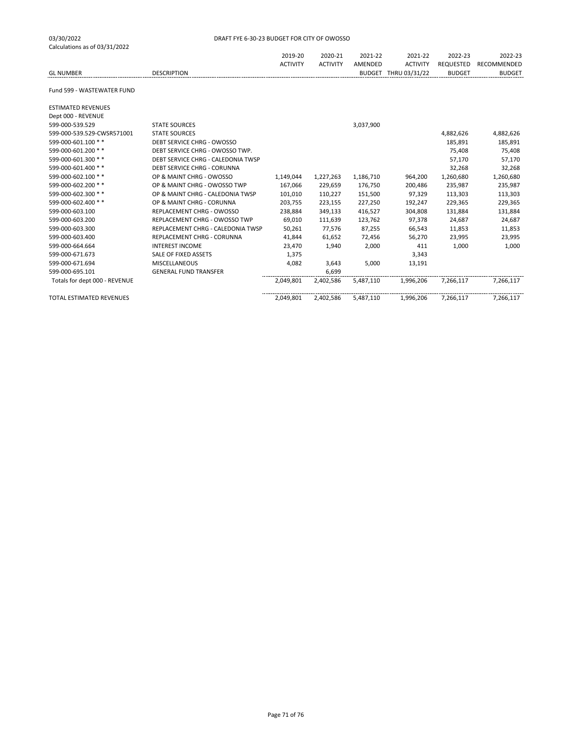03/30/2022
Calculations as of 03/31/2022

DRAFT FYE 6-30-23 BUDGET FOR CITY OF OWOSSO

| GL NUMBER | DESCRIPTION | 2019-20 ACTIVITY | 2020-21 ACTIVITY | 2021-22 AMENDED BUDGET | 2021-22 ACTIVITY THRU 03/31/22 | 2022-23 REQUESTED BUDGET | 2022-23 RECOMMENDED BUDGET |
|---|---|---|---|---|---|---|---|
| Fund 599 - WASTEWATER FUND | | | | | | | |
| ESTIMATED REVENUES | | | | | | | |
| Dept 000 - REVENUE | | | | | | | |
| 599-000-539.529 | STATE SOURCES | | | 3,037,900 | | | |
| 599-000-539.529-CWSR571001 | STATE SOURCES | | | | | 4,882,626 | 4,882,626 |
| 599-000-601.100 * * | DEBT SERVICE CHRG - OWOSSO | | | | | 185,891 | 185,891 |
| 599-000-601.200 * * | DEBT SERVICE CHRG - OWOSSO TWP. | | | | | 75,408 | 75,408 |
| 599-000-601.300 * * | DEBT SERVICE CHRG - CALEDONIA TWSP | | | | | 57,170 | 57,170 |
| 599-000-601.400 * * | DEBT SERVICE CHRG - CORUNNA | | | | | 32,268 | 32,268 |
| 599-000-602.100 * * | OP & MAINT CHRG - OWOSSO | 1,149,044 | 1,227,263 | 1,186,710 | 964,200 | 1,260,680 | 1,260,680 |
| 599-000-602.200 * * | OP & MAINT CHRG - OWOSSO TWP | 167,066 | 229,659 | 176,750 | 200,486 | 235,987 | 235,987 |
| 599-000-602.300 * * | OP & MAINT CHRG - CALEDONIA TWSP | 101,010 | 110,227 | 151,500 | 97,329 | 113,303 | 113,303 |
| 599-000-602.400 * * | OP & MAINT CHRG - CORUNNA | 203,755 | 223,155 | 227,250 | 192,247 | 229,365 | 229,365 |
| 599-000-603.100 | REPLACEMENT CHRG - OWOSSO | 238,884 | 349,133 | 416,527 | 304,808 | 131,884 | 131,884 |
| 599-000-603.200 | REPLACEMENT CHRG - OWOSSO TWP | 69,010 | 111,639 | 123,762 | 97,378 | 24,687 | 24,687 |
| 599-000-603.300 | REPLACEMENT CHRG - CALEDONIA TWSP | 50,261 | 77,576 | 87,255 | 66,543 | 11,853 | 11,853 |
| 599-000-603.400 | REPLACEMENT CHRG - CORUNNA | 41,844 | 61,652 | 72,456 | 56,270 | 23,995 | 23,995 |
| 599-000-664.664 | INTEREST INCOME | 23,470 | 1,940 | 2,000 | 411 | 1,000 | 1,000 |
| 599-000-671.673 | SALE OF FIXED ASSETS | 1,375 | | | 3,343 | | |
| 599-000-671.694 | MISCELLANEOUS | 4,082 | 3,643 | 5,000 | 13,191 | | |
| 599-000-695.101 | GENERAL FUND TRANSFER | | 6,699 | | | | |
| Totals for dept 000 - REVENUE | | 2,049,801 | 2,402,586 | 5,487,110 | 1,996,206 | 7,266,117 | 7,266,117 |
| TOTAL ESTIMATED REVENUES | | 2,049,801 | 2,402,586 | 5,487,110 | 1,996,206 | 7,266,117 | 7,266,117 |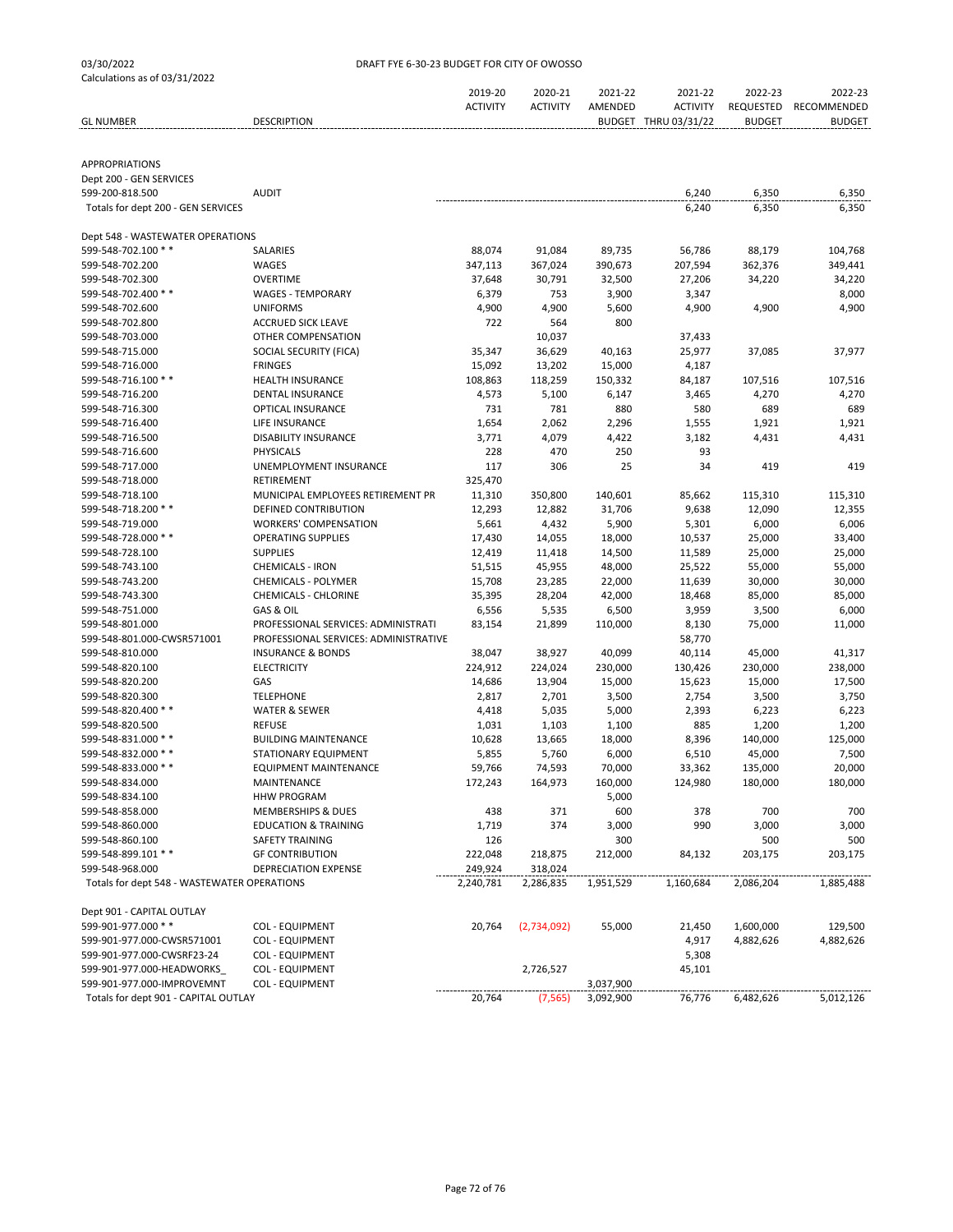03/30/2022 DRAFT FYE 6-30-23 BUDGET FOR CITY OF OWOSSO

Calculations as of 03/31/2022

| GL NUMBER | DESCRIPTION | 2019-20 ACTIVITY | 2020-21 ACTIVITY | 2021-22 AMENDED BUDGET | 2021-22 ACTIVITY THRU 03/31/22 | 2022-23 REQUESTED BUDGET | 2022-23 RECOMMENDED BUDGET |
|---|---|---|---|---|---|---|---|
| APPROPRIATIONS | | | | | | | |
| Dept 200 - GEN SERVICES | | | | | | | |
| 599-200-818.500 | AUDIT | | | | 6,240 | 6,350 | 6,350 |
| Totals for dept 200 - GEN SERVICES | | | | | 6,240 | 6,350 | 6,350 |
| Dept 548 - WASTEWATER OPERATIONS | | | | | | | |
| 599-548-702.100 * * | SALARIES | 88,074 | 91,084 | 89,735 | 56,786 | 88,179 | 104,768 |
| 599-548-702.200 | WAGES | 347,113 | 367,024 | 390,673 | 207,594 | 362,376 | 349,441 |
| 599-548-702.300 | OVERTIME | 37,648 | 30,791 | 32,500 | 27,206 | 34,220 | 34,220 |
| 599-548-702.400 * * | WAGES - TEMPORARY | 6,379 | 753 | 3,900 | 3,347 | | 8,000 |
| 599-548-702.600 | UNIFORMS | 4,900 | 4,900 | 5,600 | 4,900 | 4,900 | 4,900 |
| 599-548-702.800 | ACCRUED SICK LEAVE | 722 | 564 | 800 | | | |
| 599-548-703.000 | OTHER COMPENSATION | | 10,037 | | 37,433 | | |
| 599-548-715.000 | SOCIAL SECURITY (FICA) | 35,347 | 36,629 | 40,163 | 25,977 | 37,085 | 37,977 |
| 599-548-716.000 | FRINGES | 15,092 | 13,202 | 15,000 | 4,187 | | |
| 599-548-716.100 * * | HEALTH INSURANCE | 108,863 | 118,259 | 150,332 | 84,187 | 107,516 | 107,516 |
| 599-548-716.200 | DENTAL INSURANCE | 4,573 | 5,100 | 6,147 | 3,465 | 4,270 | 4,270 |
| 599-548-716.300 | OPTICAL INSURANCE | 731 | 781 | 880 | 580 | 689 | 689 |
| 599-548-716.400 | LIFE INSURANCE | 1,654 | 2,062 | 2,296 | 1,555 | 1,921 | 1,921 |
| 599-548-716.500 | DISABILITY INSURANCE | 3,771 | 4,079 | 4,422 | 3,182 | 4,431 | 4,431 |
| 599-548-716.600 | PHYSICALS | 228 | 470 | 250 | 93 | | |
| 599-548-717.000 | UNEMPLOYMENT INSURANCE | 117 | 306 | 25 | 34 | 419 | 419 |
| 599-548-718.000 | RETIREMENT | 325,470 | | | | | |
| 599-548-718.100 | MUNICIPAL EMPLOYEES RETIREMENT PR | 11,310 | 350,800 | 140,601 | 85,662 | 115,310 | 115,310 |
| 599-548-718.200 * * | DEFINED CONTRIBUTION | 12,293 | 12,882 | 31,706 | 9,638 | 12,090 | 12,355 |
| 599-548-719.000 | WORKERS' COMPENSATION | 5,661 | 4,432 | 5,900 | 5,301 | 6,000 | 6,006 |
| 599-548-728.000 * * | OPERATING SUPPLIES | 17,430 | 14,055 | 18,000 | 10,537 | 25,000 | 33,400 |
| 599-548-728.100 | SUPPLIES | 12,419 | 11,418 | 14,500 | 11,589 | 25,000 | 25,000 |
| 599-548-743.100 | CHEMICALS - IRON | 51,515 | 45,955 | 48,000 | 25,522 | 55,000 | 55,000 |
| 599-548-743.200 | CHEMICALS - POLYMER | 15,708 | 23,285 | 22,000 | 11,639 | 30,000 | 30,000 |
| 599-548-743.300 | CHEMICALS - CHLORINE | 35,395 | 28,204 | 42,000 | 18,468 | 85,000 | 85,000 |
| 599-548-751.000 | GAS & OIL | 6,556 | 5,535 | 6,500 | 3,959 | 3,500 | 6,000 |
| 599-548-801.000 | PROFESSIONAL SERVICES: ADMINISTRATI | 83,154 | 21,899 | 110,000 | 8,130 | 75,000 | 11,000 |
| 599-548-801.000-CWSR571001 | PROFESSIONAL SERVICES: ADMINISTRATIVE | | | | 58,770 | | |
| 599-548-810.000 | INSURANCE & BONDS | 38,047 | 38,927 | 40,099 | 40,114 | 45,000 | 41,317 |
| 599-548-820.100 | ELECTRICITY | 224,912 | 224,024 | 230,000 | 130,426 | 230,000 | 238,000 |
| 599-548-820.200 | GAS | 14,686 | 13,904 | 15,000 | 15,623 | 15,000 | 17,500 |
| 599-548-820.300 | TELEPHONE | 2,817 | 2,701 | 3,500 | 2,754 | 3,500 | 3,750 |
| 599-548-820.400 * * | WATER & SEWER | 4,418 | 5,035 | 5,000 | 2,393 | 6,223 | 6,223 |
| 599-548-820.500 | REFUSE | 1,031 | 1,103 | 1,100 | 885 | 1,200 | 1,200 |
| 599-548-831.000 * * | BUILDING MAINTENANCE | 10,628 | 13,665 | 18,000 | 8,396 | 140,000 | 125,000 |
| 599-548-832.000 * * | STATIONARY EQUIPMENT | 5,855 | 5,760 | 6,000 | 6,510 | 45,000 | 7,500 |
| 599-548-833.000 * * | EQUIPMENT MAINTENANCE | 59,766 | 74,593 | 70,000 | 33,362 | 135,000 | 20,000 |
| 599-548-834.000 | MAINTENANCE | 172,243 | 164,973 | 160,000 | 124,980 | 180,000 | 180,000 |
| 599-548-834.100 | HHW PROGRAM | | | 5,000 | | | |
| 599-548-858.000 | MEMBERSHIPS & DUES | 438 | 371 | 600 | 378 | 700 | 700 |
| 599-548-860.000 | EDUCATION & TRAINING | 1,719 | 374 | 3,000 | 990 | 3,000 | 3,000 |
| 599-548-860.100 | SAFETY TRAINING | 126 | | 300 | | 500 | 500 |
| 599-548-899.101 * * | GF CONTRIBUTION | 222,048 | 218,875 | 212,000 | 84,132 | 203,175 | 203,175 |
| 599-548-968.000 | DEPRECIATION EXPENSE | 249,924 | 318,024 | | | | |
| Totals for dept 548 - WASTEWATER OPERATIONS | | 2,240,781 | 2,286,835 | 1,951,529 | 1,160,684 | 2,086,204 | 1,885,488 |
| Dept 901 - CAPITAL OUTLAY | | | | | | | |
| 599-901-977.000 * * | COL - EQUIPMENT | 20,764 | (2,734,092) | 55,000 | 21,450 | 1,600,000 | 129,500 |
| 599-901-977.000-CWSR571001 | COL - EQUIPMENT | | | | 4,917 | 4,882,626 | 4,882,626 |
| 599-901-977.000-CWSRF23-24 | COL - EQUIPMENT | | | | 5,308 | | |
| 599-901-977.000-HEADWORKS_ | COL - EQUIPMENT | | 2,726,527 | | 45,101 | | |
| 599-901-977.000-IMPROVEMNT | COL - EQUIPMENT | | | 3,037,900 | | | |
| Totals for dept 901 - CAPITAL OUTLAY | | 20,764 | (7,565) | 3,092,900 | 76,776 | 6,482,626 | 5,012,126 |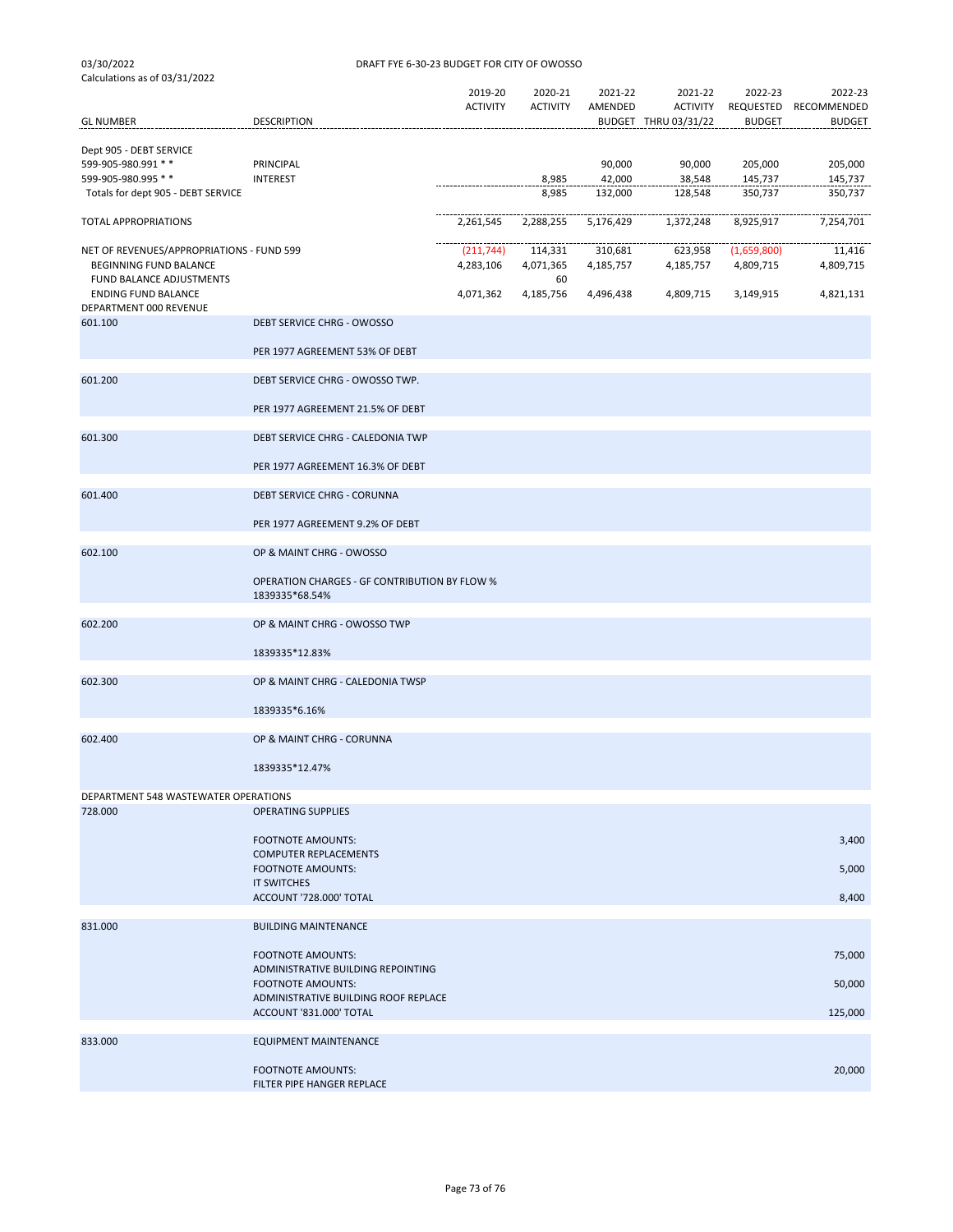03/30/2022 DRAFT FYE 6-30-23 BUDGET FOR CITY OF OWOSSO

Calculations as of 03/31/2022

| GL NUMBER | DESCRIPTION | 2019-20 ACTIVITY | 2020-21 ACTIVITY | 2021-22 AMENDED BUDGET | 2021-22 ACTIVITY THRU 03/31/22 | 2022-23 REQUESTED BUDGET | 2022-23 RECOMMENDED BUDGET |
|---|---|---|---|---|---|---|---|
| Dept 905 - DEBT SERVICE | | | | | | | |
| 599-905-980.991 * * | PRINCIPAL | | | 90,000 | 90,000 | 205,000 | 205,000 |
| 599-905-980.995 * * | INTEREST | | 8,985 | 42,000 | 38,548 | 145,737 | 145,737 |
| Totals for dept 905 - DEBT SERVICE | | | 8,985 | 132,000 | 128,548 | 350,737 | 350,737 |
| TOTAL APPROPRIATIONS | | 2,261,545 | 2,288,255 | 5,176,429 | 1,372,248 | 8,925,917 | 7,254,701 |
| NET OF REVENUES/APPROPRIATIONS - FUND 599 | | (211,744) | 114,331 | 310,681 | 623,958 | (1,659,800) | 11,416 |
| BEGINNING FUND BALANCE | | 4,283,106 | 4,071,365 | 4,185,757 | 4,185,757 | 4,809,715 | 4,809,715 |
| FUND BALANCE ADJUSTMENTS | | | 60 | | | | |
| ENDING FUND BALANCE | | 4,071,362 | 4,185,756 | 4,496,438 | 4,809,715 | 3,149,915 | 4,821,131 |

DEPARTMENT 000 REVENUE

| GL NUMBER | DESCRIPTION | AMOUNT |
|---|---|---|
| 601.100 | DEBT SERVICE CHRG - OWOSSO | |
| | PER 1977 AGREEMENT 53% OF DEBT | |
| 601.200 | DEBT SERVICE CHRG - OWOSSO TWP. | |
| | PER 1977 AGREEMENT 21.5% OF DEBT | |
| 601.300 | DEBT SERVICE CHRG - CALEDONIA TWP | |
| | PER 1977 AGREEMENT 16.3% OF DEBT | |
| 601.400 | DEBT SERVICE CHRG - CORUNNA | |
| | PER 1977 AGREEMENT 9.2% OF DEBT | |
| 602.100 | OP & MAINT CHRG - OWOSSO | |
| | OPERATION CHARGES - GF CONTRIBUTION BY FLOW % 1839335*68.54% | |
| 602.200 | OP & MAINT CHRG - OWOSSO TWP | |
| | 1839335*12.83% | |
| 602.300 | OP & MAINT CHRG - CALEDONIA TWSP | |
| | 1839335*6.16% | |
| 602.400 | OP & MAINT CHRG - CORUNNA | |
| | 1839335*12.47% | |

DEPARTMENT 548 WASTEWATER OPERATIONS

| GL NUMBER | DESCRIPTION | AMOUNT |
|---|---|---|
| 728.000 | OPERATING SUPPLIES | |
| | FOOTNOTE AMOUNTS: COMPUTER REPLACEMENTS | 3,400 |
| | FOOTNOTE AMOUNTS: IT SWITCHES | 5,000 |
| | ACCOUNT '728.000' TOTAL | 8,400 |
| 831.000 | BUILDING MAINTENANCE | |
| | FOOTNOTE AMOUNTS: ADMINISTRATIVE BUILDING REPOINTING | 75,000 |
| | FOOTNOTE AMOUNTS: ADMINISTRATIVE BUILDING ROOF REPLACE | 50,000 |
| | ACCOUNT '831.000' TOTAL | 125,000 |
| 833.000 | EQUIPMENT MAINTENANCE | |
| | FOOTNOTE AMOUNTS: FILTER PIPE HANGER REPLACE | 20,000 |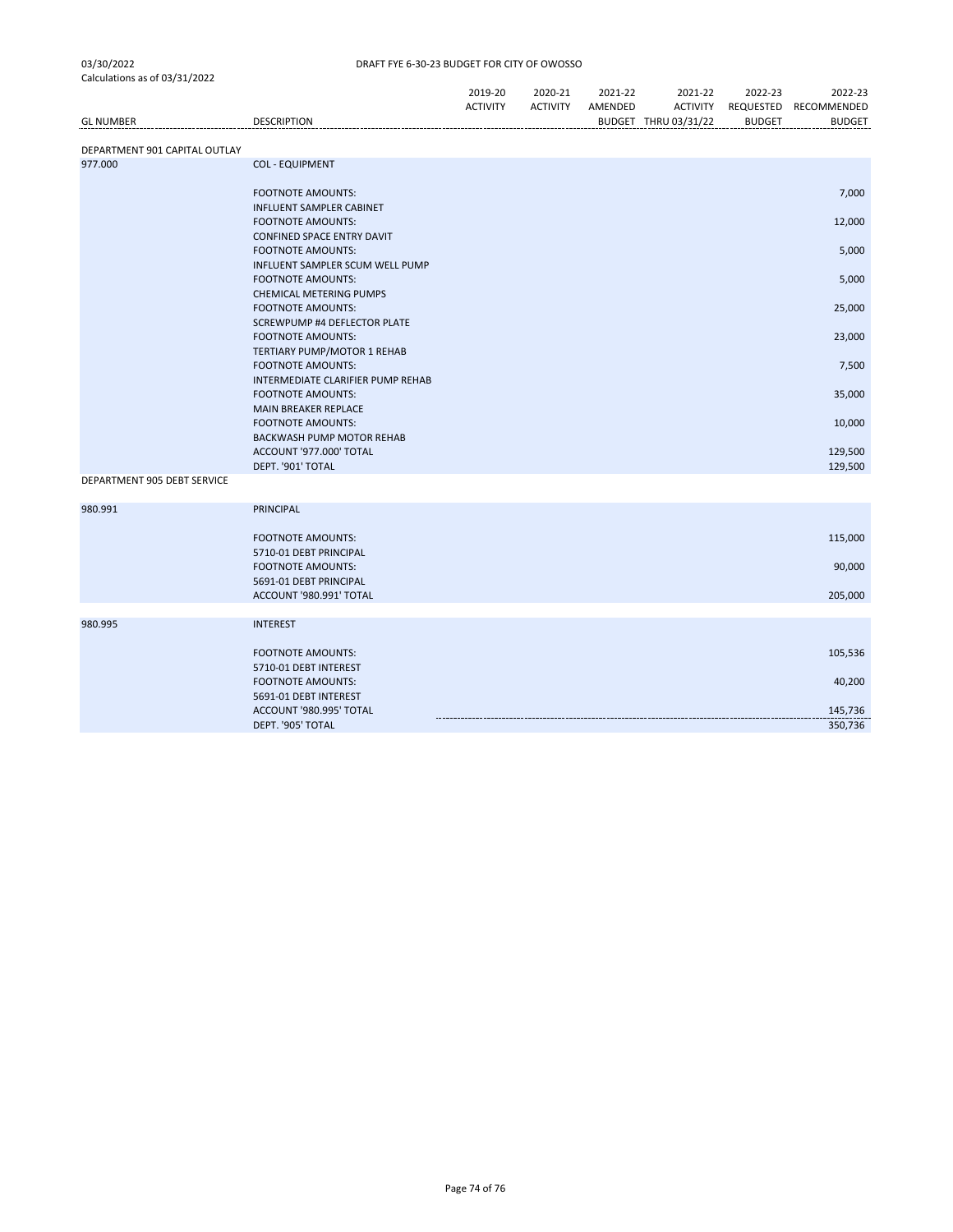03/30/2022 DRAFT FYE 6-30-23 BUDGET FOR CITY OF OWOSSO

Calculations as of 03/31/2022

| GL NUMBER | DESCRIPTION | 2019-20 ACTIVITY | 2020-21 ACTIVITY | 2021-22 AMENDED BUDGET | 2021-22 ACTIVITY THRU 03/31/22 | 2022-23 REQUESTED BUDGET | 2022-23 RECOMMENDED BUDGET |
|---|---|---|---|---|---|---|---|
| DEPARTMENT 901 CAPITAL OUTLAY | | | | | | | |
| 977.000 | COL - EQUIPMENT | | | | | | |
| | FOOTNOTE AMOUNTS: | | | | | | 7,000 |
| | INFLUENT SAMPLER CABINET | | | | | | |
| | FOOTNOTE AMOUNTS: | | | | | | 12,000 |
| | CONFINED SPACE ENTRY DAVIT | | | | | | |
| | FOOTNOTE AMOUNTS: | | | | | | 5,000 |
| | INFLUENT SAMPLER SCUM WELL PUMP | | | | | | |
| | FOOTNOTE AMOUNTS: | | | | | | 5,000 |
| | CHEMICAL METERING PUMPS | | | | | | |
| | FOOTNOTE AMOUNTS: | | | | | | 25,000 |
| | SCREWPUMP #4 DEFLECTOR PLATE | | | | | | |
| | FOOTNOTE AMOUNTS: | | | | | | 23,000 |
| | TERTIARY PUMP/MOTOR 1 REHAB | | | | | | |
| | FOOTNOTE AMOUNTS: | | | | | | 7,500 |
| | INTERMEDIATE CLARIFIER PUMP REHAB | | | | | | |
| | FOOTNOTE AMOUNTS: | | | | | | 35,000 |
| | MAIN BREAKER REPLACE | | | | | | |
| | FOOTNOTE AMOUNTS: | | | | | | 10,000 |
| | BACKWASH PUMP MOTOR REHAB | | | | | | |
| | ACCOUNT '977.000' TOTAL | | | | | | 129,500 |
| | DEPT. '901' TOTAL | | | | | | 129,500 |
| DEPARTMENT 905 DEBT SERVICE | | | | | | | |
| 980.991 | PRINCIPAL | | | | | | |
| | FOOTNOTE AMOUNTS: | | | | | | 115,000 |
| | 5710-01 DEBT PRINCIPAL | | | | | | |
| | FOOTNOTE AMOUNTS: | | | | | | 90,000 |
| | 5691-01 DEBT PRINCIPAL | | | | | | |
| | ACCOUNT '980.991' TOTAL | | | | | | 205,000 |
| 980.995 | INTEREST | | | | | | |
| | FOOTNOTE AMOUNTS: | | | | | | 105,536 |
| | 5710-01 DEBT INTEREST | | | | | | |
| | FOOTNOTE AMOUNTS: | | | | | | 40,200 |
| | 5691-01 DEBT INTEREST | | | | | | |
| | ACCOUNT '980.995' TOTAL | | | | | | 145,736 |
| | DEPT. '905' TOTAL | | | | | | 350,736 |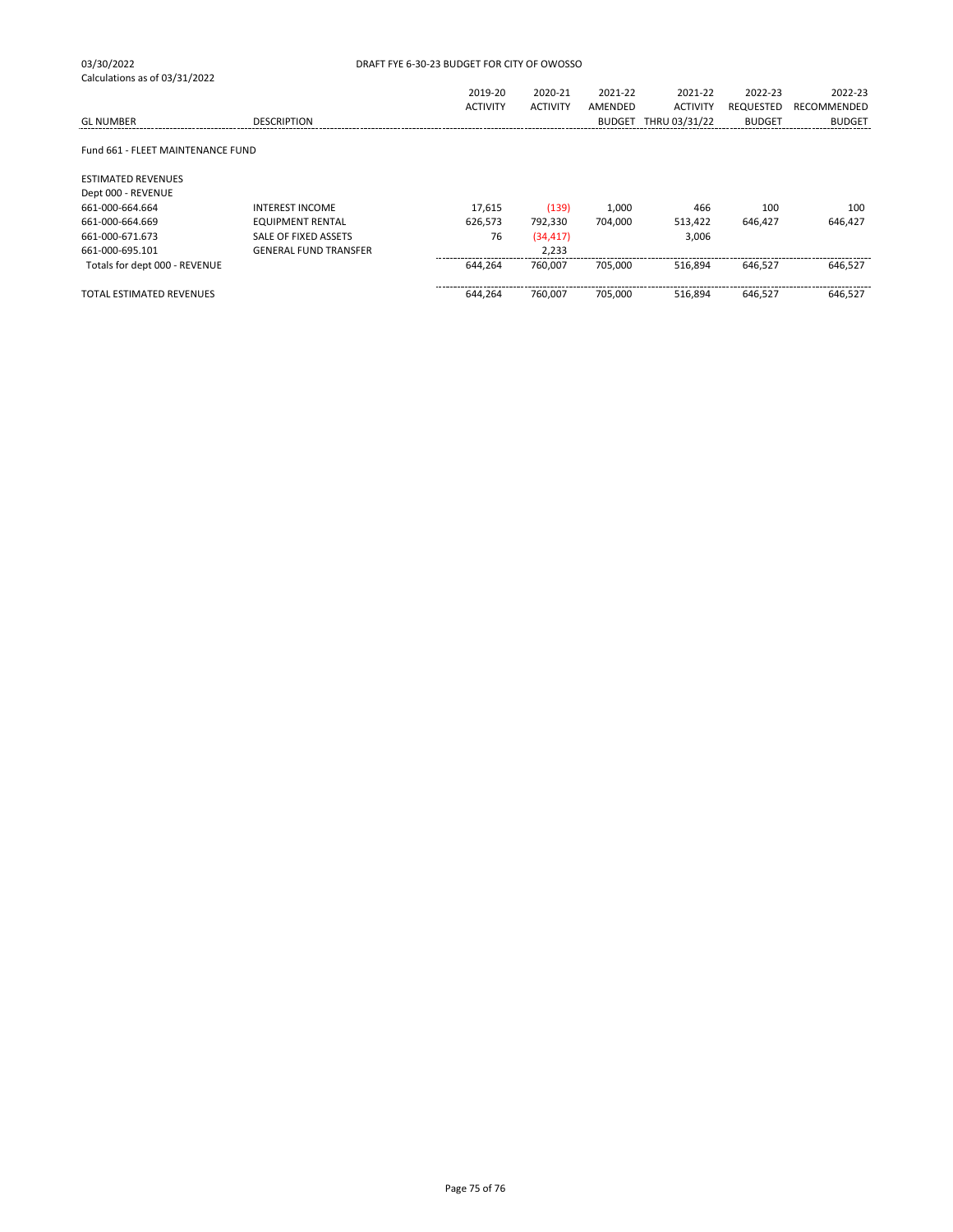03/30/2022 DRAFT FYE 6-30-23 BUDGET FOR CITY OF OWOSSO

Calculations as of 03/31/2022

| GL NUMBER | DESCRIPTION | 2019-20 ACTIVITY | 2020-21 ACTIVITY | 2021-22 AMENDED BUDGET | 2021-22 ACTIVITY THRU 03/31/22 | 2022-23 REQUESTED BUDGET | 2022-23 RECOMMENDED BUDGET |
|---|---|---|---|---|---|---|---|
| Fund 661 - FLEET MAINTENANCE FUND | | | | | | | |
| ESTIMATED REVENUES | | | | | | | |
| Dept 000 - REVENUE | | | | | | | |
| 661-000-664.664 | INTEREST INCOME | 17,615 | (139) | 1,000 | 466 | 100 | 100 |
| 661-000-664.669 | EQUIPMENT RENTAL | 626,573 | 792,330 | 704,000 | 513,422 | 646,427 | 646,427 |
| 661-000-671.673 | SALE OF FIXED ASSETS | 76 | (34,417) | | 3,006 | | |
| 661-000-695.101 | GENERAL FUND TRANSFER | | 2,233 | | | | |
| Totals for dept 000 - REVENUE | | 644,264 | 760,007 | 705,000 | 516,894 | 646,527 | 646,527 |
| TOTAL ESTIMATED REVENUES | | 644,264 | 760,007 | 705,000 | 516,894 | 646,527 | 646,527 |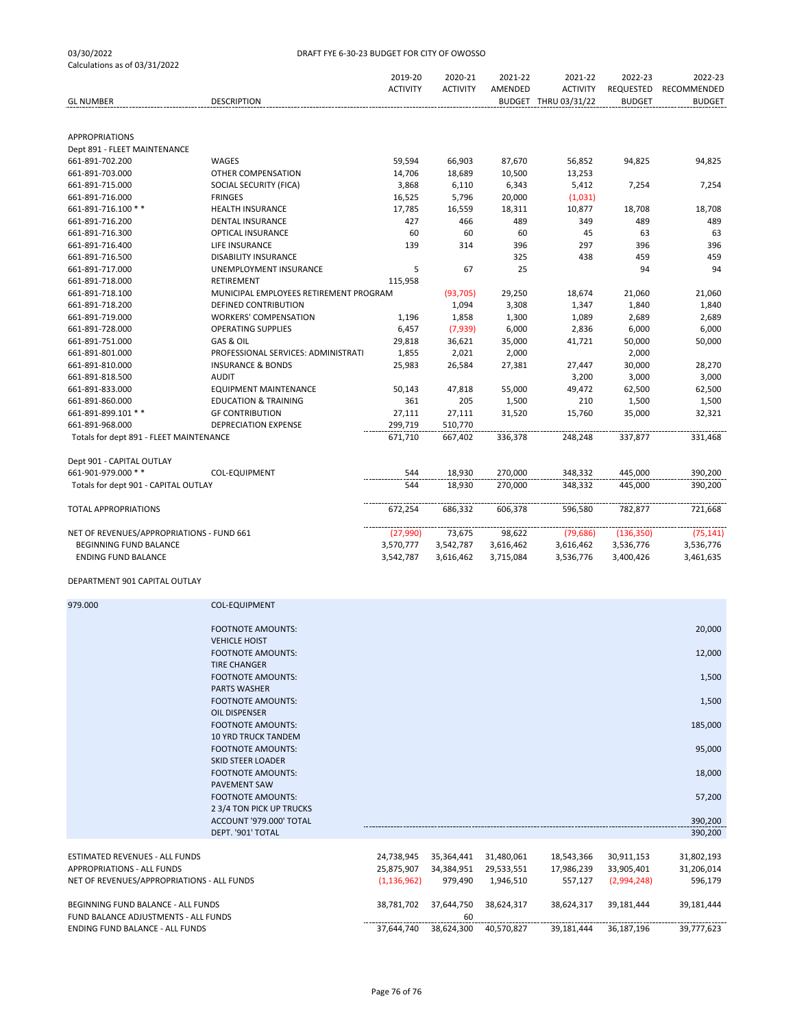03/30/2022 DRAFT FYE 6-30-23 BUDGET FOR CITY OF OWOSSO
Calculations as of 03/31/2022

| GL NUMBER | DESCRIPTION | 2019-20 ACTIVITY | 2020-21 ACTIVITY | 2021-22 AMENDED BUDGET | 2021-22 ACTIVITY THRU 03/31/22 | 2022-23 REQUESTED BUDGET | 2022-23 RECOMMENDED BUDGET |
|---|---|---|---|---|---|---|---|
| APPROPRIATIONS | | | | | | | |
| Dept 891 - FLEET MAINTENANCE | | | | | | | |
| 661-891-702.200 | WAGES | 59,594 | 66,903 | 87,670 | 56,852 | 94,825 | 94,825 |
| 661-891-703.000 | OTHER COMPENSATION | 14,706 | 18,689 | 10,500 | 13,253 | | |
| 661-891-715.000 | SOCIAL SECURITY (FICA) | 3,868 | 6,110 | 6,343 | 5,412 | 7,254 | 7,254 |
| 661-891-716.000 | FRINGES | 16,525 | 5,796 | 20,000 | (1,031) | | |
| 661-891-716.100 * * | HEALTH INSURANCE | 17,785 | 16,559 | 18,311 | 10,877 | 18,708 | 18,708 |
| 661-891-716.200 | DENTAL INSURANCE | 427 | 466 | 489 | 349 | 489 | 489 |
| 661-891-716.300 | OPTICAL INSURANCE | 60 | 60 | 60 | 45 | 63 | 63 |
| 661-891-716.400 | LIFE INSURANCE | 139 | 314 | 396 | 297 | 396 | 396 |
| 661-891-716.500 | DISABILITY INSURANCE | | | 325 | 438 | 459 | 459 |
| 661-891-717.000 | UNEMPLOYMENT INSURANCE | 5 | 67 | 25 | | 94 | 94 |
| 661-891-718.000 | RETIREMENT | 115,958 | | | | | |
| 661-891-718.100 | MUNICIPAL EMPLOYEES RETIREMENT PROGRAM | | (93,705) | 29,250 | 18,674 | 21,060 | 21,060 |
| 661-891-718.200 | DEFINED CONTRIBUTION | | 1,094 | 3,308 | 1,347 | 1,840 | 1,840 |
| 661-891-719.000 | WORKERS' COMPENSATION | 1,196 | 1,858 | 1,300 | 1,089 | 2,689 | 2,689 |
| 661-891-728.000 | OPERATING SUPPLIES | 6,457 | (7,939) | 6,000 | 2,836 | 6,000 | 6,000 |
| 661-891-751.000 | GAS & OIL | 29,818 | 36,621 | 35,000 | 41,721 | 50,000 | 50,000 |
| 661-891-801.000 | PROFESSIONAL SERVICES: ADMINISTRATI | 1,855 | 2,021 | 2,000 | | 2,000 | |
| 661-891-810.000 | INSURANCE & BONDS | 25,983 | 26,584 | 27,381 | 27,447 | 30,000 | 28,270 |
| 661-891-818.500 | AUDIT | | | | 3,200 | 3,000 | 3,000 |
| 661-891-833.000 | EQUIPMENT MAINTENANCE | 50,143 | 47,818 | 55,000 | 49,472 | 62,500 | 62,500 |
| 661-891-860.000 | EDUCATION & TRAINING | 361 | 205 | 1,500 | 210 | 1,500 | 1,500 |
| 661-891-899.101 * * | GF CONTRIBUTION | 27,111 | 27,111 | 31,520 | 15,760 | 35,000 | 32,321 |
| 661-891-968.000 | DEPRECIATION EXPENSE | 299,719 | 510,770 | | | | |
| Totals for dept 891 - FLEET MAINTENANCE | | 671,710 | 667,402 | 336,378 | 248,248 | 337,877 | 331,468 |
| Dept 901 - CAPITAL OUTLAY | | | | | | | |
| 661-901-979.000 * * | COL-EQUIPMENT | 544 | 18,930 | 270,000 | 348,332 | 445,000 | 390,200 |
| Totals for dept 901 - CAPITAL OUTLAY | | 544 | 18,930 | 270,000 | 348,332 | 445,000 | 390,200 |
| TOTAL APPROPRIATIONS | | 672,254 | 686,332 | 606,378 | 596,580 | 782,877 | 721,668 |
| NET OF REVENUES/APPROPRIATIONS - FUND 661 | | (27,990) | 73,675 | 98,622 | (79,686) | (136,350) | (75,141) |
| BEGINNING FUND BALANCE | | 3,570,777 | 3,542,787 | 3,616,462 | 3,616,462 | 3,536,776 | 3,536,776 |
| ENDING FUND BALANCE | | 3,542,787 | 3,616,462 | 3,715,084 | 3,536,776 | 3,400,426 | 3,461,635 |

DEPARTMENT 901 CAPITAL OUTLAY

| | | |
|---|---|---|
| 979.000 | COL-EQUIPMENT | |
| | FOOTNOTE AMOUNTS: VEHICLE HOIST | 20,000 |
| | FOOTNOTE AMOUNTS: TIRE CHANGER | 12,000 |
| | FOOTNOTE AMOUNTS: PARTS WASHER | 1,500 |
| | FOOTNOTE AMOUNTS: OIL DISPENSER | 1,500 |
| | FOOTNOTE AMOUNTS: 10 YRD TRUCK TANDEM | 185,000 |
| | FOOTNOTE AMOUNTS: SKID STEER LOADER | 95,000 |
| | FOOTNOTE AMOUNTS: PAVEMENT SAW | 18,000 |
| | FOOTNOTE AMOUNTS: 2 3/4 TON PICK UP TRUCKS | 57,200 |
| | ACCOUNT '979.000' TOTAL | 390,200 |
| | DEPT. '901' TOTAL | 390,200 |

| | 2019-20 ACTIVITY | 2020-21 ACTIVITY | 2021-22 AMENDED BUDGET | 2021-22 ACTIVITY THRU 03/31/22 | 2022-23 REQUESTED BUDGET | 2022-23 RECOMMENDED BUDGET |
|---|---|---|---|---|---|---|
| ESTIMATED REVENUES - ALL FUNDS | 24,738,945 | 35,364,441 | 31,480,061 | 18,543,366 | 30,911,153 | 31,802,193 |
| APPROPRIATIONS - ALL FUNDS | 25,875,907 | 34,384,951 | 29,533,551 | 17,986,239 | 33,905,401 | 31,206,014 |
| NET OF REVENUES/APPROPRIATIONS - ALL FUNDS | (1,136,962) | 979,490 | 1,946,510 | 557,127 | (2,994,248) | 596,179 |
| BEGINNING FUND BALANCE - ALL FUNDS | 38,781,702 | 37,644,750 | 38,624,317 | 38,624,317 | 39,181,444 | 39,181,444 |
| FUND BALANCE ADJUSTMENTS - ALL FUNDS | | 60 | | | | |
| ENDING FUND BALANCE - ALL FUNDS | 37,644,740 | 38,624,300 | 40,570,827 | 39,181,444 | 36,187,196 | 39,777,623 |